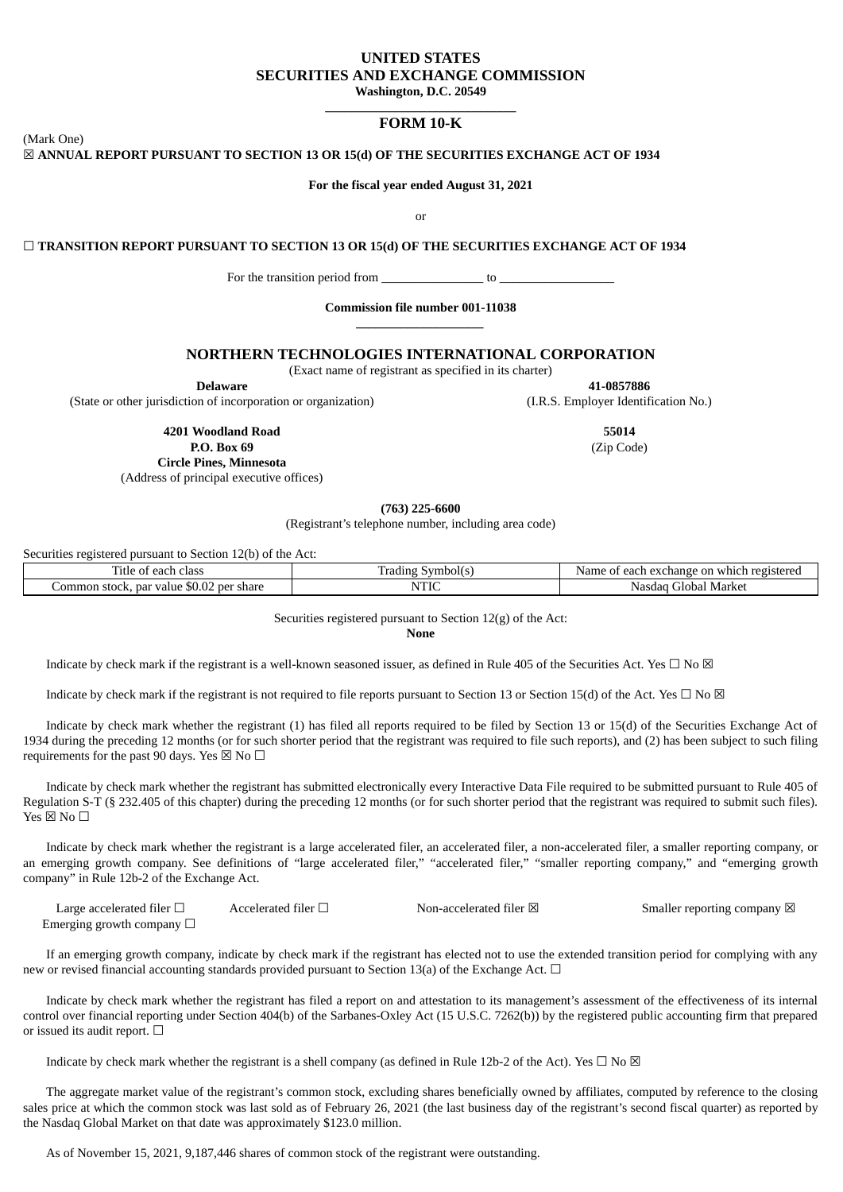# UNITED STATES
# SECURITIES AND EXCHANGE COMMISSION

**Washington, D.C. 20549**

## FORM 10-K

(Mark One)

☒ **ANNUAL REPORT PURSUANT TO SECTION 13 OR 15(d) OF THE SECURITIES EXCHANGE ACT OF 1934**

**For the fiscal year ended August 31, 2021**

or

☐ **TRANSITION REPORT PURSUANT TO SECTION 13 OR 15(d) OF THE SECURITIES EXCHANGE ACT OF 1934**

For the transition period from \_\_\_\_\_\_\_\_\_\_\_\_\_\_\_\_ to \_\_\_\_\_\_\_\_\_\_\_\_\_\_\_\_\_\_

**Commission file number 001-11038**

## NORTHERN TECHNOLOGIES INTERNATIONAL CORPORATION

(Exact name of registrant as specified in its charter)

| | |
|---|---|
| **Delaware** | **41-0857886** |
| (State or other jurisdiction of incorporation or organization) | (I.R.S. Employer Identification No.) |
| **4201 Woodland Road** **P.O. Box 69** **Circle Pines, Minnesota** | **55014** |
| (Address of principal executive offices) | (Zip Code) |

**(763) 225-6600**

(Registrant's telephone number, including area code)

Securities registered pursuant to Section 12(b) of the Act:

| Title of each class | Trading Symbol(s) | Name of each exchange on which registered |
|---|---|---|
| Common stock, par value $0.02 per share | NTIC | Nasdaq Global Market |

Securities registered pursuant to Section 12(g) of the Act:

**None**

Indicate by check mark if the registrant is a well-known seasoned issuer, as defined in Rule 405 of the Securities Act. Yes ☐ No ☒

Indicate by check mark if the registrant is not required to file reports pursuant to Section 13 or Section 15(d) of the Act. Yes ☐ No ☒

Indicate by check mark whether the registrant (1) has filed all reports required to be filed by Section 13 or 15(d) of the Securities Exchange Act of 1934 during the preceding 12 months (or for such shorter period that the registrant was required to file such reports), and (2) has been subject to such filing requirements for the past 90 days. Yes ☒ No ☐

Indicate by check mark whether the registrant has submitted electronically every Interactive Data File required to be submitted pursuant to Rule 405 of Regulation S-T (§ 232.405 of this chapter) during the preceding 12 months (or for such shorter period that the registrant was required to submit such files). Yes ☒ No ☐

Indicate by check mark whether the registrant is a large accelerated filer, an accelerated filer, a non-accelerated filer, a smaller reporting company, or an emerging growth company. See definitions of "large accelerated filer," "accelerated filer," "smaller reporting company," and "emerging growth company" in Rule 12b-2 of the Exchange Act.

| | | | |
|---|---|---|---|
| Large accelerated filer ☐ | Accelerated filer ☐ | Non-accelerated filer ☒ | Smaller reporting company ☒ |
| Emerging growth company ☐ | | | |

If an emerging growth company, indicate by check mark if the registrant has elected not to use the extended transition period for complying with any new or revised financial accounting standards provided pursuant to Section 13(a) of the Exchange Act. ☐

Indicate by check mark whether the registrant has filed a report on and attestation to its management's assessment of the effectiveness of its internal control over financial reporting under Section 404(b) of the Sarbanes-Oxley Act (15 U.S.C. 7262(b)) by the registered public accounting firm that prepared or issued its audit report. ☐

Indicate by check mark whether the registrant is a shell company (as defined in Rule 12b-2 of the Act). Yes ☐ No ☒

The aggregate market value of the registrant's common stock, excluding shares beneficially owned by affiliates, computed by reference to the closing sales price at which the common stock was last sold as of February 26, 2021 (the last business day of the registrant's second fiscal quarter) as reported by the Nasdaq Global Market on that date was approximately $123.0 million.

As of November 15, 2021, 9,187,446 shares of common stock of the registrant were outstanding.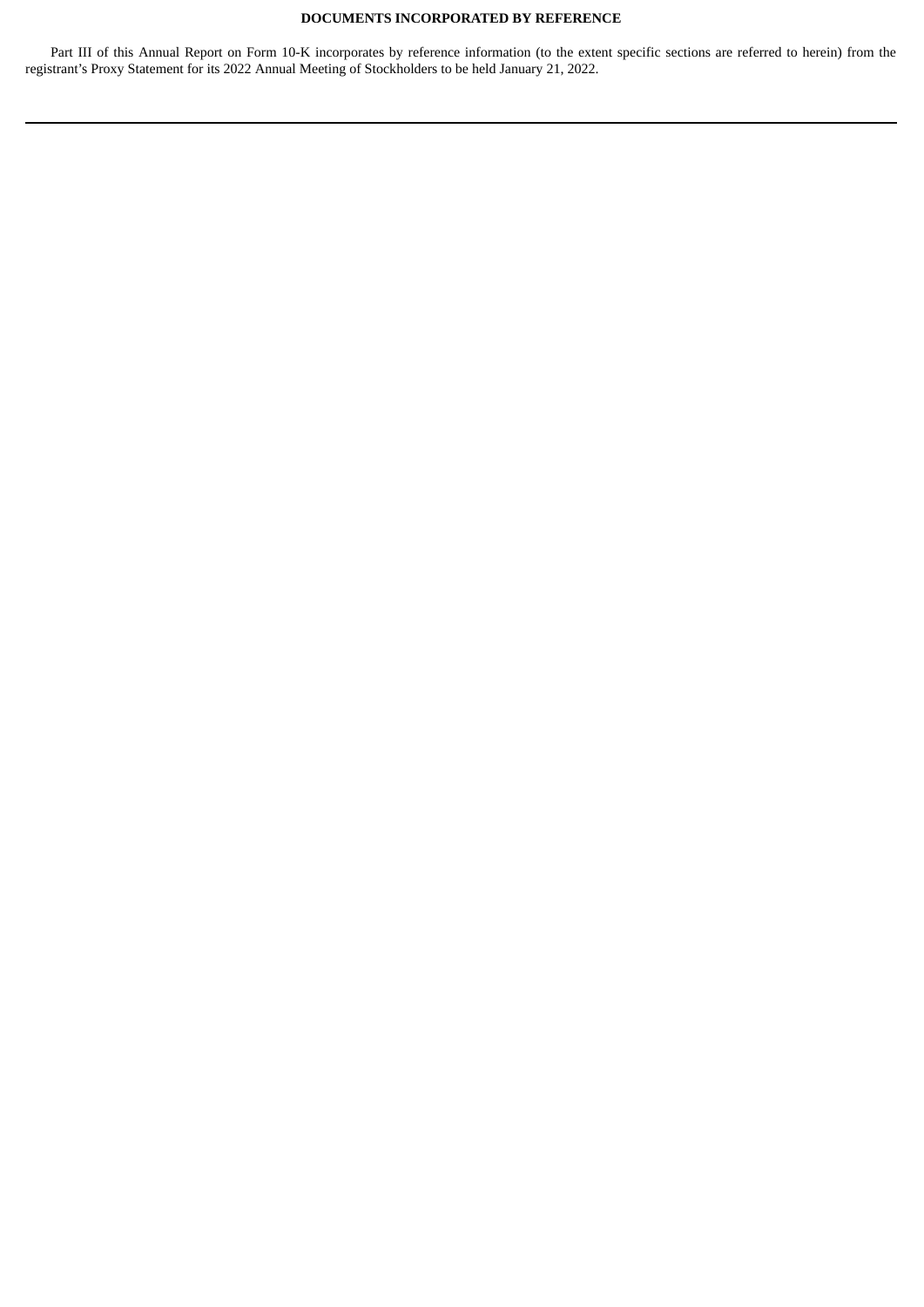**DOCUMENTS INCORPORATED BY REFERENCE**

Part III of this Annual Report on Form 10-K incorporates by reference information (to the extent specific sections are referred to herein) from the registrant's Proxy Statement for its 2022 Annual Meeting of Stockholders to be held January 21, 2022.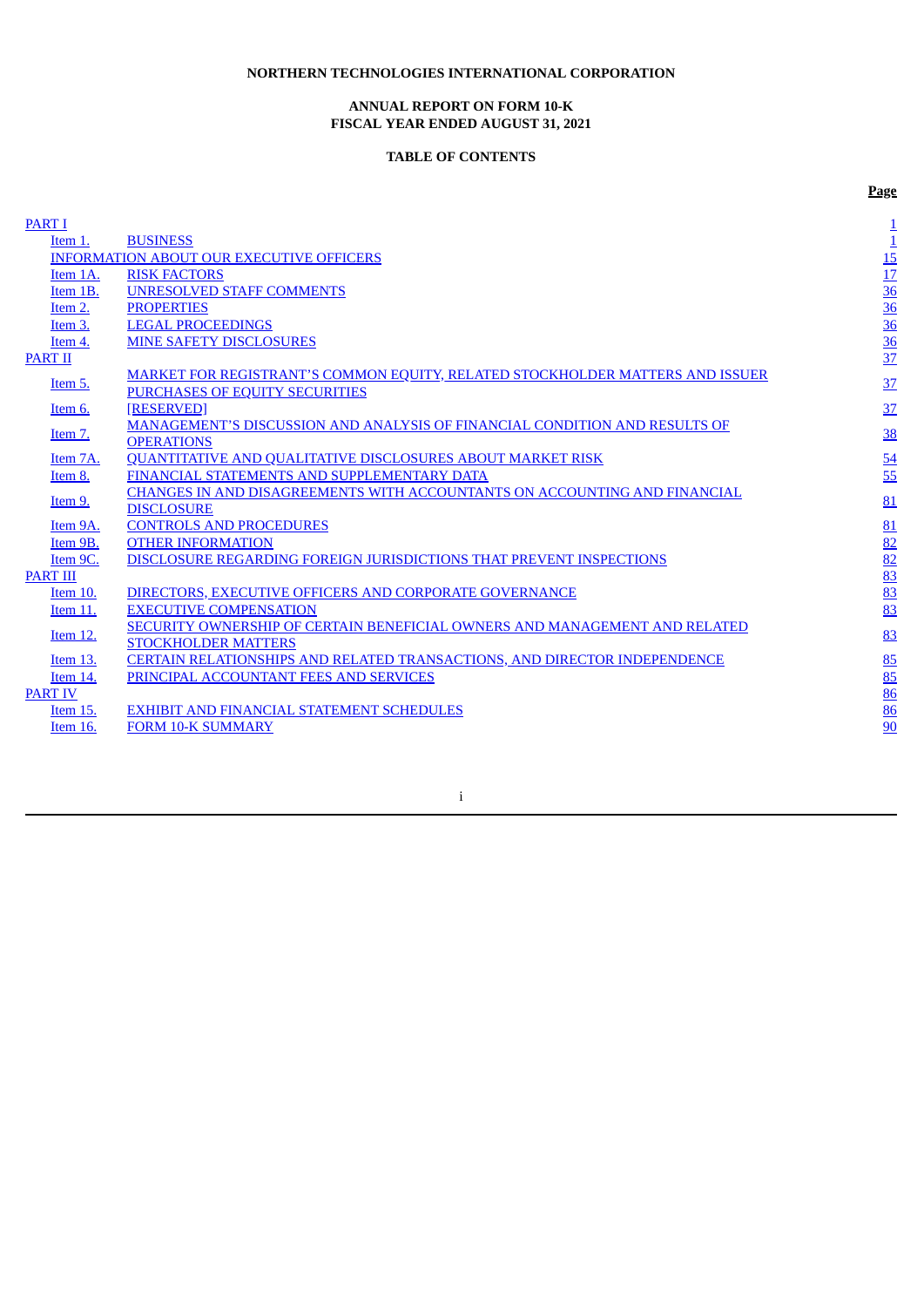**NORTHERN TECHNOLOGIES INTERNATIONAL CORPORATION**

**ANNUAL REPORT ON FORM 10-K**
**FISCAL YEAR ENDED AUGUST 31, 2021**

**TABLE OF CONTENTS**

| | | Page |
|---|---|---|
| PART I | | 1 |
| Item 1. | BUSINESS | 1 |
| | INFORMATION ABOUT OUR EXECUTIVE OFFICERS | 15 |
| Item 1A. | RISK FACTORS | 17 |
| Item 1B. | UNRESOLVED STAFF COMMENTS | 36 |
| Item 2. | PROPERTIES | 36 |
| Item 3. | LEGAL PROCEEDINGS | 36 |
| Item 4. | MINE SAFETY DISCLOSURES | 36 |
| PART II | | 37 |
| Item 5. | MARKET FOR REGISTRANT'S COMMON EQUITY, RELATED STOCKHOLDER MATTERS AND ISSUER PURCHASES OF EQUITY SECURITIES | 37 |
| Item 6. | [RESERVED] | 37 |
| Item 7. | MANAGEMENT'S DISCUSSION AND ANALYSIS OF FINANCIAL CONDITION AND RESULTS OF OPERATIONS | 38 |
| Item 7A. | QUANTITATIVE AND QUALITATIVE DISCLOSURES ABOUT MARKET RISK | 54 |
| Item 8. | FINANCIAL STATEMENTS AND SUPPLEMENTARY DATA | 55 |
| Item 9. | CHANGES IN AND DISAGREEMENTS WITH ACCOUNTANTS ON ACCOUNTING AND FINANCIAL DISCLOSURE | 81 |
| Item 9A. | CONTROLS AND PROCEDURES | 81 |
| Item 9B. | OTHER INFORMATION | 82 |
| Item 9C. | DISCLOSURE REGARDING FOREIGN JURISDICTIONS THAT PREVENT INSPECTIONS | 82 |
| PART III | | 83 |
| Item 10. | DIRECTORS, EXECUTIVE OFFICERS AND CORPORATE GOVERNANCE | 83 |
| Item 11. | EXECUTIVE COMPENSATION | 83 |
| Item 12. | SECURITY OWNERSHIP OF CERTAIN BENEFICIAL OWNERS AND MANAGEMENT AND RELATED STOCKHOLDER MATTERS | 83 |
| Item 13. | CERTAIN RELATIONSHIPS AND RELATED TRANSACTIONS, AND DIRECTOR INDEPENDENCE | 85 |
| Item 14. | PRINCIPAL ACCOUNTANT FEES AND SERVICES | 85 |
| PART IV | | 86 |
| Item 15. | EXHIBIT AND FINANCIAL STATEMENT SCHEDULES | 86 |
| Item 16. | FORM 10-K SUMMARY | 90 |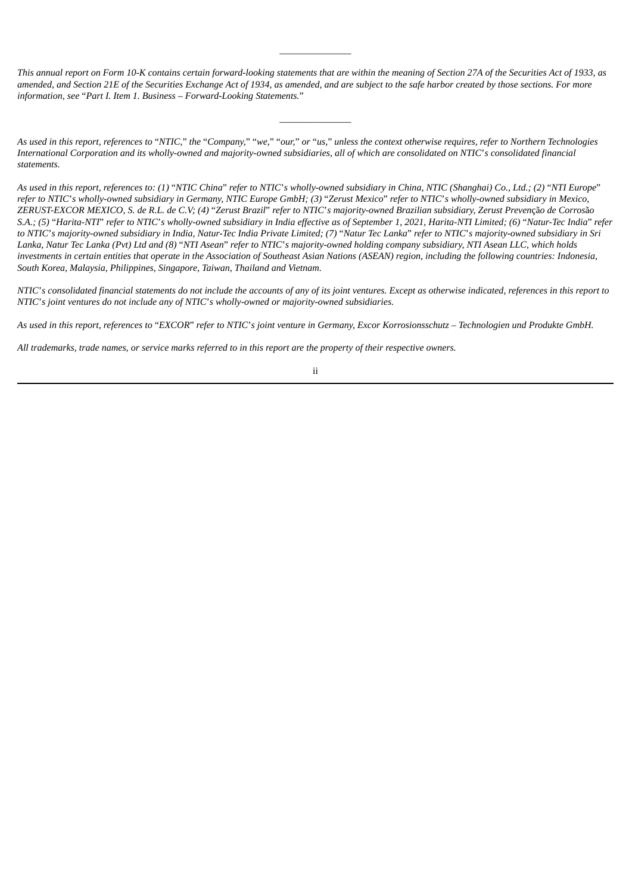---

*This annual report on Form 10-K contains certain forward-looking statements that are within the meaning of Section 27A of the Securities Act of 1933, as amended, and Section 21E of the Securities Exchange Act of 1934, as amended, and are subject to the safe harbor created by those sections. For more information, see "Part I. Item 1. Business – Forward-Looking Statements."*

---

*As used in this report, references to "NTIC," the "Company," "we," "our," or "us," unless the context otherwise requires, refer to Northern Technologies International Corporation and its wholly-owned and majority-owned subsidiaries, all of which are consolidated on NTIC's consolidated financial statements.*

*As used in this report, references to: (1) "NTIC China" refer to NTIC's wholly-owned subsidiary in China, NTIC (Shanghai) Co., Ltd.; (2) "NTI Europe" refer to NTIC's wholly-owned subsidiary in Germany, NTIC Europe GmbH; (3) "Zerust Mexico" refer to NTIC's wholly-owned subsidiary in Mexico, ZERUST-EXCOR MEXICO, S. de R.L. de C.V; (4) "Zerust Brazil" refer to NTIC's majority-owned Brazilian subsidiary, Zerust Prevenção de Corrosão S.A.; (5) "Harita-NTI" refer to NTIC's wholly-owned subsidiary in India effective as of September 1, 2021, Harita-NTI Limited; (6) "Natur-Tec India" refer to NTIC's majority-owned subsidiary in India, Natur-Tec India Private Limited; (7) "Natur Tec Lanka" refer to NTIC's majority-owned subsidiary in Sri Lanka, Natur Tec Lanka (Pvt) Ltd and (8) "NTI Asean" refer to NTIC's majority-owned holding company subsidiary, NTI Asean LLC, which holds investments in certain entities that operate in the Association of Southeast Asian Nations (ASEAN) region, including the following countries: Indonesia, South Korea, Malaysia, Philippines, Singapore, Taiwan, Thailand and Vietnam.*

*NTIC's consolidated financial statements do not include the accounts of any of its joint ventures. Except as otherwise indicated, references in this report to NTIC's joint ventures do not include any of NTIC's wholly-owned or majority-owned subsidiaries.*

*As used in this report, references to "EXCOR" refer to NTIC's joint venture in Germany, Excor Korrosionsschutz – Technologien und Produkte GmbH.*

*All trademarks, trade names, or service marks referred to in this report are the property of their respective owners.*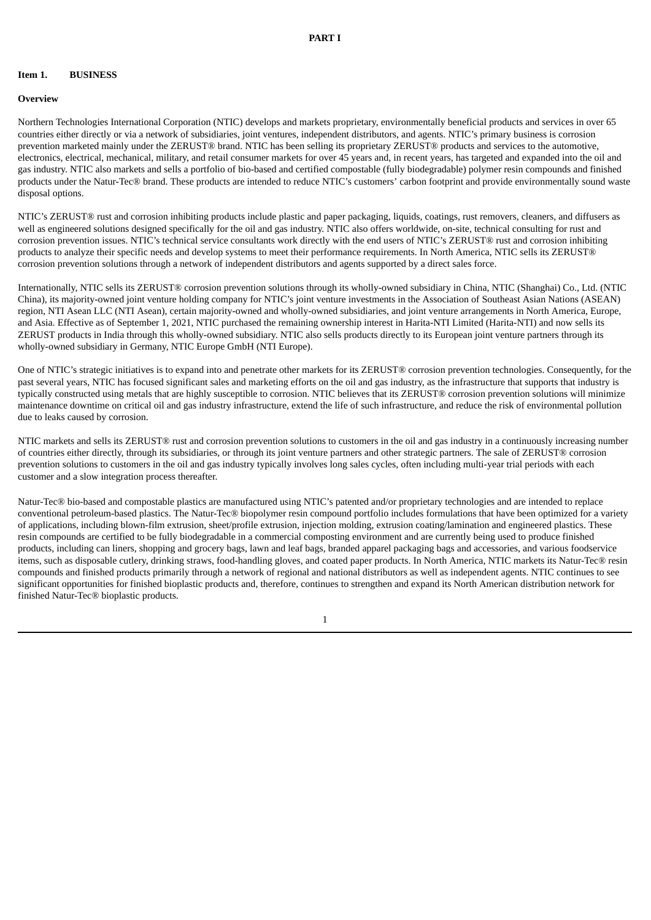# PART I

## Item 1. BUSINESS

### Overview

Northern Technologies International Corporation (NTIC) develops and markets proprietary, environmentally beneficial products and services in over 65 countries either directly or via a network of subsidiaries, joint ventures, independent distributors, and agents. NTIC's primary business is corrosion prevention marketed mainly under the ZERUST® brand. NTIC has been selling its proprietary ZERUST® products and services to the automotive, electronics, electrical, mechanical, military, and retail consumer markets for over 45 years and, in recent years, has targeted and expanded into the oil and gas industry. NTIC also markets and sells a portfolio of bio-based and certified compostable (fully biodegradable) polymer resin compounds and finished products under the Natur-Tec® brand. These products are intended to reduce NTIC's customers' carbon footprint and provide environmentally sound waste disposal options.

NTIC's ZERUST® rust and corrosion inhibiting products include plastic and paper packaging, liquids, coatings, rust removers, cleaners, and diffusers as well as engineered solutions designed specifically for the oil and gas industry. NTIC also offers worldwide, on-site, technical consulting for rust and corrosion prevention issues. NTIC's technical service consultants work directly with the end users of NTIC's ZERUST® rust and corrosion inhibiting products to analyze their specific needs and develop systems to meet their performance requirements. In North America, NTIC sells its ZERUST® corrosion prevention solutions through a network of independent distributors and agents supported by a direct sales force.

Internationally, NTIC sells its ZERUST® corrosion prevention solutions through its wholly-owned subsidiary in China, NTIC (Shanghai) Co., Ltd. (NTIC China), its majority-owned joint venture holding company for NTIC's joint venture investments in the Association of Southeast Asian Nations (ASEAN) region, NTI Asean LLC (NTI Asean), certain majority-owned and wholly-owned subsidiaries, and joint venture arrangements in North America, Europe, and Asia. Effective as of September 1, 2021, NTIC purchased the remaining ownership interest in Harita-NTI Limited (Harita-NTI) and now sells its ZERUST products in India through this wholly-owned subsidiary. NTIC also sells products directly to its European joint venture partners through its wholly-owned subsidiary in Germany, NTIC Europe GmbH (NTI Europe).

One of NTIC's strategic initiatives is to expand into and penetrate other markets for its ZERUST® corrosion prevention technologies. Consequently, for the past several years, NTIC has focused significant sales and marketing efforts on the oil and gas industry, as the infrastructure that supports that industry is typically constructed using metals that are highly susceptible to corrosion. NTIC believes that its ZERUST® corrosion prevention solutions will minimize maintenance downtime on critical oil and gas industry infrastructure, extend the life of such infrastructure, and reduce the risk of environmental pollution due to leaks caused by corrosion.

NTIC markets and sells its ZERUST® rust and corrosion prevention solutions to customers in the oil and gas industry in a continuously increasing number of countries either directly, through its subsidiaries, or through its joint venture partners and other strategic partners. The sale of ZERUST® corrosion prevention solutions to customers in the oil and gas industry typically involves long sales cycles, often including multi-year trial periods with each customer and a slow integration process thereafter.

Natur-Tec® bio-based and compostable plastics are manufactured using NTIC's patented and/or proprietary technologies and are intended to replace conventional petroleum-based plastics. The Natur-Tec® biopolymer resin compound portfolio includes formulations that have been optimized for a variety of applications, including blown-film extrusion, sheet/profile extrusion, injection molding, extrusion coating/lamination and engineered plastics. These resin compounds are certified to be fully biodegradable in a commercial composting environment and are currently being used to produce finished products, including can liners, shopping and grocery bags, lawn and leaf bags, branded apparel packaging bags and accessories, and various foodservice items, such as disposable cutlery, drinking straws, food-handling gloves, and coated paper products. In North America, NTIC markets its Natur-Tec® resin compounds and finished products primarily through a network of regional and national distributors as well as independent agents. NTIC continues to see significant opportunities for finished bioplastic products and, therefore, continues to strengthen and expand its North American distribution network for finished Natur-Tec® bioplastic products.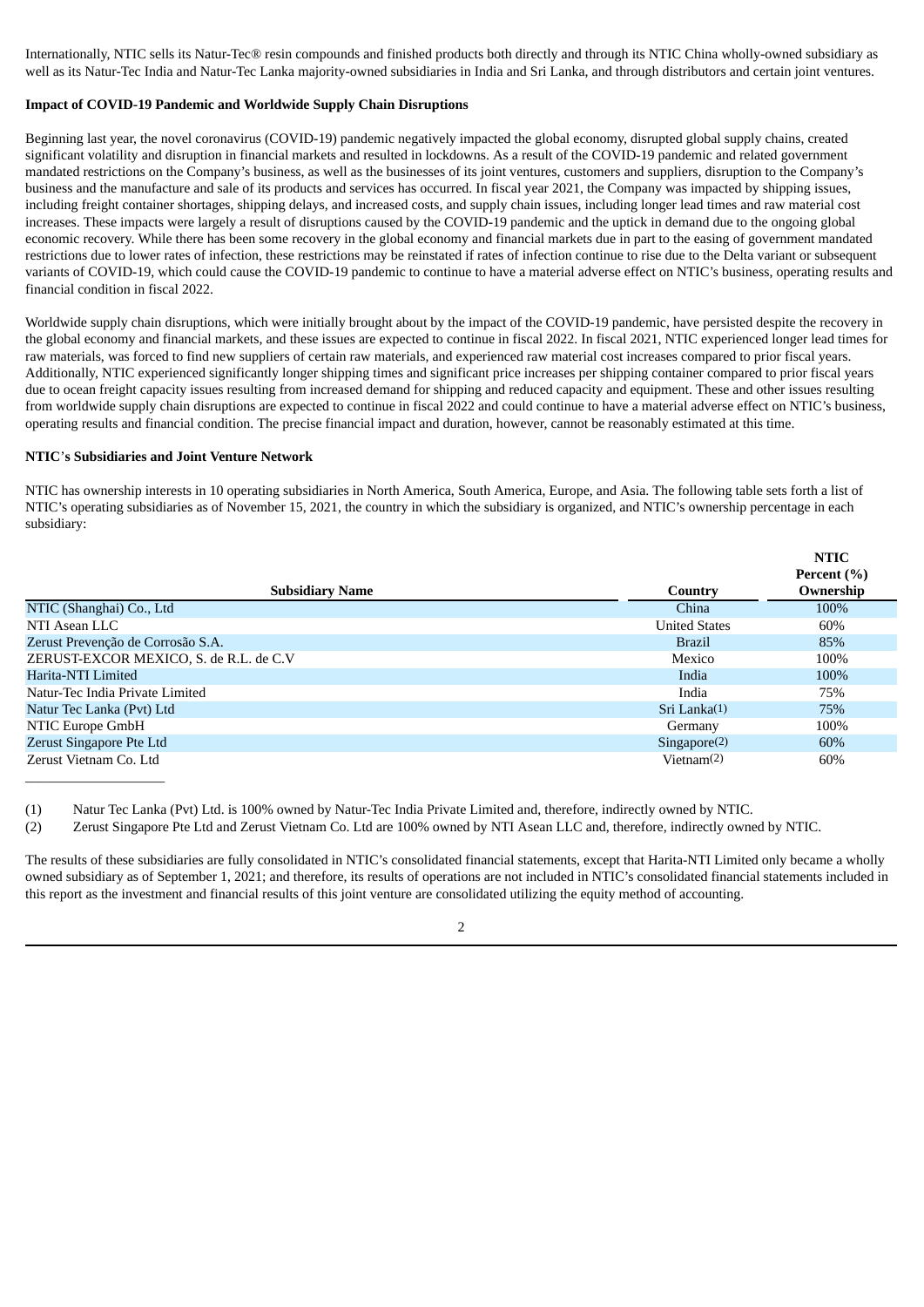Internationally, NTIC sells its Natur-Tec® resin compounds and finished products both directly and through its NTIC China wholly-owned subsidiary as well as its Natur-Tec India and Natur-Tec Lanka majority-owned subsidiaries in India and Sri Lanka, and through distributors and certain joint ventures.

**Impact of COVID-19 Pandemic and Worldwide Supply Chain Disruptions**

Beginning last year, the novel coronavirus (COVID-19) pandemic negatively impacted the global economy, disrupted global supply chains, created significant volatility and disruption in financial markets and resulted in lockdowns. As a result of the COVID-19 pandemic and related government mandated restrictions on the Company's business, as well as the businesses of its joint ventures, customers and suppliers, disruption to the Company's business and the manufacture and sale of its products and services has occurred. In fiscal year 2021, the Company was impacted by shipping issues, including freight container shortages, shipping delays, and increased costs, and supply chain issues, including longer lead times and raw material cost increases. These impacts were largely a result of disruptions caused by the COVID-19 pandemic and the uptick in demand due to the ongoing global economic recovery. While there has been some recovery in the global economy and financial markets due in part to the easing of government mandated restrictions due to lower rates of infection, these restrictions may be reinstated if rates of infection continue to rise due to the Delta variant or subsequent variants of COVID-19, which could cause the COVID-19 pandemic to continue to have a material adverse effect on NTIC's business, operating results and financial condition in fiscal 2022.

Worldwide supply chain disruptions, which were initially brought about by the impact of the COVID-19 pandemic, have persisted despite the recovery in the global economy and financial markets, and these issues are expected to continue in fiscal 2022. In fiscal 2021, NTIC experienced longer lead times for raw materials, was forced to find new suppliers of certain raw materials, and experienced raw material cost increases compared to prior fiscal years. Additionally, NTIC experienced significantly longer shipping times and significant price increases per shipping container compared to prior fiscal years due to ocean freight capacity issues resulting from increased demand for shipping and reduced capacity and equipment. These and other issues resulting from worldwide supply chain disruptions are expected to continue in fiscal 2022 and could continue to have a material adverse effect on NTIC's business, operating results and financial condition. The precise financial impact and duration, however, cannot be reasonably estimated at this time.

**NTIC's Subsidiaries and Joint Venture Network**

NTIC has ownership interests in 10 operating subsidiaries in North America, South America, Europe, and Asia. The following table sets forth a list of NTIC's operating subsidiaries as of November 15, 2021, the country in which the subsidiary is organized, and NTIC's ownership percentage in each subsidiary:

| Subsidiary Name | Country | NTIC Percent (%) Ownership |
|---|---|---|
| NTIC (Shanghai) Co., Ltd | China | 100% |
| NTI Asean LLC | United States | 60% |
| Zerust Prevenção de Corrosão S.A. | Brazil | 85% |
| ZERUST-EXCOR MEXICO, S. de R.L. de C.V | Mexico | 100% |
| Harita-NTI Limited | India | 100% |
| Natur-Tec India Private Limited | India | 75% |
| Natur Tec Lanka (Pvt) Ltd | Sri Lanka(1) | 75% |
| NTIC Europe GmbH | Germany | 100% |
| Zerust Singapore Pte Ltd | Singapore(2) | 60% |
| Zerust Vietnam Co. Ltd | Vietnam(2) | 60% |

(1) Natur Tec Lanka (Pvt) Ltd. is 100% owned by Natur-Tec India Private Limited and, therefore, indirectly owned by NTIC.

(2) Zerust Singapore Pte Ltd and Zerust Vietnam Co. Ltd are 100% owned by NTI Asean LLC and, therefore, indirectly owned by NTIC.

The results of these subsidiaries are fully consolidated in NTIC's consolidated financial statements, except that Harita-NTI Limited only became a wholly owned subsidiary as of September 1, 2021; and therefore, its results of operations are not included in NTIC's consolidated financial statements included in this report as the investment and financial results of this joint venture are consolidated utilizing the equity method of accounting.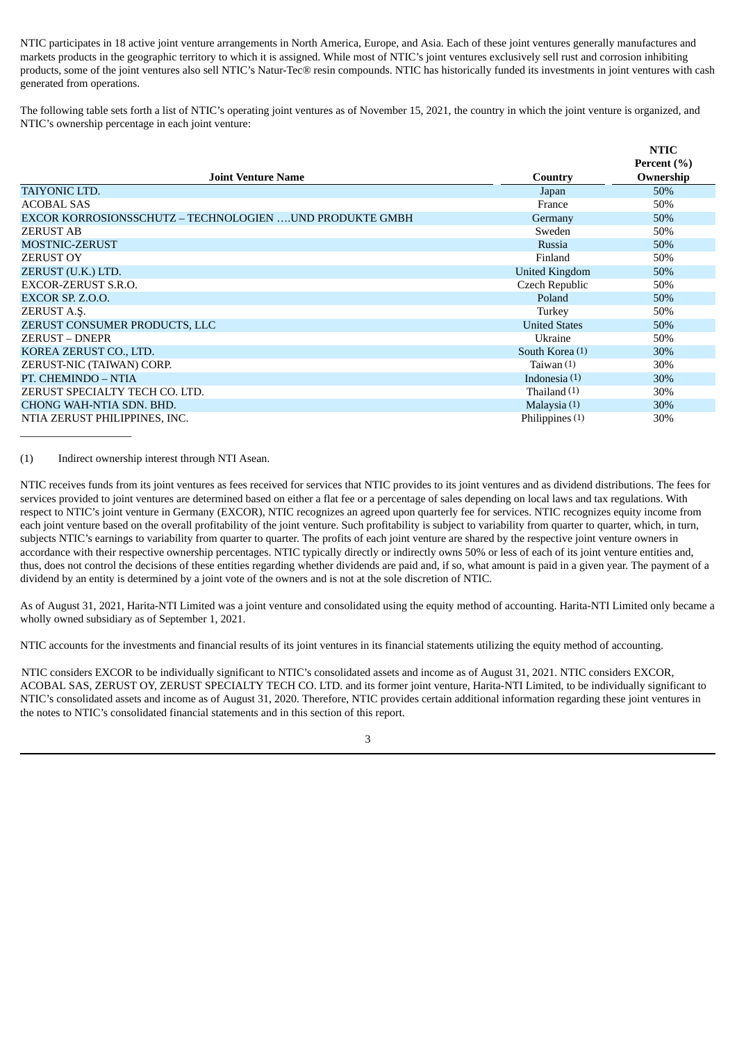NTIC participates in 18 active joint venture arrangements in North America, Europe, and Asia. Each of these joint ventures generally manufactures and markets products in the geographic territory to which it is assigned. While most of NTIC's joint ventures exclusively sell rust and corrosion inhibiting products, some of the joint ventures also sell NTIC's Natur-Tec® resin compounds. NTIC has historically funded its investments in joint ventures with cash generated from operations.

The following table sets forth a list of NTIC's operating joint ventures as of November 15, 2021, the country in which the joint venture is organized, and NTIC's ownership percentage in each joint venture:

| Joint Venture Name | Country | NTIC Percent (%) Ownership |
|---|---|---|
| TAIYONIC LTD. | Japan | 50% |
| ACOBAL SAS | France | 50% |
| EXCOR KORROSIONSSCHUTZ – TECHNOLOGIEN ….UND PRODUKTE GMBH | Germany | 50% |
| ZERUST AB | Sweden | 50% |
| MOSTNIC-ZERUST | Russia | 50% |
| ZERUST OY | Finland | 50% |
| ZERUST (U.K.) LTD. | United Kingdom | 50% |
| EXCOR-ZERUST S.R.O. | Czech Republic | 50% |
| EXCOR SP. Z.O.O. | Poland | 50% |
| ZERUST A.Ş. | Turkey | 50% |
| ZERUST CONSUMER PRODUCTS, LLC | United States | 50% |
| ZERUST – DNEPR | Ukraine | 50% |
| KOREA ZERUST CO., LTD. | South Korea (1) | 30% |
| ZERUST-NIC (TAIWAN) CORP. | Taiwan (1) | 30% |
| PT. CHEMINDO – NTIA | Indonesia (1) | 30% |
| ZERUST SPECIALTY TECH CO. LTD. | Thailand (1) | 30% |
| CHONG WAH-NTIA SDN. BHD. | Malaysia (1) | 30% |
| NTIA ZERUST PHILIPPINES, INC. | Philippines (1) | 30% |

(1) Indirect ownership interest through NTI Asean.

NTIC receives funds from its joint ventures as fees received for services that NTIC provides to its joint ventures and as dividend distributions. The fees for services provided to joint ventures are determined based on either a flat fee or a percentage of sales depending on local laws and tax regulations. With respect to NTIC's joint venture in Germany (EXCOR), NTIC recognizes an agreed upon quarterly fee for services. NTIC recognizes equity income from each joint venture based on the overall profitability of the joint venture. Such profitability is subject to variability from quarter to quarter, which, in turn, subjects NTIC's earnings to variability from quarter to quarter. The profits of each joint venture are shared by the respective joint venture owners in accordance with their respective ownership percentages. NTIC typically directly or indirectly owns 50% or less of each of its joint venture entities and, thus, does not control the decisions of these entities regarding whether dividends are paid and, if so, what amount is paid in a given year. The payment of a dividend by an entity is determined by a joint vote of the owners and is not at the sole discretion of NTIC.

As of August 31, 2021, Harita-NTI Limited was a joint venture and consolidated using the equity method of accounting. Harita-NTI Limited only became a wholly owned subsidiary as of September 1, 2021.

NTIC accounts for the investments and financial results of its joint ventures in its financial statements utilizing the equity method of accounting.

NTIC considers EXCOR to be individually significant to NTIC's consolidated assets and income as of August 31, 2021. NTIC considers EXCOR, ACOBAL SAS, ZERUST OY, ZERUST SPECIALTY TECH CO. LTD. and its former joint venture, Harita-NTI Limited, to be individually significant to NTIC's consolidated assets and income as of August 31, 2020. Therefore, NTIC provides certain additional information regarding these joint ventures in the notes to NTIC's consolidated financial statements and in this section of this report.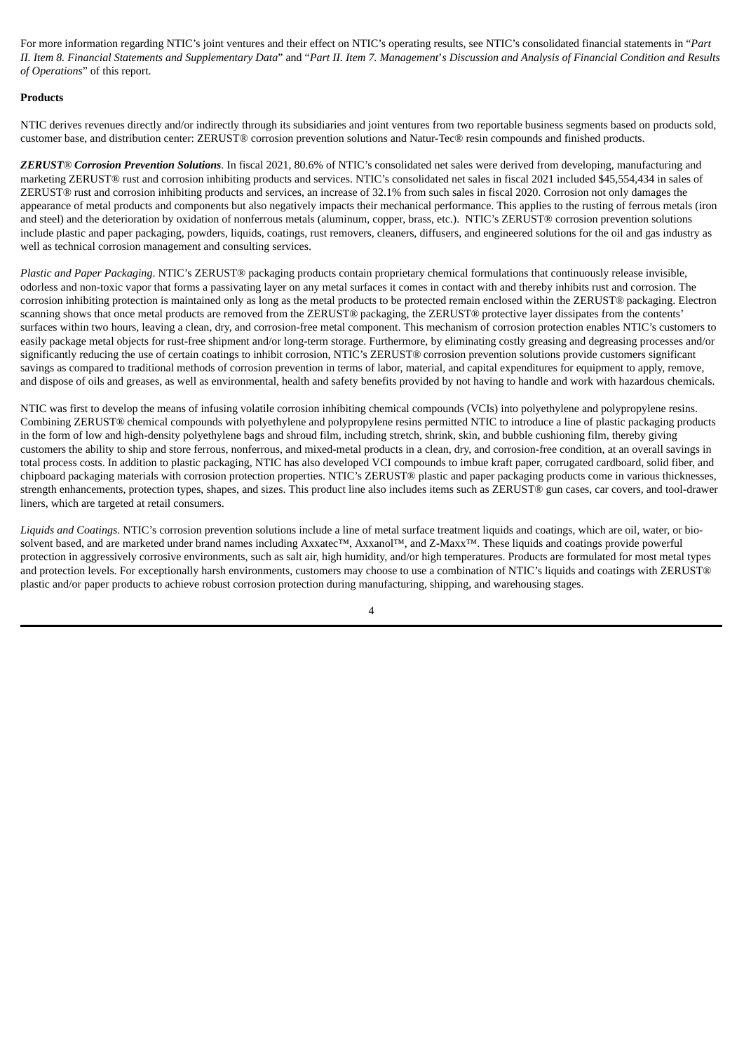For more information regarding NTIC's joint ventures and their effect on NTIC's operating results, see NTIC's consolidated financial statements in "*Part II. Item 8. Financial Statements and Supplementary Data*" and "*Part II. Item 7. Management's Discussion and Analysis of Financial Condition and Results of Operations*" of this report.

**Products**

NTIC derives revenues directly and/or indirectly through its subsidiaries and joint ventures from two reportable business segments based on products sold, customer base, and distribution center: ZERUST® corrosion prevention solutions and Natur-Tec® resin compounds and finished products.

***ZERUST® Corrosion Prevention Solutions***. In fiscal 2021, 80.6% of NTIC's consolidated net sales were derived from developing, manufacturing and marketing ZERUST® rust and corrosion inhibiting products and services. NTIC's consolidated net sales in fiscal 2021 included $45,554,434 in sales of ZERUST® rust and corrosion inhibiting products and services, an increase of 32.1% from such sales in fiscal 2020. Corrosion not only damages the appearance of metal products and components but also negatively impacts their mechanical performance. This applies to the rusting of ferrous metals (iron and steel) and the deterioration by oxidation of nonferrous metals (aluminum, copper, brass, etc.). NTIC's ZERUST® corrosion prevention solutions include plastic and paper packaging, powders, liquids, coatings, rust removers, cleaners, diffusers, and engineered solutions for the oil and gas industry as well as technical corrosion management and consulting services.

*Plastic and Paper Packaging*. NTIC's ZERUST® packaging products contain proprietary chemical formulations that continuously release invisible, odorless and non-toxic vapor that forms a passivating layer on any metal surfaces it comes in contact with and thereby inhibits rust and corrosion. The corrosion inhibiting protection is maintained only as long as the metal products to be protected remain enclosed within the ZERUST® packaging. Electron scanning shows that once metal products are removed from the ZERUST® packaging, the ZERUST® protective layer dissipates from the contents' surfaces within two hours, leaving a clean, dry, and corrosion-free metal component. This mechanism of corrosion protection enables NTIC's customers to easily package metal objects for rust-free shipment and/or long-term storage. Furthermore, by eliminating costly greasing and degreasing processes and/or significantly reducing the use of certain coatings to inhibit corrosion, NTIC's ZERUST® corrosion prevention solutions provide customers significant savings as compared to traditional methods of corrosion prevention in terms of labor, material, and capital expenditures for equipment to apply, remove, and dispose of oils and greases, as well as environmental, health and safety benefits provided by not having to handle and work with hazardous chemicals.

NTIC was first to develop the means of infusing volatile corrosion inhibiting chemical compounds (VCIs) into polyethylene and polypropylene resins. Combining ZERUST® chemical compounds with polyethylene and polypropylene resins permitted NTIC to introduce a line of plastic packaging products in the form of low and high-density polyethylene bags and shroud film, including stretch, shrink, skin, and bubble cushioning film, thereby giving customers the ability to ship and store ferrous, nonferrous, and mixed-metal products in a clean, dry, and corrosion-free condition, at an overall savings in total process costs. In addition to plastic packaging, NTIC has also developed VCI compounds to imbue kraft paper, corrugated cardboard, solid fiber, and chipboard packaging materials with corrosion protection properties. NTIC's ZERUST® plastic and paper packaging products come in various thicknesses, strength enhancements, protection types, shapes, and sizes. This product line also includes items such as ZERUST® gun cases, car covers, and tool-drawer liners, which are targeted at retail consumers.

*Liquids and Coatings*. NTIC's corrosion prevention solutions include a line of metal surface treatment liquids and coatings, which are oil, water, or bio-solvent based, and are marketed under brand names including Axxatec™, Axxanol™, and Z-Maxx™. These liquids and coatings provide powerful protection in aggressively corrosive environments, such as salt air, high humidity, and/or high temperatures. Products are formulated for most metal types and protection levels. For exceptionally harsh environments, customers may choose to use a combination of NTIC's liquids and coatings with ZERUST® plastic and/or paper products to achieve robust corrosion protection during manufacturing, shipping, and warehousing stages.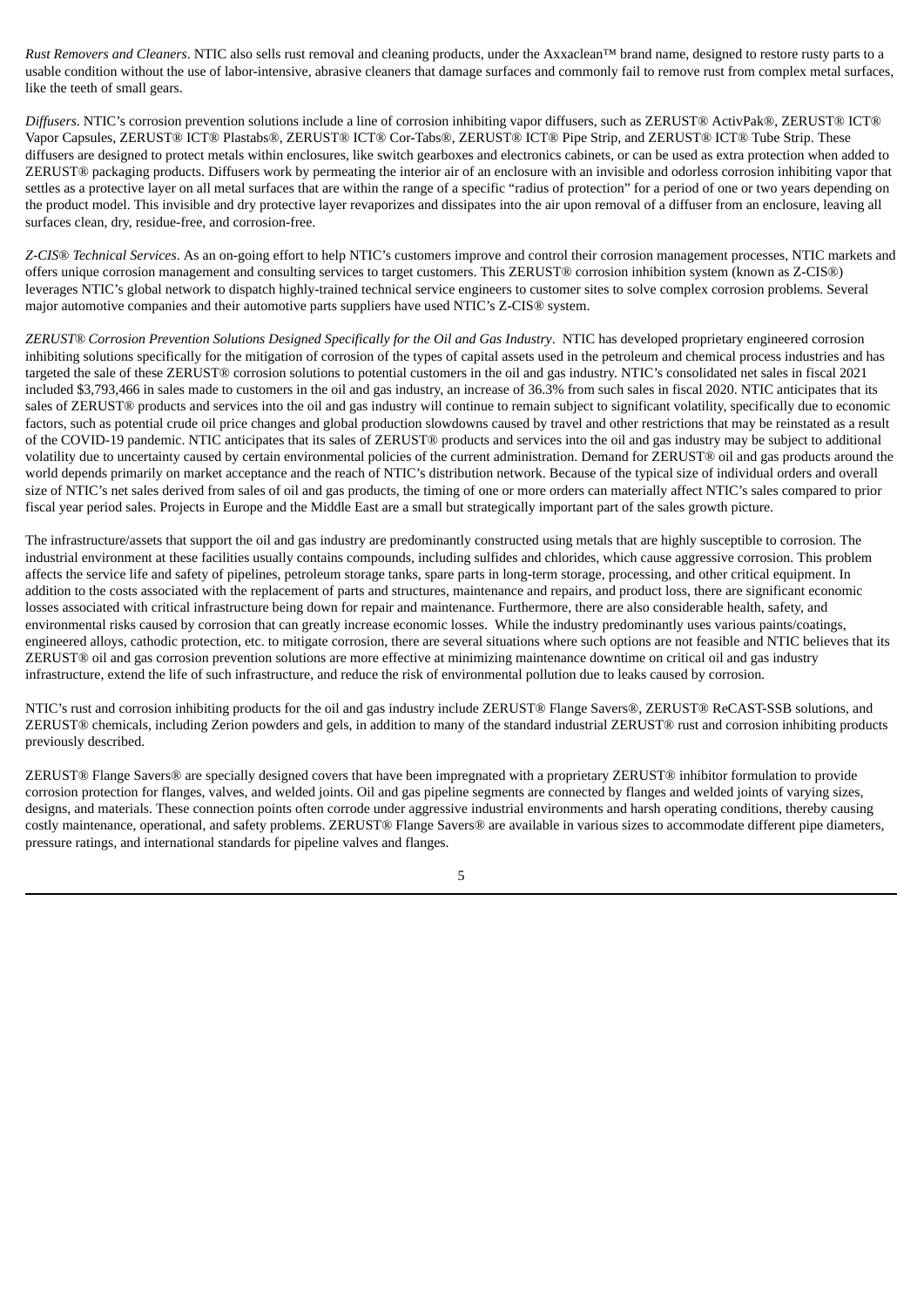*Rust Removers and Cleaners*. NTIC also sells rust removal and cleaning products, under the Axxaclean™ brand name, designed to restore rusty parts to a usable condition without the use of labor-intensive, abrasive cleaners that damage surfaces and commonly fail to remove rust from complex metal surfaces, like the teeth of small gears.

*Diffusers*. NTIC's corrosion prevention solutions include a line of corrosion inhibiting vapor diffusers, such as ZERUST® ActivPak®, ZERUST® ICT® Vapor Capsules, ZERUST® ICT® Plastabs®, ZERUST® ICT® Cor-Tabs®, ZERUST® ICT® Pipe Strip, and ZERUST® ICT® Tube Strip. These diffusers are designed to protect metals within enclosures, like switch gearboxes and electronics cabinets, or can be used as extra protection when added to ZERUST® packaging products. Diffusers work by permeating the interior air of an enclosure with an invisible and odorless corrosion inhibiting vapor that settles as a protective layer on all metal surfaces that are within the range of a specific "radius of protection" for a period of one or two years depending on the product model. This invisible and dry protective layer revaporizes and dissipates into the air upon removal of a diffuser from an enclosure, leaving all surfaces clean, dry, residue-free, and corrosion-free.

*Z-CIS® Technical Services*. As an on-going effort to help NTIC's customers improve and control their corrosion management processes, NTIC markets and offers unique corrosion management and consulting services to target customers. This ZERUST® corrosion inhibition system (known as Z-CIS®) leverages NTIC's global network to dispatch highly-trained technical service engineers to customer sites to solve complex corrosion problems. Several major automotive companies and their automotive parts suppliers have used NTIC's Z-CIS® system.

*ZERUST® Corrosion Prevention Solutions Designed Specifically for the Oil and Gas Industry*. NTIC has developed proprietary engineered corrosion inhibiting solutions specifically for the mitigation of corrosion of the types of capital assets used in the petroleum and chemical process industries and has targeted the sale of these ZERUST® corrosion solutions to potential customers in the oil and gas industry. NTIC's consolidated net sales in fiscal 2021 included $3,793,466 in sales made to customers in the oil and gas industry, an increase of 36.3% from such sales in fiscal 2020. NTIC anticipates that its sales of ZERUST® products and services into the oil and gas industry will continue to remain subject to significant volatility, specifically due to economic factors, such as potential crude oil price changes and global production slowdowns caused by travel and other restrictions that may be reinstated as a result of the COVID-19 pandemic. NTIC anticipates that its sales of ZERUST® products and services into the oil and gas industry may be subject to additional volatility due to uncertainty caused by certain environmental policies of the current administration. Demand for ZERUST® oil and gas products around the world depends primarily on market acceptance and the reach of NTIC's distribution network. Because of the typical size of individual orders and overall size of NTIC's net sales derived from sales of oil and gas products, the timing of one or more orders can materially affect NTIC's sales compared to prior fiscal year period sales. Projects in Europe and the Middle East are a small but strategically important part of the sales growth picture.

The infrastructure/assets that support the oil and gas industry are predominantly constructed using metals that are highly susceptible to corrosion. The industrial environment at these facilities usually contains compounds, including sulfides and chlorides, which cause aggressive corrosion. This problem affects the service life and safety of pipelines, petroleum storage tanks, spare parts in long-term storage, processing, and other critical equipment. In addition to the costs associated with the replacement of parts and structures, maintenance and repairs, and product loss, there are significant economic losses associated with critical infrastructure being down for repair and maintenance. Furthermore, there are also considerable health, safety, and environmental risks caused by corrosion that can greatly increase economic losses. While the industry predominantly uses various paints/coatings, engineered alloys, cathodic protection, etc. to mitigate corrosion, there are several situations where such options are not feasible and NTIC believes that its ZERUST® oil and gas corrosion prevention solutions are more effective at minimizing maintenance downtime on critical oil and gas industry infrastructure, extend the life of such infrastructure, and reduce the risk of environmental pollution due to leaks caused by corrosion.

NTIC's rust and corrosion inhibiting products for the oil and gas industry include ZERUST® Flange Savers®, ZERUST® ReCAST-SSB solutions, and ZERUST® chemicals, including Zerion powders and gels, in addition to many of the standard industrial ZERUST® rust and corrosion inhibiting products previously described.

ZERUST® Flange Savers® are specially designed covers that have been impregnated with a proprietary ZERUST® inhibitor formulation to provide corrosion protection for flanges, valves, and welded joints. Oil and gas pipeline segments are connected by flanges and welded joints of varying sizes, designs, and materials. These connection points often corrode under aggressive industrial environments and harsh operating conditions, thereby causing costly maintenance, operational, and safety problems. ZERUST® Flange Savers® are available in various sizes to accommodate different pipe diameters, pressure ratings, and international standards for pipeline valves and flanges.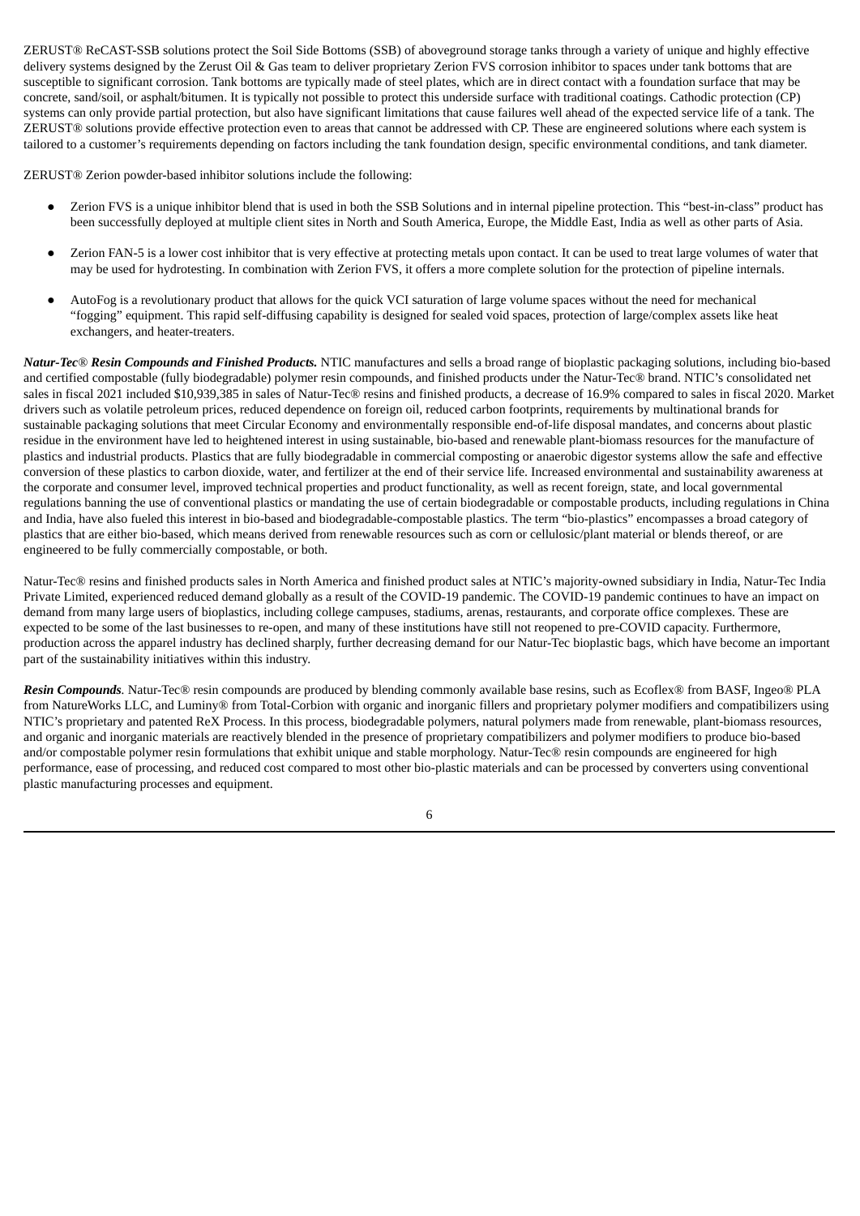ZERUST® ReCAST-SSB solutions protect the Soil Side Bottoms (SSB) of aboveground storage tanks through a variety of unique and highly effective delivery systems designed by the Zerust Oil & Gas team to deliver proprietary Zerion FVS corrosion inhibitor to spaces under tank bottoms that are susceptible to significant corrosion. Tank bottoms are typically made of steel plates, which are in direct contact with a foundation surface that may be concrete, sand/soil, or asphalt/bitumen. It is typically not possible to protect this underside surface with traditional coatings. Cathodic protection (CP) systems can only provide partial protection, but also have significant limitations that cause failures well ahead of the expected service life of a tank. The ZERUST® solutions provide effective protection even to areas that cannot be addressed with CP. These are engineered solutions where each system is tailored to a customer's requirements depending on factors including the tank foundation design, specific environmental conditions, and tank diameter.

ZERUST® Zerion powder-based inhibitor solutions include the following:

- Zerion FVS is a unique inhibitor blend that is used in both the SSB Solutions and in internal pipeline protection. This "best-in-class" product has been successfully deployed at multiple client sites in North and South America, Europe, the Middle East, India as well as other parts of Asia.
- Zerion FAN-5 is a lower cost inhibitor that is very effective at protecting metals upon contact. It can be used to treat large volumes of water that may be used for hydrotesting. In combination with Zerion FVS, it offers a more complete solution for the protection of pipeline internals.
- AutoFog is a revolutionary product that allows for the quick VCI saturation of large volume spaces without the need for mechanical "fogging" equipment. This rapid self-diffusing capability is designed for sealed void spaces, protection of large/complex assets like heat exchangers, and heater-treaters.

***Natur-Tec® Resin Compounds and Finished Products.*** NTIC manufactures and sells a broad range of bioplastic packaging solutions, including bio-based and certified compostable (fully biodegradable) polymer resin compounds, and finished products under the Natur-Tec® brand. NTIC's consolidated net sales in fiscal 2021 included $10,939,385 in sales of Natur-Tec® resins and finished products, a decrease of 16.9% compared to sales in fiscal 2020. Market drivers such as volatile petroleum prices, reduced dependence on foreign oil, reduced carbon footprints, requirements by multinational brands for sustainable packaging solutions that meet Circular Economy and environmentally responsible end-of-life disposal mandates, and concerns about plastic residue in the environment have led to heightened interest in using sustainable, bio-based and renewable plant-biomass resources for the manufacture of plastics and industrial products. Plastics that are fully biodegradable in commercial composting or anaerobic digestor systems allow the safe and effective conversion of these plastics to carbon dioxide, water, and fertilizer at the end of their service life. Increased environmental and sustainability awareness at the corporate and consumer level, improved technical properties and product functionality, as well as recent foreign, state, and local governmental regulations banning the use of conventional plastics or mandating the use of certain biodegradable or compostable products, including regulations in China and India, have also fueled this interest in bio-based and biodegradable-compostable plastics. The term "bio-plastics" encompasses a broad category of plastics that are either bio-based, which means derived from renewable resources such as corn or cellulosic/plant material or blends thereof, or are engineered to be fully commercially compostable, or both.

Natur-Tec® resins and finished products sales in North America and finished product sales at NTIC's majority-owned subsidiary in India, Natur-Tec India Private Limited, experienced reduced demand globally as a result of the COVID-19 pandemic. The COVID-19 pandemic continues to have an impact on demand from many large users of bioplastics, including college campuses, stadiums, arenas, restaurants, and corporate office complexes. These are expected to be some of the last businesses to re-open, and many of these institutions have still not reopened to pre-COVID capacity. Furthermore, production across the apparel industry has declined sharply, further decreasing demand for our Natur-Tec bioplastic bags, which have become an important part of the sustainability initiatives within this industry.

***Resin Compounds.*** Natur-Tec® resin compounds are produced by blending commonly available base resins, such as Ecoflex® from BASF, Ingeo® PLA from NatureWorks LLC, and Luminy® from Total-Corbion with organic and inorganic fillers and proprietary polymer modifiers and compatibilizers using NTIC's proprietary and patented ReX Process. In this process, biodegradable polymers, natural polymers made from renewable, plant-biomass resources, and organic and inorganic materials are reactively blended in the presence of proprietary compatibilizers and polymer modifiers to produce bio-based and/or compostable polymer resin formulations that exhibit unique and stable morphology. Natur-Tec® resin compounds are engineered for high performance, ease of processing, and reduced cost compared to most other bio-plastic materials and can be processed by converters using conventional plastic manufacturing processes and equipment.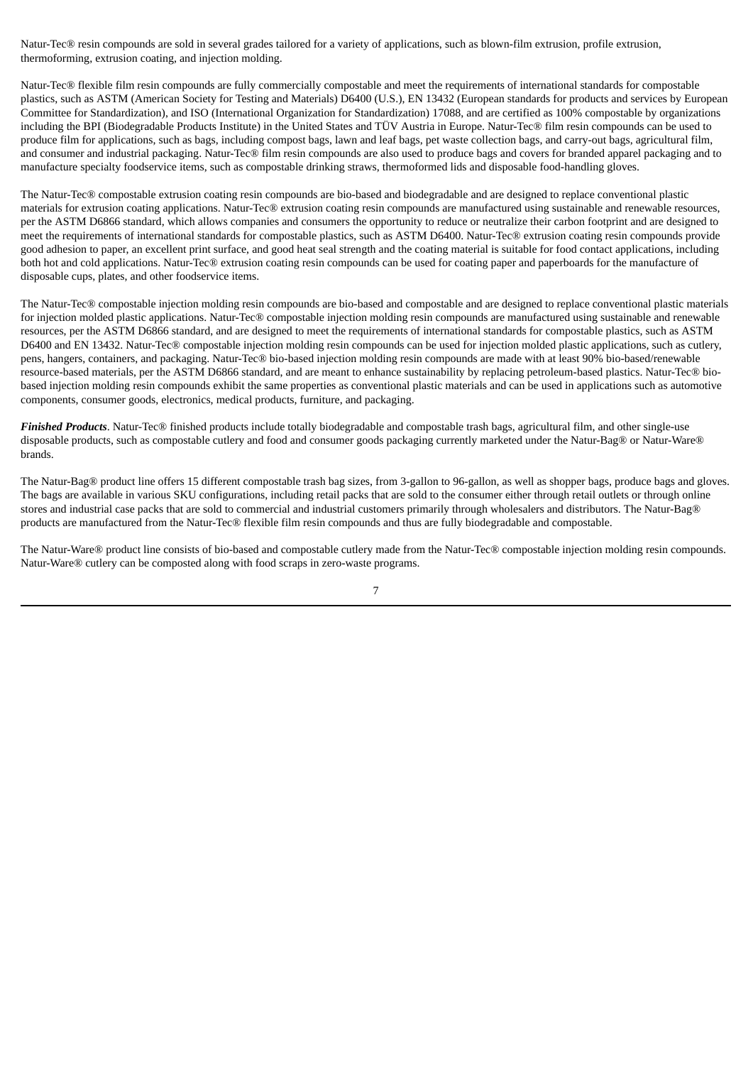Natur-Tec® resin compounds are sold in several grades tailored for a variety of applications, such as blown-film extrusion, profile extrusion, thermoforming, extrusion coating, and injection molding.

Natur-Tec® flexible film resin compounds are fully commercially compostable and meet the requirements of international standards for compostable plastics, such as ASTM (American Society for Testing and Materials) D6400 (U.S.), EN 13432 (European standards for products and services by European Committee for Standardization), and ISO (International Organization for Standardization) 17088, and are certified as 100% compostable by organizations including the BPI (Biodegradable Products Institute) in the United States and TÜV Austria in Europe. Natur-Tec® film resin compounds can be used to produce film for applications, such as bags, including compost bags, lawn and leaf bags, pet waste collection bags, and carry-out bags, agricultural film, and consumer and industrial packaging. Natur-Tec® film resin compounds are also used to produce bags and covers for branded apparel packaging and to manufacture specialty foodservice items, such as compostable drinking straws, thermoformed lids and disposable food-handling gloves.

The Natur-Tec® compostable extrusion coating resin compounds are bio-based and biodegradable and are designed to replace conventional plastic materials for extrusion coating applications. Natur-Tec® extrusion coating resin compounds are manufactured using sustainable and renewable resources, per the ASTM D6866 standard, which allows companies and consumers the opportunity to reduce or neutralize their carbon footprint and are designed to meet the requirements of international standards for compostable plastics, such as ASTM D6400. Natur-Tec® extrusion coating resin compounds provide good adhesion to paper, an excellent print surface, and good heat seal strength and the coating material is suitable for food contact applications, including both hot and cold applications. Natur-Tec® extrusion coating resin compounds can be used for coating paper and paperboards for the manufacture of disposable cups, plates, and other foodservice items.

The Natur-Tec® compostable injection molding resin compounds are bio-based and compostable and are designed to replace conventional plastic materials for injection molded plastic applications. Natur-Tec® compostable injection molding resin compounds are manufactured using sustainable and renewable resources, per the ASTM D6866 standard, and are designed to meet the requirements of international standards for compostable plastics, such as ASTM D6400 and EN 13432. Natur-Tec® compostable injection molding resin compounds can be used for injection molded plastic applications, such as cutlery, pens, hangers, containers, and packaging. Natur-Tec® bio-based injection molding resin compounds are made with at least 90% bio-based/renewable resource-based materials, per the ASTM D6866 standard, and are meant to enhance sustainability by replacing petroleum-based plastics. Natur-Tec® bio-based injection molding resin compounds exhibit the same properties as conventional plastic materials and can be used in applications such as automotive components, consumer goods, electronics, medical products, furniture, and packaging.

***Finished Products***. Natur-Tec® finished products include totally biodegradable and compostable trash bags, agricultural film, and other single-use disposable products, such as compostable cutlery and food and consumer goods packaging currently marketed under the Natur-Bag® or Natur-Ware® brands.

The Natur-Bag® product line offers 15 different compostable trash bag sizes, from 3-gallon to 96-gallon, as well as shopper bags, produce bags and gloves. The bags are available in various SKU configurations, including retail packs that are sold to the consumer either through retail outlets or through online stores and industrial case packs that are sold to commercial and industrial customers primarily through wholesalers and distributors. The Natur-Bag® products are manufactured from the Natur-Tec® flexible film resin compounds and thus are fully biodegradable and compostable.

The Natur-Ware® product line consists of bio-based and compostable cutlery made from the Natur-Tec® compostable injection molding resin compounds. Natur-Ware® cutlery can be composted along with food scraps in zero-waste programs.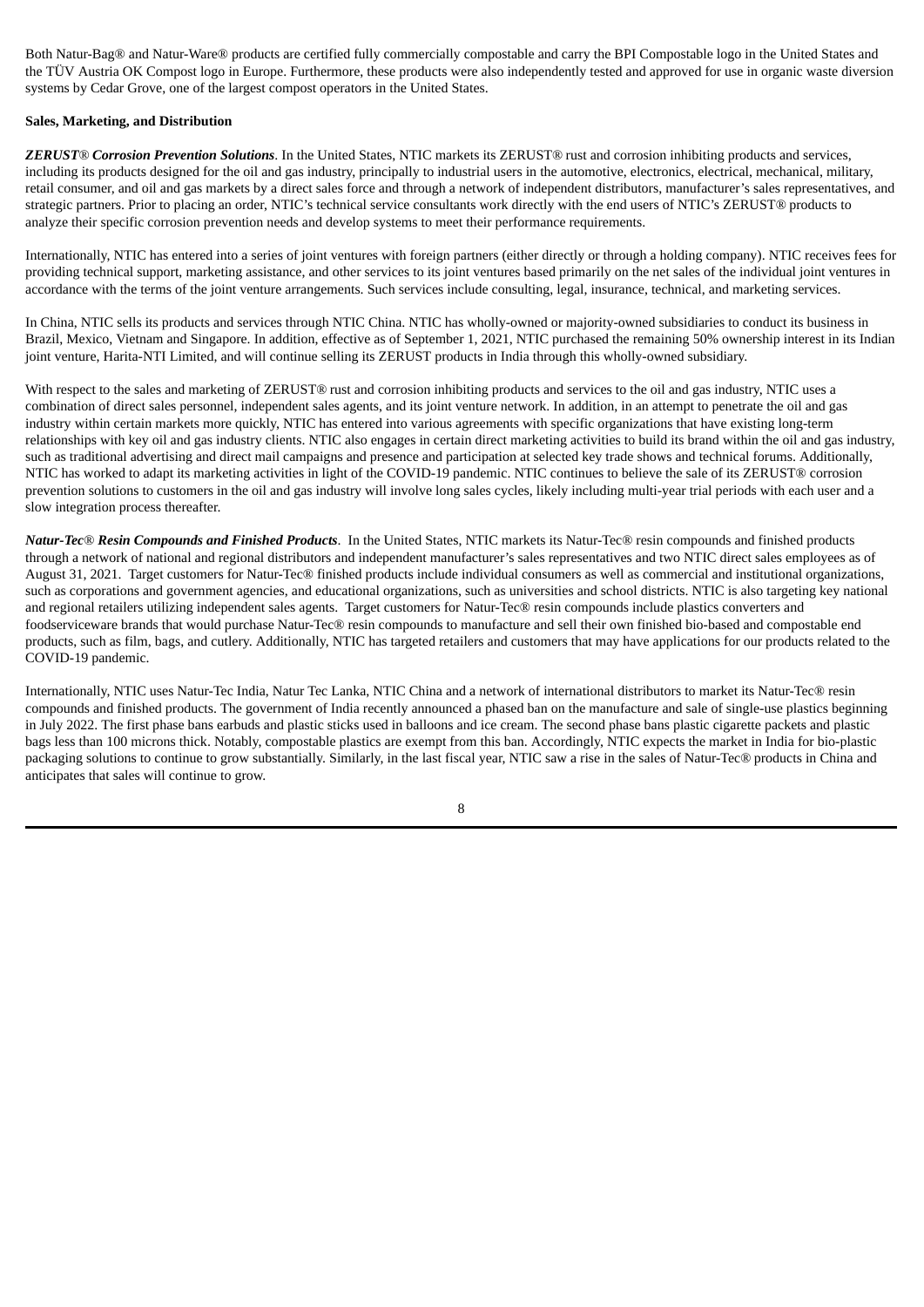Both Natur-Bag® and Natur-Ware® products are certified fully commercially compostable and carry the BPI Compostable logo in the United States and the TÜV Austria OK Compost logo in Europe. Furthermore, these products were also independently tested and approved for use in organic waste diversion systems by Cedar Grove, one of the largest compost operators in the United States.

**Sales, Marketing, and Distribution**

***ZERUST® Corrosion Prevention Solutions***. In the United States, NTIC markets its ZERUST® rust and corrosion inhibiting products and services, including its products designed for the oil and gas industry, principally to industrial users in the automotive, electronics, electrical, mechanical, military, retail consumer, and oil and gas markets by a direct sales force and through a network of independent distributors, manufacturer's sales representatives, and strategic partners. Prior to placing an order, NTIC's technical service consultants work directly with the end users of NTIC's ZERUST® products to analyze their specific corrosion prevention needs and develop systems to meet their performance requirements.

Internationally, NTIC has entered into a series of joint ventures with foreign partners (either directly or through a holding company). NTIC receives fees for providing technical support, marketing assistance, and other services to its joint ventures based primarily on the net sales of the individual joint ventures in accordance with the terms of the joint venture arrangements. Such services include consulting, legal, insurance, technical, and marketing services.

In China, NTIC sells its products and services through NTIC China. NTIC has wholly-owned or majority-owned subsidiaries to conduct its business in Brazil, Mexico, Vietnam and Singapore. In addition, effective as of September 1, 2021, NTIC purchased the remaining 50% ownership interest in its Indian joint venture, Harita-NTI Limited, and will continue selling its ZERUST products in India through this wholly-owned subsidiary.

With respect to the sales and marketing of ZERUST® rust and corrosion inhibiting products and services to the oil and gas industry, NTIC uses a combination of direct sales personnel, independent sales agents, and its joint venture network. In addition, in an attempt to penetrate the oil and gas industry within certain markets more quickly, NTIC has entered into various agreements with specific organizations that have existing long-term relationships with key oil and gas industry clients. NTIC also engages in certain direct marketing activities to build its brand within the oil and gas industry, such as traditional advertising and direct mail campaigns and presence and participation at selected key trade shows and technical forums. Additionally, NTIC has worked to adapt its marketing activities in light of the COVID-19 pandemic. NTIC continues to believe the sale of its ZERUST® corrosion prevention solutions to customers in the oil and gas industry will involve long sales cycles, likely including multi-year trial periods with each user and a slow integration process thereafter.

***Natur-Tec® Resin Compounds and Finished Products***. In the United States, NTIC markets its Natur-Tec® resin compounds and finished products through a network of national and regional distributors and independent manufacturer's sales representatives and two NTIC direct sales employees as of August 31, 2021. Target customers for Natur-Tec® finished products include individual consumers as well as commercial and institutional organizations, such as corporations and government agencies, and educational organizations, such as universities and school districts. NTIC is also targeting key national and regional retailers utilizing independent sales agents. Target customers for Natur-Tec® resin compounds include plastics converters and foodserviceware brands that would purchase Natur-Tec® resin compounds to manufacture and sell their own finished bio-based and compostable end products, such as film, bags, and cutlery. Additionally, NTIC has targeted retailers and customers that may have applications for our products related to the COVID-19 pandemic.

Internationally, NTIC uses Natur-Tec India, Natur Tec Lanka, NTIC China and a network of international distributors to market its Natur-Tec® resin compounds and finished products. The government of India recently announced a phased ban on the manufacture and sale of single-use plastics beginning in July 2022. The first phase bans earbuds and plastic sticks used in balloons and ice cream. The second phase bans plastic cigarette packets and plastic bags less than 100 microns thick. Notably, compostable plastics are exempt from this ban. Accordingly, NTIC expects the market in India for bio-plastic packaging solutions to continue to grow substantially. Similarly, in the last fiscal year, NTIC saw a rise in the sales of Natur-Tec® products in China and anticipates that sales will continue to grow.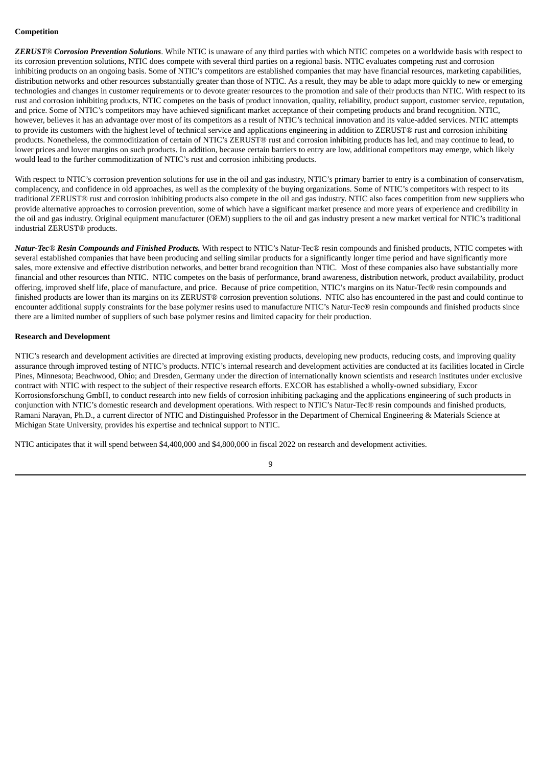**Competition**

***ZERUST® Corrosion Prevention Solutions***. While NTIC is unaware of any third parties with which NTIC competes on a worldwide basis with respect to its corrosion prevention solutions, NTIC does compete with several third parties on a regional basis. NTIC evaluates competing rust and corrosion inhibiting products on an ongoing basis. Some of NTIC's competitors are established companies that may have financial resources, marketing capabilities, distribution networks and other resources substantially greater than those of NTIC. As a result, they may be able to adapt more quickly to new or emerging technologies and changes in customer requirements or to devote greater resources to the promotion and sale of their products than NTIC. With respect to its rust and corrosion inhibiting products, NTIC competes on the basis of product innovation, quality, reliability, product support, customer service, reputation, and price. Some of NTIC's competitors may have achieved significant market acceptance of their competing products and brand recognition. NTIC, however, believes it has an advantage over most of its competitors as a result of NTIC's technical innovation and its value-added services. NTIC attempts to provide its customers with the highest level of technical service and applications engineering in addition to ZERUST® rust and corrosion inhibiting products. Nonetheless, the commoditization of certain of NTIC's ZERUST® rust and corrosion inhibiting products has led, and may continue to lead, to lower prices and lower margins on such products. In addition, because certain barriers to entry are low, additional competitors may emerge, which likely would lead to the further commoditization of NTIC's rust and corrosion inhibiting products.

With respect to NTIC's corrosion prevention solutions for use in the oil and gas industry, NTIC's primary barrier to entry is a combination of conservatism, complacency, and confidence in old approaches, as well as the complexity of the buying organizations. Some of NTIC's competitors with respect to its traditional ZERUST® rust and corrosion inhibiting products also compete in the oil and gas industry. NTIC also faces competition from new suppliers who provide alternative approaches to corrosion prevention, some of which have a significant market presence and more years of experience and credibility in the oil and gas industry. Original equipment manufacturer (OEM) suppliers to the oil and gas industry present a new market vertical for NTIC's traditional industrial ZERUST® products.

***Natur-Tec® Resin Compounds and Finished Products.*** With respect to NTIC's Natur-Tec® resin compounds and finished products, NTIC competes with several established companies that have been producing and selling similar products for a significantly longer time period and have significantly more sales, more extensive and effective distribution networks, and better brand recognition than NTIC. Most of these companies also have substantially more financial and other resources than NTIC. NTIC competes on the basis of performance, brand awareness, distribution network, product availability, product offering, improved shelf life, place of manufacture, and price. Because of price competition, NTIC's margins on its Natur-Tec® resin compounds and finished products are lower than its margins on its ZERUST® corrosion prevention solutions. NTIC also has encountered in the past and could continue to encounter additional supply constraints for the base polymer resins used to manufacture NTIC's Natur-Tec® resin compounds and finished products since there are a limited number of suppliers of such base polymer resins and limited capacity for their production.

**Research and Development**

NTIC's research and development activities are directed at improving existing products, developing new products, reducing costs, and improving quality assurance through improved testing of NTIC's products. NTIC's internal research and development activities are conducted at its facilities located in Circle Pines, Minnesota; Beachwood, Ohio; and Dresden, Germany under the direction of internationally known scientists and research institutes under exclusive contract with NTIC with respect to the subject of their respective research efforts. EXCOR has established a wholly-owned subsidiary, Excor Korrosionsforschung GmbH, to conduct research into new fields of corrosion inhibiting packaging and the applications engineering of such products in conjunction with NTIC's domestic research and development operations. With respect to NTIC's Natur-Tec® resin compounds and finished products, Ramani Narayan, Ph.D., a current director of NTIC and Distinguished Professor in the Department of Chemical Engineering & Materials Science at Michigan State University, provides his expertise and technical support to NTIC.

NTIC anticipates that it will spend between $4,400,000 and $4,800,000 in fiscal 2022 on research and development activities.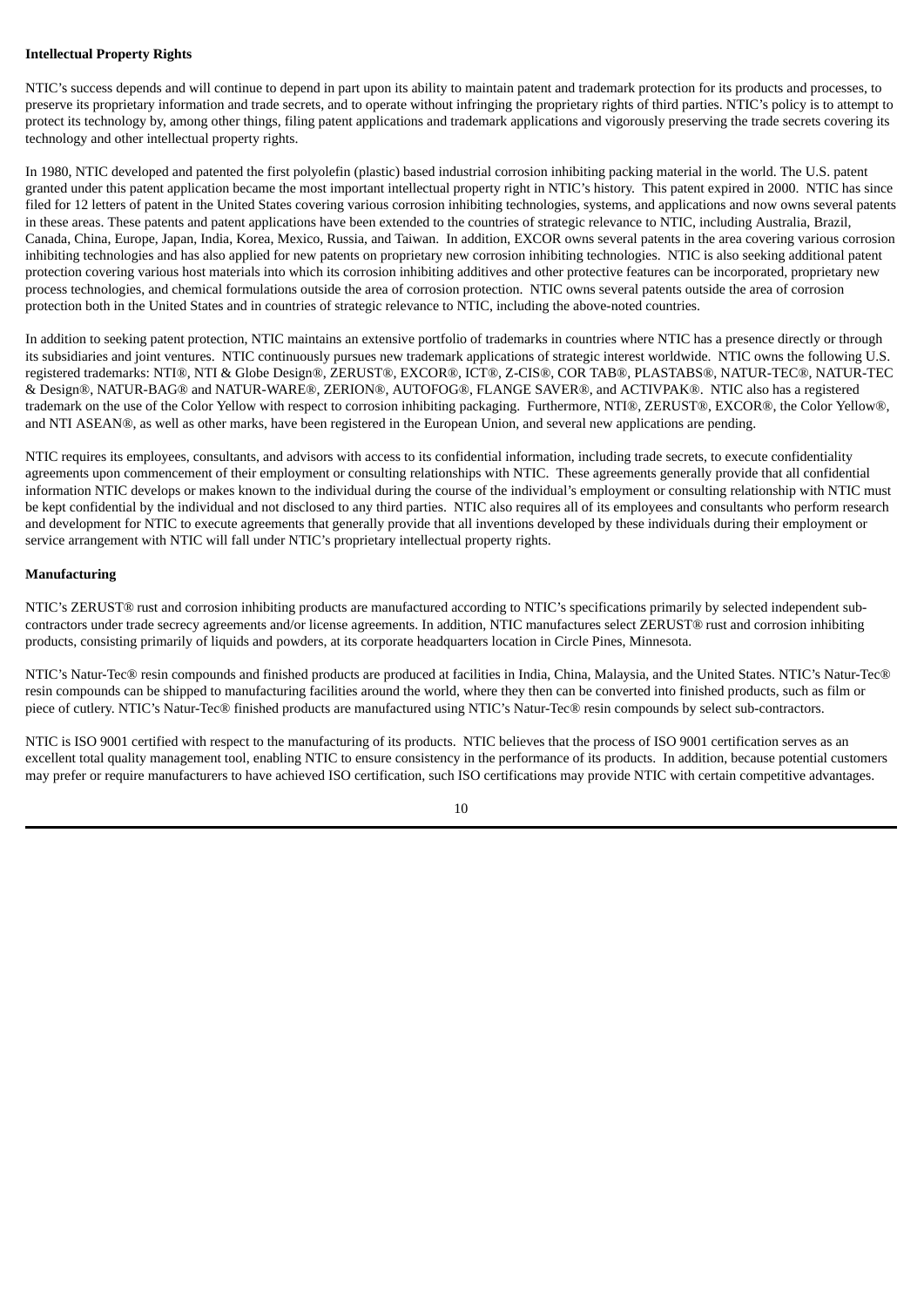**Intellectual Property Rights**

NTIC's success depends and will continue to depend in part upon its ability to maintain patent and trademark protection for its products and processes, to preserve its proprietary information and trade secrets, and to operate without infringing the proprietary rights of third parties. NTIC's policy is to attempt to protect its technology by, among other things, filing patent applications and trademark applications and vigorously preserving the trade secrets covering its technology and other intellectual property rights.

In 1980, NTIC developed and patented the first polyolefin (plastic) based industrial corrosion inhibiting packing material in the world. The U.S. patent granted under this patent application became the most important intellectual property right in NTIC's history. This patent expired in 2000. NTIC has since filed for 12 letters of patent in the United States covering various corrosion inhibiting technologies, systems, and applications and now owns several patents in these areas. These patents and patent applications have been extended to the countries of strategic relevance to NTIC, including Australia, Brazil, Canada, China, Europe, Japan, India, Korea, Mexico, Russia, and Taiwan. In addition, EXCOR owns several patents in the area covering various corrosion inhibiting technologies and has also applied for new patents on proprietary new corrosion inhibiting technologies. NTIC is also seeking additional patent protection covering various host materials into which its corrosion inhibiting additives and other protective features can be incorporated, proprietary new process technologies, and chemical formulations outside the area of corrosion protection. NTIC owns several patents outside the area of corrosion protection both in the United States and in countries of strategic relevance to NTIC, including the above-noted countries.

In addition to seeking patent protection, NTIC maintains an extensive portfolio of trademarks in countries where NTIC has a presence directly or through its subsidiaries and joint ventures. NTIC continuously pursues new trademark applications of strategic interest worldwide. NTIC owns the following U.S. registered trademarks: NTI®, NTI & Globe Design®, ZERUST®, EXCOR®, ICT®, Z-CIS®, COR TAB®, PLASTABS®, NATUR-TEC®, NATUR-TEC & Design®, NATUR-BAG® and NATUR-WARE®, ZERION®, AUTOFOG®, FLANGE SAVER®, and ACTIVPAK®. NTIC also has a registered trademark on the use of the Color Yellow with respect to corrosion inhibiting packaging. Furthermore, NTI®, ZERUST®, EXCOR®, the Color Yellow®, and NTI ASEAN®, as well as other marks, have been registered in the European Union, and several new applications are pending.

NTIC requires its employees, consultants, and advisors with access to its confidential information, including trade secrets, to execute confidentiality agreements upon commencement of their employment or consulting relationships with NTIC. These agreements generally provide that all confidential information NTIC develops or makes known to the individual during the course of the individual's employment or consulting relationship with NTIC must be kept confidential by the individual and not disclosed to any third parties. NTIC also requires all of its employees and consultants who perform research and development for NTIC to execute agreements that generally provide that all inventions developed by these individuals during their employment or service arrangement with NTIC will fall under NTIC's proprietary intellectual property rights.

**Manufacturing**

NTIC's ZERUST® rust and corrosion inhibiting products are manufactured according to NTIC's specifications primarily by selected independent sub-contractors under trade secrecy agreements and/or license agreements. In addition, NTIC manufactures select ZERUST® rust and corrosion inhibiting products, consisting primarily of liquids and powders, at its corporate headquarters location in Circle Pines, Minnesota.

NTIC's Natur-Tec® resin compounds and finished products are produced at facilities in India, China, Malaysia, and the United States. NTIC's Natur-Tec® resin compounds can be shipped to manufacturing facilities around the world, where they then can be converted into finished products, such as film or piece of cutlery. NTIC's Natur-Tec® finished products are manufactured using NTIC's Natur-Tec® resin compounds by select sub-contractors.

NTIC is ISO 9001 certified with respect to the manufacturing of its products. NTIC believes that the process of ISO 9001 certification serves as an excellent total quality management tool, enabling NTIC to ensure consistency in the performance of its products. In addition, because potential customers may prefer or require manufacturers to have achieved ISO certification, such ISO certifications may provide NTIC with certain competitive advantages.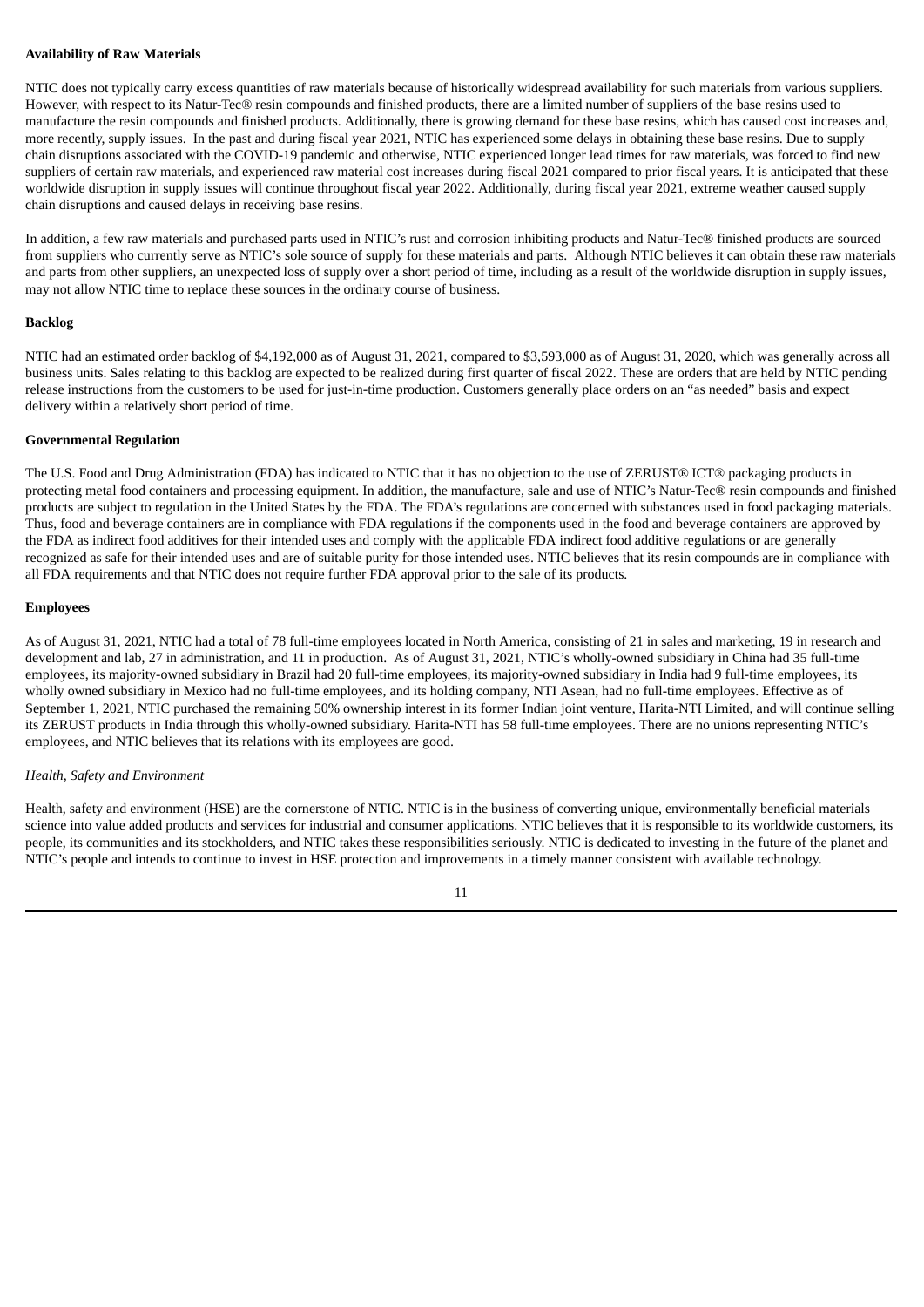**Availability of Raw Materials**

NTIC does not typically carry excess quantities of raw materials because of historically widespread availability for such materials from various suppliers. However, with respect to its Natur-Tec® resin compounds and finished products, there are a limited number of suppliers of the base resins used to manufacture the resin compounds and finished products. Additionally, there is growing demand for these base resins, which has caused cost increases and, more recently, supply issues. In the past and during fiscal year 2021, NTIC has experienced some delays in obtaining these base resins. Due to supply chain disruptions associated with the COVID-19 pandemic and otherwise, NTIC experienced longer lead times for raw materials, was forced to find new suppliers of certain raw materials, and experienced raw material cost increases during fiscal 2021 compared to prior fiscal years. It is anticipated that these worldwide disruption in supply issues will continue throughout fiscal year 2022. Additionally, during fiscal year 2021, extreme weather caused supply chain disruptions and caused delays in receiving base resins.

In addition, a few raw materials and purchased parts used in NTIC's rust and corrosion inhibiting products and Natur-Tec® finished products are sourced from suppliers who currently serve as NTIC's sole source of supply for these materials and parts. Although NTIC believes it can obtain these raw materials and parts from other suppliers, an unexpected loss of supply over a short period of time, including as a result of the worldwide disruption in supply issues, may not allow NTIC time to replace these sources in the ordinary course of business.

**Backlog**

NTIC had an estimated order backlog of $4,192,000 as of August 31, 2021, compared to $3,593,000 as of August 31, 2020, which was generally across all business units. Sales relating to this backlog are expected to be realized during first quarter of fiscal 2022. These are orders that are held by NTIC pending release instructions from the customers to be used for just-in-time production. Customers generally place orders on an "as needed" basis and expect delivery within a relatively short period of time.

**Governmental Regulation**

The U.S. Food and Drug Administration (FDA) has indicated to NTIC that it has no objection to the use of ZERUST® ICT® packaging products in protecting metal food containers and processing equipment. In addition, the manufacture, sale and use of NTIC's Natur-Tec® resin compounds and finished products are subject to regulation in the United States by the FDA. The FDA's regulations are concerned with substances used in food packaging materials. Thus, food and beverage containers are in compliance with FDA regulations if the components used in the food and beverage containers are approved by the FDA as indirect food additives for their intended uses and comply with the applicable FDA indirect food additive regulations or are generally recognized as safe for their intended uses and are of suitable purity for those intended uses. NTIC believes that its resin compounds are in compliance with all FDA requirements and that NTIC does not require further FDA approval prior to the sale of its products.

**Employees**

As of August 31, 2021, NTIC had a total of 78 full-time employees located in North America, consisting of 21 in sales and marketing, 19 in research and development and lab, 27 in administration, and 11 in production. As of August 31, 2021, NTIC's wholly-owned subsidiary in China had 35 full-time employees, its majority-owned subsidiary in Brazil had 20 full-time employees, its majority-owned subsidiary in India had 9 full-time employees, its wholly owned subsidiary in Mexico had no full-time employees, and its holding company, NTI Asean, had no full-time employees. Effective as of September 1, 2021, NTIC purchased the remaining 50% ownership interest in its former Indian joint venture, Harita-NTI Limited, and will continue selling its ZERUST products in India through this wholly-owned subsidiary. Harita-NTI has 58 full-time employees. There are no unions representing NTIC's employees, and NTIC believes that its relations with its employees are good.

*Health, Safety and Environment*

Health, safety and environment (HSE) are the cornerstone of NTIC. NTIC is in the business of converting unique, environmentally beneficial materials science into value added products and services for industrial and consumer applications. NTIC believes that it is responsible to its worldwide customers, its people, its communities and its stockholders, and NTIC takes these responsibilities seriously. NTIC is dedicated to investing in the future of the planet and NTIC's people and intends to continue to invest in HSE protection and improvements in a timely manner consistent with available technology.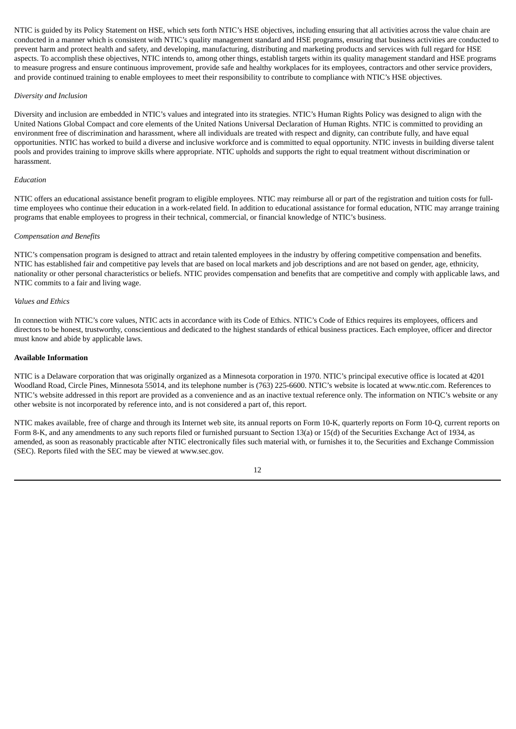NTIC is guided by its Policy Statement on HSE, which sets forth NTIC's HSE objectives, including ensuring that all activities across the value chain are conducted in a manner which is consistent with NTIC's quality management standard and HSE programs, ensuring that business activities are conducted to prevent harm and protect health and safety, and developing, manufacturing, distributing and marketing products and services with full regard for HSE aspects. To accomplish these objectives, NTIC intends to, among other things, establish targets within its quality management standard and HSE programs to measure progress and ensure continuous improvement, provide safe and healthy workplaces for its employees, contractors and other service providers, and provide continued training to enable employees to meet their responsibility to contribute to compliance with NTIC's HSE objectives.

*Diversity and Inclusion*

Diversity and inclusion are embedded in NTIC's values and integrated into its strategies. NTIC's Human Rights Policy was designed to align with the United Nations Global Compact and core elements of the United Nations Universal Declaration of Human Rights. NTIC is committed to providing an environment free of discrimination and harassment, where all individuals are treated with respect and dignity, can contribute fully, and have equal opportunities. NTIC has worked to build a diverse and inclusive workforce and is committed to equal opportunity. NTIC invests in building diverse talent pools and provides training to improve skills where appropriate. NTIC upholds and supports the right to equal treatment without discrimination or harassment.

*Education*

NTIC offers an educational assistance benefit program to eligible employees. NTIC may reimburse all or part of the registration and tuition costs for full-time employees who continue their education in a work-related field. In addition to educational assistance for formal education, NTIC may arrange training programs that enable employees to progress in their technical, commercial, or financial knowledge of NTIC's business.

*Compensation and Benefits*

NTIC's compensation program is designed to attract and retain talented employees in the industry by offering competitive compensation and benefits. NTIC has established fair and competitive pay levels that are based on local markets and job descriptions and are not based on gender, age, ethnicity, nationality or other personal characteristics or beliefs. NTIC provides compensation and benefits that are competitive and comply with applicable laws, and NTIC commits to a fair and living wage.

*Values and Ethics*

In connection with NTIC's core values, NTIC acts in accordance with its Code of Ethics. NTIC's Code of Ethics requires its employees, officers and directors to be honest, trustworthy, conscientious and dedicated to the highest standards of ethical business practices. Each employee, officer and director must know and abide by applicable laws.

**Available Information**

NTIC is a Delaware corporation that was originally organized as a Minnesota corporation in 1970. NTIC's principal executive office is located at 4201 Woodland Road, Circle Pines, Minnesota 55014, and its telephone number is (763) 225-6600. NTIC's website is located at www.ntic.com. References to NTIC's website addressed in this report are provided as a convenience and as an inactive textual reference only. The information on NTIC's website or any other website is not incorporated by reference into, and is not considered a part of, this report.

NTIC makes available, free of charge and through its Internet web site, its annual reports on Form 10-K, quarterly reports on Form 10-Q, current reports on Form 8-K, and any amendments to any such reports filed or furnished pursuant to Section 13(a) or 15(d) of the Securities Exchange Act of 1934, as amended, as soon as reasonably practicable after NTIC electronically files such material with, or furnishes it to, the Securities and Exchange Commission (SEC). Reports filed with the SEC may be viewed at www.sec.gov.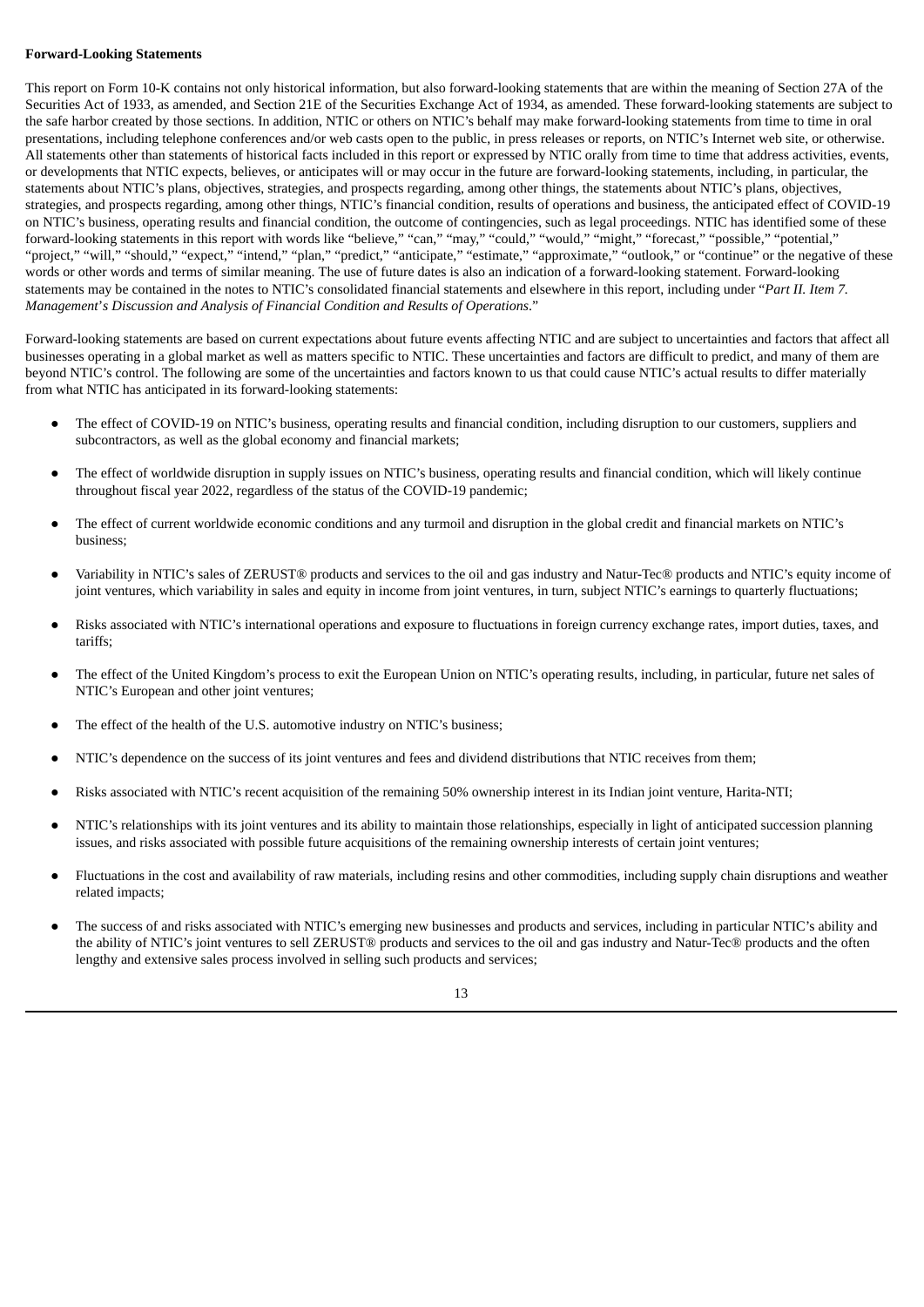**Forward-Looking Statements**

This report on Form 10-K contains not only historical information, but also forward-looking statements that are within the meaning of Section 27A of the Securities Act of 1933, as amended, and Section 21E of the Securities Exchange Act of 1934, as amended. These forward-looking statements are subject to the safe harbor created by those sections. In addition, NTIC or others on NTIC's behalf may make forward-looking statements from time to time in oral presentations, including telephone conferences and/or web casts open to the public, in press releases or reports, on NTIC's Internet web site, or otherwise. All statements other than statements of historical facts included in this report or expressed by NTIC orally from time to time that address activities, events, or developments that NTIC expects, believes, or anticipates will or may occur in the future are forward-looking statements, including, in particular, the statements about NTIC's plans, objectives, strategies, and prospects regarding, among other things, the statements about NTIC's plans, objectives, strategies, and prospects regarding, among other things, NTIC's financial condition, results of operations and business, the anticipated effect of COVID-19 on NTIC's business, operating results and financial condition, the outcome of contingencies, such as legal proceedings. NTIC has identified some of these forward-looking statements in this report with words like "believe," "can," "may," "could," "would," "might," "forecast," "possible," "potential," "project," "will," "should," "expect," "intend," "plan," "predict," "anticipate," "estimate," "approximate," "outlook," or "continue" or the negative of these words or other words and terms of similar meaning. The use of future dates is also an indication of a forward-looking statement. Forward-looking statements may be contained in the notes to NTIC's consolidated financial statements and elsewhere in this report, including under "*Part II. Item 7. Management's Discussion and Analysis of Financial Condition and Results of Operations*."

Forward-looking statements are based on current expectations about future events affecting NTIC and are subject to uncertainties and factors that affect all businesses operating in a global market as well as matters specific to NTIC. These uncertainties and factors are difficult to predict, and many of them are beyond NTIC's control. The following are some of the uncertainties and factors known to us that could cause NTIC's actual results to differ materially from what NTIC has anticipated in its forward-looking statements:

- The effect of COVID-19 on NTIC's business, operating results and financial condition, including disruption to our customers, suppliers and subcontractors, as well as the global economy and financial markets;
- The effect of worldwide disruption in supply issues on NTIC's business, operating results and financial condition, which will likely continue throughout fiscal year 2022, regardless of the status of the COVID-19 pandemic;
- The effect of current worldwide economic conditions and any turmoil and disruption in the global credit and financial markets on NTIC's business;
- Variability in NTIC's sales of ZERUST® products and services to the oil and gas industry and Natur-Tec® products and NTIC's equity income of joint ventures, which variability in sales and equity in income from joint ventures, in turn, subject NTIC's earnings to quarterly fluctuations;
- Risks associated with NTIC's international operations and exposure to fluctuations in foreign currency exchange rates, import duties, taxes, and tariffs;
- The effect of the United Kingdom's process to exit the European Union on NTIC's operating results, including, in particular, future net sales of NTIC's European and other joint ventures;
- The effect of the health of the U.S. automotive industry on NTIC's business;
- NTIC's dependence on the success of its joint ventures and fees and dividend distributions that NTIC receives from them;
- Risks associated with NTIC's recent acquisition of the remaining 50% ownership interest in its Indian joint venture, Harita-NTI;
- NTIC's relationships with its joint ventures and its ability to maintain those relationships, especially in light of anticipated succession planning issues, and risks associated with possible future acquisitions of the remaining ownership interests of certain joint ventures;
- Fluctuations in the cost and availability of raw materials, including resins and other commodities, including supply chain disruptions and weather related impacts;
- The success of and risks associated with NTIC's emerging new businesses and products and services, including in particular NTIC's ability and the ability of NTIC's joint ventures to sell ZERUST® products and services to the oil and gas industry and Natur-Tec® products and the often lengthy and extensive sales process involved in selling such products and services;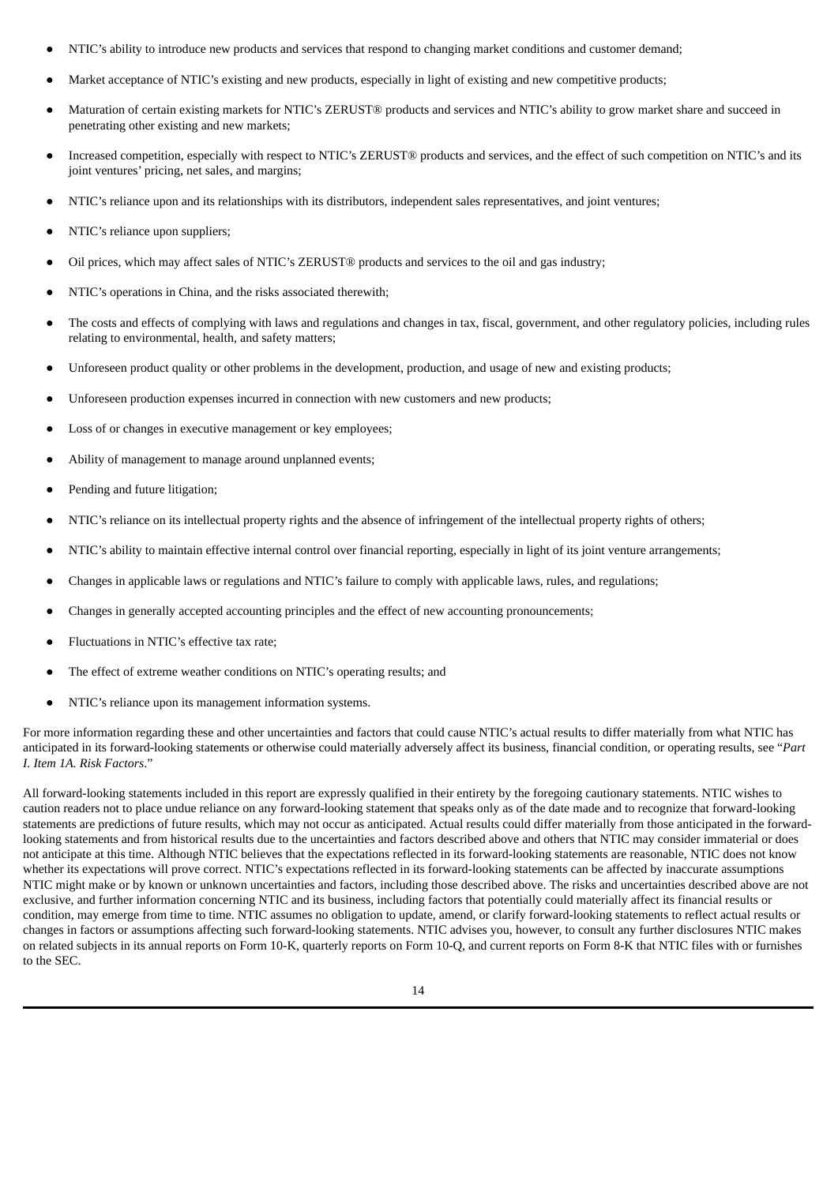- NTIC's ability to introduce new products and services that respond to changing market conditions and customer demand;
- Market acceptance of NTIC's existing and new products, especially in light of existing and new competitive products;
- Maturation of certain existing markets for NTIC's ZERUST® products and services and NTIC's ability to grow market share and succeed in penetrating other existing and new markets;
- Increased competition, especially with respect to NTIC's ZERUST® products and services, and the effect of such competition on NTIC's and its joint ventures' pricing, net sales, and margins;
- NTIC's reliance upon and its relationships with its distributors, independent sales representatives, and joint ventures;
- NTIC's reliance upon suppliers;
- Oil prices, which may affect sales of NTIC's ZERUST® products and services to the oil and gas industry;
- NTIC's operations in China, and the risks associated therewith;
- The costs and effects of complying with laws and regulations and changes in tax, fiscal, government, and other regulatory policies, including rules relating to environmental, health, and safety matters;
- Unforeseen product quality or other problems in the development, production, and usage of new and existing products;
- Unforeseen production expenses incurred in connection with new customers and new products;
- Loss of or changes in executive management or key employees;
- Ability of management to manage around unplanned events;
- Pending and future litigation;
- NTIC's reliance on its intellectual property rights and the absence of infringement of the intellectual property rights of others;
- NTIC's ability to maintain effective internal control over financial reporting, especially in light of its joint venture arrangements;
- Changes in applicable laws or regulations and NTIC's failure to comply with applicable laws, rules, and regulations;
- Changes in generally accepted accounting principles and the effect of new accounting pronouncements;
- Fluctuations in NTIC's effective tax rate;
- The effect of extreme weather conditions on NTIC's operating results; and
- NTIC's reliance upon its management information systems.

For more information regarding these and other uncertainties and factors that could cause NTIC's actual results to differ materially from what NTIC has anticipated in its forward-looking statements or otherwise could materially adversely affect its business, financial condition, or operating results, see "*Part I. Item 1A. Risk Factors*."

All forward-looking statements included in this report are expressly qualified in their entirety by the foregoing cautionary statements. NTIC wishes to caution readers not to place undue reliance on any forward-looking statement that speaks only as of the date made and to recognize that forward-looking statements are predictions of future results, which may not occur as anticipated. Actual results could differ materially from those anticipated in the forward-looking statements and from historical results due to the uncertainties and factors described above and others that NTIC may consider immaterial or does not anticipate at this time. Although NTIC believes that the expectations reflected in its forward-looking statements are reasonable, NTIC does not know whether its expectations will prove correct. NTIC's expectations reflected in its forward-looking statements can be affected by inaccurate assumptions NTIC might make or by known or unknown uncertainties and factors, including those described above. The risks and uncertainties described above are not exclusive, and further information concerning NTIC and its business, including factors that potentially could materially affect its financial results or condition, may emerge from time to time. NTIC assumes no obligation to update, amend, or clarify forward-looking statements to reflect actual results or changes in factors or assumptions affecting such forward-looking statements. NTIC advises you, however, to consult any further disclosures NTIC makes on related subjects in its annual reports on Form 10-K, quarterly reports on Form 10-Q, and current reports on Form 8-K that NTIC files with or furnishes to the SEC.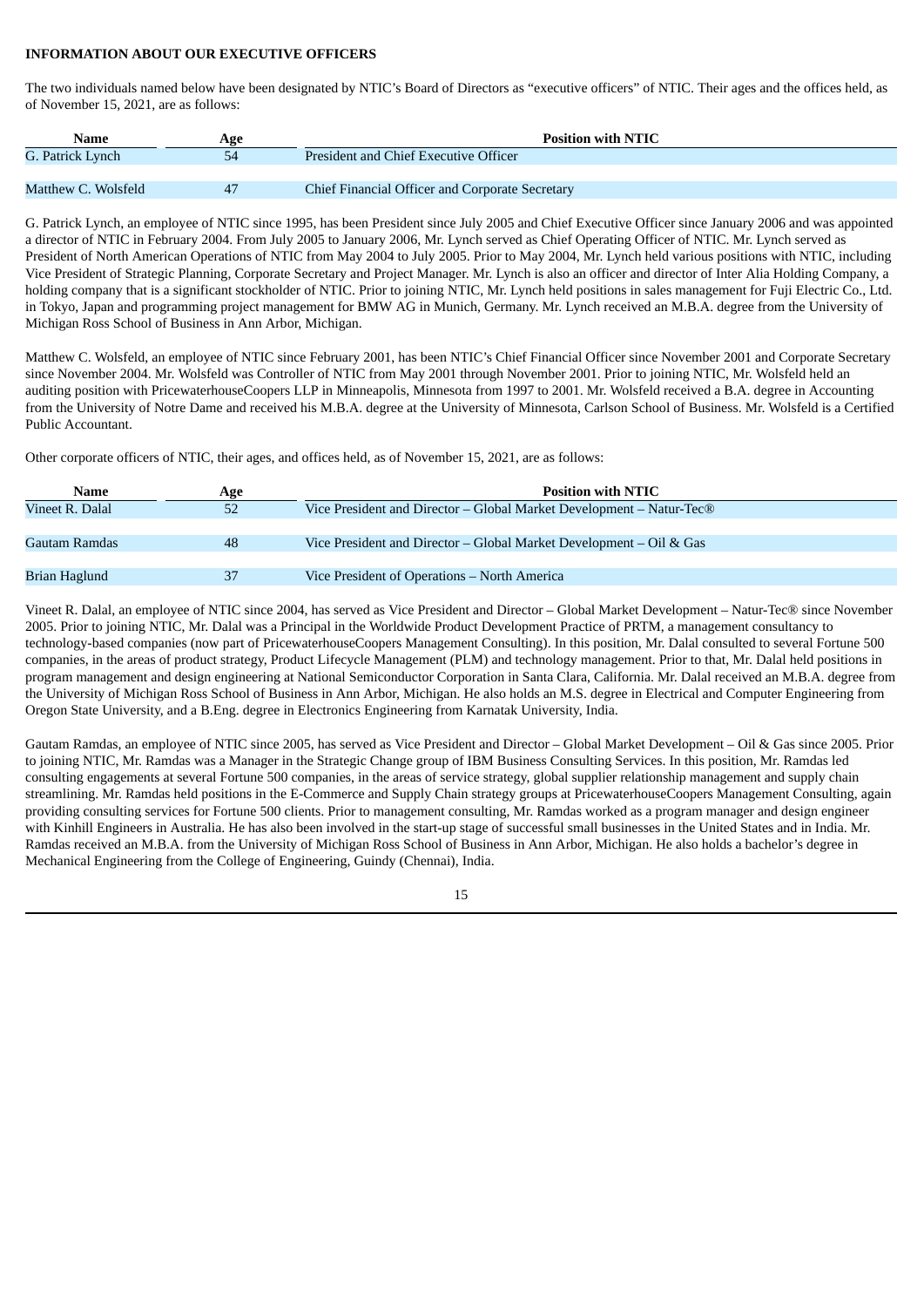**INFORMATION ABOUT OUR EXECUTIVE OFFICERS**

The two individuals named below have been designated by NTIC's Board of Directors as "executive officers" of NTIC. Their ages and the offices held, as of November 15, 2021, are as follows:

| Name | Age | Position with NTIC |
|---|---|---|
| G. Patrick Lynch | 54 | President and Chief Executive Officer |
| Matthew C. Wolsfeld | 47 | Chief Financial Officer and Corporate Secretary |

G. Patrick Lynch, an employee of NTIC since 1995, has been President since July 2005 and Chief Executive Officer since January 2006 and was appointed a director of NTIC in February 2004. From July 2005 to January 2006, Mr. Lynch served as Chief Operating Officer of NTIC. Mr. Lynch served as President of North American Operations of NTIC from May 2004 to July 2005. Prior to May 2004, Mr. Lynch held various positions with NTIC, including Vice President of Strategic Planning, Corporate Secretary and Project Manager. Mr. Lynch is also an officer and director of Inter Alia Holding Company, a holding company that is a significant stockholder of NTIC. Prior to joining NTIC, Mr. Lynch held positions in sales management for Fuji Electric Co., Ltd. in Tokyo, Japan and programming project management for BMW AG in Munich, Germany. Mr. Lynch received an M.B.A. degree from the University of Michigan Ross School of Business in Ann Arbor, Michigan.

Matthew C. Wolsfeld, an employee of NTIC since February 2001, has been NTIC's Chief Financial Officer since November 2001 and Corporate Secretary since November 2004. Mr. Wolsfeld was Controller of NTIC from May 2001 through November 2001. Prior to joining NTIC, Mr. Wolsfeld held an auditing position with PricewaterhouseCoopers LLP in Minneapolis, Minnesota from 1997 to 2001. Mr. Wolsfeld received a B.A. degree in Accounting from the University of Notre Dame and received his M.B.A. degree at the University of Minnesota, Carlson School of Business. Mr. Wolsfeld is a Certified Public Accountant.

Other corporate officers of NTIC, their ages, and offices held, as of November 15, 2021, are as follows:

| Name | Age | Position with NTIC |
|---|---|---|
| Vineet R. Dalal | 52 | Vice President and Director – Global Market Development – Natur-Tec® |
| Gautam Ramdas | 48 | Vice President and Director – Global Market Development – Oil & Gas |
| Brian Haglund | 37 | Vice President of Operations – North America |

Vineet R. Dalal, an employee of NTIC since 2004, has served as Vice President and Director – Global Market Development – Natur-Tec® since November 2005. Prior to joining NTIC, Mr. Dalal was a Principal in the Worldwide Product Development Practice of PRTM, a management consultancy to technology-based companies (now part of PricewaterhouseCoopers Management Consulting). In this position, Mr. Dalal consulted to several Fortune 500 companies, in the areas of product strategy, Product Lifecycle Management (PLM) and technology management. Prior to that, Mr. Dalal held positions in program management and design engineering at National Semiconductor Corporation in Santa Clara, California. Mr. Dalal received an M.B.A. degree from the University of Michigan Ross School of Business in Ann Arbor, Michigan. He also holds an M.S. degree in Electrical and Computer Engineering from Oregon State University, and a B.Eng. degree in Electronics Engineering from Karnatak University, India.

Gautam Ramdas, an employee of NTIC since 2005, has served as Vice President and Director – Global Market Development – Oil & Gas since 2005. Prior to joining NTIC, Mr. Ramdas was a Manager in the Strategic Change group of IBM Business Consulting Services. In this position, Mr. Ramdas led consulting engagements at several Fortune 500 companies, in the areas of service strategy, global supplier relationship management and supply chain streamlining. Mr. Ramdas held positions in the E-Commerce and Supply Chain strategy groups at PricewaterhouseCoopers Management Consulting, again providing consulting services for Fortune 500 clients. Prior to management consulting, Mr. Ramdas worked as a program manager and design engineer with Kinhill Engineers in Australia. He has also been involved in the start-up stage of successful small businesses in the United States and in India. Mr. Ramdas received an M.B.A. from the University of Michigan Ross School of Business in Ann Arbor, Michigan. He also holds a bachelor's degree in Mechanical Engineering from the College of Engineering, Guindy (Chennai), India.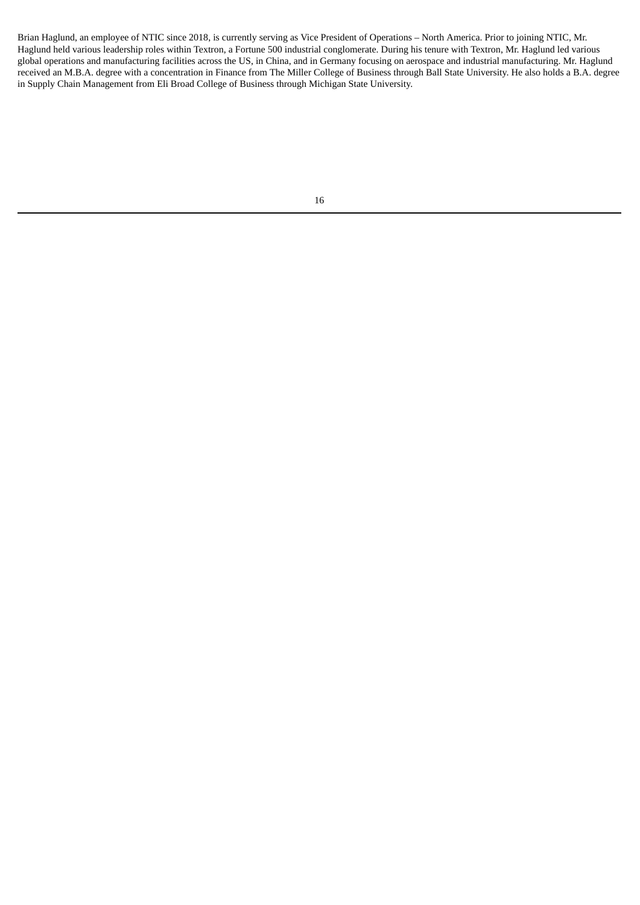Brian Haglund, an employee of NTIC since 2018, is currently serving as Vice President of Operations – North America. Prior to joining NTIC, Mr. Haglund held various leadership roles within Textron, a Fortune 500 industrial conglomerate. During his tenure with Textron, Mr. Haglund led various global operations and manufacturing facilities across the US, in China, and in Germany focusing on aerospace and industrial manufacturing. Mr. Haglund received an M.B.A. degree with a concentration in Finance from The Miller College of Business through Ball State University. He also holds a B.A. degree in Supply Chain Management from Eli Broad College of Business through Michigan State University.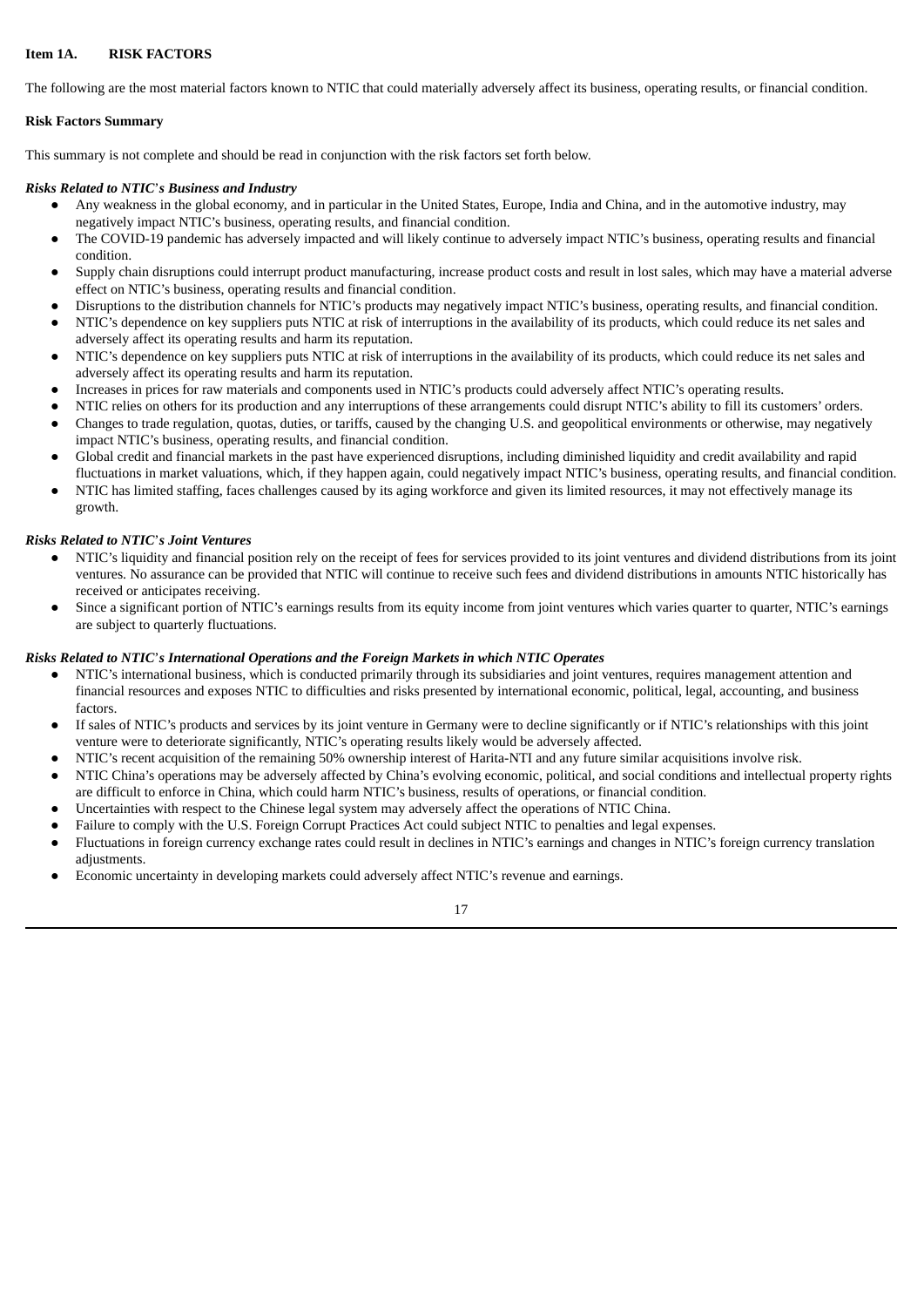**Item 1A. RISK FACTORS**

The following are the most material factors known to NTIC that could materially adversely affect its business, operating results, or financial condition.

**Risk Factors Summary**

This summary is not complete and should be read in conjunction with the risk factors set forth below.

***Risks Related to NTIC's Business and Industry***

- Any weakness in the global economy, and in particular in the United States, Europe, India and China, and in the automotive industry, may negatively impact NTIC's business, operating results, and financial condition.
- The COVID-19 pandemic has adversely impacted and will likely continue to adversely impact NTIC's business, operating results and financial condition.
- Supply chain disruptions could interrupt product manufacturing, increase product costs and result in lost sales, which may have a material adverse effect on NTIC's business, operating results and financial condition.
- Disruptions to the distribution channels for NTIC's products may negatively impact NTIC's business, operating results, and financial condition.
- NTIC's dependence on key suppliers puts NTIC at risk of interruptions in the availability of its products, which could reduce its net sales and adversely affect its operating results and harm its reputation.
- NTIC's dependence on key suppliers puts NTIC at risk of interruptions in the availability of its products, which could reduce its net sales and adversely affect its operating results and harm its reputation.
- Increases in prices for raw materials and components used in NTIC's products could adversely affect NTIC's operating results.
- NTIC relies on others for its production and any interruptions of these arrangements could disrupt NTIC's ability to fill its customers' orders.
- Changes to trade regulation, quotas, duties, or tariffs, caused by the changing U.S. and geopolitical environments or otherwise, may negatively impact NTIC's business, operating results, and financial condition.
- Global credit and financial markets in the past have experienced disruptions, including diminished liquidity and credit availability and rapid fluctuations in market valuations, which, if they happen again, could negatively impact NTIC's business, operating results, and financial condition.
- NTIC has limited staffing, faces challenges caused by its aging workforce and given its limited resources, it may not effectively manage its growth.

***Risks Related to NTIC's Joint Ventures***

- NTIC's liquidity and financial position rely on the receipt of fees for services provided to its joint ventures and dividend distributions from its joint ventures. No assurance can be provided that NTIC will continue to receive such fees and dividend distributions in amounts NTIC historically has received or anticipates receiving.
- Since a significant portion of NTIC's earnings results from its equity income from joint ventures which varies quarter to quarter, NTIC's earnings are subject to quarterly fluctuations.

***Risks Related to NTIC's International Operations and the Foreign Markets in which NTIC Operates***

- NTIC's international business, which is conducted primarily through its subsidiaries and joint ventures, requires management attention and financial resources and exposes NTIC to difficulties and risks presented by international economic, political, legal, accounting, and business factors.
- If sales of NTIC's products and services by its joint venture in Germany were to decline significantly or if NTIC's relationships with this joint venture were to deteriorate significantly, NTIC's operating results likely would be adversely affected.
- NTIC's recent acquisition of the remaining 50% ownership interest of Harita-NTI and any future similar acquisitions involve risk.
- NTIC China's operations may be adversely affected by China's evolving economic, political, and social conditions and intellectual property rights are difficult to enforce in China, which could harm NTIC's business, results of operations, or financial condition.
- Uncertainties with respect to the Chinese legal system may adversely affect the operations of NTIC China.
- Failure to comply with the U.S. Foreign Corrupt Practices Act could subject NTIC to penalties and legal expenses.
- Fluctuations in foreign currency exchange rates could result in declines in NTIC's earnings and changes in NTIC's foreign currency translation adjustments.
- Economic uncertainty in developing markets could adversely affect NTIC's revenue and earnings.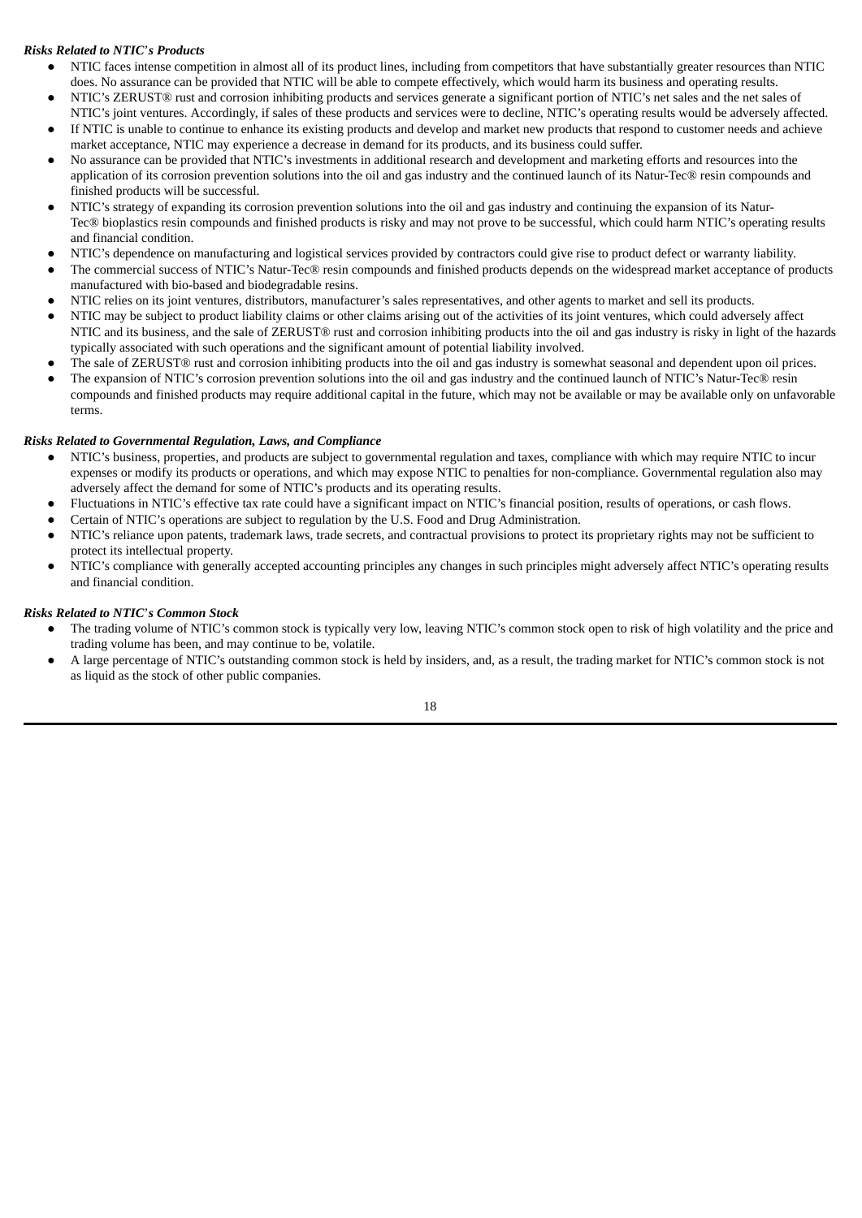***Risks Related to NTIC's Products***

- NTIC faces intense competition in almost all of its product lines, including from competitors that have substantially greater resources than NTIC does. No assurance can be provided that NTIC will be able to compete effectively, which would harm its business and operating results.
- NTIC's ZERUST® rust and corrosion inhibiting products and services generate a significant portion of NTIC's net sales and the net sales of NTIC's joint ventures. Accordingly, if sales of these products and services were to decline, NTIC's operating results would be adversely affected.
- If NTIC is unable to continue to enhance its existing products and develop and market new products that respond to customer needs and achieve market acceptance, NTIC may experience a decrease in demand for its products, and its business could suffer.
- No assurance can be provided that NTIC's investments in additional research and development and marketing efforts and resources into the application of its corrosion prevention solutions into the oil and gas industry and the continued launch of its Natur-Tec® resin compounds and finished products will be successful.
- NTIC's strategy of expanding its corrosion prevention solutions into the oil and gas industry and continuing the expansion of its Natur-Tec® bioplastics resin compounds and finished products is risky and may not prove to be successful, which could harm NTIC's operating results and financial condition.
- NTIC's dependence on manufacturing and logistical services provided by contractors could give rise to product defect or warranty liability.
- The commercial success of NTIC's Natur-Tec® resin compounds and finished products depends on the widespread market acceptance of products manufactured with bio-based and biodegradable resins.
- NTIC relies on its joint ventures, distributors, manufacturer's sales representatives, and other agents to market and sell its products.
- NTIC may be subject to product liability claims or other claims arising out of the activities of its joint ventures, which could adversely affect NTIC and its business, and the sale of ZERUST® rust and corrosion inhibiting products into the oil and gas industry is risky in light of the hazards typically associated with such operations and the significant amount of potential liability involved.
- The sale of ZERUST® rust and corrosion inhibiting products into the oil and gas industry is somewhat seasonal and dependent upon oil prices.
- The expansion of NTIC's corrosion prevention solutions into the oil and gas industry and the continued launch of NTIC's Natur-Tec® resin compounds and finished products may require additional capital in the future, which may not be available or may be available only on unfavorable terms.

***Risks Related to Governmental Regulation, Laws, and Compliance***

- NTIC's business, properties, and products are subject to governmental regulation and taxes, compliance with which may require NTIC to incur expenses or modify its products or operations, and which may expose NTIC to penalties for non-compliance. Governmental regulation also may adversely affect the demand for some of NTIC's products and its operating results.
- Fluctuations in NTIC's effective tax rate could have a significant impact on NTIC's financial position, results of operations, or cash flows.
- Certain of NTIC's operations are subject to regulation by the U.S. Food and Drug Administration.
- NTIC's reliance upon patents, trademark laws, trade secrets, and contractual provisions to protect its proprietary rights may not be sufficient to protect its intellectual property.
- NTIC's compliance with generally accepted accounting principles any changes in such principles might adversely affect NTIC's operating results and financial condition.

***Risks Related to NTIC's Common Stock***

- The trading volume of NTIC's common stock is typically very low, leaving NTIC's common stock open to risk of high volatility and the price and trading volume has been, and may continue to be, volatile.
- A large percentage of NTIC's outstanding common stock is held by insiders, and, as a result, the trading market for NTIC's common stock is not as liquid as the stock of other public companies.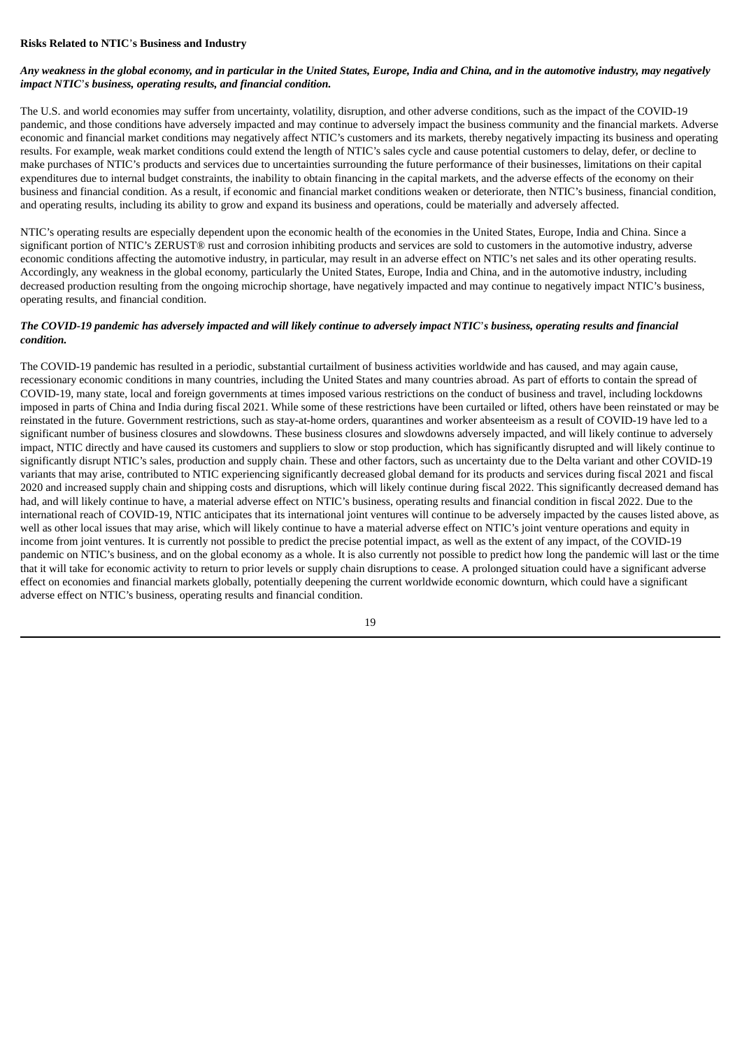**Risks Related to NTIC's Business and Industry**

***Any weakness in the global economy, and in particular in the United States, Europe, India and China, and in the automotive industry, may negatively impact NTIC's business, operating results, and financial condition.***

The U.S. and world economies may suffer from uncertainty, volatility, disruption, and other adverse conditions, such as the impact of the COVID-19 pandemic, and those conditions have adversely impacted and may continue to adversely impact the business community and the financial markets. Adverse economic and financial market conditions may negatively affect NTIC's customers and its markets, thereby negatively impacting its business and operating results. For example, weak market conditions could extend the length of NTIC's sales cycle and cause potential customers to delay, defer, or decline to make purchases of NTIC's products and services due to uncertainties surrounding the future performance of their businesses, limitations on their capital expenditures due to internal budget constraints, the inability to obtain financing in the capital markets, and the adverse effects of the economy on their business and financial condition. As a result, if economic and financial market conditions weaken or deteriorate, then NTIC's business, financial condition, and operating results, including its ability to grow and expand its business and operations, could be materially and adversely affected.

NTIC's operating results are especially dependent upon the economic health of the economies in the United States, Europe, India and China. Since a significant portion of NTIC's ZERUST® rust and corrosion inhibiting products and services are sold to customers in the automotive industry, adverse economic conditions affecting the automotive industry, in particular, may result in an adverse effect on NTIC's net sales and its other operating results. Accordingly, any weakness in the global economy, particularly the United States, Europe, India and China, and in the automotive industry, including decreased production resulting from the ongoing microchip shortage, have negatively impacted and may continue to negatively impact NTIC's business, operating results, and financial condition.

***The COVID-19 pandemic has adversely impacted and will likely continue to adversely impact NTIC's business, operating results and financial condition.***

The COVID-19 pandemic has resulted in a periodic, substantial curtailment of business activities worldwide and has caused, and may again cause, recessionary economic conditions in many countries, including the United States and many countries abroad. As part of efforts to contain the spread of COVID-19, many state, local and foreign governments at times imposed various restrictions on the conduct of business and travel, including lockdowns imposed in parts of China and India during fiscal 2021. While some of these restrictions have been curtailed or lifted, others have been reinstated or may be reinstated in the future. Government restrictions, such as stay-at-home orders, quarantines and worker absenteeism as a result of COVID-19 have led to a significant number of business closures and slowdowns. These business closures and slowdowns adversely impacted, and will likely continue to adversely impact, NTIC directly and have caused its customers and suppliers to slow or stop production, which has significantly disrupted and will likely continue to significantly disrupt NTIC's sales, production and supply chain. These and other factors, such as uncertainty due to the Delta variant and other COVID-19 variants that may arise, contributed to NTIC experiencing significantly decreased global demand for its products and services during fiscal 2021 and fiscal 2020 and increased supply chain and shipping costs and disruptions, which will likely continue during fiscal 2022. This significantly decreased demand has had, and will likely continue to have, a material adverse effect on NTIC's business, operating results and financial condition in fiscal 2022. Due to the international reach of COVID-19, NTIC anticipates that its international joint ventures will continue to be adversely impacted by the causes listed above, as well as other local issues that may arise, which will likely continue to have a material adverse effect on NTIC's joint venture operations and equity in income from joint ventures. It is currently not possible to predict the precise potential impact, as well as the extent of any impact, of the COVID-19 pandemic on NTIC's business, and on the global economy as a whole. It is also currently not possible to predict how long the pandemic will last or the time that it will take for economic activity to return to prior levels or supply chain disruptions to cease. A prolonged situation could have a significant adverse effect on economies and financial markets globally, potentially deepening the current worldwide economic downturn, which could have a significant adverse effect on NTIC's business, operating results and financial condition.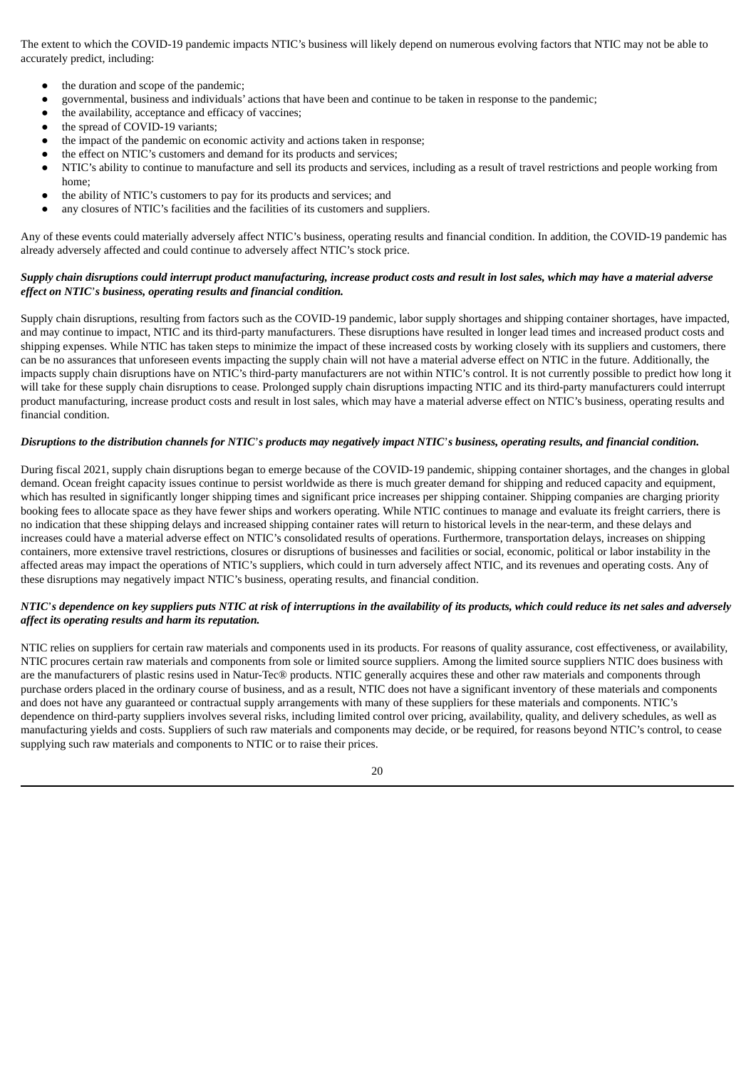The extent to which the COVID-19 pandemic impacts NTIC's business will likely depend on numerous evolving factors that NTIC may not be able to accurately predict, including:

- the duration and scope of the pandemic;
- governmental, business and individuals' actions that have been and continue to be taken in response to the pandemic;
- the availability, acceptance and efficacy of vaccines;
- the spread of COVID-19 variants;
- the impact of the pandemic on economic activity and actions taken in response;
- the effect on NTIC's customers and demand for its products and services;
- NTIC's ability to continue to manufacture and sell its products and services, including as a result of travel restrictions and people working from home;
- the ability of NTIC's customers to pay for its products and services; and
- any closures of NTIC's facilities and the facilities of its customers and suppliers.

Any of these events could materially adversely affect NTIC's business, operating results and financial condition. In addition, the COVID-19 pandemic has already adversely affected and could continue to adversely affect NTIC's stock price.

***Supply chain disruptions could interrupt product manufacturing, increase product costs and result in lost sales, which may have a material adverse effect on NTIC's business, operating results and financial condition.***

Supply chain disruptions, resulting from factors such as the COVID-19 pandemic, labor supply shortages and shipping container shortages, have impacted, and may continue to impact, NTIC and its third-party manufacturers. These disruptions have resulted in longer lead times and increased product costs and shipping expenses. While NTIC has taken steps to minimize the impact of these increased costs by working closely with its suppliers and customers, there can be no assurances that unforeseen events impacting the supply chain will not have a material adverse effect on NTIC in the future. Additionally, the impacts supply chain disruptions have on NTIC's third-party manufacturers are not within NTIC's control. It is not currently possible to predict how long it will take for these supply chain disruptions to cease. Prolonged supply chain disruptions impacting NTIC and its third-party manufacturers could interrupt product manufacturing, increase product costs and result in lost sales, which may have a material adverse effect on NTIC's business, operating results and financial condition.

***Disruptions to the distribution channels for NTIC's products may negatively impact NTIC's business, operating results, and financial condition.***

During fiscal 2021, supply chain disruptions began to emerge because of the COVID-19 pandemic, shipping container shortages, and the changes in global demand. Ocean freight capacity issues continue to persist worldwide as there is much greater demand for shipping and reduced capacity and equipment, which has resulted in significantly longer shipping times and significant price increases per shipping container. Shipping companies are charging priority booking fees to allocate space as they have fewer ships and workers operating. While NTIC continues to manage and evaluate its freight carriers, there is no indication that these shipping delays and increased shipping container rates will return to historical levels in the near-term, and these delays and increases could have a material adverse effect on NTIC's consolidated results of operations. Furthermore, transportation delays, increases on shipping containers, more extensive travel restrictions, closures or disruptions of businesses and facilities or social, economic, political or labor instability in the affected areas may impact the operations of NTIC's suppliers, which could in turn adversely affect NTIC, and its revenues and operating costs. Any of these disruptions may negatively impact NTIC's business, operating results, and financial condition.

***NTIC's dependence on key suppliers puts NTIC at risk of interruptions in the availability of its products, which could reduce its net sales and adversely affect its operating results and harm its reputation.***

NTIC relies on suppliers for certain raw materials and components used in its products. For reasons of quality assurance, cost effectiveness, or availability, NTIC procures certain raw materials and components from sole or limited source suppliers. Among the limited source suppliers NTIC does business with are the manufacturers of plastic resins used in Natur-Tec® products. NTIC generally acquires these and other raw materials and components through purchase orders placed in the ordinary course of business, and as a result, NTIC does not have a significant inventory of these materials and components and does not have any guaranteed or contractual supply arrangements with many of these suppliers for these materials and components. NTIC's dependence on third-party suppliers involves several risks, including limited control over pricing, availability, quality, and delivery schedules, as well as manufacturing yields and costs. Suppliers of such raw materials and components may decide, or be required, for reasons beyond NTIC's control, to cease supplying such raw materials and components to NTIC or to raise their prices.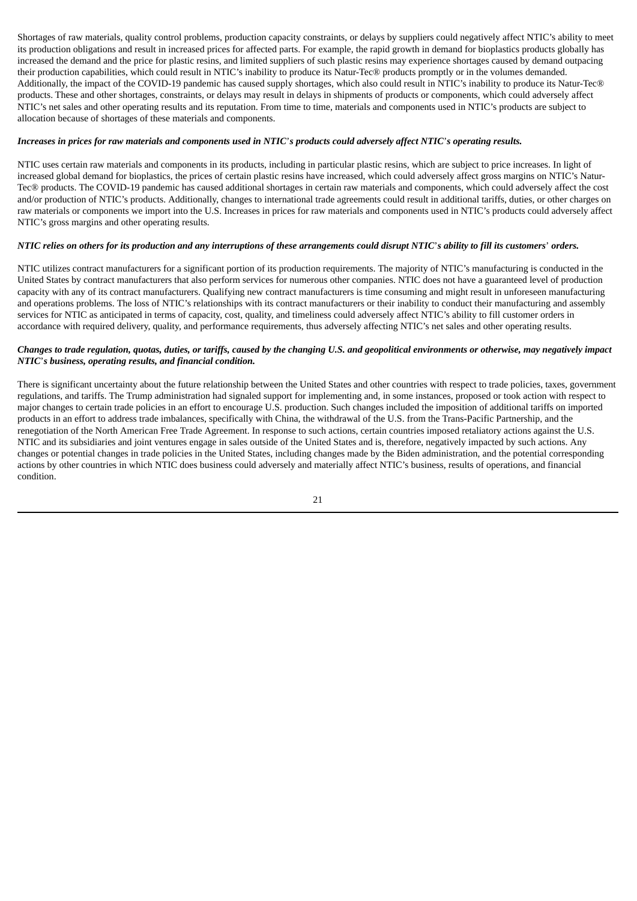Shortages of raw materials, quality control problems, production capacity constraints, or delays by suppliers could negatively affect NTIC's ability to meet its production obligations and result in increased prices for affected parts. For example, the rapid growth in demand for bioplastics products globally has increased the demand and the price for plastic resins, and limited suppliers of such plastic resins may experience shortages caused by demand outpacing their production capabilities, which could result in NTIC's inability to produce its Natur-Tec® products promptly or in the volumes demanded. Additionally, the impact of the COVID-19 pandemic has caused supply shortages, which also could result in NTIC's inability to produce its Natur-Tec® products. These and other shortages, constraints, or delays may result in delays in shipments of products or components, which could adversely affect NTIC's net sales and other operating results and its reputation. From time to time, materials and components used in NTIC's products are subject to allocation because of shortages of these materials and components.

***Increases in prices for raw materials and components used in NTIC's products could adversely affect NTIC's operating results.***

NTIC uses certain raw materials and components in its products, including in particular plastic resins, which are subject to price increases. In light of increased global demand for bioplastics, the prices of certain plastic resins have increased, which could adversely affect gross margins on NTIC's Natur-Tec® products. The COVID-19 pandemic has caused additional shortages in certain raw materials and components, which could adversely affect the cost and/or production of NTIC's products. Additionally, changes to international trade agreements could result in additional tariffs, duties, or other charges on raw materials or components we import into the U.S. Increases in prices for raw materials and components used in NTIC's products could adversely affect NTIC's gross margins and other operating results.

***NTIC relies on others for its production and any interruptions of these arrangements could disrupt NTIC's ability to fill its customers' orders.***

NTIC utilizes contract manufacturers for a significant portion of its production requirements. The majority of NTIC's manufacturing is conducted in the United States by contract manufacturers that also perform services for numerous other companies. NTIC does not have a guaranteed level of production capacity with any of its contract manufacturers. Qualifying new contract manufacturers is time consuming and might result in unforeseen manufacturing and operations problems. The loss of NTIC's relationships with its contract manufacturers or their inability to conduct their manufacturing and assembly services for NTIC as anticipated in terms of capacity, cost, quality, and timeliness could adversely affect NTIC's ability to fill customer orders in accordance with required delivery, quality, and performance requirements, thus adversely affecting NTIC's net sales and other operating results.

***Changes to trade regulation, quotas, duties, or tariffs, caused by the changing U.S. and geopolitical environments or otherwise, may negatively impact NTIC's business, operating results, and financial condition.***

There is significant uncertainty about the future relationship between the United States and other countries with respect to trade policies, taxes, government regulations, and tariffs. The Trump administration had signaled support for implementing and, in some instances, proposed or took action with respect to major changes to certain trade policies in an effort to encourage U.S. production. Such changes included the imposition of additional tariffs on imported products in an effort to address trade imbalances, specifically with China, the withdrawal of the U.S. from the Trans-Pacific Partnership, and the renegotiation of the North American Free Trade Agreement. In response to such actions, certain countries imposed retaliatory actions against the U.S. NTIC and its subsidiaries and joint ventures engage in sales outside of the United States and is, therefore, negatively impacted by such actions. Any changes or potential changes in trade policies in the United States, including changes made by the Biden administration, and the potential corresponding actions by other countries in which NTIC does business could adversely and materially affect NTIC's business, results of operations, and financial condition.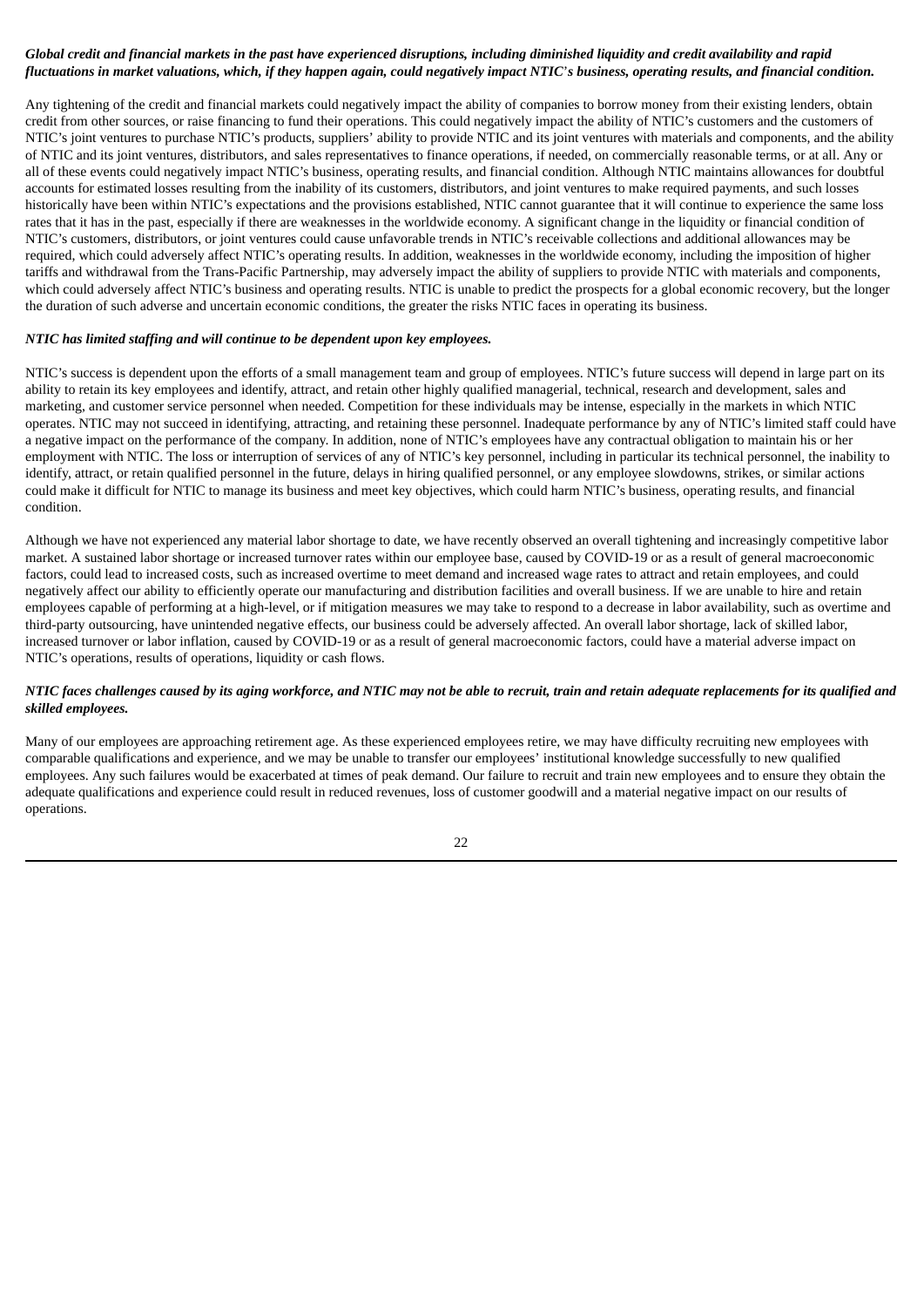***Global credit and financial markets in the past have experienced disruptions, including diminished liquidity and credit availability and rapid fluctuations in market valuations, which, if they happen again, could negatively impact NTIC's business, operating results, and financial condition.***

Any tightening of the credit and financial markets could negatively impact the ability of companies to borrow money from their existing lenders, obtain credit from other sources, or raise financing to fund their operations. This could negatively impact the ability of NTIC's customers and the customers of NTIC's joint ventures to purchase NTIC's products, suppliers' ability to provide NTIC and its joint ventures with materials and components, and the ability of NTIC and its joint ventures, distributors, and sales representatives to finance operations, if needed, on commercially reasonable terms, or at all. Any or all of these events could negatively impact NTIC's business, operating results, and financial condition. Although NTIC maintains allowances for doubtful accounts for estimated losses resulting from the inability of its customers, distributors, and joint ventures to make required payments, and such losses historically have been within NTIC's expectations and the provisions established, NTIC cannot guarantee that it will continue to experience the same loss rates that it has in the past, especially if there are weaknesses in the worldwide economy. A significant change in the liquidity or financial condition of NTIC's customers, distributors, or joint ventures could cause unfavorable trends in NTIC's receivable collections and additional allowances may be required, which could adversely affect NTIC's operating results. In addition, weaknesses in the worldwide economy, including the imposition of higher tariffs and withdrawal from the Trans-Pacific Partnership, may adversely impact the ability of suppliers to provide NTIC with materials and components, which could adversely affect NTIC's business and operating results. NTIC is unable to predict the prospects for a global economic recovery, but the longer the duration of such adverse and uncertain economic conditions, the greater the risks NTIC faces in operating its business.

***NTIC has limited staffing and will continue to be dependent upon key employees.***

NTIC's success is dependent upon the efforts of a small management team and group of employees. NTIC's future success will depend in large part on its ability to retain its key employees and identify, attract, and retain other highly qualified managerial, technical, research and development, sales and marketing, and customer service personnel when needed. Competition for these individuals may be intense, especially in the markets in which NTIC operates. NTIC may not succeed in identifying, attracting, and retaining these personnel. Inadequate performance by any of NTIC's limited staff could have a negative impact on the performance of the company. In addition, none of NTIC's employees have any contractual obligation to maintain his or her employment with NTIC. The loss or interruption of services of any of NTIC's key personnel, including in particular its technical personnel, the inability to identify, attract, or retain qualified personnel in the future, delays in hiring qualified personnel, or any employee slowdowns, strikes, or similar actions could make it difficult for NTIC to manage its business and meet key objectives, which could harm NTIC's business, operating results, and financial condition.

Although we have not experienced any material labor shortage to date, we have recently observed an overall tightening and increasingly competitive labor market. A sustained labor shortage or increased turnover rates within our employee base, caused by COVID-19 or as a result of general macroeconomic factors, could lead to increased costs, such as increased overtime to meet demand and increased wage rates to attract and retain employees, and could negatively affect our ability to efficiently operate our manufacturing and distribution facilities and overall business. If we are unable to hire and retain employees capable of performing at a high-level, or if mitigation measures we may take to respond to a decrease in labor availability, such as overtime and third-party outsourcing, have unintended negative effects, our business could be adversely affected. An overall labor shortage, lack of skilled labor, increased turnover or labor inflation, caused by COVID-19 or as a result of general macroeconomic factors, could have a material adverse impact on NTIC's operations, results of operations, liquidity or cash flows.

***NTIC faces challenges caused by its aging workforce, and NTIC may not be able to recruit, train and retain adequate replacements for its qualified and skilled employees.***

Many of our employees are approaching retirement age. As these experienced employees retire, we may have difficulty recruiting new employees with comparable qualifications and experience, and we may be unable to transfer our employees' institutional knowledge successfully to new qualified employees. Any such failures would be exacerbated at times of peak demand. Our failure to recruit and train new employees and to ensure they obtain the adequate qualifications and experience could result in reduced revenues, loss of customer goodwill and a material negative impact on our results of operations.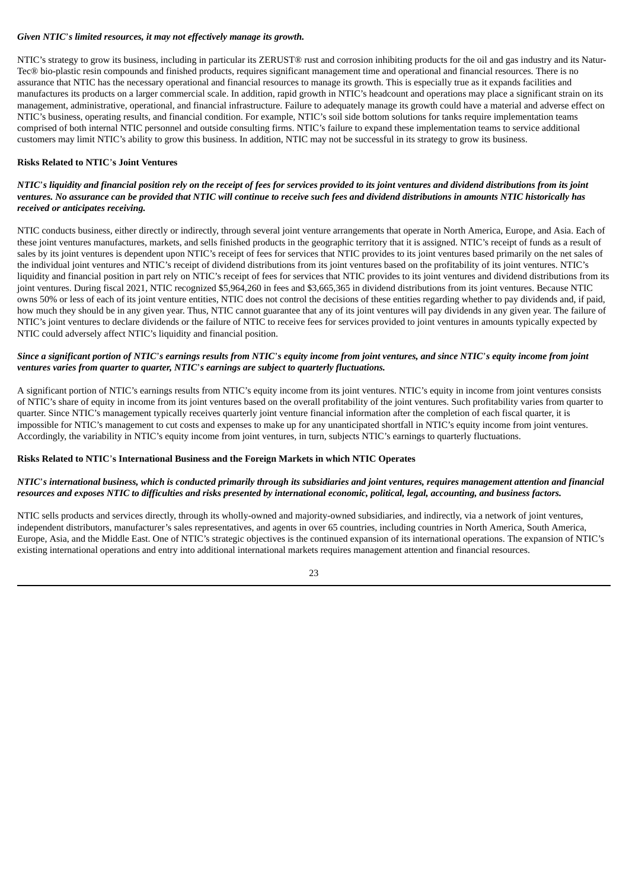***Given NTIC's limited resources, it may not effectively manage its growth.***

NTIC's strategy to grow its business, including in particular its ZERUST® rust and corrosion inhibiting products for the oil and gas industry and its Natur-Tec® bio-plastic resin compounds and finished products, requires significant management time and operational and financial resources. There is no assurance that NTIC has the necessary operational and financial resources to manage its growth. This is especially true as it expands facilities and manufactures its products on a larger commercial scale. In addition, rapid growth in NTIC's headcount and operations may place a significant strain on its management, administrative, operational, and financial infrastructure. Failure to adequately manage its growth could have a material and adverse effect on NTIC's business, operating results, and financial condition. For example, NTIC's soil side bottom solutions for tanks require implementation teams comprised of both internal NTIC personnel and outside consulting firms. NTIC's failure to expand these implementation teams to service additional customers may limit NTIC's ability to grow this business. In addition, NTIC may not be successful in its strategy to grow its business.

**Risks Related to NTIC's Joint Ventures**

***NTIC's liquidity and financial position rely on the receipt of fees for services provided to its joint ventures and dividend distributions from its joint ventures. No assurance can be provided that NTIC will continue to receive such fees and dividend distributions in amounts NTIC historically has received or anticipates receiving.***

NTIC conducts business, either directly or indirectly, through several joint venture arrangements that operate in North America, Europe, and Asia. Each of these joint ventures manufactures, markets, and sells finished products in the geographic territory that it is assigned. NTIC's receipt of funds as a result of sales by its joint ventures is dependent upon NTIC's receipt of fees for services that NTIC provides to its joint ventures based primarily on the net sales of the individual joint ventures and NTIC's receipt of dividend distributions from its joint ventures based on the profitability of its joint ventures. NTIC's liquidity and financial position in part rely on NTIC's receipt of fees for services that NTIC provides to its joint ventures and dividend distributions from its joint ventures. During fiscal 2021, NTIC recognized $5,964,260 in fees and $3,665,365 in dividend distributions from its joint ventures. Because NTIC owns 50% or less of each of its joint venture entities, NTIC does not control the decisions of these entities regarding whether to pay dividends and, if paid, how much they should be in any given year. Thus, NTIC cannot guarantee that any of its joint ventures will pay dividends in any given year. The failure of NTIC's joint ventures to declare dividends or the failure of NTIC to receive fees for services provided to joint ventures in amounts typically expected by NTIC could adversely affect NTIC's liquidity and financial position.

***Since a significant portion of NTIC's earnings results from NTIC's equity income from joint ventures, and since NTIC's equity income from joint ventures varies from quarter to quarter, NTIC's earnings are subject to quarterly fluctuations.***

A significant portion of NTIC's earnings results from NTIC's equity income from its joint ventures. NTIC's equity in income from joint ventures consists of NTIC's share of equity in income from its joint ventures based on the overall profitability of the joint ventures. Such profitability varies from quarter to quarter. Since NTIC's management typically receives quarterly joint venture financial information after the completion of each fiscal quarter, it is impossible for NTIC's management to cut costs and expenses to make up for any unanticipated shortfall in NTIC's equity income from joint ventures. Accordingly, the variability in NTIC's equity income from joint ventures, in turn, subjects NTIC's earnings to quarterly fluctuations.

**Risks Related to NTIC's International Business and the Foreign Markets in which NTIC Operates**

***NTIC's international business, which is conducted primarily through its subsidiaries and joint ventures, requires management attention and financial resources and exposes NTIC to difficulties and risks presented by international economic, political, legal, accounting, and business factors.***

NTIC sells products and services directly, through its wholly-owned and majority-owned subsidiaries, and indirectly, via a network of joint ventures, independent distributors, manufacturer's sales representatives, and agents in over 65 countries, including countries in North America, South America, Europe, Asia, and the Middle East. One of NTIC's strategic objectives is the continued expansion of its international operations. The expansion of NTIC's existing international operations and entry into additional international markets requires management attention and financial resources.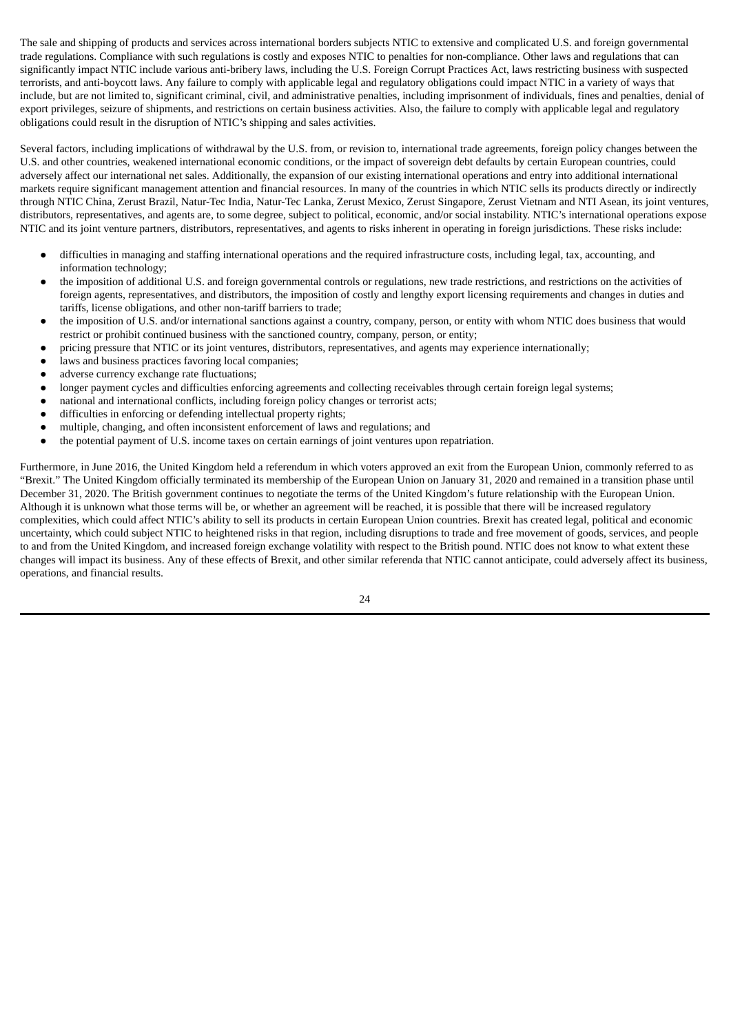The sale and shipping of products and services across international borders subjects NTIC to extensive and complicated U.S. and foreign governmental trade regulations. Compliance with such regulations is costly and exposes NTIC to penalties for non-compliance. Other laws and regulations that can significantly impact NTIC include various anti-bribery laws, including the U.S. Foreign Corrupt Practices Act, laws restricting business with suspected terrorists, and anti-boycott laws. Any failure to comply with applicable legal and regulatory obligations could impact NTIC in a variety of ways that include, but are not limited to, significant criminal, civil, and administrative penalties, including imprisonment of individuals, fines and penalties, denial of export privileges, seizure of shipments, and restrictions on certain business activities. Also, the failure to comply with applicable legal and regulatory obligations could result in the disruption of NTIC's shipping and sales activities.

Several factors, including implications of withdrawal by the U.S. from, or revision to, international trade agreements, foreign policy changes between the U.S. and other countries, weakened international economic conditions, or the impact of sovereign debt defaults by certain European countries, could adversely affect our international net sales. Additionally, the expansion of our existing international operations and entry into additional international markets require significant management attention and financial resources. In many of the countries in which NTIC sells its products directly or indirectly through NTIC China, Zerust Brazil, Natur-Tec India, Natur-Tec Lanka, Zerust Mexico, Zerust Singapore, Zerust Vietnam and NTI Asean, its joint ventures, distributors, representatives, and agents are, to some degree, subject to political, economic, and/or social instability. NTIC's international operations expose NTIC and its joint venture partners, distributors, representatives, and agents to risks inherent in operating in foreign jurisdictions. These risks include:

- difficulties in managing and staffing international operations and the required infrastructure costs, including legal, tax, accounting, and information technology;
- the imposition of additional U.S. and foreign governmental controls or regulations, new trade restrictions, and restrictions on the activities of foreign agents, representatives, and distributors, the imposition of costly and lengthy export licensing requirements and changes in duties and tariffs, license obligations, and other non-tariff barriers to trade;
- the imposition of U.S. and/or international sanctions against a country, company, person, or entity with whom NTIC does business that would restrict or prohibit continued business with the sanctioned country, company, person, or entity;
- pricing pressure that NTIC or its joint ventures, distributors, representatives, and agents may experience internationally;
- laws and business practices favoring local companies;
- adverse currency exchange rate fluctuations;
- longer payment cycles and difficulties enforcing agreements and collecting receivables through certain foreign legal systems;
- national and international conflicts, including foreign policy changes or terrorist acts;
- difficulties in enforcing or defending intellectual property rights;
- multiple, changing, and often inconsistent enforcement of laws and regulations; and
- the potential payment of U.S. income taxes on certain earnings of joint ventures upon repatriation.

Furthermore, in June 2016, the United Kingdom held a referendum in which voters approved an exit from the European Union, commonly referred to as "Brexit." The United Kingdom officially terminated its membership of the European Union on January 31, 2020 and remained in a transition phase until December 31, 2020. The British government continues to negotiate the terms of the United Kingdom's future relationship with the European Union. Although it is unknown what those terms will be, or whether an agreement will be reached, it is possible that there will be increased regulatory complexities, which could affect NTIC's ability to sell its products in certain European Union countries. Brexit has created legal, political and economic uncertainty, which could subject NTIC to heightened risks in that region, including disruptions to trade and free movement of goods, services, and people to and from the United Kingdom, and increased foreign exchange volatility with respect to the British pound. NTIC does not know to what extent these changes will impact its business. Any of these effects of Brexit, and other similar referenda that NTIC cannot anticipate, could adversely affect its business, operations, and financial results.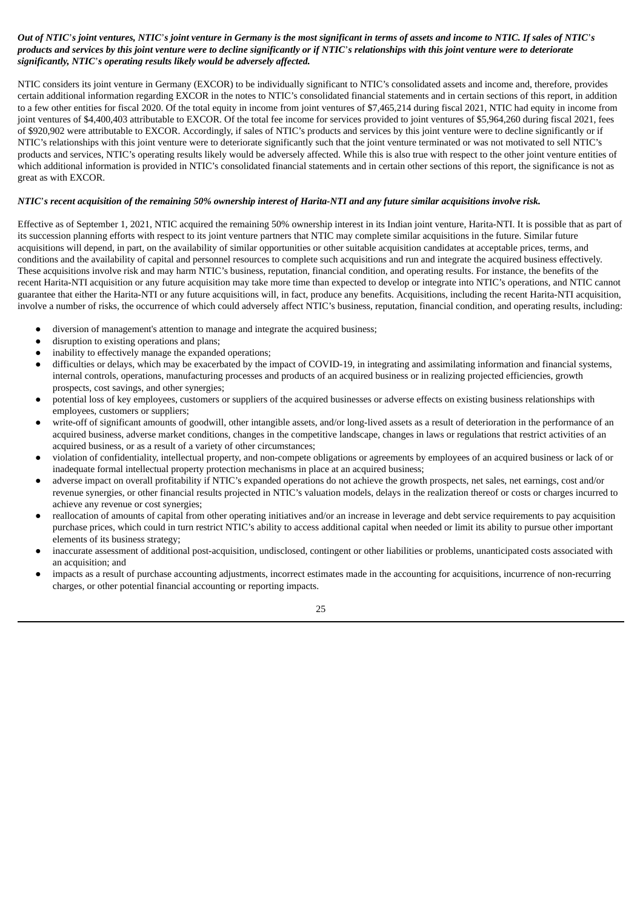***Out of NTIC's joint ventures, NTIC's joint venture in Germany is the most significant in terms of assets and income to NTIC. If sales of NTIC's products and services by this joint venture were to decline significantly or if NTIC's relationships with this joint venture were to deteriorate significantly, NTIC's operating results likely would be adversely affected.***

NTIC considers its joint venture in Germany (EXCOR) to be individually significant to NTIC's consolidated assets and income and, therefore, provides certain additional information regarding EXCOR in the notes to NTIC's consolidated financial statements and in certain sections of this report, in addition to a few other entities for fiscal 2020. Of the total equity in income from joint ventures of $7,465,214 during fiscal 2021, NTIC had equity in income from joint ventures of $4,400,403 attributable to EXCOR. Of the total fee income for services provided to joint ventures of $5,964,260 during fiscal 2021, fees of $920,902 were attributable to EXCOR. Accordingly, if sales of NTIC's products and services by this joint venture were to decline significantly or if NTIC's relationships with this joint venture were to deteriorate significantly such that the joint venture terminated or was not motivated to sell NTIC's products and services, NTIC's operating results likely would be adversely affected. While this is also true with respect to the other joint venture entities of which additional information is provided in NTIC's consolidated financial statements and in certain other sections of this report, the significance is not as great as with EXCOR.

***NTIC's recent acquisition of the remaining 50% ownership interest of Harita-NTI and any future similar acquisitions involve risk.***

Effective as of September 1, 2021, NTIC acquired the remaining 50% ownership interest in its Indian joint venture, Harita-NTI. It is possible that as part of its succession planning efforts with respect to its joint venture partners that NTIC may complete similar acquisitions in the future. Similar future acquisitions will depend, in part, on the availability of similar opportunities or other suitable acquisition candidates at acceptable prices, terms, and conditions and the availability of capital and personnel resources to complete such acquisitions and run and integrate the acquired business effectively. These acquisitions involve risk and may harm NTIC's business, reputation, financial condition, and operating results. For instance, the benefits of the recent Harita-NTI acquisition or any future acquisition may take more time than expected to develop or integrate into NTIC's operations, and NTIC cannot guarantee that either the Harita-NTI or any future acquisitions will, in fact, produce any benefits. Acquisitions, including the recent Harita-NTI acquisition, involve a number of risks, the occurrence of which could adversely affect NTIC's business, reputation, financial condition, and operating results, including:

- diversion of management's attention to manage and integrate the acquired business;
- disruption to existing operations and plans;
- inability to effectively manage the expanded operations;
- difficulties or delays, which may be exacerbated by the impact of COVID-19, in integrating and assimilating information and financial systems, internal controls, operations, manufacturing processes and products of an acquired business or in realizing projected efficiencies, growth prospects, cost savings, and other synergies;
- potential loss of key employees, customers or suppliers of the acquired businesses or adverse effects on existing business relationships with employees, customers or suppliers;
- write-off of significant amounts of goodwill, other intangible assets, and/or long-lived assets as a result of deterioration in the performance of an acquired business, adverse market conditions, changes in the competitive landscape, changes in laws or regulations that restrict activities of an acquired business, or as a result of a variety of other circumstances;
- violation of confidentiality, intellectual property, and non-compete obligations or agreements by employees of an acquired business or lack of or inadequate formal intellectual property protection mechanisms in place at an acquired business;
- adverse impact on overall profitability if NTIC's expanded operations do not achieve the growth prospects, net sales, net earnings, cost and/or revenue synergies, or other financial results projected in NTIC's valuation models, delays in the realization thereof or costs or charges incurred to achieve any revenue or cost synergies;
- reallocation of amounts of capital from other operating initiatives and/or an increase in leverage and debt service requirements to pay acquisition purchase prices, which could in turn restrict NTIC's ability to access additional capital when needed or limit its ability to pursue other important elements of its business strategy;
- inaccurate assessment of additional post-acquisition, undisclosed, contingent or other liabilities or problems, unanticipated costs associated with an acquisition; and
- impacts as a result of purchase accounting adjustments, incorrect estimates made in the accounting for acquisitions, incurrence of non-recurring charges, or other potential financial accounting or reporting impacts.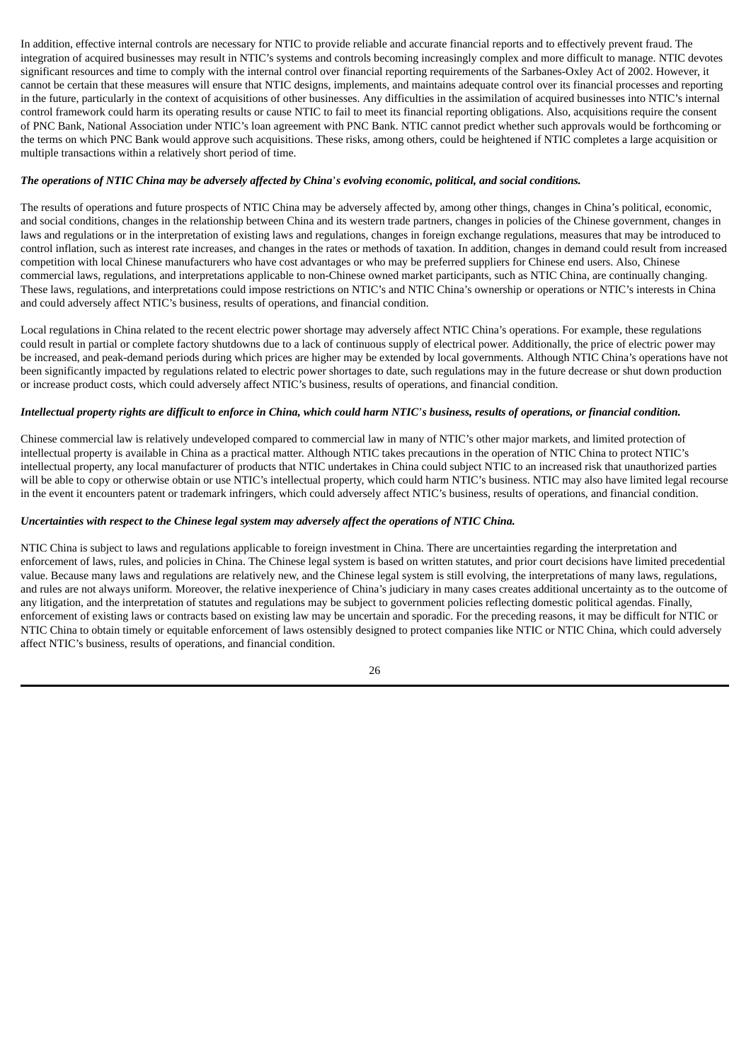In addition, effective internal controls are necessary for NTIC to provide reliable and accurate financial reports and to effectively prevent fraud. The integration of acquired businesses may result in NTIC's systems and controls becoming increasingly complex and more difficult to manage. NTIC devotes significant resources and time to comply with the internal control over financial reporting requirements of the Sarbanes-Oxley Act of 2002. However, it cannot be certain that these measures will ensure that NTIC designs, implements, and maintains adequate control over its financial processes and reporting in the future, particularly in the context of acquisitions of other businesses. Any difficulties in the assimilation of acquired businesses into NTIC's internal control framework could harm its operating results or cause NTIC to fail to meet its financial reporting obligations. Also, acquisitions require the consent of PNC Bank, National Association under NTIC's loan agreement with PNC Bank. NTIC cannot predict whether such approvals would be forthcoming or the terms on which PNC Bank would approve such acquisitions. These risks, among others, could be heightened if NTIC completes a large acquisition or multiple transactions within a relatively short period of time.

***The operations of NTIC China may be adversely affected by China's evolving economic, political, and social conditions.***

The results of operations and future prospects of NTIC China may be adversely affected by, among other things, changes in China's political, economic, and social conditions, changes in the relationship between China and its western trade partners, changes in policies of the Chinese government, changes in laws and regulations or in the interpretation of existing laws and regulations, changes in foreign exchange regulations, measures that may be introduced to control inflation, such as interest rate increases, and changes in the rates or methods of taxation. In addition, changes in demand could result from increased competition with local Chinese manufacturers who have cost advantages or who may be preferred suppliers for Chinese end users. Also, Chinese commercial laws, regulations, and interpretations applicable to non-Chinese owned market participants, such as NTIC China, are continually changing. These laws, regulations, and interpretations could impose restrictions on NTIC's and NTIC China's ownership or operations or NTIC's interests in China and could adversely affect NTIC's business, results of operations, and financial condition.

Local regulations in China related to the recent electric power shortage may adversely affect NTIC China's operations. For example, these regulations could result in partial or complete factory shutdowns due to a lack of continuous supply of electrical power. Additionally, the price of electric power may be increased, and peak-demand periods during which prices are higher may be extended by local governments. Although NTIC China's operations have not been significantly impacted by regulations related to electric power shortages to date, such regulations may in the future decrease or shut down production or increase product costs, which could adversely affect NTIC's business, results of operations, and financial condition.

***Intellectual property rights are difficult to enforce in China, which could harm NTIC's business, results of operations, or financial condition.***

Chinese commercial law is relatively undeveloped compared to commercial law in many of NTIC's other major markets, and limited protection of intellectual property is available in China as a practical matter. Although NTIC takes precautions in the operation of NTIC China to protect NTIC's intellectual property, any local manufacturer of products that NTIC undertakes in China could subject NTIC to an increased risk that unauthorized parties will be able to copy or otherwise obtain or use NTIC's intellectual property, which could harm NTIC's business. NTIC may also have limited legal recourse in the event it encounters patent or trademark infringers, which could adversely affect NTIC's business, results of operations, and financial condition.

***Uncertainties with respect to the Chinese legal system may adversely affect the operations of NTIC China.***

NTIC China is subject to laws and regulations applicable to foreign investment in China. There are uncertainties regarding the interpretation and enforcement of laws, rules, and policies in China. The Chinese legal system is based on written statutes, and prior court decisions have limited precedential value. Because many laws and regulations are relatively new, and the Chinese legal system is still evolving, the interpretations of many laws, regulations, and rules are not always uniform. Moreover, the relative inexperience of China's judiciary in many cases creates additional uncertainty as to the outcome of any litigation, and the interpretation of statutes and regulations may be subject to government policies reflecting domestic political agendas. Finally, enforcement of existing laws or contracts based on existing law may be uncertain and sporadic. For the preceding reasons, it may be difficult for NTIC or NTIC China to obtain timely or equitable enforcement of laws ostensibly designed to protect companies like NTIC or NTIC China, which could adversely affect NTIC's business, results of operations, and financial condition.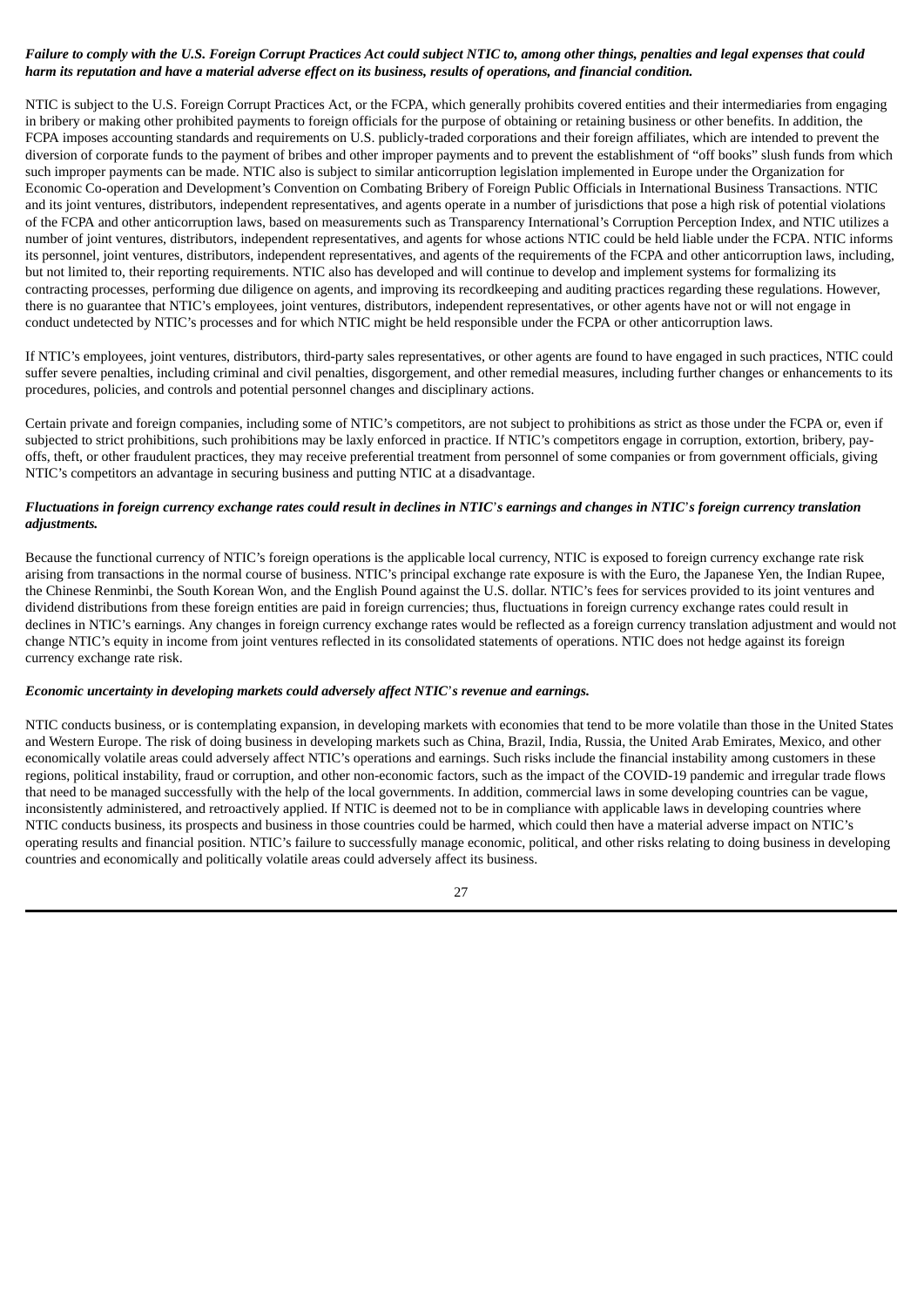***Failure to comply with the U.S. Foreign Corrupt Practices Act could subject NTIC to, among other things, penalties and legal expenses that could harm its reputation and have a material adverse effect on its business, results of operations, and financial condition.***

NTIC is subject to the U.S. Foreign Corrupt Practices Act, or the FCPA, which generally prohibits covered entities and their intermediaries from engaging in bribery or making other prohibited payments to foreign officials for the purpose of obtaining or retaining business or other benefits. In addition, the FCPA imposes accounting standards and requirements on U.S. publicly-traded corporations and their foreign affiliates, which are intended to prevent the diversion of corporate funds to the payment of bribes and other improper payments and to prevent the establishment of "off books" slush funds from which such improper payments can be made. NTIC also is subject to similar anticorruption legislation implemented in Europe under the Organization for Economic Co-operation and Development's Convention on Combating Bribery of Foreign Public Officials in International Business Transactions. NTIC and its joint ventures, distributors, independent representatives, and agents operate in a number of jurisdictions that pose a high risk of potential violations of the FCPA and other anticorruption laws, based on measurements such as Transparency International's Corruption Perception Index, and NTIC utilizes a number of joint ventures, distributors, independent representatives, and agents for whose actions NTIC could be held liable under the FCPA. NTIC informs its personnel, joint ventures, distributors, independent representatives, and agents of the requirements of the FCPA and other anticorruption laws, including, but not limited to, their reporting requirements. NTIC also has developed and will continue to develop and implement systems for formalizing its contracting processes, performing due diligence on agents, and improving its recordkeeping and auditing practices regarding these regulations. However, there is no guarantee that NTIC's employees, joint ventures, distributors, independent representatives, or other agents have not or will not engage in conduct undetected by NTIC's processes and for which NTIC might be held responsible under the FCPA or other anticorruption laws.

If NTIC's employees, joint ventures, distributors, third-party sales representatives, or other agents are found to have engaged in such practices, NTIC could suffer severe penalties, including criminal and civil penalties, disgorgement, and other remedial measures, including further changes or enhancements to its procedures, policies, and controls and potential personnel changes and disciplinary actions.

Certain private and foreign companies, including some of NTIC's competitors, are not subject to prohibitions as strict as those under the FCPA or, even if subjected to strict prohibitions, such prohibitions may be laxly enforced in practice. If NTIC's competitors engage in corruption, extortion, bribery, pay-offs, theft, or other fraudulent practices, they may receive preferential treatment from personnel of some companies or from government officials, giving NTIC's competitors an advantage in securing business and putting NTIC at a disadvantage.

***Fluctuations in foreign currency exchange rates could result in declines in NTIC's earnings and changes in NTIC's foreign currency translation adjustments.***

Because the functional currency of NTIC's foreign operations is the applicable local currency, NTIC is exposed to foreign currency exchange rate risk arising from transactions in the normal course of business. NTIC's principal exchange rate exposure is with the Euro, the Japanese Yen, the Indian Rupee, the Chinese Renminbi, the South Korean Won, and the English Pound against the U.S. dollar. NTIC's fees for services provided to its joint ventures and dividend distributions from these foreign entities are paid in foreign currencies; thus, fluctuations in foreign currency exchange rates could result in declines in NTIC's earnings. Any changes in foreign currency exchange rates would be reflected as a foreign currency translation adjustment and would not change NTIC's equity in income from joint ventures reflected in its consolidated statements of operations. NTIC does not hedge against its foreign currency exchange rate risk.

***Economic uncertainty in developing markets could adversely affect NTIC's revenue and earnings.***

NTIC conducts business, or is contemplating expansion, in developing markets with economies that tend to be more volatile than those in the United States and Western Europe. The risk of doing business in developing markets such as China, Brazil, India, Russia, the United Arab Emirates, Mexico, and other economically volatile areas could adversely affect NTIC's operations and earnings. Such risks include the financial instability among customers in these regions, political instability, fraud or corruption, and other non-economic factors, such as the impact of the COVID-19 pandemic and irregular trade flows that need to be managed successfully with the help of the local governments. In addition, commercial laws in some developing countries can be vague, inconsistently administered, and retroactively applied. If NTIC is deemed not to be in compliance with applicable laws in developing countries where NTIC conducts business, its prospects and business in those countries could be harmed, which could then have a material adverse impact on NTIC's operating results and financial position. NTIC's failure to successfully manage economic, political, and other risks relating to doing business in developing countries and economically and politically volatile areas could adversely affect its business.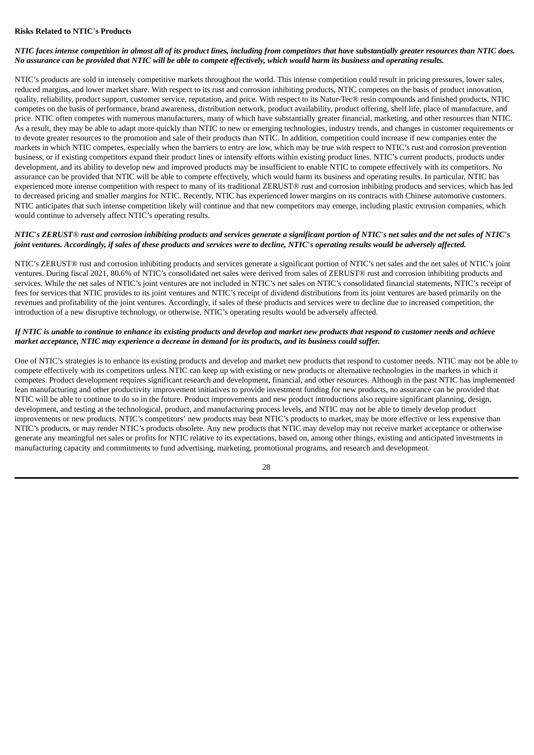**Risks Related to NTIC's Products**

***NTIC faces intense competition in almost all of its product lines, including from competitors that have substantially greater resources than NTIC does. No assurance can be provided that NTIC will be able to compete effectively, which would harm its business and operating results.***

NTIC's products are sold in intensely competitive markets throughout the world. This intense competition could result in pricing pressures, lower sales, reduced margins, and lower market share. With respect to its rust and corrosion inhibiting products, NTIC competes on the basis of product innovation, quality, reliability, product support, customer service, reputation, and price. With respect to its Natur-Tec® resin compounds and finished products, NTIC competes on the basis of performance, brand awareness, distribution network, product availability, product offering, shelf life, place of manufacture, and price. NTIC often competes with numerous manufacturers, many of which have substantially greater financial, marketing, and other resources than NTIC. As a result, they may be able to adapt more quickly than NTIC to new or emerging technologies, industry trends, and changes in customer requirements or to devote greater resources to the promotion and sale of their products than NTIC. In addition, competition could increase if new companies enter the markets in which NTIC competes, especially when the barriers to entry are low, which may be true with respect to NTIC's rust and corrosion prevention business, or if existing competitors expand their product lines or intensify efforts within existing product lines. NTIC's current products, products under development, and its ability to develop new and improved products may be insufficient to enable NTIC to compete effectively with its competitors. No assurance can be provided that NTIC will be able to compete effectively, which would harm its business and operating results. In particular, NTIC has experienced more intense competition with respect to many of its traditional ZERUST® rust and corrosion inhibiting products and services, which has led to decreased pricing and smaller margins for NTIC. Recently, NTIC has experienced lower margins on its contracts with Chinese automotive customers. NTIC anticipates that such intense competition likely will continue and that new competitors may emerge, including plastic extrusion companies, which would continue to adversely affect NTIC's operating results.

***NTIC's ZERUST® rust and corrosion inhibiting products and services generate a significant portion of NTIC's net sales and the net sales of NTIC's joint ventures. Accordingly, if sales of these products and services were to decline, NTIC's operating results would be adversely affected.***

NTIC's ZERUST® rust and corrosion inhibiting products and services generate a significant portion of NTIC's net sales and the net sales of NTIC's joint ventures. During fiscal 2021, 80.6% of NTIC's consolidated net sales were derived from sales of ZERUST® rust and corrosion inhibiting products and services. While the net sales of NTIC's joint ventures are not included in NTIC's net sales on NTIC's consolidated financial statements, NTIC's receipt of fees for services that NTIC provides to its joint ventures and NTIC's receipt of dividend distributions from its joint ventures are based primarily on the revenues and profitability of the joint ventures. Accordingly, if sales of these products and services were to decline due to increased competition, the introduction of a new disruptive technology, or otherwise, NTIC's operating results would be adversely affected.

***If NTIC is unable to continue to enhance its existing products and develop and market new products that respond to customer needs and achieve market acceptance, NTIC may experience a decrease in demand for its products, and its business could suffer.***

One of NTIC's strategies is to enhance its existing products and develop and market new products that respond to customer needs. NTIC may not be able to compete effectively with its competitors unless NTIC can keep up with existing or new products or alternative technologies in the markets in which it competes. Product development requires significant research and development, financial, and other resources. Although in the past NTIC has implemented lean manufacturing and other productivity improvement initiatives to provide investment funding for new products, no assurance can be provided that NTIC will be able to continue to do so in the future. Product improvements and new product introductions also require significant planning, design, development, and testing at the technological, product, and manufacturing process levels, and NTIC may not be able to timely develop product improvements or new products. NTIC's competitors' new products may beat NTIC's products to market, may be more effective or less expensive than NTIC's products, or may render NTIC's products obsolete. Any new products that NTIC may develop may not receive market acceptance or otherwise generate any meaningful net sales or profits for NTIC relative to its expectations, based on, among other things, existing and anticipated investments in manufacturing capacity and commitments to fund advertising, marketing, promotional programs, and research and development.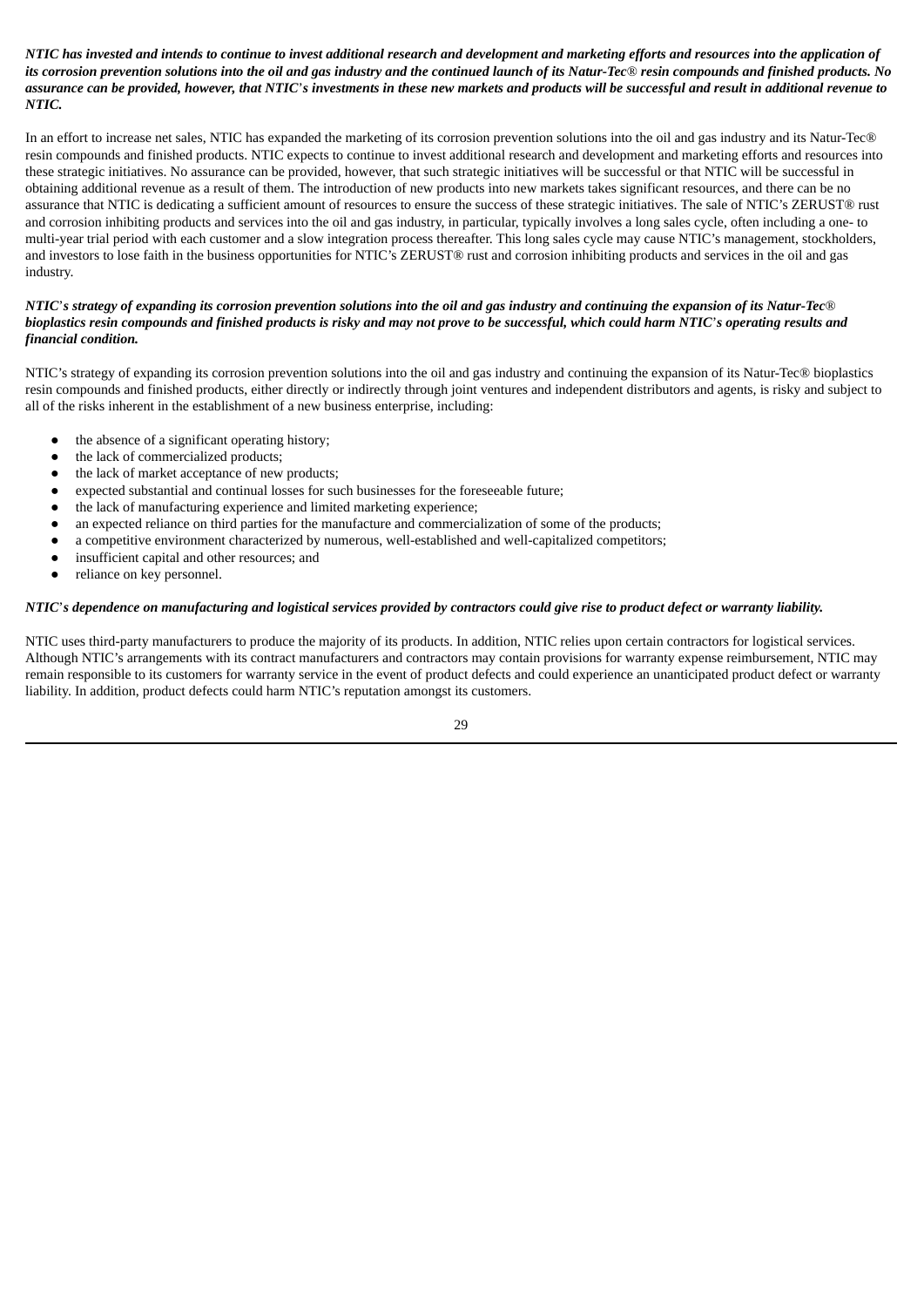***NTIC has invested and intends to continue to invest additional research and development and marketing efforts and resources into the application of its corrosion prevention solutions into the oil and gas industry and the continued launch of its Natur-Tec® resin compounds and finished products. No assurance can be provided, however, that NTIC's investments in these new markets and products will be successful and result in additional revenue to NTIC.***

In an effort to increase net sales, NTIC has expanded the marketing of its corrosion prevention solutions into the oil and gas industry and its Natur-Tec® resin compounds and finished products. NTIC expects to continue to invest additional research and development and marketing efforts and resources into these strategic initiatives. No assurance can be provided, however, that such strategic initiatives will be successful or that NTIC will be successful in obtaining additional revenue as a result of them. The introduction of new products into new markets takes significant resources, and there can be no assurance that NTIC is dedicating a sufficient amount of resources to ensure the success of these strategic initiatives. The sale of NTIC's ZERUST® rust and corrosion inhibiting products and services into the oil and gas industry, in particular, typically involves a long sales cycle, often including a one- to multi-year trial period with each customer and a slow integration process thereafter. This long sales cycle may cause NTIC's management, stockholders, and investors to lose faith in the business opportunities for NTIC's ZERUST® rust and corrosion inhibiting products and services in the oil and gas industry.

***NTIC's strategy of expanding its corrosion prevention solutions into the oil and gas industry and continuing the expansion of its Natur-Tec® bioplastics resin compounds and finished products is risky and may not prove to be successful, which could harm NTIC's operating results and financial condition.***

NTIC's strategy of expanding its corrosion prevention solutions into the oil and gas industry and continuing the expansion of its Natur-Tec® bioplastics resin compounds and finished products, either directly or indirectly through joint ventures and independent distributors and agents, is risky and subject to all of the risks inherent in the establishment of a new business enterprise, including:

- the absence of a significant operating history;
- the lack of commercialized products;
- the lack of market acceptance of new products;
- expected substantial and continual losses for such businesses for the foreseeable future;
- the lack of manufacturing experience and limited marketing experience;
- an expected reliance on third parties for the manufacture and commercialization of some of the products;
- a competitive environment characterized by numerous, well-established and well-capitalized competitors;
- insufficient capital and other resources; and
- reliance on key personnel.

***NTIC's dependence on manufacturing and logistical services provided by contractors could give rise to product defect or warranty liability.***

NTIC uses third-party manufacturers to produce the majority of its products. In addition, NTIC relies upon certain contractors for logistical services. Although NTIC's arrangements with its contract manufacturers and contractors may contain provisions for warranty expense reimbursement, NTIC may remain responsible to its customers for warranty service in the event of product defects and could experience an unanticipated product defect or warranty liability. In addition, product defects could harm NTIC's reputation amongst its customers.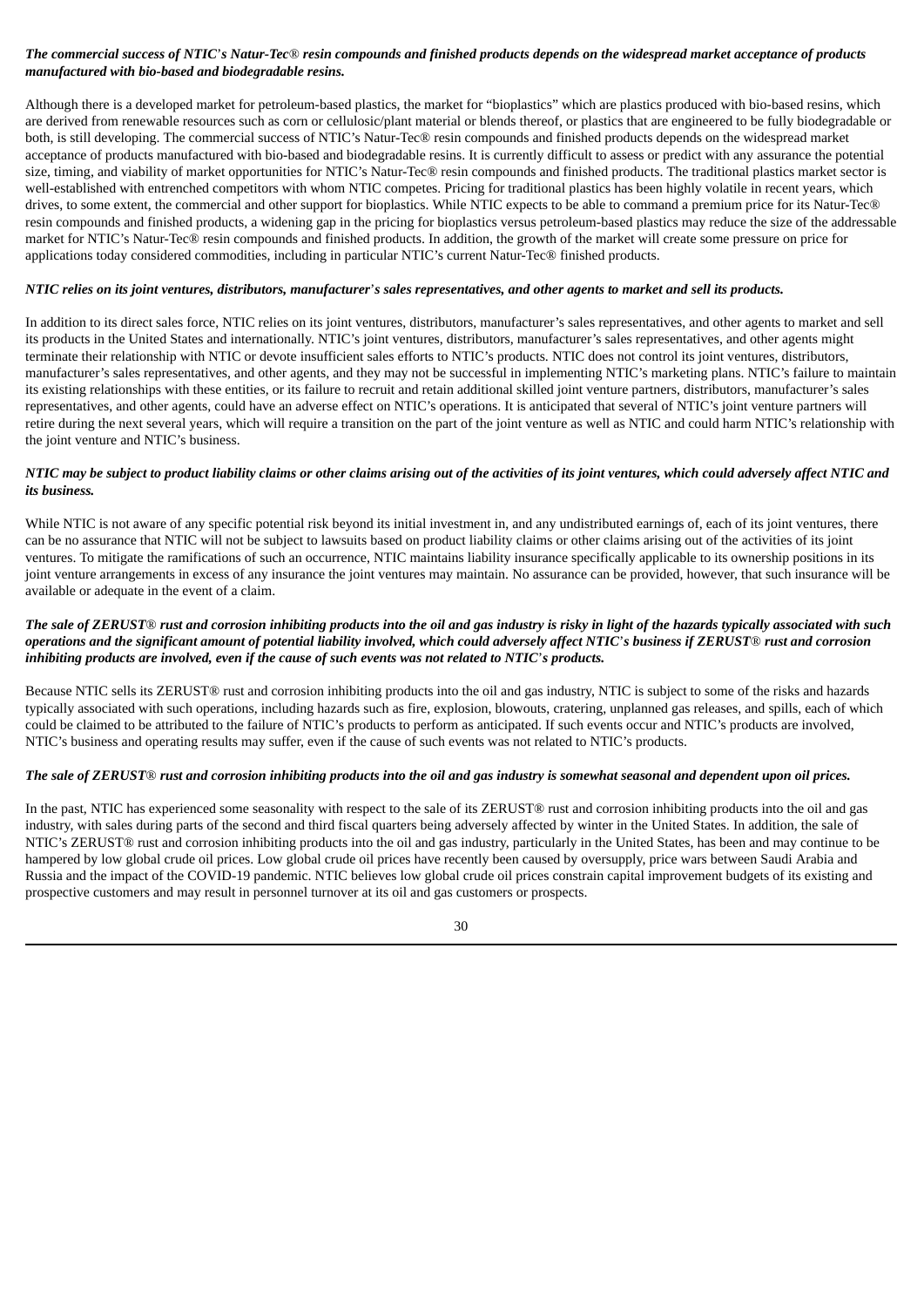***The commercial success of NTIC's Natur-Tec® resin compounds and finished products depends on the widespread market acceptance of products manufactured with bio-based and biodegradable resins.***

Although there is a developed market for petroleum-based plastics, the market for "bioplastics" which are plastics produced with bio-based resins, which are derived from renewable resources such as corn or cellulosic/plant material or blends thereof, or plastics that are engineered to be fully biodegradable or both, is still developing. The commercial success of NTIC's Natur-Tec® resin compounds and finished products depends on the widespread market acceptance of products manufactured with bio-based and biodegradable resins. It is currently difficult to assess or predict with any assurance the potential size, timing, and viability of market opportunities for NTIC's Natur-Tec® resin compounds and finished products. The traditional plastics market sector is well-established with entrenched competitors with whom NTIC competes. Pricing for traditional plastics has been highly volatile in recent years, which drives, to some extent, the commercial and other support for bioplastics. While NTIC expects to be able to command a premium price for its Natur-Tec® resin compounds and finished products, a widening gap in the pricing for bioplastics versus petroleum-based plastics may reduce the size of the addressable market for NTIC's Natur-Tec® resin compounds and finished products. In addition, the growth of the market will create some pressure on price for applications today considered commodities, including in particular NTIC's current Natur-Tec® finished products.

***NTIC relies on its joint ventures, distributors, manufacturer's sales representatives, and other agents to market and sell its products.***

In addition to its direct sales force, NTIC relies on its joint ventures, distributors, manufacturer's sales representatives, and other agents to market and sell its products in the United States and internationally. NTIC's joint ventures, distributors, manufacturer's sales representatives, and other agents might terminate their relationship with NTIC or devote insufficient sales efforts to NTIC's products. NTIC does not control its joint ventures, distributors, manufacturer's sales representatives, and other agents, and they may not be successful in implementing NTIC's marketing plans. NTIC's failure to maintain its existing relationships with these entities, or its failure to recruit and retain additional skilled joint venture partners, distributors, manufacturer's sales representatives, and other agents, could have an adverse effect on NTIC's operations. It is anticipated that several of NTIC's joint venture partners will retire during the next several years, which will require a transition on the part of the joint venture as well as NTIC and could harm NTIC's relationship with the joint venture and NTIC's business.

***NTIC may be subject to product liability claims or other claims arising out of the activities of its joint ventures, which could adversely affect NTIC and its business.***

While NTIC is not aware of any specific potential risk beyond its initial investment in, and any undistributed earnings of, each of its joint ventures, there can be no assurance that NTIC will not be subject to lawsuits based on product liability claims or other claims arising out of the activities of its joint ventures. To mitigate the ramifications of such an occurrence, NTIC maintains liability insurance specifically applicable to its ownership positions in its joint venture arrangements in excess of any insurance the joint ventures may maintain. No assurance can be provided, however, that such insurance will be available or adequate in the event of a claim.

***The sale of ZERUST® rust and corrosion inhibiting products into the oil and gas industry is risky in light of the hazards typically associated with such operations and the significant amount of potential liability involved, which could adversely affect NTIC's business if ZERUST® rust and corrosion inhibiting products are involved, even if the cause of such events was not related to NTIC's products.***

Because NTIC sells its ZERUST® rust and corrosion inhibiting products into the oil and gas industry, NTIC is subject to some of the risks and hazards typically associated with such operations, including hazards such as fire, explosion, blowouts, cratering, unplanned gas releases, and spills, each of which could be claimed to be attributed to the failure of NTIC's products to perform as anticipated. If such events occur and NTIC's products are involved, NTIC's business and operating results may suffer, even if the cause of such events was not related to NTIC's products.

***The sale of ZERUST® rust and corrosion inhibiting products into the oil and gas industry is somewhat seasonal and dependent upon oil prices.***

In the past, NTIC has experienced some seasonality with respect to the sale of its ZERUST® rust and corrosion inhibiting products into the oil and gas industry, with sales during parts of the second and third fiscal quarters being adversely affected by winter in the United States. In addition, the sale of NTIC's ZERUST® rust and corrosion inhibiting products into the oil and gas industry, particularly in the United States, has been and may continue to be hampered by low global crude oil prices. Low global crude oil prices have recently been caused by oversupply, price wars between Saudi Arabia and Russia and the impact of the COVID-19 pandemic. NTIC believes low global crude oil prices constrain capital improvement budgets of its existing and prospective customers and may result in personnel turnover at its oil and gas customers or prospects.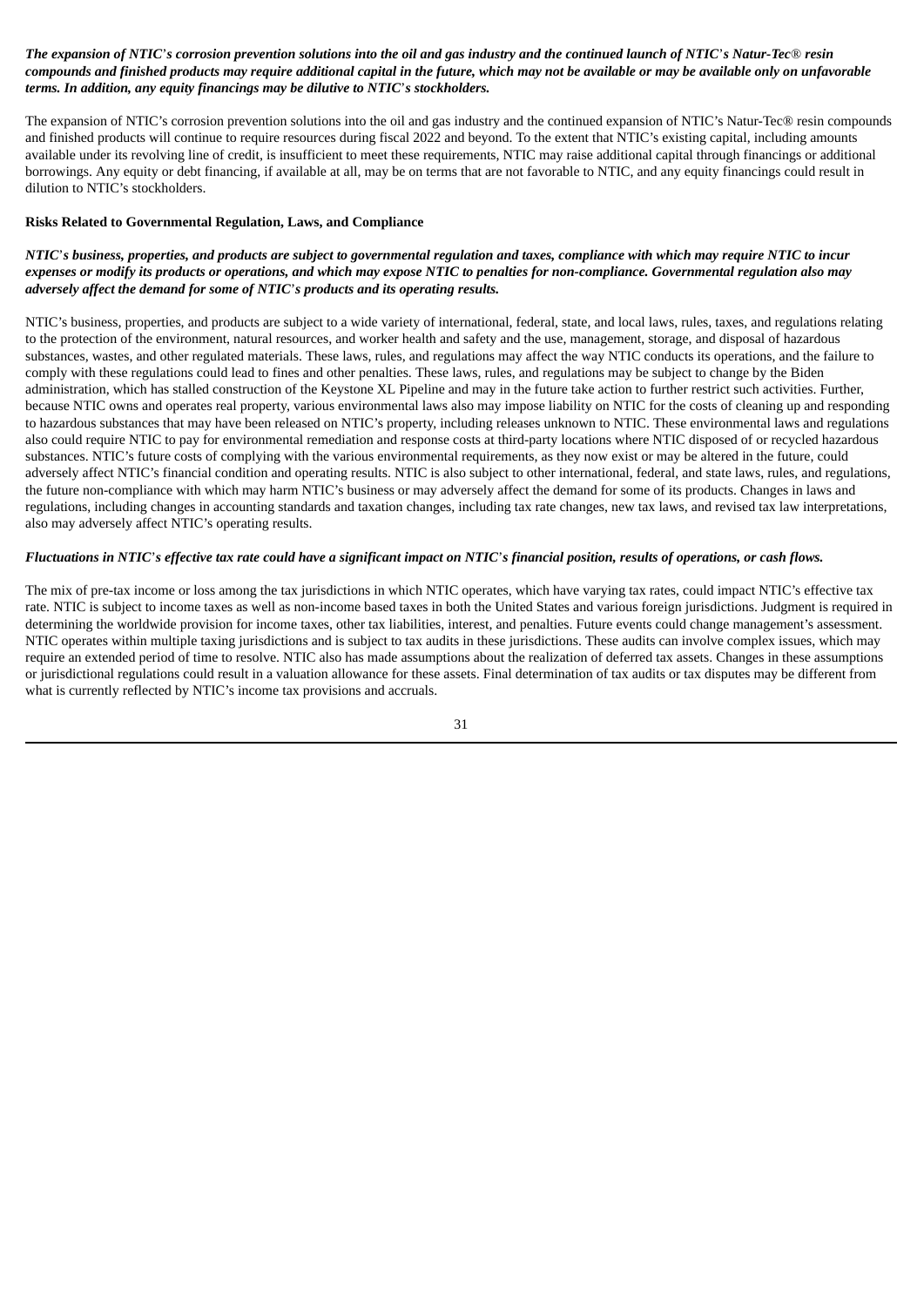***The expansion of NTIC's corrosion prevention solutions into the oil and gas industry and the continued launch of NTIC's Natur-Tec® resin compounds and finished products may require additional capital in the future, which may not be available or may be available only on unfavorable terms. In addition, any equity financings may be dilutive to NTIC's stockholders.***

The expansion of NTIC's corrosion prevention solutions into the oil and gas industry and the continued expansion of NTIC's Natur-Tec® resin compounds and finished products will continue to require resources during fiscal 2022 and beyond. To the extent that NTIC's existing capital, including amounts available under its revolving line of credit, is insufficient to meet these requirements, NTIC may raise additional capital through financings or additional borrowings. Any equity or debt financing, if available at all, may be on terms that are not favorable to NTIC, and any equity financings could result in dilution to NTIC's stockholders.

**Risks Related to Governmental Regulation, Laws, and Compliance**

***NTIC's business, properties, and products are subject to governmental regulation and taxes, compliance with which may require NTIC to incur expenses or modify its products or operations, and which may expose NTIC to penalties for non-compliance. Governmental regulation also may adversely affect the demand for some of NTIC's products and its operating results.***

NTIC's business, properties, and products are subject to a wide variety of international, federal, state, and local laws, rules, taxes, and regulations relating to the protection of the environment, natural resources, and worker health and safety and the use, management, storage, and disposal of hazardous substances, wastes, and other regulated materials. These laws, rules, and regulations may affect the way NTIC conducts its operations, and the failure to comply with these regulations could lead to fines and other penalties. These laws, rules, and regulations may be subject to change by the Biden administration, which has stalled construction of the Keystone XL Pipeline and may in the future take action to further restrict such activities. Further, because NTIC owns and operates real property, various environmental laws also may impose liability on NTIC for the costs of cleaning up and responding to hazardous substances that may have been released on NTIC's property, including releases unknown to NTIC. These environmental laws and regulations also could require NTIC to pay for environmental remediation and response costs at third-party locations where NTIC disposed of or recycled hazardous substances. NTIC's future costs of complying with the various environmental requirements, as they now exist or may be altered in the future, could adversely affect NTIC's financial condition and operating results. NTIC is also subject to other international, federal, and state laws, rules, and regulations, the future non-compliance with which may harm NTIC's business or may adversely affect the demand for some of its products. Changes in laws and regulations, including changes in accounting standards and taxation changes, including tax rate changes, new tax laws, and revised tax law interpretations, also may adversely affect NTIC's operating results.

***Fluctuations in NTIC's effective tax rate could have a significant impact on NTIC's financial position, results of operations, or cash flows.***

The mix of pre-tax income or loss among the tax jurisdictions in which NTIC operates, which have varying tax rates, could impact NTIC's effective tax rate. NTIC is subject to income taxes as well as non-income based taxes in both the United States and various foreign jurisdictions. Judgment is required in determining the worldwide provision for income taxes, other tax liabilities, interest, and penalties. Future events could change management's assessment. NTIC operates within multiple taxing jurisdictions and is subject to tax audits in these jurisdictions. These audits can involve complex issues, which may require an extended period of time to resolve. NTIC also has made assumptions about the realization of deferred tax assets. Changes in these assumptions or jurisdictional regulations could result in a valuation allowance for these assets. Final determination of tax audits or tax disputes may be different from what is currently reflected by NTIC's income tax provisions and accruals.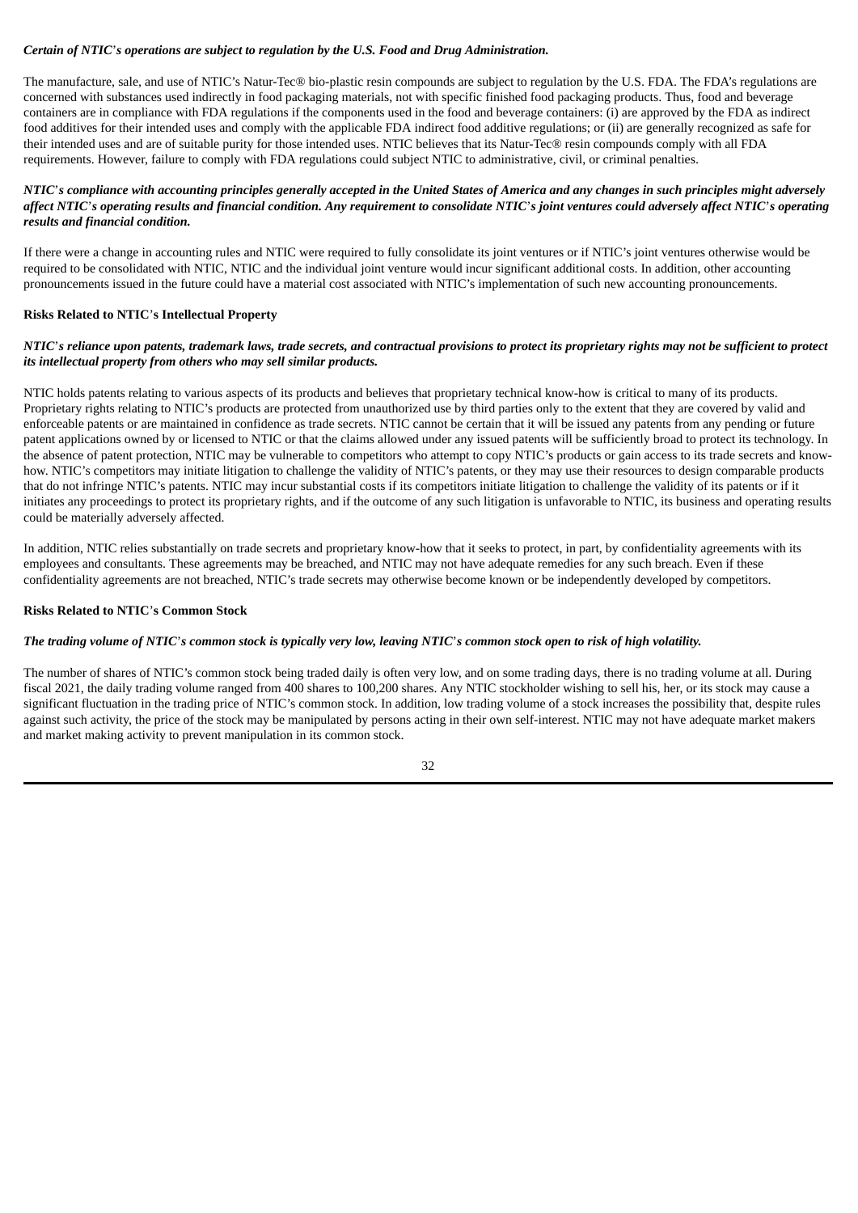***Certain of NTIC's operations are subject to regulation by the U.S. Food and Drug Administration.***

The manufacture, sale, and use of NTIC's Natur-Tec® bio-plastic resin compounds are subject to regulation by the U.S. FDA. The FDA's regulations are concerned with substances used indirectly in food packaging materials, not with specific finished food packaging products. Thus, food and beverage containers are in compliance with FDA regulations if the components used in the food and beverage containers: (i) are approved by the FDA as indirect food additives for their intended uses and comply with the applicable FDA indirect food additive regulations; or (ii) are generally recognized as safe for their intended uses and are of suitable purity for those intended uses. NTIC believes that its Natur-Tec® resin compounds comply with all FDA requirements. However, failure to comply with FDA regulations could subject NTIC to administrative, civil, or criminal penalties.

***NTIC's compliance with accounting principles generally accepted in the United States of America and any changes in such principles might adversely affect NTIC's operating results and financial condition. Any requirement to consolidate NTIC's joint ventures could adversely affect NTIC's operating results and financial condition.***

If there were a change in accounting rules and NTIC were required to fully consolidate its joint ventures or if NTIC's joint ventures otherwise would be required to be consolidated with NTIC, NTIC and the individual joint venture would incur significant additional costs. In addition, other accounting pronouncements issued in the future could have a material cost associated with NTIC's implementation of such new accounting pronouncements.

**Risks Related to NTIC's Intellectual Property**

***NTIC's reliance upon patents, trademark laws, trade secrets, and contractual provisions to protect its proprietary rights may not be sufficient to protect its intellectual property from others who may sell similar products.***

NTIC holds patents relating to various aspects of its products and believes that proprietary technical know-how is critical to many of its products. Proprietary rights relating to NTIC's products are protected from unauthorized use by third parties only to the extent that they are covered by valid and enforceable patents or are maintained in confidence as trade secrets. NTIC cannot be certain that it will be issued any patents from any pending or future patent applications owned by or licensed to NTIC or that the claims allowed under any issued patents will be sufficiently broad to protect its technology. In the absence of patent protection, NTIC may be vulnerable to competitors who attempt to copy NTIC's products or gain access to its trade secrets and know-how. NTIC's competitors may initiate litigation to challenge the validity of NTIC's patents, or they may use their resources to design comparable products that do not infringe NTIC's patents. NTIC may incur substantial costs if its competitors initiate litigation to challenge the validity of its patents or if it initiates any proceedings to protect its proprietary rights, and if the outcome of any such litigation is unfavorable to NTIC, its business and operating results could be materially adversely affected.

In addition, NTIC relies substantially on trade secrets and proprietary know-how that it seeks to protect, in part, by confidentiality agreements with its employees and consultants. These agreements may be breached, and NTIC may not have adequate remedies for any such breach. Even if these confidentiality agreements are not breached, NTIC's trade secrets may otherwise become known or be independently developed by competitors.

**Risks Related to NTIC's Common Stock**

***The trading volume of NTIC's common stock is typically very low, leaving NTIC's common stock open to risk of high volatility.***

The number of shares of NTIC's common stock being traded daily is often very low, and on some trading days, there is no trading volume at all. During fiscal 2021, the daily trading volume ranged from 400 shares to 100,200 shares. Any NTIC stockholder wishing to sell his, her, or its stock may cause a significant fluctuation in the trading price of NTIC's common stock. In addition, low trading volume of a stock increases the possibility that, despite rules against such activity, the price of the stock may be manipulated by persons acting in their own self-interest. NTIC may not have adequate market makers and market making activity to prevent manipulation in its common stock.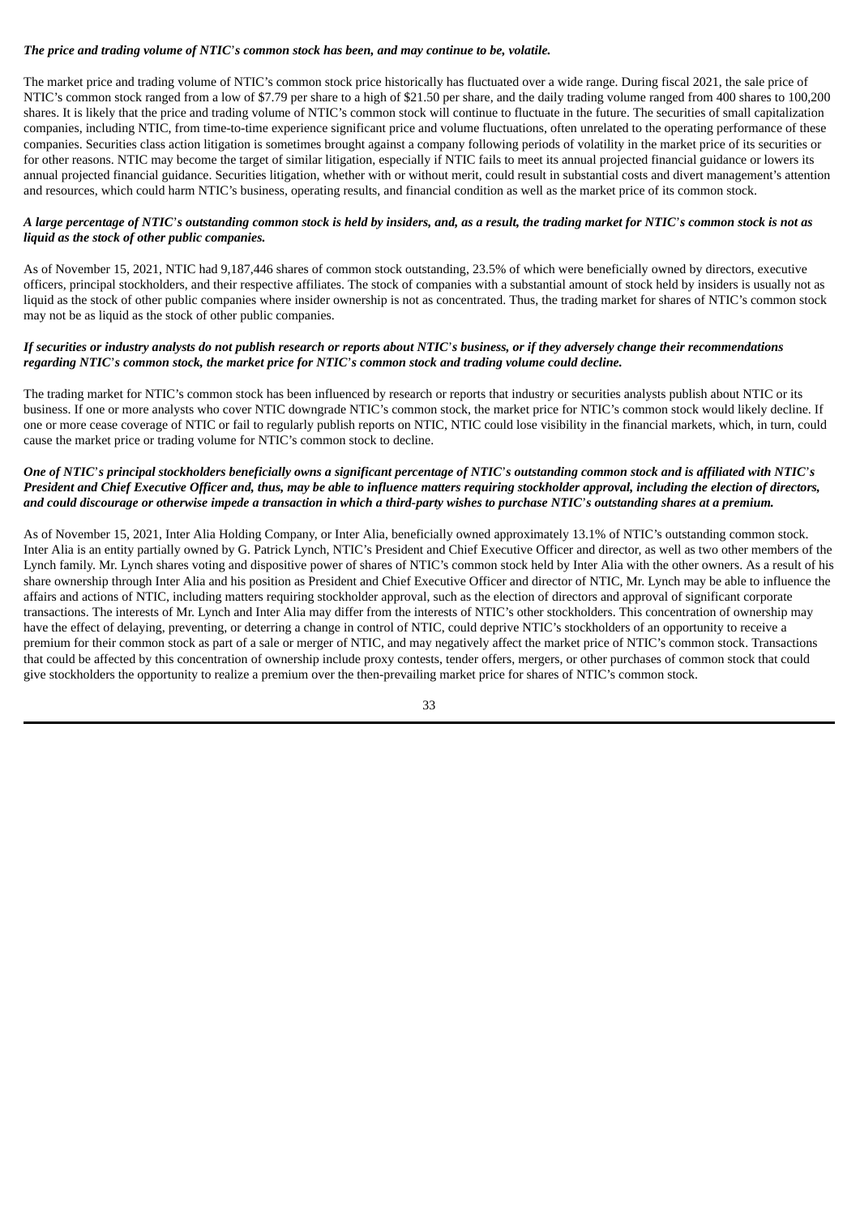***The price and trading volume of NTIC's common stock has been, and may continue to be, volatile.***

The market price and trading volume of NTIC's common stock price historically has fluctuated over a wide range. During fiscal 2021, the sale price of NTIC's common stock ranged from a low of $7.79 per share to a high of $21.50 per share, and the daily trading volume ranged from 400 shares to 100,200 shares. It is likely that the price and trading volume of NTIC's common stock will continue to fluctuate in the future. The securities of small capitalization companies, including NTIC, from time-to-time experience significant price and volume fluctuations, often unrelated to the operating performance of these companies. Securities class action litigation is sometimes brought against a company following periods of volatility in the market price of its securities or for other reasons. NTIC may become the target of similar litigation, especially if NTIC fails to meet its annual projected financial guidance or lowers its annual projected financial guidance. Securities litigation, whether with or without merit, could result in substantial costs and divert management's attention and resources, which could harm NTIC's business, operating results, and financial condition as well as the market price of its common stock.

***A large percentage of NTIC's outstanding common stock is held by insiders, and, as a result, the trading market for NTIC's common stock is not as liquid as the stock of other public companies.***

As of November 15, 2021, NTIC had 9,187,446 shares of common stock outstanding, 23.5% of which were beneficially owned by directors, executive officers, principal stockholders, and their respective affiliates. The stock of companies with a substantial amount of stock held by insiders is usually not as liquid as the stock of other public companies where insider ownership is not as concentrated. Thus, the trading market for shares of NTIC's common stock may not be as liquid as the stock of other public companies.

***If securities or industry analysts do not publish research or reports about NTIC's business, or if they adversely change their recommendations regarding NTIC's common stock, the market price for NTIC's common stock and trading volume could decline.***

The trading market for NTIC's common stock has been influenced by research or reports that industry or securities analysts publish about NTIC or its business. If one or more analysts who cover NTIC downgrade NTIC's common stock, the market price for NTIC's common stock would likely decline. If one or more cease coverage of NTIC or fail to regularly publish reports on NTIC, NTIC could lose visibility in the financial markets, which, in turn, could cause the market price or trading volume for NTIC's common stock to decline.

***One of NTIC's principal stockholders beneficially owns a significant percentage of NTIC's outstanding common stock and is affiliated with NTIC's President and Chief Executive Officer and, thus, may be able to influence matters requiring stockholder approval, including the election of directors, and could discourage or otherwise impede a transaction in which a third-party wishes to purchase NTIC's outstanding shares at a premium.***

As of November 15, 2021, Inter Alia Holding Company, or Inter Alia, beneficially owned approximately 13.1% of NTIC's outstanding common stock. Inter Alia is an entity partially owned by G. Patrick Lynch, NTIC's President and Chief Executive Officer and director, as well as two other members of the Lynch family. Mr. Lynch shares voting and dispositive power of shares of NTIC's common stock held by Inter Alia with the other owners. As a result of his share ownership through Inter Alia and his position as President and Chief Executive Officer and director of NTIC, Mr. Lynch may be able to influence the affairs and actions of NTIC, including matters requiring stockholder approval, such as the election of directors and approval of significant corporate transactions. The interests of Mr. Lynch and Inter Alia may differ from the interests of NTIC's other stockholders. This concentration of ownership may have the effect of delaying, preventing, or deterring a change in control of NTIC, could deprive NTIC's stockholders of an opportunity to receive a premium for their common stock as part of a sale or merger of NTIC, and may negatively affect the market price of NTIC's common stock. Transactions that could be affected by this concentration of ownership include proxy contests, tender offers, mergers, or other purchases of common stock that could give stockholders the opportunity to realize a premium over the then-prevailing market price for shares of NTIC's common stock.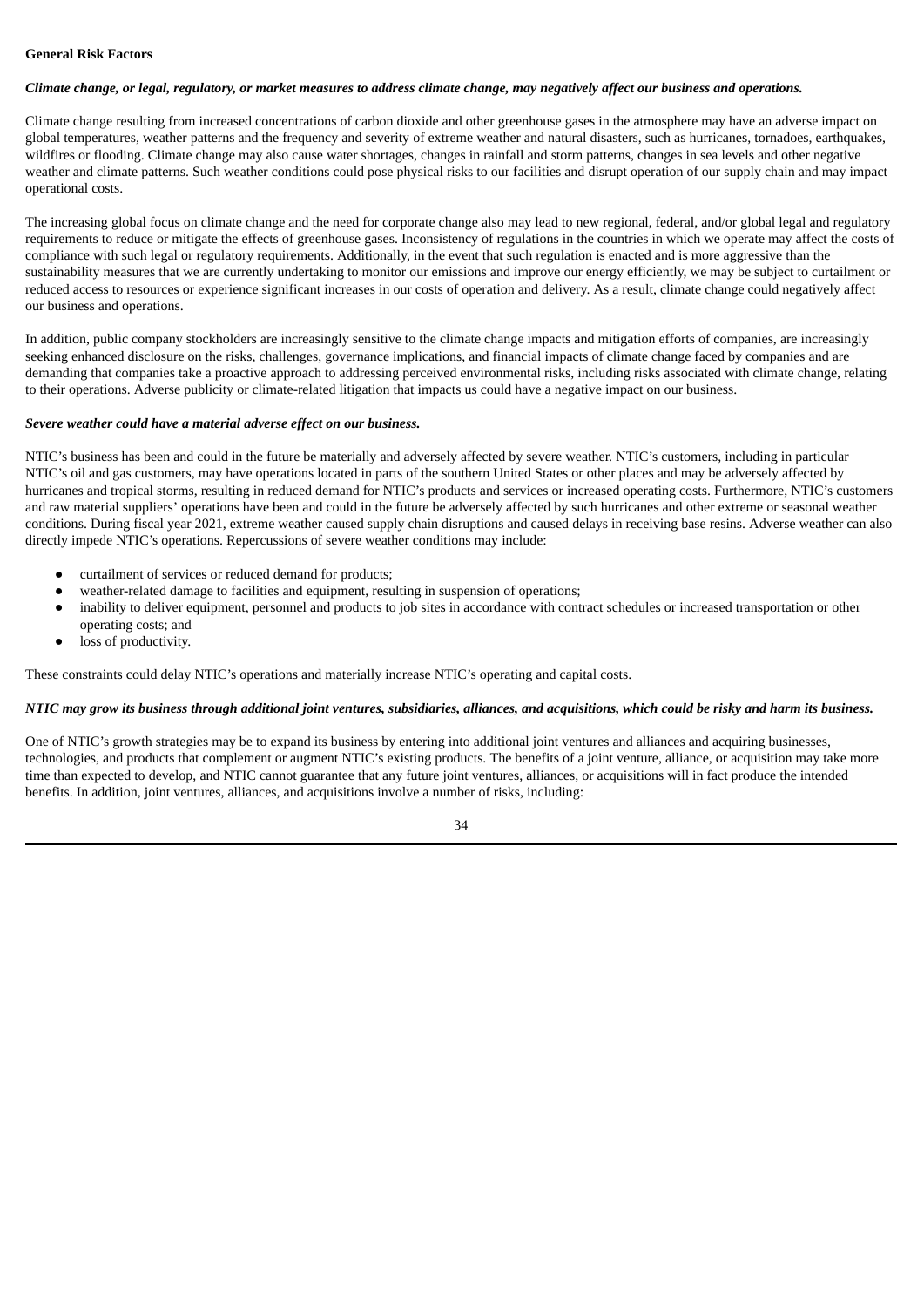**General Risk Factors**

***Climate change, or legal, regulatory, or market measures to address climate change, may negatively affect our business and operations.***

Climate change resulting from increased concentrations of carbon dioxide and other greenhouse gases in the atmosphere may have an adverse impact on global temperatures, weather patterns and the frequency and severity of extreme weather and natural disasters, such as hurricanes, tornadoes, earthquakes, wildfires or flooding. Climate change may also cause water shortages, changes in rainfall and storm patterns, changes in sea levels and other negative weather and climate patterns. Such weather conditions could pose physical risks to our facilities and disrupt operation of our supply chain and may impact operational costs.

The increasing global focus on climate change and the need for corporate change also may lead to new regional, federal, and/or global legal and regulatory requirements to reduce or mitigate the effects of greenhouse gases. Inconsistency of regulations in the countries in which we operate may affect the costs of compliance with such legal or regulatory requirements. Additionally, in the event that such regulation is enacted and is more aggressive than the sustainability measures that we are currently undertaking to monitor our emissions and improve our energy efficiently, we may be subject to curtailment or reduced access to resources or experience significant increases in our costs of operation and delivery. As a result, climate change could negatively affect our business and operations.

In addition, public company stockholders are increasingly sensitive to the climate change impacts and mitigation efforts of companies, are increasingly seeking enhanced disclosure on the risks, challenges, governance implications, and financial impacts of climate change faced by companies and are demanding that companies take a proactive approach to addressing perceived environmental risks, including risks associated with climate change, relating to their operations. Adverse publicity or climate-related litigation that impacts us could have a negative impact on our business.

***Severe weather could have a material adverse effect on our business.***

NTIC's business has been and could in the future be materially and adversely affected by severe weather. NTIC's customers, including in particular NTIC's oil and gas customers, may have operations located in parts of the southern United States or other places and may be adversely affected by hurricanes and tropical storms, resulting in reduced demand for NTIC's products and services or increased operating costs. Furthermore, NTIC's customers and raw material suppliers' operations have been and could in the future be adversely affected by such hurricanes and other extreme or seasonal weather conditions. During fiscal year 2021, extreme weather caused supply chain disruptions and caused delays in receiving base resins. Adverse weather can also directly impede NTIC's operations. Repercussions of severe weather conditions may include:

- curtailment of services or reduced demand for products;
- weather-related damage to facilities and equipment, resulting in suspension of operations;
- inability to deliver equipment, personnel and products to job sites in accordance with contract schedules or increased transportation or other operating costs; and
- loss of productivity.

These constraints could delay NTIC's operations and materially increase NTIC's operating and capital costs.

***NTIC may grow its business through additional joint ventures, subsidiaries, alliances, and acquisitions, which could be risky and harm its business.***

One of NTIC's growth strategies may be to expand its business by entering into additional joint ventures and alliances and acquiring businesses, technologies, and products that complement or augment NTIC's existing products. The benefits of a joint venture, alliance, or acquisition may take more time than expected to develop, and NTIC cannot guarantee that any future joint ventures, alliances, or acquisitions will in fact produce the intended benefits. In addition, joint ventures, alliances, and acquisitions involve a number of risks, including: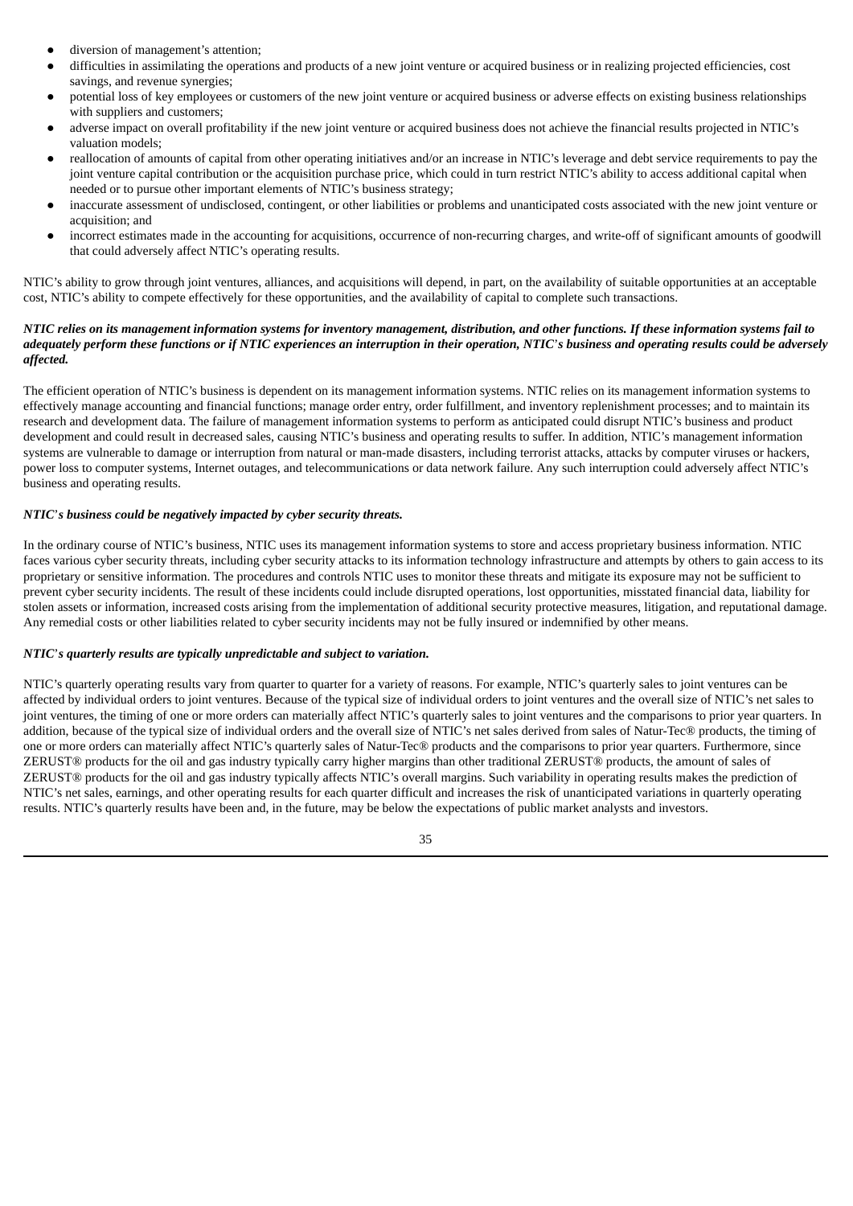- diversion of management's attention;
- difficulties in assimilating the operations and products of a new joint venture or acquired business or in realizing projected efficiencies, cost savings, and revenue synergies;
- potential loss of key employees or customers of the new joint venture or acquired business or adverse effects on existing business relationships with suppliers and customers;
- adverse impact on overall profitability if the new joint venture or acquired business does not achieve the financial results projected in NTIC's valuation models;
- reallocation of amounts of capital from other operating initiatives and/or an increase in NTIC's leverage and debt service requirements to pay the joint venture capital contribution or the acquisition purchase price, which could in turn restrict NTIC's ability to access additional capital when needed or to pursue other important elements of NTIC's business strategy;
- inaccurate assessment of undisclosed, contingent, or other liabilities or problems and unanticipated costs associated with the new joint venture or acquisition; and
- incorrect estimates made in the accounting for acquisitions, occurrence of non-recurring charges, and write-off of significant amounts of goodwill that could adversely affect NTIC's operating results.

NTIC's ability to grow through joint ventures, alliances, and acquisitions will depend, in part, on the availability of suitable opportunities at an acceptable cost, NTIC's ability to compete effectively for these opportunities, and the availability of capital to complete such transactions.

***NTIC relies on its management information systems for inventory management, distribution, and other functions. If these information systems fail to adequately perform these functions or if NTIC experiences an interruption in their operation, NTIC's business and operating results could be adversely affected.***

The efficient operation of NTIC's business is dependent on its management information systems. NTIC relies on its management information systems to effectively manage accounting and financial functions; manage order entry, order fulfillment, and inventory replenishment processes; and to maintain its research and development data. The failure of management information systems to perform as anticipated could disrupt NTIC's business and product development and could result in decreased sales, causing NTIC's business and operating results to suffer. In addition, NTIC's management information systems are vulnerable to damage or interruption from natural or man-made disasters, including terrorist attacks, attacks by computer viruses or hackers, power loss to computer systems, Internet outages, and telecommunications or data network failure. Any such interruption could adversely affect NTIC's business and operating results.

***NTIC's business could be negatively impacted by cyber security threats.***

In the ordinary course of NTIC's business, NTIC uses its management information systems to store and access proprietary business information. NTIC faces various cyber security threats, including cyber security attacks to its information technology infrastructure and attempts by others to gain access to its proprietary or sensitive information. The procedures and controls NTIC uses to monitor these threats and mitigate its exposure may not be sufficient to prevent cyber security incidents. The result of these incidents could include disrupted operations, lost opportunities, misstated financial data, liability for stolen assets or information, increased costs arising from the implementation of additional security protective measures, litigation, and reputational damage. Any remedial costs or other liabilities related to cyber security incidents may not be fully insured or indemnified by other means.

***NTIC's quarterly results are typically unpredictable and subject to variation.***

NTIC's quarterly operating results vary from quarter to quarter for a variety of reasons. For example, NTIC's quarterly sales to joint ventures can be affected by individual orders to joint ventures. Because of the typical size of individual orders to joint ventures and the overall size of NTIC's net sales to joint ventures, the timing of one or more orders can materially affect NTIC's quarterly sales to joint ventures and the comparisons to prior year quarters. In addition, because of the typical size of individual orders and the overall size of NTIC's net sales derived from sales of Natur-Tec® products, the timing of one or more orders can materially affect NTIC's quarterly sales of Natur-Tec® products and the comparisons to prior year quarters. Furthermore, since ZERUST® products for the oil and gas industry typically carry higher margins than other traditional ZERUST® products, the amount of sales of ZERUST® products for the oil and gas industry typically affects NTIC's overall margins. Such variability in operating results makes the prediction of NTIC's net sales, earnings, and other operating results for each quarter difficult and increases the risk of unanticipated variations in quarterly operating results. NTIC's quarterly results have been and, in the future, may be below the expectations of public market analysts and investors.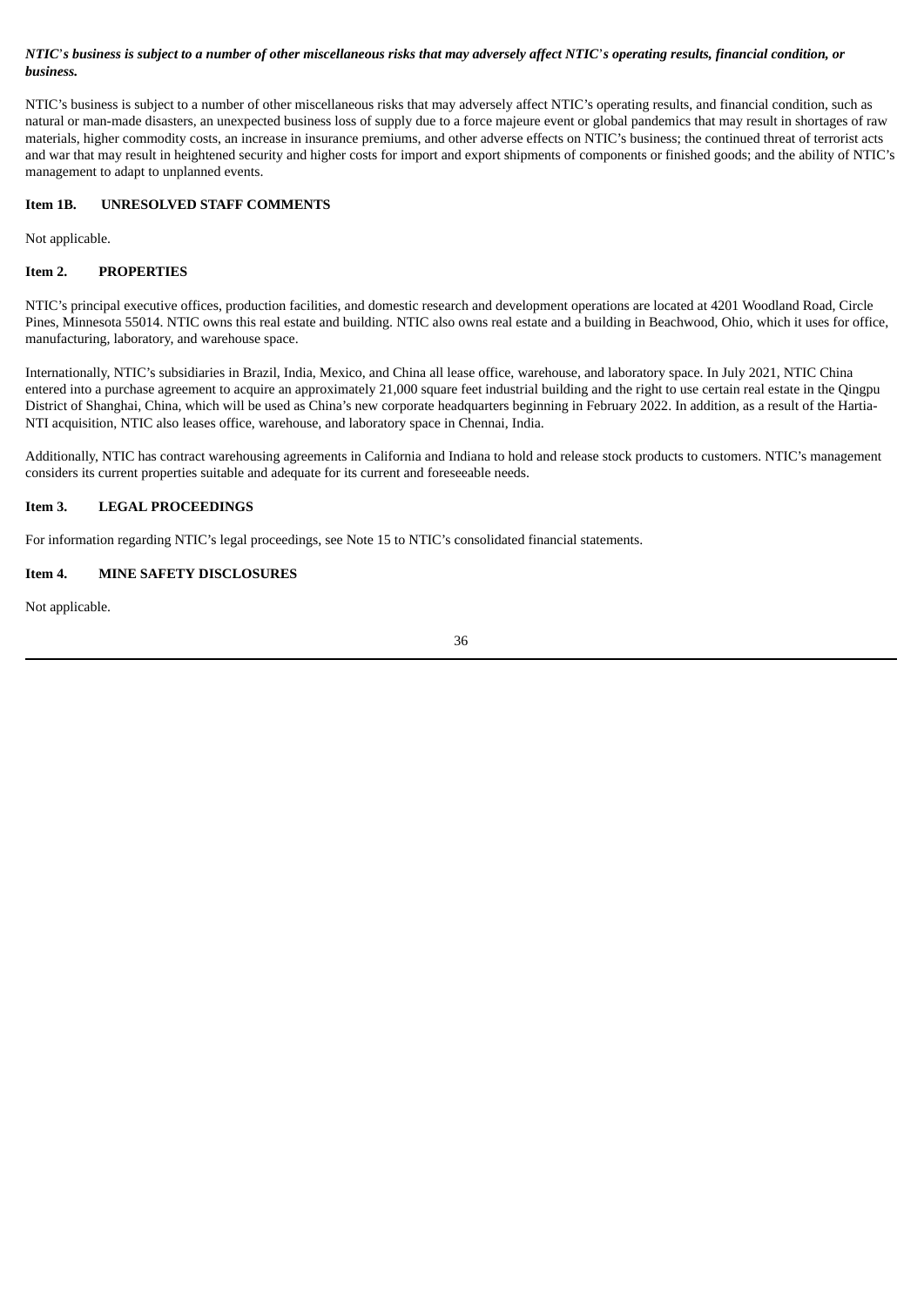***NTIC's business is subject to a number of other miscellaneous risks that may adversely affect NTIC's operating results, financial condition, or business.***

NTIC's business is subject to a number of other miscellaneous risks that may adversely affect NTIC's operating results, and financial condition, such as natural or man-made disasters, an unexpected business loss of supply due to a force majeure event or global pandemics that may result in shortages of raw materials, higher commodity costs, an increase in insurance premiums, and other adverse effects on NTIC's business; the continued threat of terrorist acts and war that may result in heightened security and higher costs for import and export shipments of components or finished goods; and the ability of NTIC's management to adapt to unplanned events.

## Item 1B. UNRESOLVED STAFF COMMENTS

Not applicable.

## Item 2. PROPERTIES

NTIC's principal executive offices, production facilities, and domestic research and development operations are located at 4201 Woodland Road, Circle Pines, Minnesota 55014. NTIC owns this real estate and building. NTIC also owns real estate and a building in Beachwood, Ohio, which it uses for office, manufacturing, laboratory, and warehouse space.

Internationally, NTIC's subsidiaries in Brazil, India, Mexico, and China all lease office, warehouse, and laboratory space. In July 2021, NTIC China entered into a purchase agreement to acquire an approximately 21,000 square feet industrial building and the right to use certain real estate in the Qingpu District of Shanghai, China, which will be used as China's new corporate headquarters beginning in February 2022. In addition, as a result of the Hartia-NTI acquisition, NTIC also leases office, warehouse, and laboratory space in Chennai, India.

Additionally, NTIC has contract warehousing agreements in California and Indiana to hold and release stock products to customers. NTIC's management considers its current properties suitable and adequate for its current and foreseeable needs.

## Item 3. LEGAL PROCEEDINGS

For information regarding NTIC's legal proceedings, see Note 15 to NTIC's consolidated financial statements.

## Item 4. MINE SAFETY DISCLOSURES

Not applicable.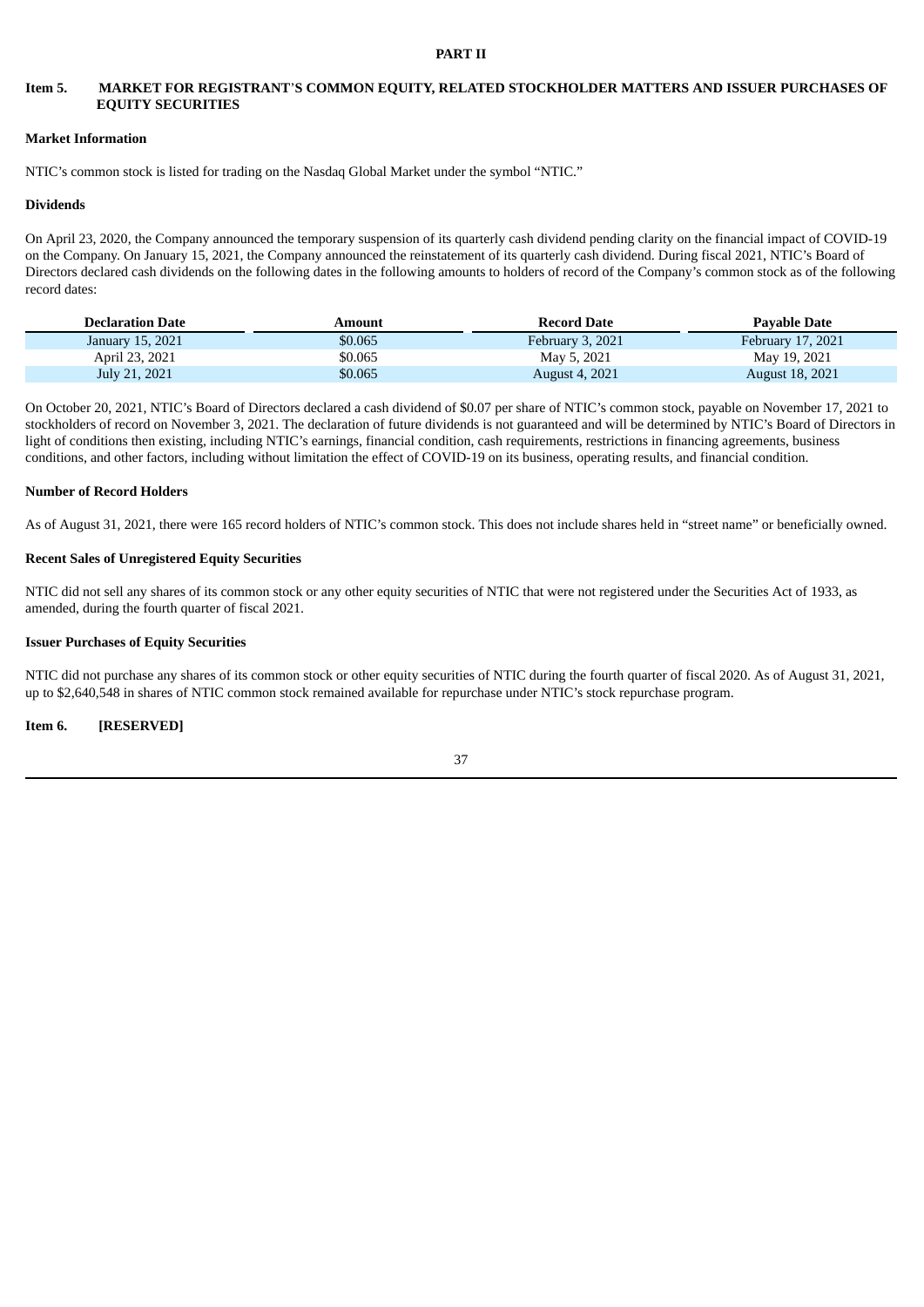# PART II

## Item 5. MARKET FOR REGISTRANT'S COMMON EQUITY, RELATED STOCKHOLDER MATTERS AND ISSUER PURCHASES OF EQUITY SECURITIES

### Market Information

NTIC's common stock is listed for trading on the Nasdaq Global Market under the symbol "NTIC."

### Dividends

On April 23, 2020, the Company announced the temporary suspension of its quarterly cash dividend pending clarity on the financial impact of COVID-19 on the Company. On January 15, 2021, the Company announced the reinstatement of its quarterly cash dividend. During fiscal 2021, NTIC's Board of Directors declared cash dividends on the following dates in the following amounts to holders of record of the Company's common stock as of the following record dates:

| Declaration Date | Amount | Record Date | Payable Date |
|---|---|---|---|
| January 15, 2021 | $0.065 | February 3, 2021 | February 17, 2021 |
| April 23, 2021 | $0.065 | May 5, 2021 | May 19, 2021 |
| July 21, 2021 | $0.065 | August 4, 2021 | August 18, 2021 |

On October 20, 2021, NTIC's Board of Directors declared a cash dividend of $0.07 per share of NTIC's common stock, payable on November 17, 2021 to stockholders of record on November 3, 2021. The declaration of future dividends is not guaranteed and will be determined by NTIC's Board of Directors in light of conditions then existing, including NTIC's earnings, financial condition, cash requirements, restrictions in financing agreements, business conditions, and other factors, including without limitation the effect of COVID-19 on its business, operating results, and financial condition.

### Number of Record Holders

As of August 31, 2021, there were 165 record holders of NTIC's common stock. This does not include shares held in "street name" or beneficially owned.

### Recent Sales of Unregistered Equity Securities

NTIC did not sell any shares of its common stock or any other equity securities of NTIC that were not registered under the Securities Act of 1933, as amended, during the fourth quarter of fiscal 2021.

### Issuer Purchases of Equity Securities

NTIC did not purchase any shares of its common stock or other equity securities of NTIC during the fourth quarter of fiscal 2020. As of August 31, 2021, up to $2,640,548 in shares of NTIC common stock remained available for repurchase under NTIC's stock repurchase program.

## Item 6. [RESERVED]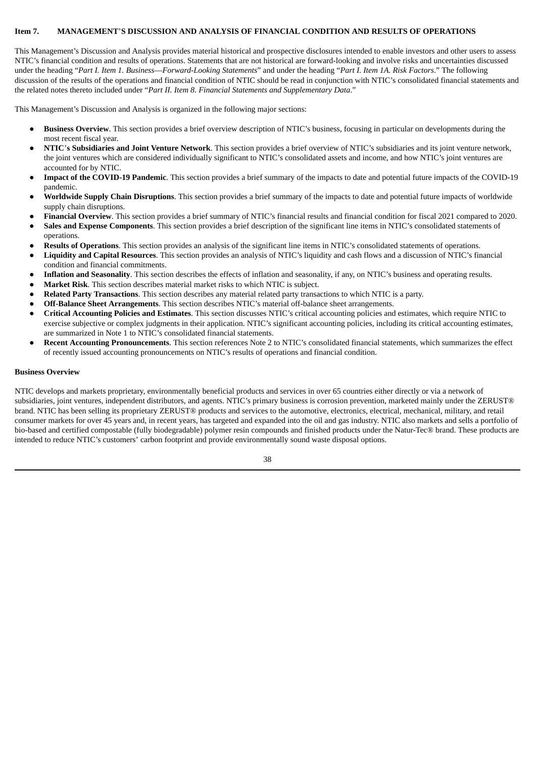## Item 7. MANAGEMENT'S DISCUSSION AND ANALYSIS OF FINANCIAL CONDITION AND RESULTS OF OPERATIONS

This Management's Discussion and Analysis provides material historical and prospective disclosures intended to enable investors and other users to assess NTIC's financial condition and results of operations. Statements that are not historical are forward-looking and involve risks and uncertainties discussed under the heading "*Part I. Item 1. Business—Forward-Looking Statements*" and under the heading "*Part I. Item 1A. Risk Factors*." The following discussion of the results of the operations and financial condition of NTIC should be read in conjunction with NTIC's consolidated financial statements and the related notes thereto included under "*Part II. Item 8. Financial Statements and Supplementary Data*."

This Management's Discussion and Analysis is organized in the following major sections:

- **Business Overview**. This section provides a brief overview description of NTIC's business, focusing in particular on developments during the most recent fiscal year.
- **NTIC's Subsidiaries and Joint Venture Network**. This section provides a brief overview of NTIC's subsidiaries and its joint venture network, the joint ventures which are considered individually significant to NTIC's consolidated assets and income, and how NTIC's joint ventures are accounted for by NTIC.
- **Impact of the COVID-19 Pandemic**. This section provides a brief summary of the impacts to date and potential future impacts of the COVID-19 pandemic.
- **Worldwide Supply Chain Disruptions**. This section provides a brief summary of the impacts to date and potential future impacts of worldwide supply chain disruptions.
- **Financial Overview**. This section provides a brief summary of NTIC's financial results and financial condition for fiscal 2021 compared to 2020.
- **Sales and Expense Components**. This section provides a brief description of the significant line items in NTIC's consolidated statements of operations.
- **Results of Operations**. This section provides an analysis of the significant line items in NTIC's consolidated statements of operations.
- **Liquidity and Capital Resources**. This section provides an analysis of NTIC's liquidity and cash flows and a discussion of NTIC's financial condition and financial commitments.
- **Inflation and Seasonality**. This section describes the effects of inflation and seasonality, if any, on NTIC's business and operating results.
- **Market Risk**. This section describes material market risks to which NTIC is subject.
- **Related Party Transactions**. This section describes any material related party transactions to which NTIC is a party.
- **Off-Balance Sheet Arrangements**. This section describes NTIC's material off-balance sheet arrangements.
- **Critical Accounting Policies and Estimates**. This section discusses NTIC's critical accounting policies and estimates, which require NTIC to exercise subjective or complex judgments in their application. NTIC's significant accounting policies, including its critical accounting estimates, are summarized in Note 1 to NTIC's consolidated financial statements.
- **Recent Accounting Pronouncements**. This section references Note 2 to NTIC's consolidated financial statements, which summarizes the effect of recently issued accounting pronouncements on NTIC's results of operations and financial condition.

### Business Overview

NTIC develops and markets proprietary, environmentally beneficial products and services in over 65 countries either directly or via a network of subsidiaries, joint ventures, independent distributors, and agents. NTIC's primary business is corrosion prevention, marketed mainly under the ZERUST® brand. NTIC has been selling its proprietary ZERUST® products and services to the automotive, electronics, electrical, mechanical, military, and retail consumer markets for over 45 years and, in recent years, has targeted and expanded into the oil and gas industry. NTIC also markets and sells a portfolio of bio-based and certified compostable (fully biodegradable) polymer resin compounds and finished products under the Natur-Tec® brand. These products are intended to reduce NTIC's customers' carbon footprint and provide environmentally sound waste disposal options.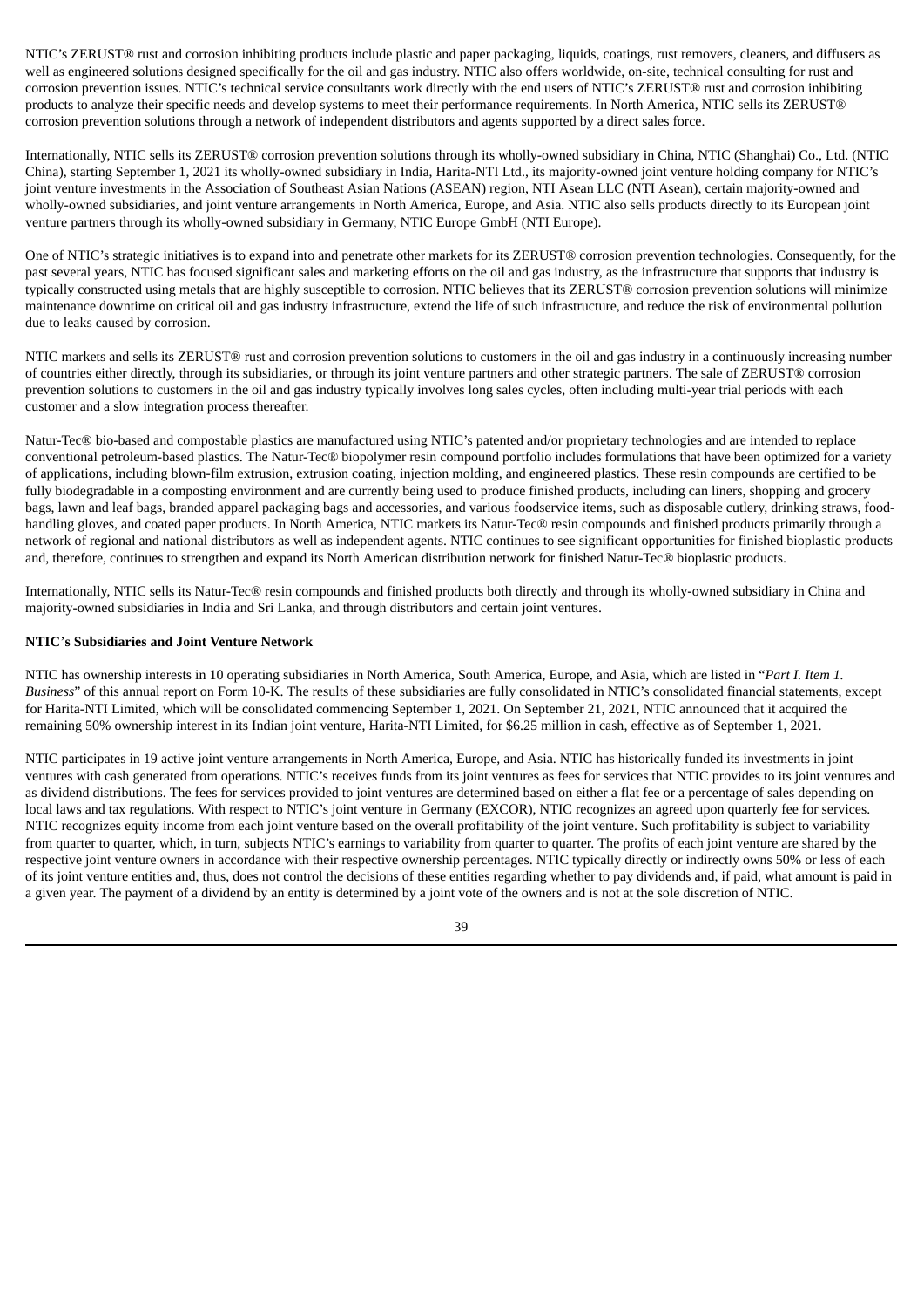NTIC's ZERUST® rust and corrosion inhibiting products include plastic and paper packaging, liquids, coatings, rust removers, cleaners, and diffusers as well as engineered solutions designed specifically for the oil and gas industry. NTIC also offers worldwide, on-site, technical consulting for rust and corrosion prevention issues. NTIC's technical service consultants work directly with the end users of NTIC's ZERUST® rust and corrosion inhibiting products to analyze their specific needs and develop systems to meet their performance requirements. In North America, NTIC sells its ZERUST® corrosion prevention solutions through a network of independent distributors and agents supported by a direct sales force.

Internationally, NTIC sells its ZERUST® corrosion prevention solutions through its wholly-owned subsidiary in China, NTIC (Shanghai) Co., Ltd. (NTIC China), starting September 1, 2021 its wholly-owned subsidiary in India, Harita-NTI Ltd., its majority-owned joint venture holding company for NTIC's joint venture investments in the Association of Southeast Asian Nations (ASEAN) region, NTI Asean LLC (NTI Asean), certain majority-owned and wholly-owned subsidiaries, and joint venture arrangements in North America, Europe, and Asia. NTIC also sells products directly to its European joint venture partners through its wholly-owned subsidiary in Germany, NTIC Europe GmbH (NTI Europe).

One of NTIC's strategic initiatives is to expand into and penetrate other markets for its ZERUST® corrosion prevention technologies. Consequently, for the past several years, NTIC has focused significant sales and marketing efforts on the oil and gas industry, as the infrastructure that supports that industry is typically constructed using metals that are highly susceptible to corrosion. NTIC believes that its ZERUST® corrosion prevention solutions will minimize maintenance downtime on critical oil and gas industry infrastructure, extend the life of such infrastructure, and reduce the risk of environmental pollution due to leaks caused by corrosion.

NTIC markets and sells its ZERUST® rust and corrosion prevention solutions to customers in the oil and gas industry in a continuously increasing number of countries either directly, through its subsidiaries, or through its joint venture partners and other strategic partners. The sale of ZERUST® corrosion prevention solutions to customers in the oil and gas industry typically involves long sales cycles, often including multi-year trial periods with each customer and a slow integration process thereafter.

Natur-Tec® bio-based and compostable plastics are manufactured using NTIC's patented and/or proprietary technologies and are intended to replace conventional petroleum-based plastics. The Natur-Tec® biopolymer resin compound portfolio includes formulations that have been optimized for a variety of applications, including blown-film extrusion, extrusion coating, injection molding, and engineered plastics. These resin compounds are certified to be fully biodegradable in a composting environment and are currently being used to produce finished products, including can liners, shopping and grocery bags, lawn and leaf bags, branded apparel packaging bags and accessories, and various foodservice items, such as disposable cutlery, drinking straws, food-handling gloves, and coated paper products. In North America, NTIC markets its Natur-Tec® resin compounds and finished products primarily through a network of regional and national distributors as well as independent agents. NTIC continues to see significant opportunities for finished bioplastic products and, therefore, continues to strengthen and expand its North American distribution network for finished Natur-Tec® bioplastic products.

Internationally, NTIC sells its Natur-Tec® resin compounds and finished products both directly and through its wholly-owned subsidiary in China and majority-owned subsidiaries in India and Sri Lanka, and through distributors and certain joint ventures.

**NTIC's Subsidiaries and Joint Venture Network**

NTIC has ownership interests in 10 operating subsidiaries in North America, South America, Europe, and Asia, which are listed in "*Part I. Item 1. Business*" of this annual report on Form 10-K. The results of these subsidiaries are fully consolidated in NTIC's consolidated financial statements, except for Harita-NTI Limited, which will be consolidated commencing September 1, 2021. On September 21, 2021, NTIC announced that it acquired the remaining 50% ownership interest in its Indian joint venture, Harita-NTI Limited, for $6.25 million in cash, effective as of September 1, 2021.

NTIC participates in 19 active joint venture arrangements in North America, Europe, and Asia. NTIC has historically funded its investments in joint ventures with cash generated from operations. NTIC's receives funds from its joint ventures as fees for services that NTIC provides to its joint ventures and as dividend distributions. The fees for services provided to joint ventures are determined based on either a flat fee or a percentage of sales depending on local laws and tax regulations. With respect to NTIC's joint venture in Germany (EXCOR), NTIC recognizes an agreed upon quarterly fee for services. NTIC recognizes equity income from each joint venture based on the overall profitability of the joint venture. Such profitability is subject to variability from quarter to quarter, which, in turn, subjects NTIC's earnings to variability from quarter to quarter. The profits of each joint venture are shared by the respective joint venture owners in accordance with their respective ownership percentages. NTIC typically directly or indirectly owns 50% or less of each of its joint venture entities and, thus, does not control the decisions of these entities regarding whether to pay dividends and, if paid, what amount is paid in a given year. The payment of a dividend by an entity is determined by a joint vote of the owners and is not at the sole discretion of NTIC.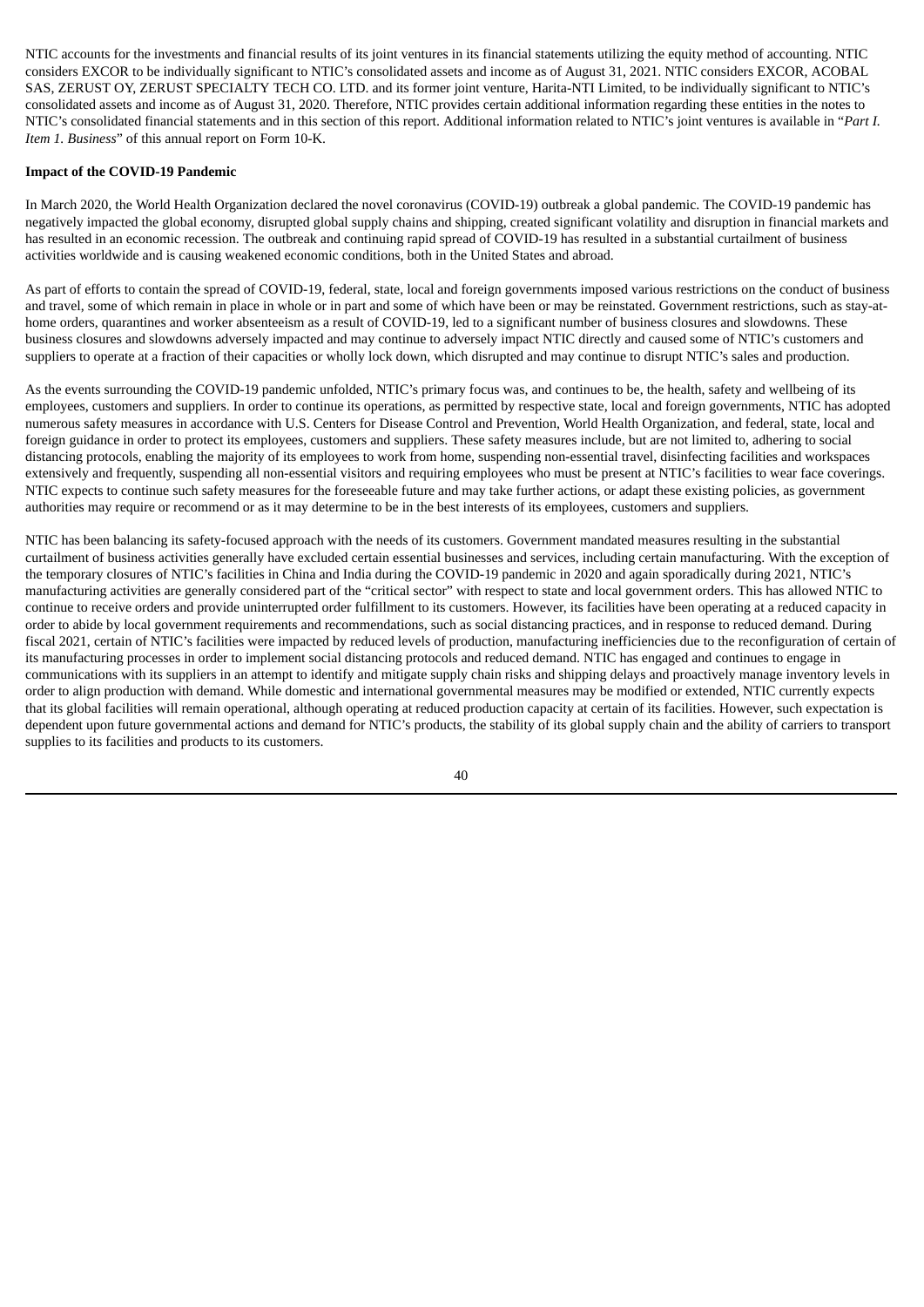NTIC accounts for the investments and financial results of its joint ventures in its financial statements utilizing the equity method of accounting. NTIC considers EXCOR to be individually significant to NTIC's consolidated assets and income as of August 31, 2021. NTIC considers EXCOR, ACOBAL SAS, ZERUST OY, ZERUST SPECIALTY TECH CO. LTD. and its former joint venture, Harita-NTI Limited, to be individually significant to NTIC's consolidated assets and income as of August 31, 2020. Therefore, NTIC provides certain additional information regarding these entities in the notes to NTIC's consolidated financial statements and in this section of this report. Additional information related to NTIC's joint ventures is available in "*Part I. Item 1. Business*" of this annual report on Form 10-K.

**Impact of the COVID-19 Pandemic**

In March 2020, the World Health Organization declared the novel coronavirus (COVID-19) outbreak a global pandemic. The COVID-19 pandemic has negatively impacted the global economy, disrupted global supply chains and shipping, created significant volatility and disruption in financial markets and has resulted in an economic recession. The outbreak and continuing rapid spread of COVID-19 has resulted in a substantial curtailment of business activities worldwide and is causing weakened economic conditions, both in the United States and abroad.

As part of efforts to contain the spread of COVID-19, federal, state, local and foreign governments imposed various restrictions on the conduct of business and travel, some of which remain in place in whole or in part and some of which have been or may be reinstated. Government restrictions, such as stay-at-home orders, quarantines and worker absenteeism as a result of COVID-19, led to a significant number of business closures and slowdowns. These business closures and slowdowns adversely impacted and may continue to adversely impact NTIC directly and caused some of NTIC's customers and suppliers to operate at a fraction of their capacities or wholly lock down, which disrupted and may continue to disrupt NTIC's sales and production.

As the events surrounding the COVID-19 pandemic unfolded, NTIC's primary focus was, and continues to be, the health, safety and wellbeing of its employees, customers and suppliers. In order to continue its operations, as permitted by respective state, local and foreign governments, NTIC has adopted numerous safety measures in accordance with U.S. Centers for Disease Control and Prevention, World Health Organization, and federal, state, local and foreign guidance in order to protect its employees, customers and suppliers. These safety measures include, but are not limited to, adhering to social distancing protocols, enabling the majority of its employees to work from home, suspending non-essential travel, disinfecting facilities and workspaces extensively and frequently, suspending all non-essential visitors and requiring employees who must be present at NTIC's facilities to wear face coverings. NTIC expects to continue such safety measures for the foreseeable future and may take further actions, or adapt these existing policies, as government authorities may require or recommend or as it may determine to be in the best interests of its employees, customers and suppliers.

NTIC has been balancing its safety-focused approach with the needs of its customers. Government mandated measures resulting in the substantial curtailment of business activities generally have excluded certain essential businesses and services, including certain manufacturing. With the exception of the temporary closures of NTIC's facilities in China and India during the COVID-19 pandemic in 2020 and again sporadically during 2021, NTIC's manufacturing activities are generally considered part of the "critical sector" with respect to state and local government orders. This has allowed NTIC to continue to receive orders and provide uninterrupted order fulfillment to its customers. However, its facilities have been operating at a reduced capacity in order to abide by local government requirements and recommendations, such as social distancing practices, and in response to reduced demand. During fiscal 2021, certain of NTIC's facilities were impacted by reduced levels of production, manufacturing inefficiencies due to the reconfiguration of certain of its manufacturing processes in order to implement social distancing protocols and reduced demand. NTIC has engaged and continues to engage in communications with its suppliers in an attempt to identify and mitigate supply chain risks and shipping delays and proactively manage inventory levels in order to align production with demand. While domestic and international governmental measures may be modified or extended, NTIC currently expects that its global facilities will remain operational, although operating at reduced production capacity at certain of its facilities. However, such expectation is dependent upon future governmental actions and demand for NTIC's products, the stability of its global supply chain and the ability of carriers to transport supplies to its facilities and products to its customers.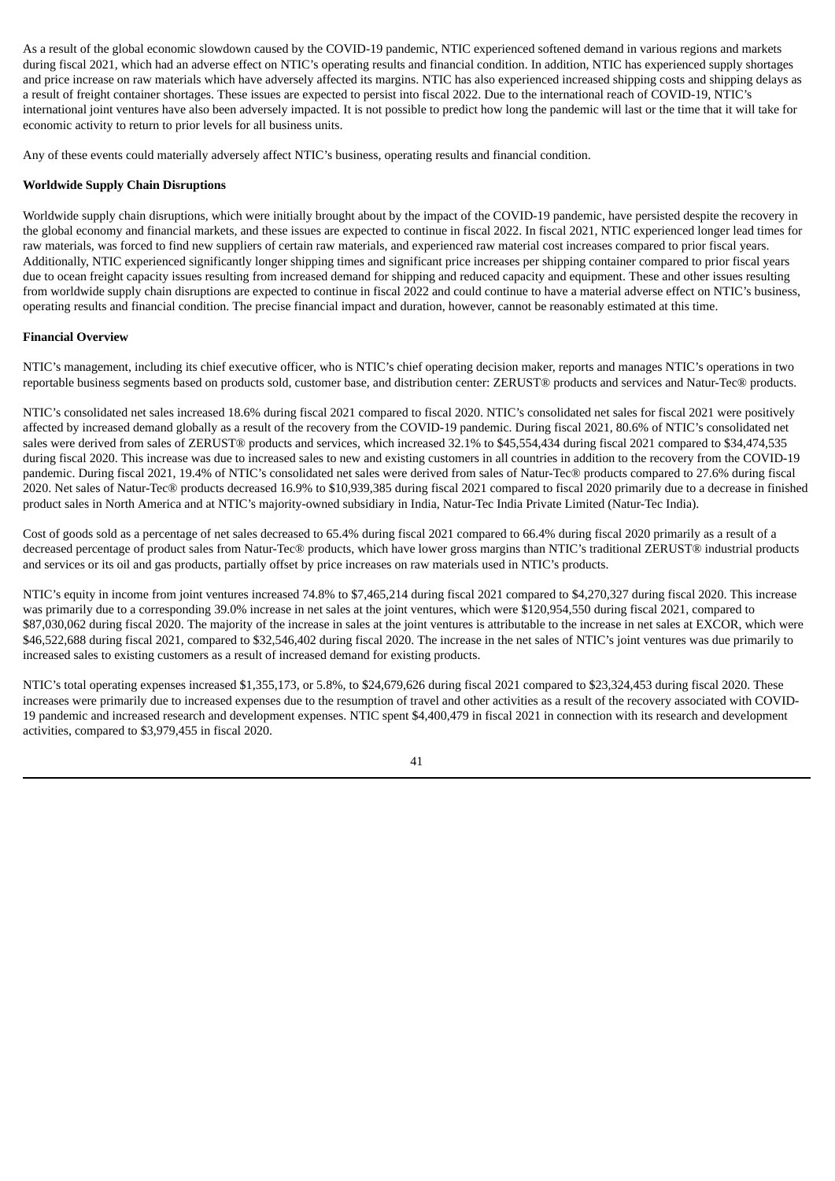As a result of the global economic slowdown caused by the COVID-19 pandemic, NTIC experienced softened demand in various regions and markets during fiscal 2021, which had an adverse effect on NTIC's operating results and financial condition. In addition, NTIC has experienced supply shortages and price increase on raw materials which have adversely affected its margins. NTIC has also experienced increased shipping costs and shipping delays as a result of freight container shortages. These issues are expected to persist into fiscal 2022. Due to the international reach of COVID-19, NTIC's international joint ventures have also been adversely impacted. It is not possible to predict how long the pandemic will last or the time that it will take for economic activity to return to prior levels for all business units.

Any of these events could materially adversely affect NTIC's business, operating results and financial condition.

**Worldwide Supply Chain Disruptions**

Worldwide supply chain disruptions, which were initially brought about by the impact of the COVID-19 pandemic, have persisted despite the recovery in the global economy and financial markets, and these issues are expected to continue in fiscal 2022. In fiscal 2021, NTIC experienced longer lead times for raw materials, was forced to find new suppliers of certain raw materials, and experienced raw material cost increases compared to prior fiscal years. Additionally, NTIC experienced significantly longer shipping times and significant price increases per shipping container compared to prior fiscal years due to ocean freight capacity issues resulting from increased demand for shipping and reduced capacity and equipment. These and other issues resulting from worldwide supply chain disruptions are expected to continue in fiscal 2022 and could continue to have a material adverse effect on NTIC's business, operating results and financial condition. The precise financial impact and duration, however, cannot be reasonably estimated at this time.

**Financial Overview**

NTIC's management, including its chief executive officer, who is NTIC's chief operating decision maker, reports and manages NTIC's operations in two reportable business segments based on products sold, customer base, and distribution center: ZERUST® products and services and Natur-Tec® products.

NTIC's consolidated net sales increased 18.6% during fiscal 2021 compared to fiscal 2020. NTIC's consolidated net sales for fiscal 2021 were positively affected by increased demand globally as a result of the recovery from the COVID-19 pandemic. During fiscal 2021, 80.6% of NTIC's consolidated net sales were derived from sales of ZERUST® products and services, which increased 32.1% to $45,554,434 during fiscal 2021 compared to $34,474,535 during fiscal 2020. This increase was due to increased sales to new and existing customers in all countries in addition to the recovery from the COVID-19 pandemic. During fiscal 2021, 19.4% of NTIC's consolidated net sales were derived from sales of Natur-Tec® products compared to 27.6% during fiscal 2020. Net sales of Natur-Tec® products decreased 16.9% to $10,939,385 during fiscal 2021 compared to fiscal 2020 primarily due to a decrease in finished product sales in North America and at NTIC's majority-owned subsidiary in India, Natur-Tec India Private Limited (Natur-Tec India).

Cost of goods sold as a percentage of net sales decreased to 65.4% during fiscal 2021 compared to 66.4% during fiscal 2020 primarily as a result of a decreased percentage of product sales from Natur-Tec® products, which have lower gross margins than NTIC's traditional ZERUST® industrial products and services or its oil and gas products, partially offset by price increases on raw materials used in NTIC's products.

NTIC's equity in income from joint ventures increased 74.8% to $7,465,214 during fiscal 2021 compared to $4,270,327 during fiscal 2020. This increase was primarily due to a corresponding 39.0% increase in net sales at the joint ventures, which were $120,954,550 during fiscal 2021, compared to $87,030,062 during fiscal 2020. The majority of the increase in sales at the joint ventures is attributable to the increase in net sales at EXCOR, which were $46,522,688 during fiscal 2021, compared to $32,546,402 during fiscal 2020. The increase in the net sales of NTIC's joint ventures was due primarily to increased sales to existing customers as a result of increased demand for existing products.

NTIC's total operating expenses increased $1,355,173, or 5.8%, to $24,679,626 during fiscal 2021 compared to $23,324,453 during fiscal 2020. These increases were primarily due to increased expenses due to the resumption of travel and other activities as a result of the recovery associated with COVID-19 pandemic and increased research and development expenses. NTIC spent $4,400,479 in fiscal 2021 in connection with its research and development activities, compared to $3,979,455 in fiscal 2020.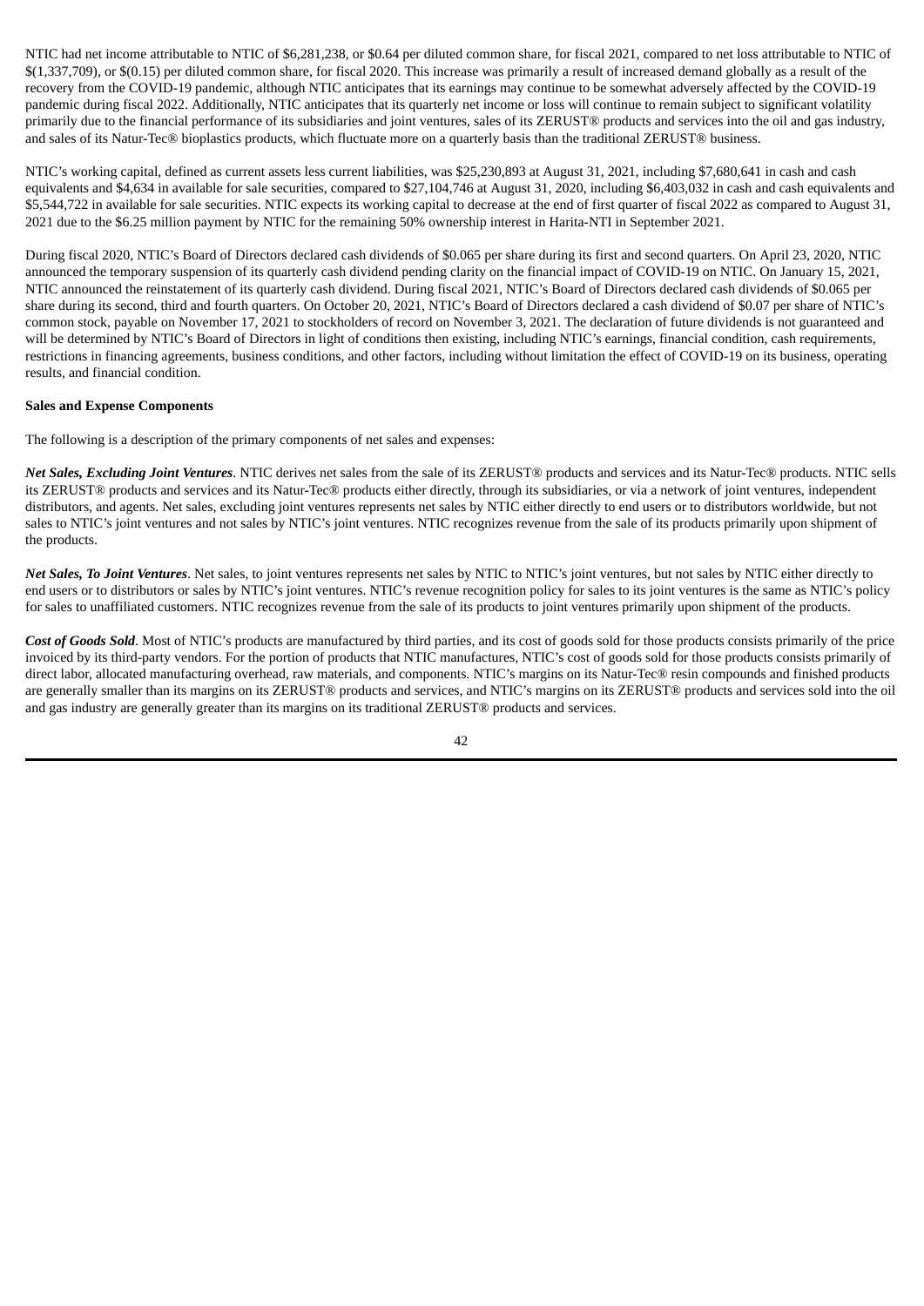NTIC had net income attributable to NTIC of $6,281,238, or $0.64 per diluted common share, for fiscal 2021, compared to net loss attributable to NTIC of $(1,337,709), or $(0.15) per diluted common share, for fiscal 2020. This increase was primarily a result of increased demand globally as a result of the recovery from the COVID-19 pandemic, although NTIC anticipates that its earnings may continue to be somewhat adversely affected by the COVID-19 pandemic during fiscal 2022. Additionally, NTIC anticipates that its quarterly net income or loss will continue to remain subject to significant volatility primarily due to the financial performance of its subsidiaries and joint ventures, sales of its ZERUST® products and services into the oil and gas industry, and sales of its Natur-Tec® bioplastics products, which fluctuate more on a quarterly basis than the traditional ZERUST® business.

NTIC's working capital, defined as current assets less current liabilities, was $25,230,893 at August 31, 2021, including $7,680,641 in cash and cash equivalents and $4,634 in available for sale securities, compared to $27,104,746 at August 31, 2020, including $6,403,032 in cash and cash equivalents and $5,544,722 in available for sale securities. NTIC expects its working capital to decrease at the end of first quarter of fiscal 2022 as compared to August 31, 2021 due to the $6.25 million payment by NTIC for the remaining 50% ownership interest in Harita-NTI in September 2021.

During fiscal 2020, NTIC's Board of Directors declared cash dividends of $0.065 per share during its first and second quarters. On April 23, 2020, NTIC announced the temporary suspension of its quarterly cash dividend pending clarity on the financial impact of COVID-19 on NTIC. On January 15, 2021, NTIC announced the reinstatement of its quarterly cash dividend. During fiscal 2021, NTIC's Board of Directors declared cash dividends of $0.065 per share during its second, third and fourth quarters. On October 20, 2021, NTIC's Board of Directors declared a cash dividend of $0.07 per share of NTIC's common stock, payable on November 17, 2021 to stockholders of record on November 3, 2021. The declaration of future dividends is not guaranteed and will be determined by NTIC's Board of Directors in light of conditions then existing, including NTIC's earnings, financial condition, cash requirements, restrictions in financing agreements, business conditions, and other factors, including without limitation the effect of COVID-19 on its business, operating results, and financial condition.

**Sales and Expense Components**

The following is a description of the primary components of net sales and expenses:

***Net Sales, Excluding Joint Ventures***. NTIC derives net sales from the sale of its ZERUST® products and services and its Natur-Tec® products. NTIC sells its ZERUST® products and services and its Natur-Tec® products either directly, through its subsidiaries, or via a network of joint ventures, independent distributors, and agents. Net sales, excluding joint ventures represents net sales by NTIC either directly to end users or to distributors worldwide, but not sales to NTIC's joint ventures and not sales by NTIC's joint ventures. NTIC recognizes revenue from the sale of its products primarily upon shipment of the products.

***Net Sales, To Joint Ventures***. Net sales, to joint ventures represents net sales by NTIC to NTIC's joint ventures, but not sales by NTIC either directly to end users or to distributors or sales by NTIC's joint ventures. NTIC's revenue recognition policy for sales to its joint ventures is the same as NTIC's policy for sales to unaffiliated customers. NTIC recognizes revenue from the sale of its products to joint ventures primarily upon shipment of the products.

***Cost of Goods Sold***. Most of NTIC's products are manufactured by third parties, and its cost of goods sold for those products consists primarily of the price invoiced by its third-party vendors. For the portion of products that NTIC manufactures, NTIC's cost of goods sold for those products consists primarily of direct labor, allocated manufacturing overhead, raw materials, and components. NTIC's margins on its Natur-Tec® resin compounds and finished products are generally smaller than its margins on its ZERUST® products and services, and NTIC's margins on its ZERUST® products and services sold into the oil and gas industry are generally greater than its margins on its traditional ZERUST® products and services.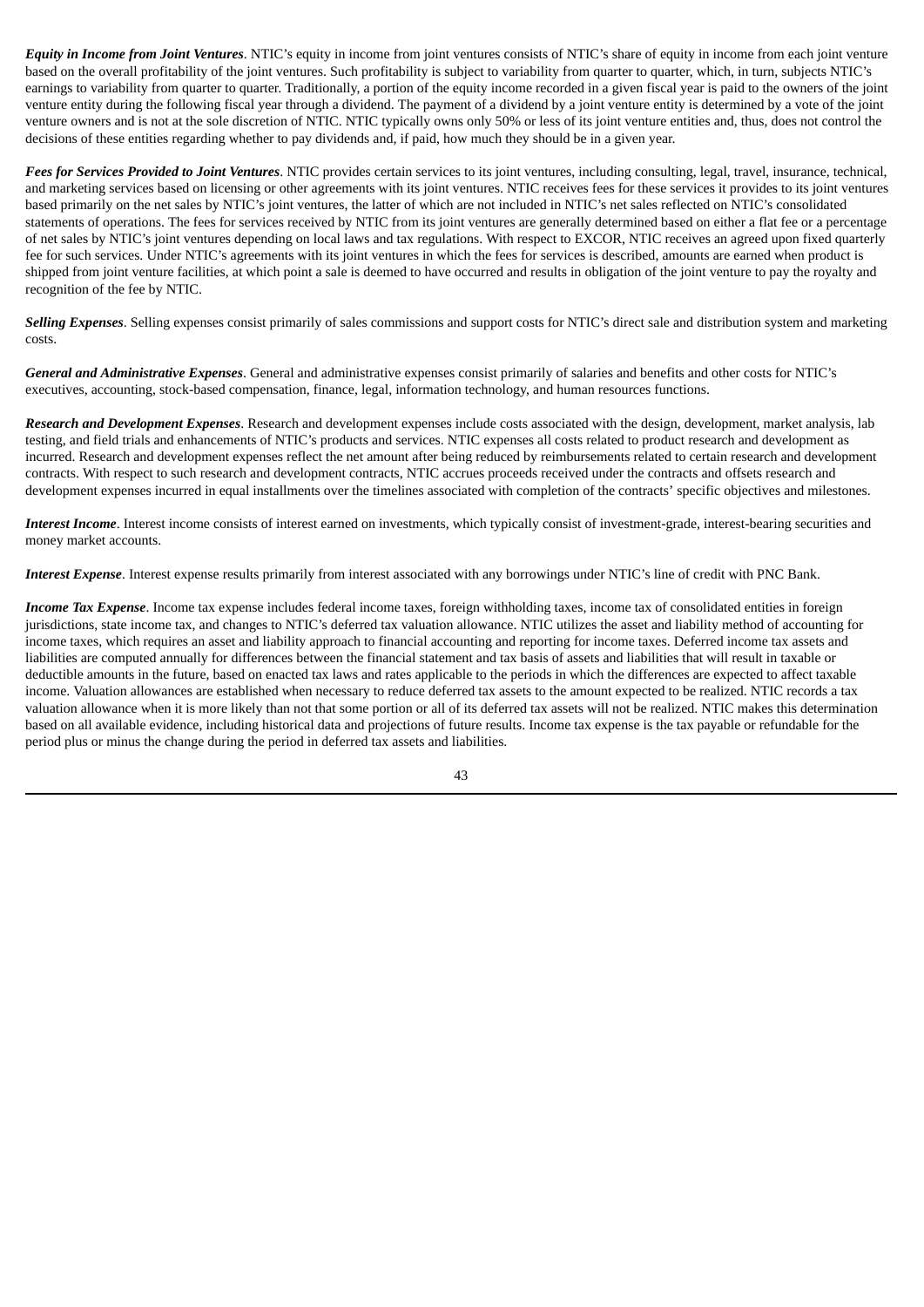***Equity in Income from Joint Ventures***. NTIC's equity in income from joint ventures consists of NTIC's share of equity in income from each joint venture based on the overall profitability of the joint ventures. Such profitability is subject to variability from quarter to quarter, which, in turn, subjects NTIC's earnings to variability from quarter to quarter. Traditionally, a portion of the equity income recorded in a given fiscal year is paid to the owners of the joint venture entity during the following fiscal year through a dividend. The payment of a dividend by a joint venture entity is determined by a vote of the joint venture owners and is not at the sole discretion of NTIC. NTIC typically owns only 50% or less of its joint venture entities and, thus, does not control the decisions of these entities regarding whether to pay dividends and, if paid, how much they should be in a given year.

***Fees for Services Provided to Joint Ventures***. NTIC provides certain services to its joint ventures, including consulting, legal, travel, insurance, technical, and marketing services based on licensing or other agreements with its joint ventures. NTIC receives fees for these services it provides to its joint ventures based primarily on the net sales by NTIC's joint ventures, the latter of which are not included in NTIC's net sales reflected on NTIC's consolidated statements of operations. The fees for services received by NTIC from its joint ventures are generally determined based on either a flat fee or a percentage of net sales by NTIC's joint ventures depending on local laws and tax regulations. With respect to EXCOR, NTIC receives an agreed upon fixed quarterly fee for such services. Under NTIC's agreements with its joint ventures in which the fees for services is described, amounts are earned when product is shipped from joint venture facilities, at which point a sale is deemed to have occurred and results in obligation of the joint venture to pay the royalty and recognition of the fee by NTIC.

***Selling Expenses***. Selling expenses consist primarily of sales commissions and support costs for NTIC's direct sale and distribution system and marketing costs.

***General and Administrative Expenses***. General and administrative expenses consist primarily of salaries and benefits and other costs for NTIC's executives, accounting, stock-based compensation, finance, legal, information technology, and human resources functions.

***Research and Development Expenses***. Research and development expenses include costs associated with the design, development, market analysis, lab testing, and field trials and enhancements of NTIC's products and services. NTIC expenses all costs related to product research and development as incurred. Research and development expenses reflect the net amount after being reduced by reimbursements related to certain research and development contracts. With respect to such research and development contracts, NTIC accrues proceeds received under the contracts and offsets research and development expenses incurred in equal installments over the timelines associated with completion of the contracts' specific objectives and milestones.

***Interest Income***. Interest income consists of interest earned on investments, which typically consist of investment-grade, interest-bearing securities and money market accounts.

***Interest Expense***. Interest expense results primarily from interest associated with any borrowings under NTIC's line of credit with PNC Bank.

***Income Tax Expense***. Income tax expense includes federal income taxes, foreign withholding taxes, income tax of consolidated entities in foreign jurisdictions, state income tax, and changes to NTIC's deferred tax valuation allowance. NTIC utilizes the asset and liability method of accounting for income taxes, which requires an asset and liability approach to financial accounting and reporting for income taxes. Deferred income tax assets and liabilities are computed annually for differences between the financial statement and tax basis of assets and liabilities that will result in taxable or deductible amounts in the future, based on enacted tax laws and rates applicable to the periods in which the differences are expected to affect taxable income. Valuation allowances are established when necessary to reduce deferred tax assets to the amount expected to be realized. NTIC records a tax valuation allowance when it is more likely than not that some portion or all of its deferred tax assets will not be realized. NTIC makes this determination based on all available evidence, including historical data and projections of future results. Income tax expense is the tax payable or refundable for the period plus or minus the change during the period in deferred tax assets and liabilities.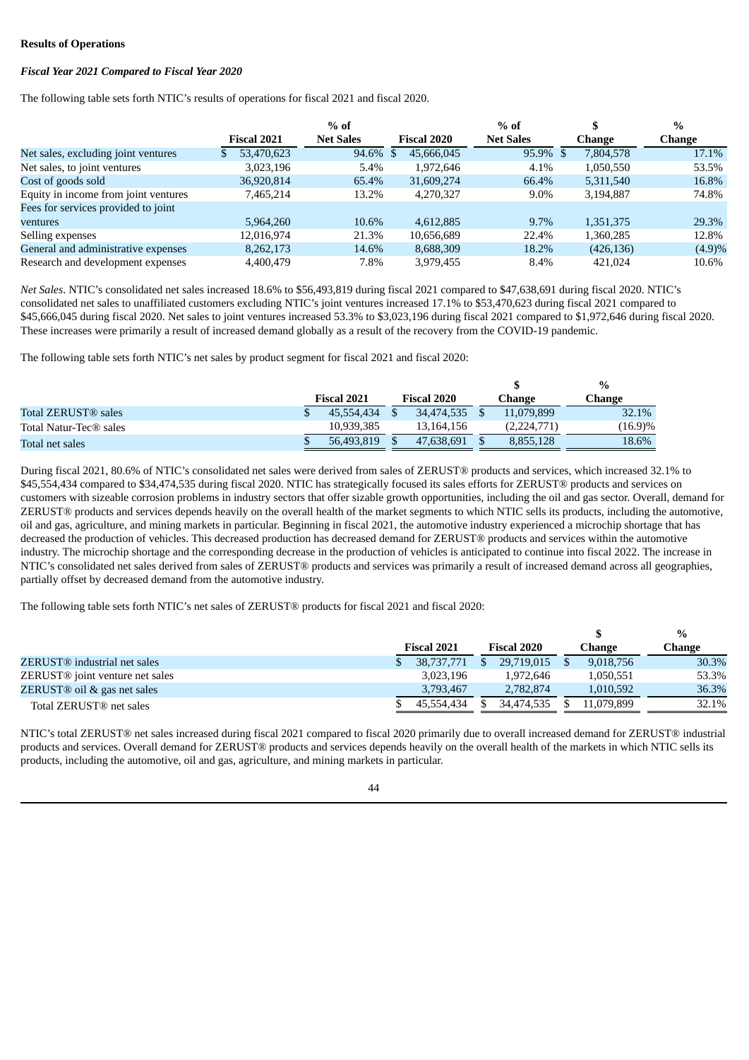**Results of Operations**

***Fiscal Year 2021 Compared to Fiscal Year 2020***

The following table sets forth NTIC's results of operations for fiscal 2021 and fiscal 2020.

| | Fiscal 2021 | % of Net Sales | Fiscal 2020 | % of Net Sales | $ Change | % Change |
|---|---|---|---|---|---|---|
| Net sales, excluding joint ventures | $ 53,470,623 | 94.6% | $ 45,666,045 | 95.9% | $ 7,804,578 | 17.1% |
| Net sales, to joint ventures | 3,023,196 | 5.4% | 1,972,646 | 4.1% | 1,050,550 | 53.5% |
| Cost of goods sold | 36,920,814 | 65.4% | 31,609,274 | 66.4% | 5,311,540 | 16.8% |
| Equity in income from joint ventures | 7,465,214 | 13.2% | 4,270,327 | 9.0% | 3,194,887 | 74.8% |
| Fees for services provided to joint ventures | 5,964,260 | 10.6% | 4,612,885 | 9.7% | 1,351,375 | 29.3% |
| Selling expenses | 12,016,974 | 21.3% | 10,656,689 | 22.4% | 1,360,285 | 12.8% |
| General and administrative expenses | 8,262,173 | 14.6% | 8,688,309 | 18.2% | (426,136) | (4.9)% |
| Research and development expenses | 4,400,479 | 7.8% | 3,979,455 | 8.4% | 421,024 | 10.6% |

*Net Sales*. NTIC's consolidated net sales increased 18.6% to $56,493,819 during fiscal 2021 compared to $47,638,691 during fiscal 2020. NTIC's consolidated net sales to unaffiliated customers excluding NTIC's joint ventures increased 17.1% to $53,470,623 during fiscal 2021 compared to $45,666,045 during fiscal 2020. Net sales to joint ventures increased 53.3% to $3,023,196 during fiscal 2021 compared to $1,972,646 during fiscal 2020. These increases were primarily a result of increased demand globally as a result of the recovery from the COVID-19 pandemic.

The following table sets forth NTIC's net sales by product segment for fiscal 2021 and fiscal 2020:

| | Fiscal 2021 | Fiscal 2020 | $ Change | % Change |
|---|---|---|---|---|
| Total ZERUST® sales | $ 45,554,434 | $ 34,474,535 | $ 11,079,899 | 32.1% |
| Total Natur-Tec® sales | 10,939,385 | 13,164,156 | (2,224,771) | (16.9)% |
| Total net sales | $ 56,493,819 | $ 47,638,691 | $ 8,855,128 | 18.6% |

During fiscal 2021, 80.6% of NTIC's consolidated net sales were derived from sales of ZERUST® products and services, which increased 32.1% to $45,554,434 compared to $34,474,535 during fiscal 2020. NTIC has strategically focused its sales efforts for ZERUST® products and services on customers with sizeable corrosion problems in industry sectors that offer sizable growth opportunities, including the oil and gas sector. Overall, demand for ZERUST® products and services depends heavily on the overall health of the market segments to which NTIC sells its products, including the automotive, oil and gas, agriculture, and mining markets in particular. Beginning in fiscal 2021, the automotive industry experienced a microchip shortage that has decreased the production of vehicles. This decreased production has decreased demand for ZERUST® products and services within the automotive industry. The microchip shortage and the corresponding decrease in the production of vehicles is anticipated to continue into fiscal 2022. The increase in NTIC's consolidated net sales derived from sales of ZERUST® products and services was primarily a result of increased demand across all geographies, partially offset by decreased demand from the automotive industry.

The following table sets forth NTIC's net sales of ZERUST® products for fiscal 2021 and fiscal 2020:

| | Fiscal 2021 | Fiscal 2020 | $ Change | % Change |
|---|---|---|---|---|
| ZERUST® industrial net sales | $ 38,737,771 | $ 29,719,015 | $ 9,018,756 | 30.3% |
| ZERUST® joint venture net sales | 3,023,196 | 1,972,646 | 1,050,551 | 53.3% |
| ZERUST® oil & gas net sales | 3,793,467 | 2,782,874 | 1,010,592 | 36.3% |
| Total ZERUST® net sales | $ 45,554,434 | $ 34,474,535 | $ 11,079,899 | 32.1% |

NTIC's total ZERUST® net sales increased during fiscal 2021 compared to fiscal 2020 primarily due to overall increased demand for ZERUST® industrial products and services. Overall demand for ZERUST® products and services depends heavily on the overall health of the markets in which NTIC sells its products, including the automotive, oil and gas, agriculture, and mining markets in particular.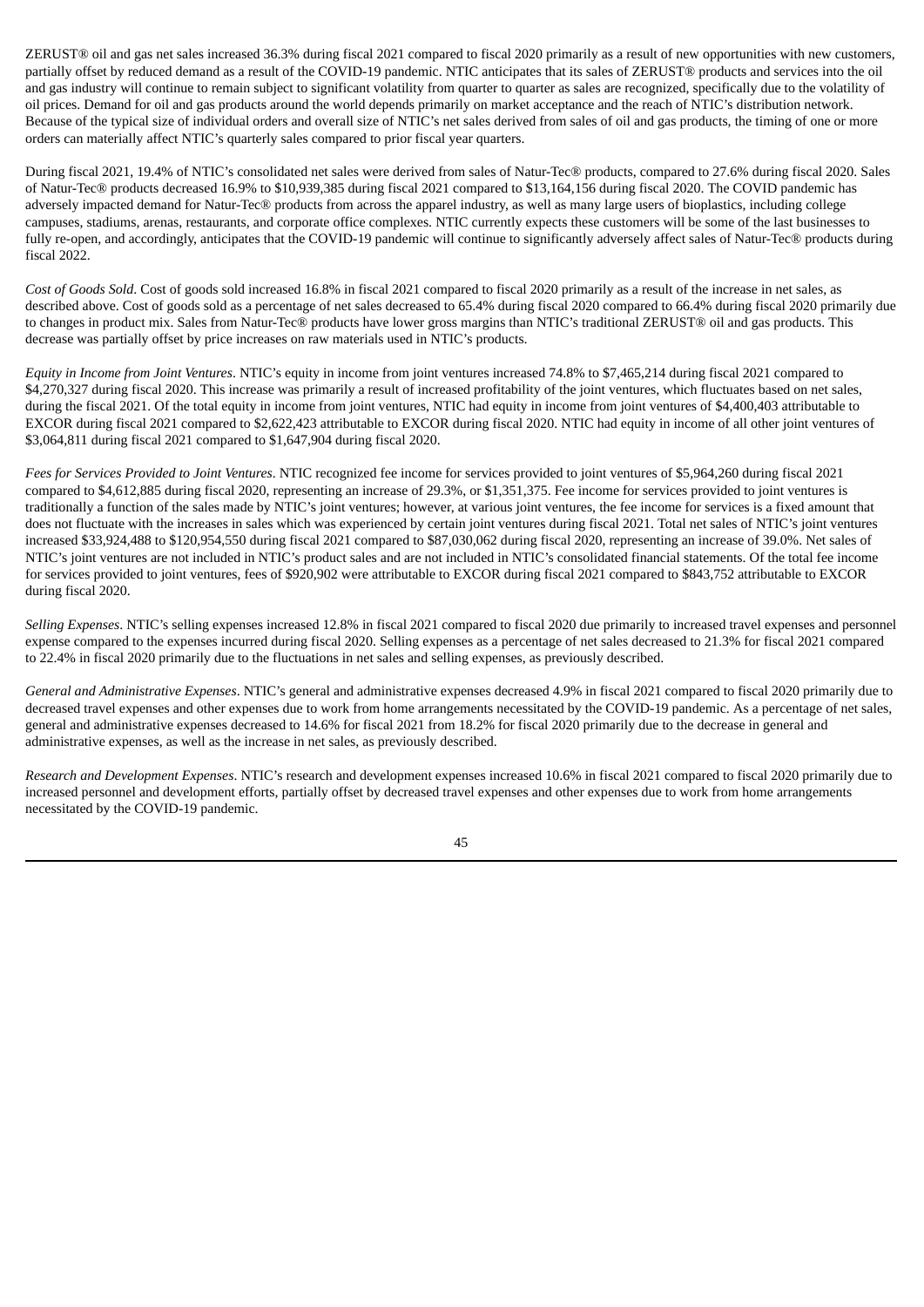ZERUST® oil and gas net sales increased 36.3% during fiscal 2021 compared to fiscal 2020 primarily as a result of new opportunities with new customers, partially offset by reduced demand as a result of the COVID-19 pandemic. NTIC anticipates that its sales of ZERUST® products and services into the oil and gas industry will continue to remain subject to significant volatility from quarter to quarter as sales are recognized, specifically due to the volatility of oil prices. Demand for oil and gas products around the world depends primarily on market acceptance and the reach of NTIC's distribution network. Because of the typical size of individual orders and overall size of NTIC's net sales derived from sales of oil and gas products, the timing of one or more orders can materially affect NTIC's quarterly sales compared to prior fiscal year quarters.

During fiscal 2021, 19.4% of NTIC's consolidated net sales were derived from sales of Natur-Tec® products, compared to 27.6% during fiscal 2020. Sales of Natur-Tec® products decreased 16.9% to $10,939,385 during fiscal 2021 compared to $13,164,156 during fiscal 2020. The COVID pandemic has adversely impacted demand for Natur-Tec® products from across the apparel industry, as well as many large users of bioplastics, including college campuses, stadiums, arenas, restaurants, and corporate office complexes. NTIC currently expects these customers will be some of the last businesses to fully re-open, and accordingly, anticipates that the COVID-19 pandemic will continue to significantly adversely affect sales of Natur-Tec® products during fiscal 2022.

*Cost of Goods Sold*. Cost of goods sold increased 16.8% in fiscal 2021 compared to fiscal 2020 primarily as a result of the increase in net sales, as described above. Cost of goods sold as a percentage of net sales decreased to 65.4% during fiscal 2020 compared to 66.4% during fiscal 2020 primarily due to changes in product mix. Sales from Natur-Tec® products have lower gross margins than NTIC's traditional ZERUST® oil and gas products. This decrease was partially offset by price increases on raw materials used in NTIC's products.

*Equity in Income from Joint Ventures*. NTIC's equity in income from joint ventures increased 74.8% to $7,465,214 during fiscal 2021 compared to $4,270,327 during fiscal 2020. This increase was primarily a result of increased profitability of the joint ventures, which fluctuates based on net sales, during the fiscal 2021. Of the total equity in income from joint ventures, NTIC had equity in income from joint ventures of $4,400,403 attributable to EXCOR during fiscal 2021 compared to $2,622,423 attributable to EXCOR during fiscal 2020. NTIC had equity in income of all other joint ventures of $3,064,811 during fiscal 2021 compared to $1,647,904 during fiscal 2020.

*Fees for Services Provided to Joint Ventures*. NTIC recognized fee income for services provided to joint ventures of $5,964,260 during fiscal 2021 compared to $4,612,885 during fiscal 2020, representing an increase of 29.3%, or $1,351,375. Fee income for services provided to joint ventures is traditionally a function of the sales made by NTIC's joint ventures; however, at various joint ventures, the fee income for services is a fixed amount that does not fluctuate with the increases in sales which was experienced by certain joint ventures during fiscal 2021. Total net sales of NTIC's joint ventures increased $33,924,488 to $120,954,550 during fiscal 2021 compared to $87,030,062 during fiscal 2020, representing an increase of 39.0%. Net sales of NTIC's joint ventures are not included in NTIC's product sales and are not included in NTIC's consolidated financial statements. Of the total fee income for services provided to joint ventures, fees of $920,902 were attributable to EXCOR during fiscal 2021 compared to $843,752 attributable to EXCOR during fiscal 2020.

*Selling Expenses*. NTIC's selling expenses increased 12.8% in fiscal 2021 compared to fiscal 2020 due primarily to increased travel expenses and personnel expense compared to the expenses incurred during fiscal 2020. Selling expenses as a percentage of net sales decreased to 21.3% for fiscal 2021 compared to 22.4% in fiscal 2020 primarily due to the fluctuations in net sales and selling expenses, as previously described.

*General and Administrative Expenses*. NTIC's general and administrative expenses decreased 4.9% in fiscal 2021 compared to fiscal 2020 primarily due to decreased travel expenses and other expenses due to work from home arrangements necessitated by the COVID-19 pandemic. As a percentage of net sales, general and administrative expenses decreased to 14.6% for fiscal 2021 from 18.2% for fiscal 2020 primarily due to the decrease in general and administrative expenses, as well as the increase in net sales, as previously described.

*Research and Development Expenses*. NTIC's research and development expenses increased 10.6% in fiscal 2021 compared to fiscal 2020 primarily due to increased personnel and development efforts, partially offset by decreased travel expenses and other expenses due to work from home arrangements necessitated by the COVID-19 pandemic.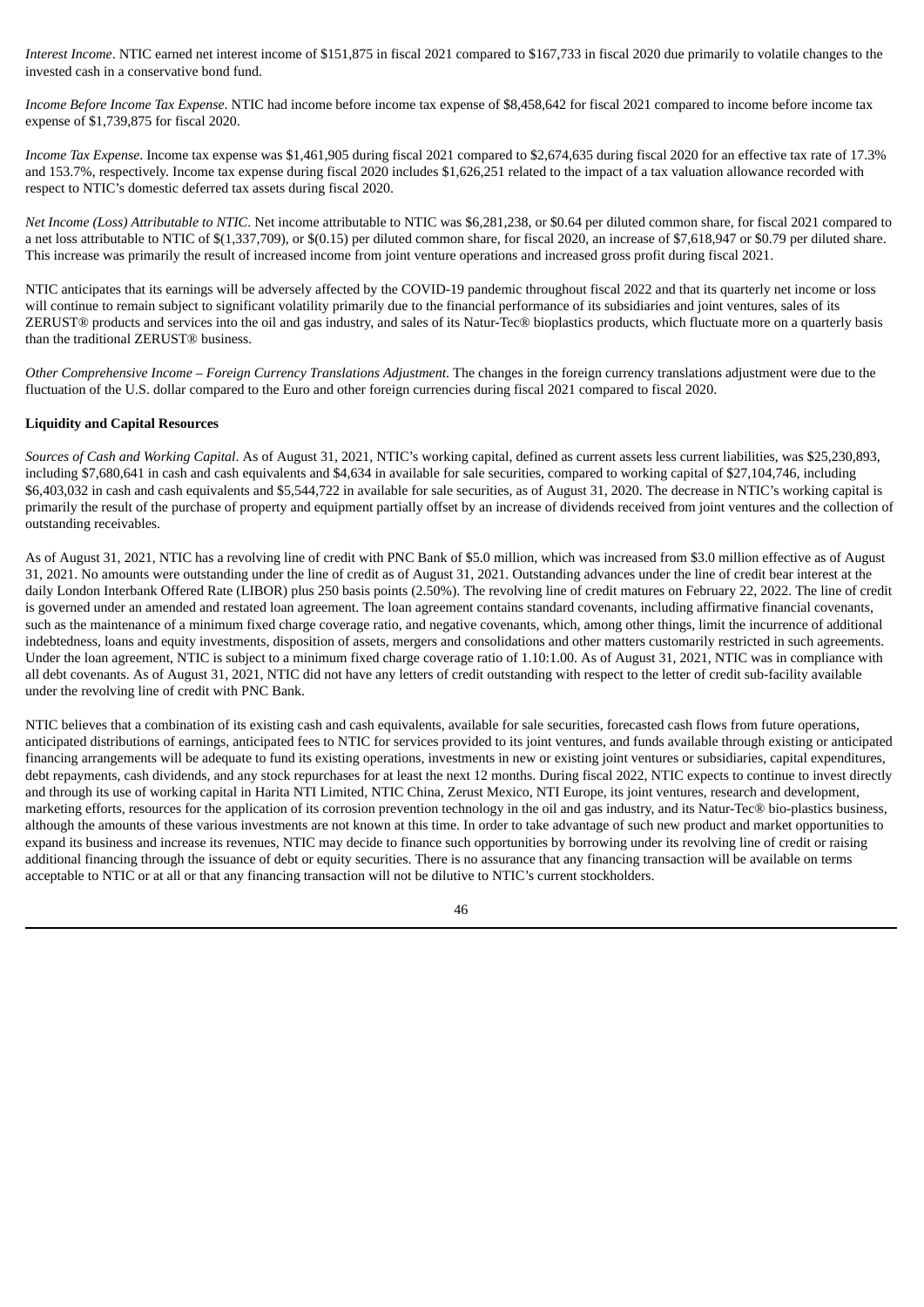*Interest Income*. NTIC earned net interest income of $151,875 in fiscal 2021 compared to $167,733 in fiscal 2020 due primarily to volatile changes to the invested cash in a conservative bond fund.

*Income Before Income Tax Expense*. NTIC had income before income tax expense of $8,458,642 for fiscal 2021 compared to income before income tax expense of $1,739,875 for fiscal 2020.

*Income Tax Expense*. Income tax expense was $1,461,905 during fiscal 2021 compared to $2,674,635 during fiscal 2020 for an effective tax rate of 17.3% and 153.7%, respectively. Income tax expense during fiscal 2020 includes $1,626,251 related to the impact of a tax valuation allowance recorded with respect to NTIC's domestic deferred tax assets during fiscal 2020.

*Net Income (Loss) Attributable to NTIC*. Net income attributable to NTIC was $6,281,238, or $0.64 per diluted common share, for fiscal 2021 compared to a net loss attributable to NTIC of $(1,337,709), or $(0.15) per diluted common share, for fiscal 2020, an increase of $7,618,947 or $0.79 per diluted share. This increase was primarily the result of increased income from joint venture operations and increased gross profit during fiscal 2021.

NTIC anticipates that its earnings will be adversely affected by the COVID-19 pandemic throughout fiscal 2022 and that its quarterly net income or loss will continue to remain subject to significant volatility primarily due to the financial performance of its subsidiaries and joint ventures, sales of its ZERUST® products and services into the oil and gas industry, and sales of its Natur-Tec® bioplastics products, which fluctuate more on a quarterly basis than the traditional ZERUST® business.

*Other Comprehensive Income – Foreign Currency Translations Adjustment*. The changes in the foreign currency translations adjustment were due to the fluctuation of the U.S. dollar compared to the Euro and other foreign currencies during fiscal 2021 compared to fiscal 2020.

**Liquidity and Capital Resources**

*Sources of Cash and Working Capital*. As of August 31, 2021, NTIC's working capital, defined as current assets less current liabilities, was $25,230,893, including $7,680,641 in cash and cash equivalents and $4,634 in available for sale securities, compared to working capital of $27,104,746, including $6,403,032 in cash and cash equivalents and $5,544,722 in available for sale securities, as of August 31, 2020. The decrease in NTIC's working capital is primarily the result of the purchase of property and equipment partially offset by an increase of dividends received from joint ventures and the collection of outstanding receivables.

As of August 31, 2021, NTIC has a revolving line of credit with PNC Bank of $5.0 million, which was increased from $3.0 million effective as of August 31, 2021. No amounts were outstanding under the line of credit as of August 31, 2021. Outstanding advances under the line of credit bear interest at the daily London Interbank Offered Rate (LIBOR) plus 250 basis points (2.50%). The revolving line of credit matures on February 22, 2022. The line of credit is governed under an amended and restated loan agreement. The loan agreement contains standard covenants, including affirmative financial covenants, such as the maintenance of a minimum fixed charge coverage ratio, and negative covenants, which, among other things, limit the incurrence of additional indebtedness, loans and equity investments, disposition of assets, mergers and consolidations and other matters customarily restricted in such agreements. Under the loan agreement, NTIC is subject to a minimum fixed charge coverage ratio of 1.10:1.00. As of August 31, 2021, NTIC was in compliance with all debt covenants. As of August 31, 2021, NTIC did not have any letters of credit outstanding with respect to the letter of credit sub-facility available under the revolving line of credit with PNC Bank.

NTIC believes that a combination of its existing cash and cash equivalents, available for sale securities, forecasted cash flows from future operations, anticipated distributions of earnings, anticipated fees to NTIC for services provided to its joint ventures, and funds available through existing or anticipated financing arrangements will be adequate to fund its existing operations, investments in new or existing joint ventures or subsidiaries, capital expenditures, debt repayments, cash dividends, and any stock repurchases for at least the next 12 months. During fiscal 2022, NTIC expects to continue to invest directly and through its use of working capital in Harita NTI Limited, NTIC China, Zerust Mexico, NTI Europe, its joint ventures, research and development, marketing efforts, resources for the application of its corrosion prevention technology in the oil and gas industry, and its Natur-Tec® bio-plastics business, although the amounts of these various investments are not known at this time. In order to take advantage of such new product and market opportunities to expand its business and increase its revenues, NTIC may decide to finance such opportunities by borrowing under its revolving line of credit or raising additional financing through the issuance of debt or equity securities. There is no assurance that any financing transaction will be available on terms acceptable to NTIC or at all or that any financing transaction will not be dilutive to NTIC's current stockholders.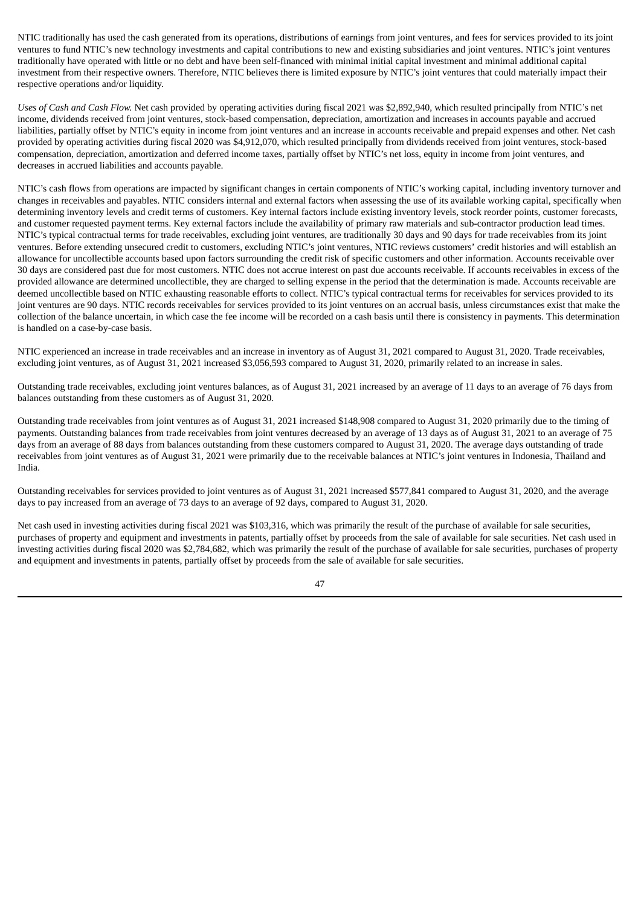NTIC traditionally has used the cash generated from its operations, distributions of earnings from joint ventures, and fees for services provided to its joint ventures to fund NTIC's new technology investments and capital contributions to new and existing subsidiaries and joint ventures. NTIC's joint ventures traditionally have operated with little or no debt and have been self-financed with minimal initial capital investment and minimal additional capital investment from their respective owners. Therefore, NTIC believes there is limited exposure by NTIC's joint ventures that could materially impact their respective operations and/or liquidity.

*Uses of Cash and Cash Flow.* Net cash provided by operating activities during fiscal 2021 was $2,892,940, which resulted principally from NTIC's net income, dividends received from joint ventures, stock-based compensation, depreciation, amortization and increases in accounts payable and accrued liabilities, partially offset by NTIC's equity in income from joint ventures and an increase in accounts receivable and prepaid expenses and other. Net cash provided by operating activities during fiscal 2020 was $4,912,070, which resulted principally from dividends received from joint ventures, stock-based compensation, depreciation, amortization and deferred income taxes, partially offset by NTIC's net loss, equity in income from joint ventures, and decreases in accrued liabilities and accounts payable.

NTIC's cash flows from operations are impacted by significant changes in certain components of NTIC's working capital, including inventory turnover and changes in receivables and payables. NTIC considers internal and external factors when assessing the use of its available working capital, specifically when determining inventory levels and credit terms of customers. Key internal factors include existing inventory levels, stock reorder points, customer forecasts, and customer requested payment terms. Key external factors include the availability of primary raw materials and sub-contractor production lead times. NTIC's typical contractual terms for trade receivables, excluding joint ventures, are traditionally 30 days and 90 days for trade receivables from its joint ventures. Before extending unsecured credit to customers, excluding NTIC's joint ventures, NTIC reviews customers' credit histories and will establish an allowance for uncollectible accounts based upon factors surrounding the credit risk of specific customers and other information. Accounts receivable over 30 days are considered past due for most customers. NTIC does not accrue interest on past due accounts receivable. If accounts receivables in excess of the provided allowance are determined uncollectible, they are charged to selling expense in the period that the determination is made. Accounts receivable are deemed uncollectible based on NTIC exhausting reasonable efforts to collect. NTIC's typical contractual terms for receivables for services provided to its joint ventures are 90 days. NTIC records receivables for services provided to its joint ventures on an accrual basis, unless circumstances exist that make the collection of the balance uncertain, in which case the fee income will be recorded on a cash basis until there is consistency in payments. This determination is handled on a case-by-case basis.

NTIC experienced an increase in trade receivables and an increase in inventory as of August 31, 2021 compared to August 31, 2020. Trade receivables, excluding joint ventures, as of August 31, 2021 increased $3,056,593 compared to August 31, 2020, primarily related to an increase in sales.

Outstanding trade receivables, excluding joint ventures balances, as of August 31, 2021 increased by an average of 11 days to an average of 76 days from balances outstanding from these customers as of August 31, 2020.

Outstanding trade receivables from joint ventures as of August 31, 2021 increased $148,908 compared to August 31, 2020 primarily due to the timing of payments. Outstanding balances from trade receivables from joint ventures decreased by an average of 13 days as of August 31, 2021 to an average of 75 days from an average of 88 days from balances outstanding from these customers compared to August 31, 2020. The average days outstanding of trade receivables from joint ventures as of August 31, 2021 were primarily due to the receivable balances at NTIC's joint ventures in Indonesia, Thailand and India.

Outstanding receivables for services provided to joint ventures as of August 31, 2021 increased $577,841 compared to August 31, 2020, and the average days to pay increased from an average of 73 days to an average of 92 days, compared to August 31, 2020.

Net cash used in investing activities during fiscal 2021 was $103,316, which was primarily the result of the purchase of available for sale securities, purchases of property and equipment and investments in patents, partially offset by proceeds from the sale of available for sale securities. Net cash used in investing activities during fiscal 2020 was $2,784,682, which was primarily the result of the purchase of available for sale securities, purchases of property and equipment and investments in patents, partially offset by proceeds from the sale of available for sale securities.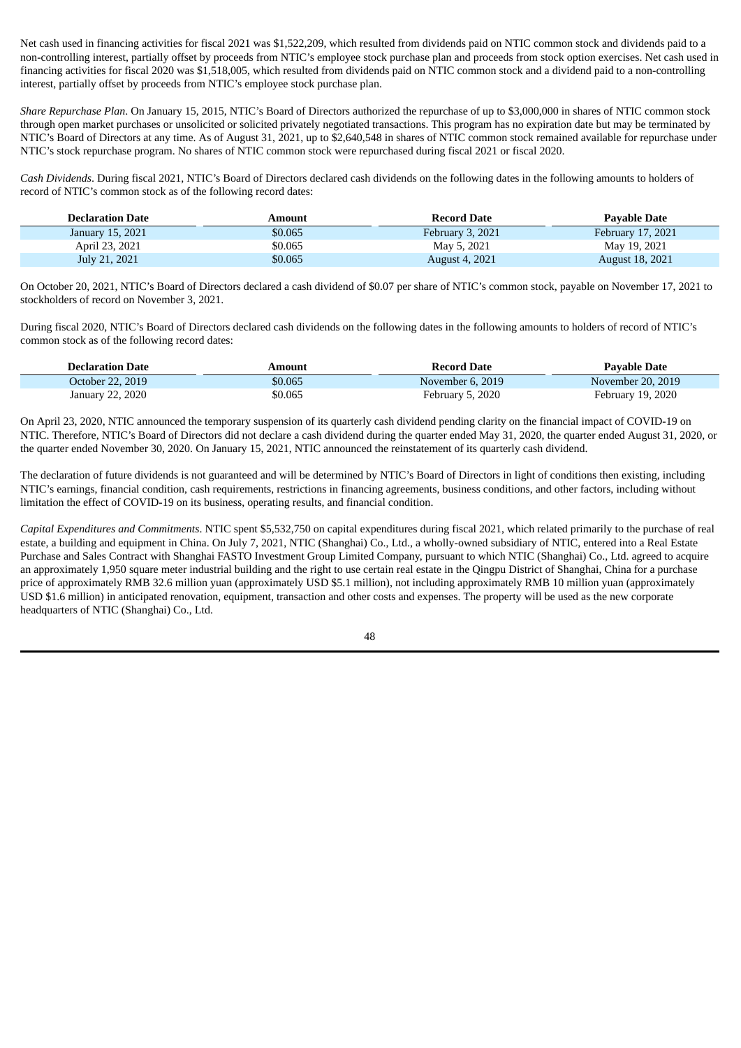Net cash used in financing activities for fiscal 2021 was $1,522,209, which resulted from dividends paid on NTIC common stock and dividends paid to a non-controlling interest, partially offset by proceeds from NTIC's employee stock purchase plan and proceeds from stock option exercises. Net cash used in financing activities for fiscal 2020 was $1,518,005, which resulted from dividends paid on NTIC common stock and a dividend paid to a non-controlling interest, partially offset by proceeds from NTIC's employee stock purchase plan.

*Share Repurchase Plan*. On January 15, 2015, NTIC's Board of Directors authorized the repurchase of up to $3,000,000 in shares of NTIC common stock through open market purchases or unsolicited or solicited privately negotiated transactions. This program has no expiration date but may be terminated by NTIC's Board of Directors at any time. As of August 31, 2021, up to $2,640,548 in shares of NTIC common stock remained available for repurchase under NTIC's stock repurchase program. No shares of NTIC common stock were repurchased during fiscal 2021 or fiscal 2020.

*Cash Dividends*. During fiscal 2021, NTIC's Board of Directors declared cash dividends on the following dates in the following amounts to holders of record of NTIC's common stock as of the following record dates:

| Declaration Date | Amount | Record Date | Payable Date |
|---|---|---|---|
| January 15, 2021 | $0.065 | February 3, 2021 | February 17, 2021 |
| April 23, 2021 | $0.065 | May 5, 2021 | May 19, 2021 |
| July 21, 2021 | $0.065 | August 4, 2021 | August 18, 2021 |

On October 20, 2021, NTIC's Board of Directors declared a cash dividend of $0.07 per share of NTIC's common stock, payable on November 17, 2021 to stockholders of record on November 3, 2021.

During fiscal 2020, NTIC's Board of Directors declared cash dividends on the following dates in the following amounts to holders of record of NTIC's common stock as of the following record dates:

| Declaration Date | Amount | Record Date | Payable Date |
|---|---|---|---|
| October 22, 2019 | $0.065 | November 6, 2019 | November 20, 2019 |
| January 22, 2020 | $0.065 | February 5, 2020 | February 19, 2020 |

On April 23, 2020, NTIC announced the temporary suspension of its quarterly cash dividend pending clarity on the financial impact of COVID-19 on NTIC. Therefore, NTIC's Board of Directors did not declare a cash dividend during the quarter ended May 31, 2020, the quarter ended August 31, 2020, or the quarter ended November 30, 2020. On January 15, 2021, NTIC announced the reinstatement of its quarterly cash dividend.

The declaration of future dividends is not guaranteed and will be determined by NTIC's Board of Directors in light of conditions then existing, including NTIC's earnings, financial condition, cash requirements, restrictions in financing agreements, business conditions, and other factors, including without limitation the effect of COVID-19 on its business, operating results, and financial condition.

*Capital Expenditures and Commitments*. NTIC spent $5,532,750 on capital expenditures during fiscal 2021, which related primarily to the purchase of real estate, a building and equipment in China. On July 7, 2021, NTIC (Shanghai) Co., Ltd., a wholly-owned subsidiary of NTIC, entered into a Real Estate Purchase and Sales Contract with Shanghai FASTO Investment Group Limited Company, pursuant to which NTIC (Shanghai) Co., Ltd. agreed to acquire an approximately 1,950 square meter industrial building and the right to use certain real estate in the Qingpu District of Shanghai, China for a purchase price of approximately RMB 32.6 million yuan (approximately USD $5.1 million), not including approximately RMB 10 million yuan (approximately USD $1.6 million) in anticipated renovation, equipment, transaction and other costs and expenses. The property will be used as the new corporate headquarters of NTIC (Shanghai) Co., Ltd.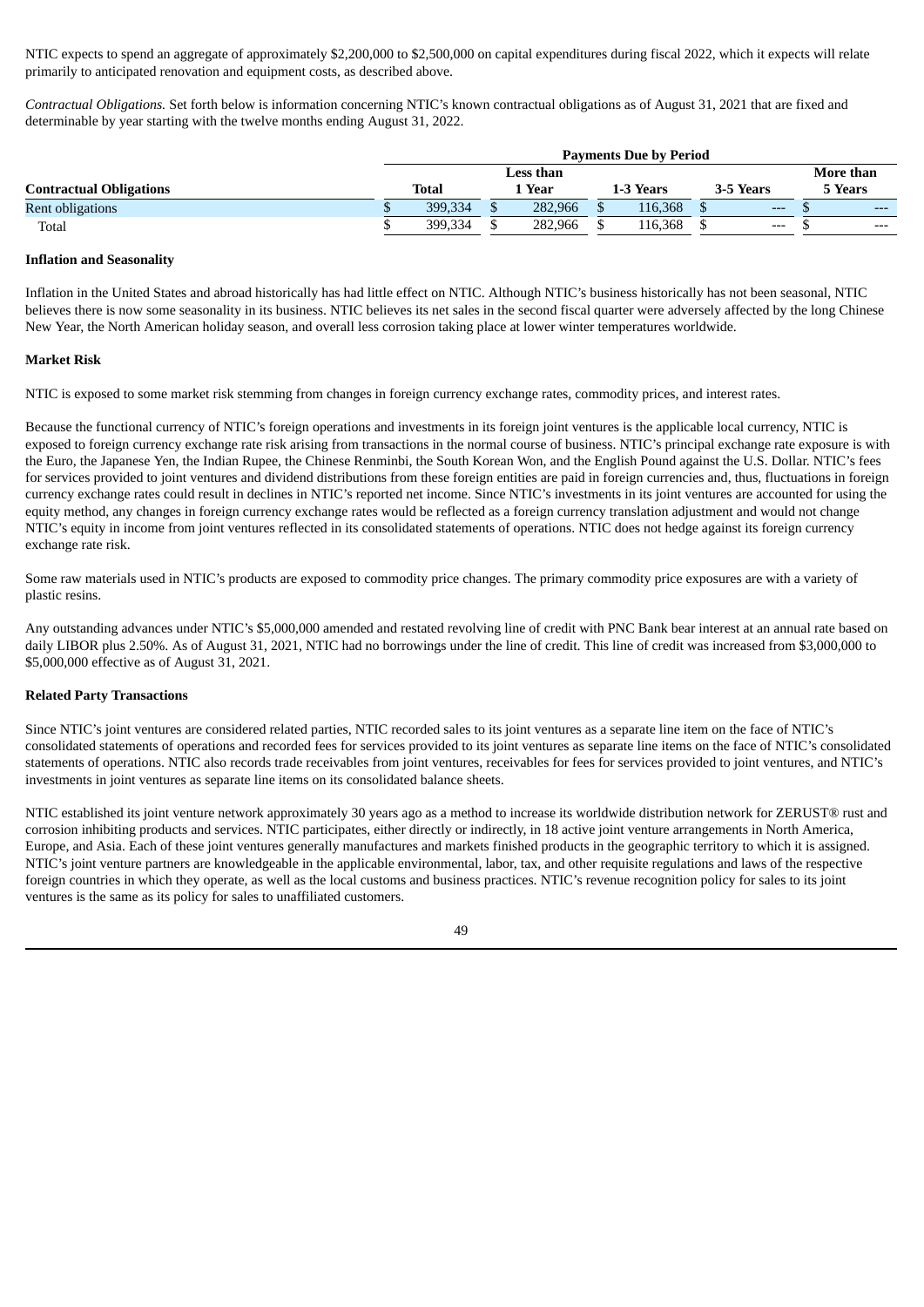NTIC expects to spend an aggregate of approximately $2,200,000 to $2,500,000 on capital expenditures during fiscal 2022, which it expects will relate primarily to anticipated renovation and equipment costs, as described above.

*Contractual Obligations.* Set forth below is information concerning NTIC's known contractual obligations as of August 31, 2021 that are fixed and determinable by year starting with the twelve months ending August 31, 2022.

| | Payments Due by Period | | | | |
|---|---|---|---|---|---|
| **Contractual Obligations** | **Total** | **Less than 1 Year** | **1-3 Years** | **3-5 Years** | **More than 5 Years** |
| Rent obligations | $ 399,334 | $ 282,966 | $ 116,368 | $ --- | $ --- |
| Total | $ 399,334 | $ 282,966 | $ 116,368 | $ --- | $ --- |

**Inflation and Seasonality**

Inflation in the United States and abroad historically has had little effect on NTIC. Although NTIC's business historically has not been seasonal, NTIC believes there is now some seasonality in its business. NTIC believes its net sales in the second fiscal quarter were adversely affected by the long Chinese New Year, the North American holiday season, and overall less corrosion taking place at lower winter temperatures worldwide.

**Market Risk**

NTIC is exposed to some market risk stemming from changes in foreign currency exchange rates, commodity prices, and interest rates.

Because the functional currency of NTIC's foreign operations and investments in its foreign joint ventures is the applicable local currency, NTIC is exposed to foreign currency exchange rate risk arising from transactions in the normal course of business. NTIC's principal exchange rate exposure is with the Euro, the Japanese Yen, the Indian Rupee, the Chinese Renminbi, the South Korean Won, and the English Pound against the U.S. Dollar. NTIC's fees for services provided to joint ventures and dividend distributions from these foreign entities are paid in foreign currencies and, thus, fluctuations in foreign currency exchange rates could result in declines in NTIC's reported net income. Since NTIC's investments in its joint ventures are accounted for using the equity method, any changes in foreign currency exchange rates would be reflected as a foreign currency translation adjustment and would not change NTIC's equity in income from joint ventures reflected in its consolidated statements of operations. NTIC does not hedge against its foreign currency exchange rate risk.

Some raw materials used in NTIC's products are exposed to commodity price changes. The primary commodity price exposures are with a variety of plastic resins.

Any outstanding advances under NTIC's $5,000,000 amended and restated revolving line of credit with PNC Bank bear interest at an annual rate based on daily LIBOR plus 2.50%. As of August 31, 2021, NTIC had no borrowings under the line of credit. This line of credit was increased from $3,000,000 to $5,000,000 effective as of August 31, 2021.

**Related Party Transactions**

Since NTIC's joint ventures are considered related parties, NTIC recorded sales to its joint ventures as a separate line item on the face of NTIC's consolidated statements of operations and recorded fees for services provided to its joint ventures as separate line items on the face of NTIC's consolidated statements of operations. NTIC also records trade receivables from joint ventures, receivables for fees for services provided to joint ventures, and NTIC's investments in joint ventures as separate line items on its consolidated balance sheets.

NTIC established its joint venture network approximately 30 years ago as a method to increase its worldwide distribution network for ZERUST® rust and corrosion inhibiting products and services. NTIC participates, either directly or indirectly, in 18 active joint venture arrangements in North America, Europe, and Asia. Each of these joint ventures generally manufactures and markets finished products in the geographic territory to which it is assigned. NTIC's joint venture partners are knowledgeable in the applicable environmental, labor, tax, and other requisite regulations and laws of the respective foreign countries in which they operate, as well as the local customs and business practices. NTIC's revenue recognition policy for sales to its joint ventures is the same as its policy for sales to unaffiliated customers.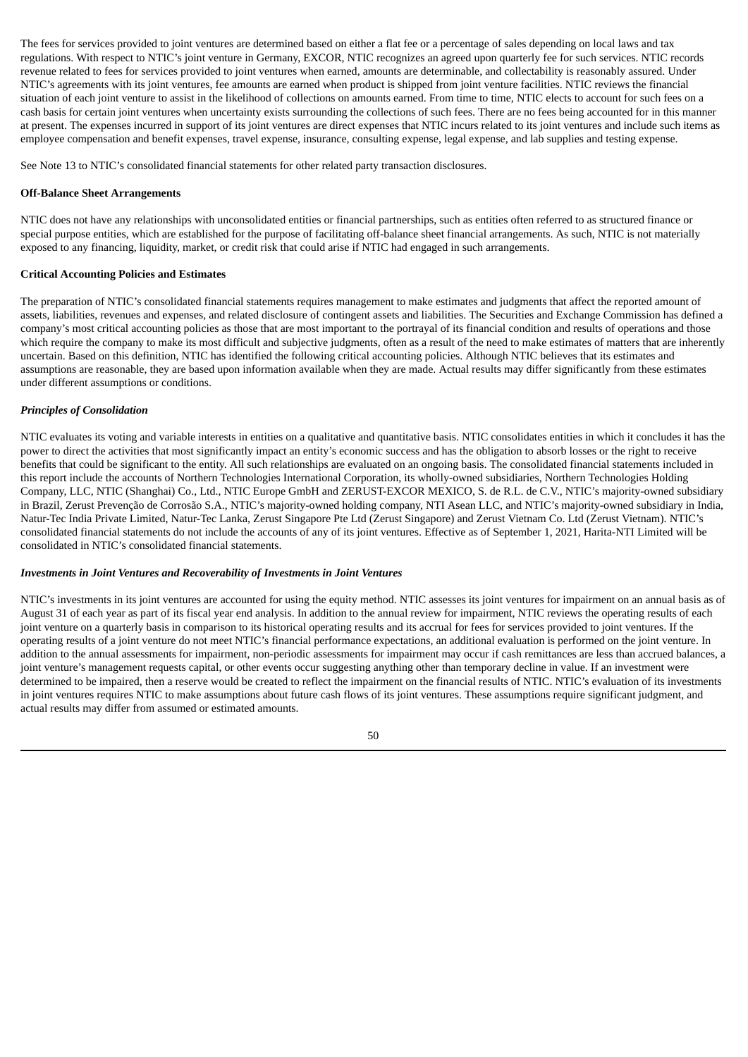The fees for services provided to joint ventures are determined based on either a flat fee or a percentage of sales depending on local laws and tax regulations. With respect to NTIC's joint venture in Germany, EXCOR, NTIC recognizes an agreed upon quarterly fee for such services. NTIC records revenue related to fees for services provided to joint ventures when earned, amounts are determinable, and collectability is reasonably assured. Under NTIC's agreements with its joint ventures, fee amounts are earned when product is shipped from joint venture facilities. NTIC reviews the financial situation of each joint venture to assist in the likelihood of collections on amounts earned. From time to time, NTIC elects to account for such fees on a cash basis for certain joint ventures when uncertainty exists surrounding the collections of such fees. There are no fees being accounted for in this manner at present. The expenses incurred in support of its joint ventures are direct expenses that NTIC incurs related to its joint ventures and include such items as employee compensation and benefit expenses, travel expense, insurance, consulting expense, legal expense, and lab supplies and testing expense.

See Note 13 to NTIC's consolidated financial statements for other related party transaction disclosures.

**Off-Balance Sheet Arrangements**

NTIC does not have any relationships with unconsolidated entities or financial partnerships, such as entities often referred to as structured finance or special purpose entities, which are established for the purpose of facilitating off-balance sheet financial arrangements. As such, NTIC is not materially exposed to any financing, liquidity, market, or credit risk that could arise if NTIC had engaged in such arrangements.

**Critical Accounting Policies and Estimates**

The preparation of NTIC's consolidated financial statements requires management to make estimates and judgments that affect the reported amount of assets, liabilities, revenues and expenses, and related disclosure of contingent assets and liabilities. The Securities and Exchange Commission has defined a company's most critical accounting policies as those that are most important to the portrayal of its financial condition and results of operations and those which require the company to make its most difficult and subjective judgments, often as a result of the need to make estimates of matters that are inherently uncertain. Based on this definition, NTIC has identified the following critical accounting policies. Although NTIC believes that its estimates and assumptions are reasonable, they are based upon information available when they are made. Actual results may differ significantly from these estimates under different assumptions or conditions.

***Principles of Consolidation***

NTIC evaluates its voting and variable interests in entities on a qualitative and quantitative basis. NTIC consolidates entities in which it concludes it has the power to direct the activities that most significantly impact an entity's economic success and has the obligation to absorb losses or the right to receive benefits that could be significant to the entity. All such relationships are evaluated on an ongoing basis. The consolidated financial statements included in this report include the accounts of Northern Technologies International Corporation, its wholly-owned subsidiaries, Northern Technologies Holding Company, LLC, NTIC (Shanghai) Co., Ltd., NTIC Europe GmbH and ZERUST-EXCOR MEXICO, S. de R.L. de C.V., NTIC's majority-owned subsidiary in Brazil, Zerust Prevenção de Corrosão S.A., NTIC's majority-owned holding company, NTI Asean LLC, and NTIC's majority-owned subsidiary in India, Natur-Tec India Private Limited, Natur-Tec Lanka, Zerust Singapore Pte Ltd (Zerust Singapore) and Zerust Vietnam Co. Ltd (Zerust Vietnam). NTIC's consolidated financial statements do not include the accounts of any of its joint ventures. Effective as of September 1, 2021, Harita-NTI Limited will be consolidated in NTIC's consolidated financial statements.

***Investments in Joint Ventures and Recoverability of Investments in Joint Ventures***

NTIC's investments in its joint ventures are accounted for using the equity method. NTIC assesses its joint ventures for impairment on an annual basis as of August 31 of each year as part of its fiscal year end analysis. In addition to the annual review for impairment, NTIC reviews the operating results of each joint venture on a quarterly basis in comparison to its historical operating results and its accrual for fees for services provided to joint ventures. If the operating results of a joint venture do not meet NTIC's financial performance expectations, an additional evaluation is performed on the joint venture. In addition to the annual assessments for impairment, non-periodic assessments for impairment may occur if cash remittances are less than accrued balances, a joint venture's management requests capital, or other events occur suggesting anything other than temporary decline in value. If an investment were determined to be impaired, then a reserve would be created to reflect the impairment on the financial results of NTIC. NTIC's evaluation of its investments in joint ventures requires NTIC to make assumptions about future cash flows of its joint ventures. These assumptions require significant judgment, and actual results may differ from assumed or estimated amounts.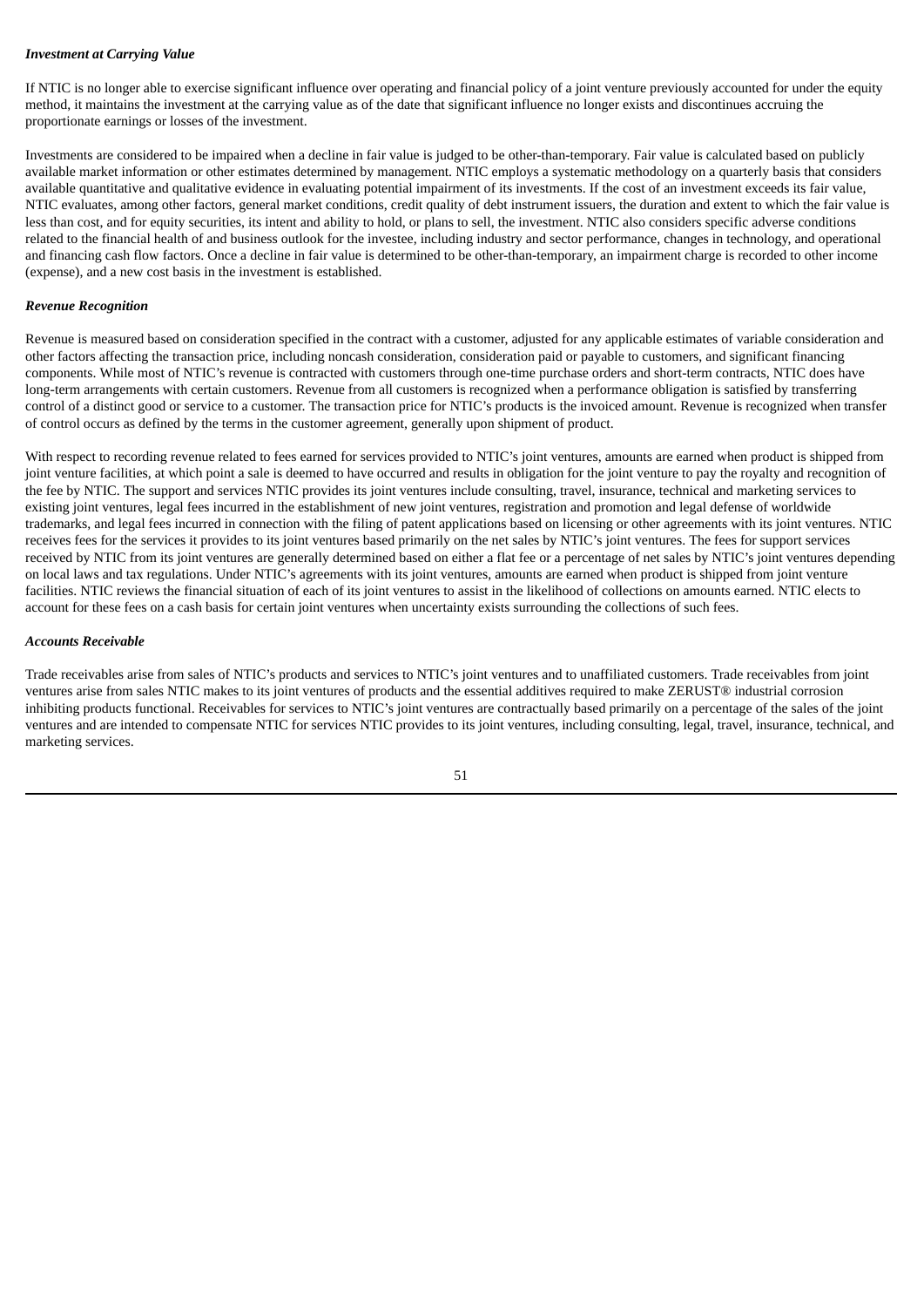***Investment at Carrying Value***

If NTIC is no longer able to exercise significant influence over operating and financial policy of a joint venture previously accounted for under the equity method, it maintains the investment at the carrying value as of the date that significant influence no longer exists and discontinues accruing the proportionate earnings or losses of the investment.

Investments are considered to be impaired when a decline in fair value is judged to be other-than-temporary. Fair value is calculated based on publicly available market information or other estimates determined by management. NTIC employs a systematic methodology on a quarterly basis that considers available quantitative and qualitative evidence in evaluating potential impairment of its investments. If the cost of an investment exceeds its fair value, NTIC evaluates, among other factors, general market conditions, credit quality of debt instrument issuers, the duration and extent to which the fair value is less than cost, and for equity securities, its intent and ability to hold, or plans to sell, the investment. NTIC also considers specific adverse conditions related to the financial health of and business outlook for the investee, including industry and sector performance, changes in technology, and operational and financing cash flow factors. Once a decline in fair value is determined to be other-than-temporary, an impairment charge is recorded to other income (expense), and a new cost basis in the investment is established.

***Revenue Recognition***

Revenue is measured based on consideration specified in the contract with a customer, adjusted for any applicable estimates of variable consideration and other factors affecting the transaction price, including noncash consideration, consideration paid or payable to customers, and significant financing components. While most of NTIC's revenue is contracted with customers through one-time purchase orders and short-term contracts, NTIC does have long-term arrangements with certain customers. Revenue from all customers is recognized when a performance obligation is satisfied by transferring control of a distinct good or service to a customer. The transaction price for NTIC's products is the invoiced amount. Revenue is recognized when transfer of control occurs as defined by the terms in the customer agreement, generally upon shipment of product.

With respect to recording revenue related to fees earned for services provided to NTIC's joint ventures, amounts are earned when product is shipped from joint venture facilities, at which point a sale is deemed to have occurred and results in obligation for the joint venture to pay the royalty and recognition of the fee by NTIC. The support and services NTIC provides its joint ventures include consulting, travel, insurance, technical and marketing services to existing joint ventures, legal fees incurred in the establishment of new joint ventures, registration and promotion and legal defense of worldwide trademarks, and legal fees incurred in connection with the filing of patent applications based on licensing or other agreements with its joint ventures. NTIC receives fees for the services it provides to its joint ventures based primarily on the net sales by NTIC's joint ventures. The fees for support services received by NTIC from its joint ventures are generally determined based on either a flat fee or a percentage of net sales by NTIC's joint ventures depending on local laws and tax regulations. Under NTIC's agreements with its joint ventures, amounts are earned when product is shipped from joint venture facilities. NTIC reviews the financial situation of each of its joint ventures to assist in the likelihood of collections on amounts earned. NTIC elects to account for these fees on a cash basis for certain joint ventures when uncertainty exists surrounding the collections of such fees.

***Accounts Receivable***

Trade receivables arise from sales of NTIC's products and services to NTIC's joint ventures and to unaffiliated customers. Trade receivables from joint ventures arise from sales NTIC makes to its joint ventures of products and the essential additives required to make ZERUST® industrial corrosion inhibiting products functional. Receivables for services to NTIC's joint ventures are contractually based primarily on a percentage of the sales of the joint ventures and are intended to compensate NTIC for services NTIC provides to its joint ventures, including consulting, legal, travel, insurance, technical, and marketing services.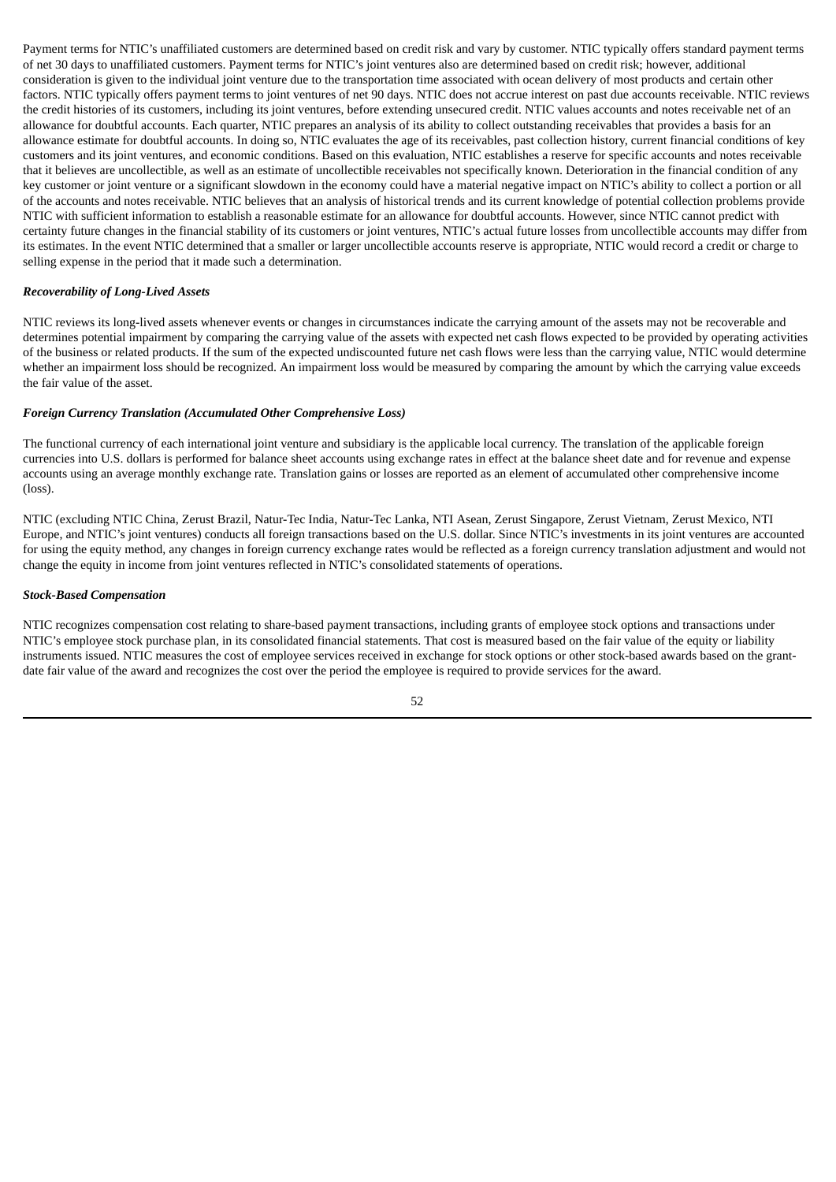Payment terms for NTIC's unaffiliated customers are determined based on credit risk and vary by customer. NTIC typically offers standard payment terms of net 30 days to unaffiliated customers. Payment terms for NTIC's joint ventures also are determined based on credit risk; however, additional consideration is given to the individual joint venture due to the transportation time associated with ocean delivery of most products and certain other factors. NTIC typically offers payment terms to joint ventures of net 90 days. NTIC does not accrue interest on past due accounts receivable. NTIC reviews the credit histories of its customers, including its joint ventures, before extending unsecured credit. NTIC values accounts and notes receivable net of an allowance for doubtful accounts. Each quarter, NTIC prepares an analysis of its ability to collect outstanding receivables that provides a basis for an allowance estimate for doubtful accounts. In doing so, NTIC evaluates the age of its receivables, past collection history, current financial conditions of key customers and its joint ventures, and economic conditions. Based on this evaluation, NTIC establishes a reserve for specific accounts and notes receivable that it believes are uncollectible, as well as an estimate of uncollectible receivables not specifically known. Deterioration in the financial condition of any key customer or joint venture or a significant slowdown in the economy could have a material negative impact on NTIC's ability to collect a portion or all of the accounts and notes receivable. NTIC believes that an analysis of historical trends and its current knowledge of potential collection problems provide NTIC with sufficient information to establish a reasonable estimate for an allowance for doubtful accounts. However, since NTIC cannot predict with certainty future changes in the financial stability of its customers or joint ventures, NTIC's actual future losses from uncollectible accounts may differ from its estimates. In the event NTIC determined that a smaller or larger uncollectible accounts reserve is appropriate, NTIC would record a credit or charge to selling expense in the period that it made such a determination.

***Recoverability of Long-Lived Assets***

NTIC reviews its long-lived assets whenever events or changes in circumstances indicate the carrying amount of the assets may not be recoverable and determines potential impairment by comparing the carrying value of the assets with expected net cash flows expected to be provided by operating activities of the business or related products. If the sum of the expected undiscounted future net cash flows were less than the carrying value, NTIC would determine whether an impairment loss should be recognized. An impairment loss would be measured by comparing the amount by which the carrying value exceeds the fair value of the asset.

***Foreign Currency Translation (Accumulated Other Comprehensive Loss)***

The functional currency of each international joint venture and subsidiary is the applicable local currency. The translation of the applicable foreign currencies into U.S. dollars is performed for balance sheet accounts using exchange rates in effect at the balance sheet date and for revenue and expense accounts using an average monthly exchange rate. Translation gains or losses are reported as an element of accumulated other comprehensive income (loss).

NTIC (excluding NTIC China, Zerust Brazil, Natur-Tec India, Natur-Tec Lanka, NTI Asean, Zerust Singapore, Zerust Vietnam, Zerust Mexico, NTI Europe, and NTIC's joint ventures) conducts all foreign transactions based on the U.S. dollar. Since NTIC's investments in its joint ventures are accounted for using the equity method, any changes in foreign currency exchange rates would be reflected as a foreign currency translation adjustment and would not change the equity in income from joint ventures reflected in NTIC's consolidated statements of operations.

***Stock-Based Compensation***

NTIC recognizes compensation cost relating to share-based payment transactions, including grants of employee stock options and transactions under NTIC's employee stock purchase plan, in its consolidated financial statements. That cost is measured based on the fair value of the equity or liability instruments issued. NTIC measures the cost of employee services received in exchange for stock options or other stock-based awards based on the grant-date fair value of the award and recognizes the cost over the period the employee is required to provide services for the award.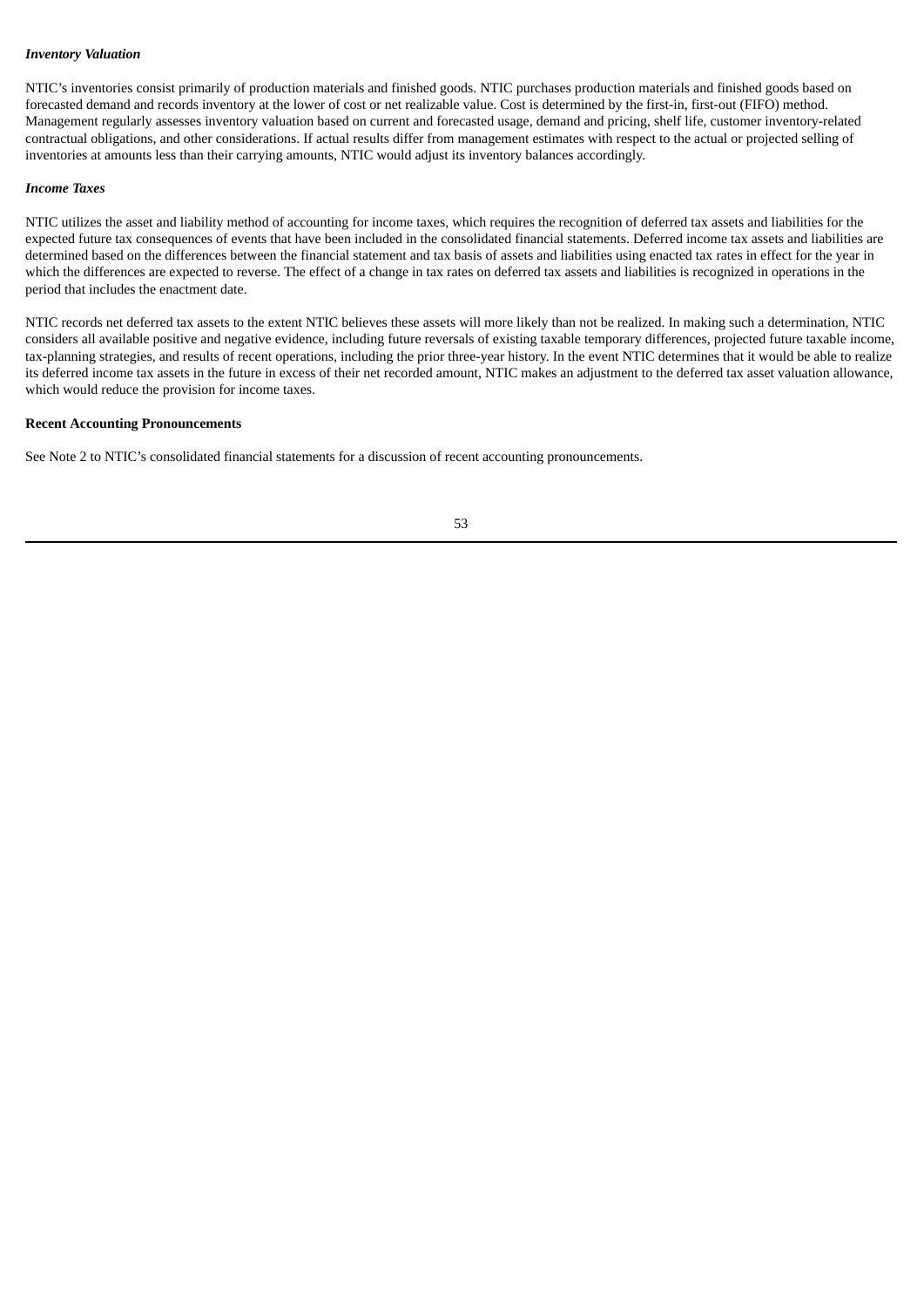*Inventory Valuation*

NTIC's inventories consist primarily of production materials and finished goods. NTIC purchases production materials and finished goods based on forecasted demand and records inventory at the lower of cost or net realizable value. Cost is determined by the first-in, first-out (FIFO) method. Management regularly assesses inventory valuation based on current and forecasted usage, demand and pricing, shelf life, customer inventory-related contractual obligations, and other considerations. If actual results differ from management estimates with respect to the actual or projected selling of inventories at amounts less than their carrying amounts, NTIC would adjust its inventory balances accordingly.

*Income Taxes*

NTIC utilizes the asset and liability method of accounting for income taxes, which requires the recognition of deferred tax assets and liabilities for the expected future tax consequences of events that have been included in the consolidated financial statements. Deferred income tax assets and liabilities are determined based on the differences between the financial statement and tax basis of assets and liabilities using enacted tax rates in effect for the year in which the differences are expected to reverse. The effect of a change in tax rates on deferred tax assets and liabilities is recognized in operations in the period that includes the enactment date.

NTIC records net deferred tax assets to the extent NTIC believes these assets will more likely than not be realized. In making such a determination, NTIC considers all available positive and negative evidence, including future reversals of existing taxable temporary differences, projected future taxable income, tax-planning strategies, and results of recent operations, including the prior three-year history. In the event NTIC determines that it would be able to realize its deferred income tax assets in the future in excess of their net recorded amount, NTIC makes an adjustment to the deferred tax asset valuation allowance, which would reduce the provision for income taxes.

**Recent Accounting Pronouncements**

See Note 2 to NTIC's consolidated financial statements for a discussion of recent accounting pronouncements.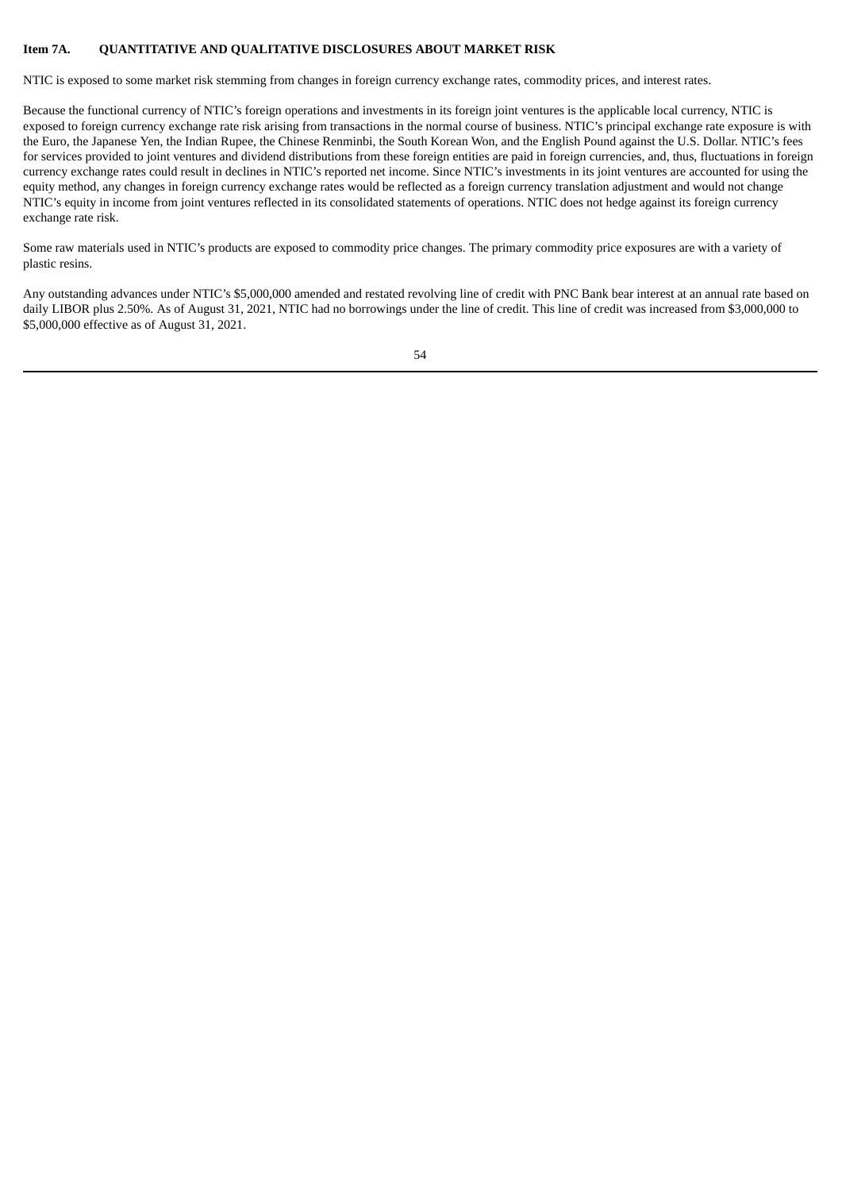**Item 7A. QUANTITATIVE AND QUALITATIVE DISCLOSURES ABOUT MARKET RISK**

NTIC is exposed to some market risk stemming from changes in foreign currency exchange rates, commodity prices, and interest rates.

Because the functional currency of NTIC's foreign operations and investments in its foreign joint ventures is the applicable local currency, NTIC is exposed to foreign currency exchange rate risk arising from transactions in the normal course of business. NTIC's principal exchange rate exposure is with the Euro, the Japanese Yen, the Indian Rupee, the Chinese Renminbi, the South Korean Won, and the English Pound against the U.S. Dollar. NTIC's fees for services provided to joint ventures and dividend distributions from these foreign entities are paid in foreign currencies, and, thus, fluctuations in foreign currency exchange rates could result in declines in NTIC's reported net income. Since NTIC's investments in its joint ventures are accounted for using the equity method, any changes in foreign currency exchange rates would be reflected as a foreign currency translation adjustment and would not change NTIC's equity in income from joint ventures reflected in its consolidated statements of operations. NTIC does not hedge against its foreign currency exchange rate risk.

Some raw materials used in NTIC's products are exposed to commodity price changes. The primary commodity price exposures are with a variety of plastic resins.

Any outstanding advances under NTIC's $5,000,000 amended and restated revolving line of credit with PNC Bank bear interest at an annual rate based on daily LIBOR plus 2.50%. As of August 31, 2021, NTIC had no borrowings under the line of credit. This line of credit was increased from $3,000,000 to $5,000,000 effective as of August 31, 2021.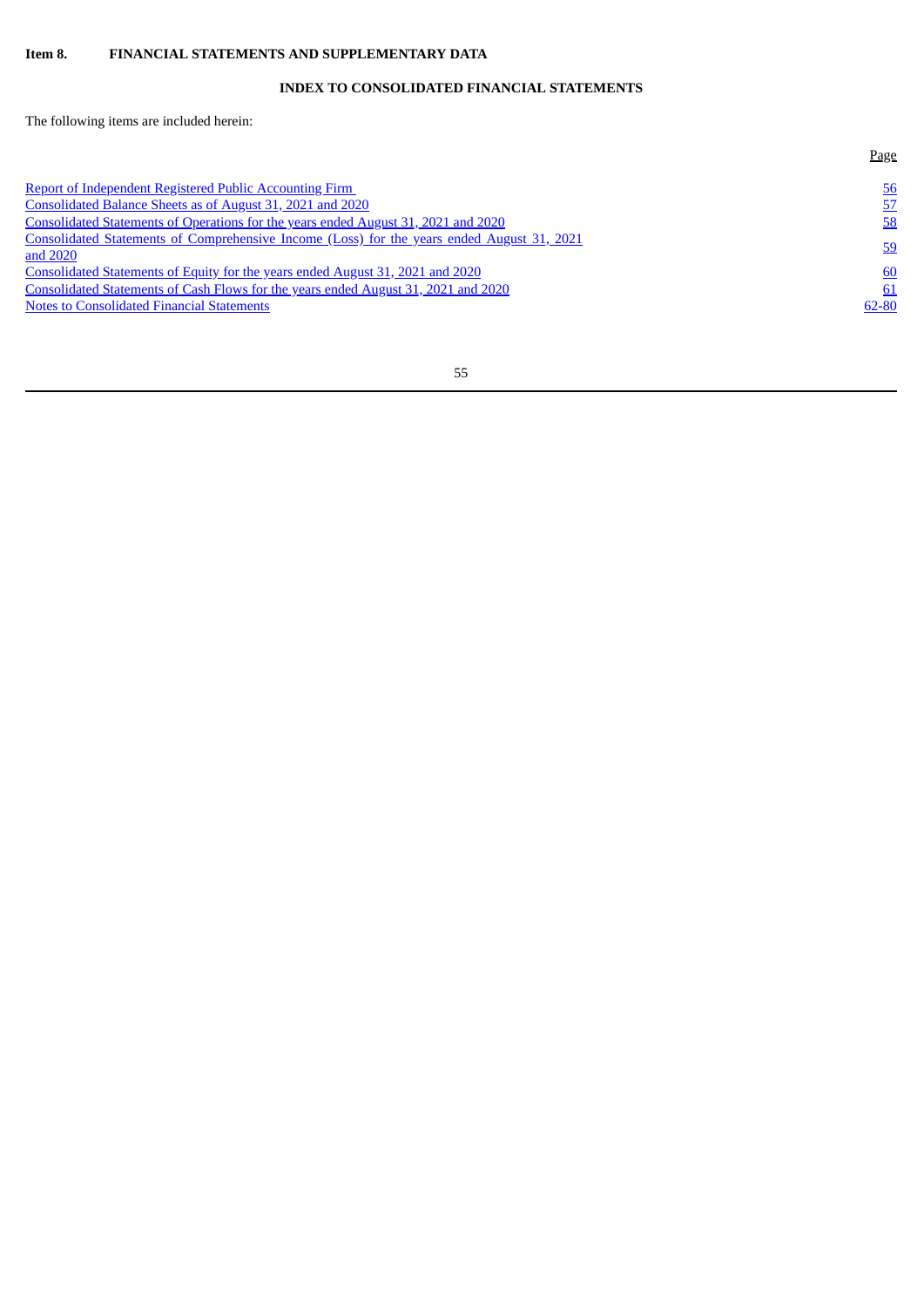**Item 8. FINANCIAL STATEMENTS AND SUPPLEMENTARY DATA**

## INDEX TO CONSOLIDATED FINANCIAL STATEMENTS

The following items are included herein:

| | Page |
|---|---|
| Report of Independent Registered Public Accounting Firm | 56 |
| Consolidated Balance Sheets as of August 31, 2021 and 2020 | 57 |
| Consolidated Statements of Operations for the years ended August 31, 2021 and 2020 | 58 |
| Consolidated Statements of Comprehensive Income (Loss) for the years ended August 31, 2021 and 2020 | 59 |
| Consolidated Statements of Equity for the years ended August 31, 2021 and 2020 | 60 |
| Consolidated Statements of Cash Flows for the years ended August 31, 2021 and 2020 | 61 |
| Notes to Consolidated Financial Statements | 62-80 |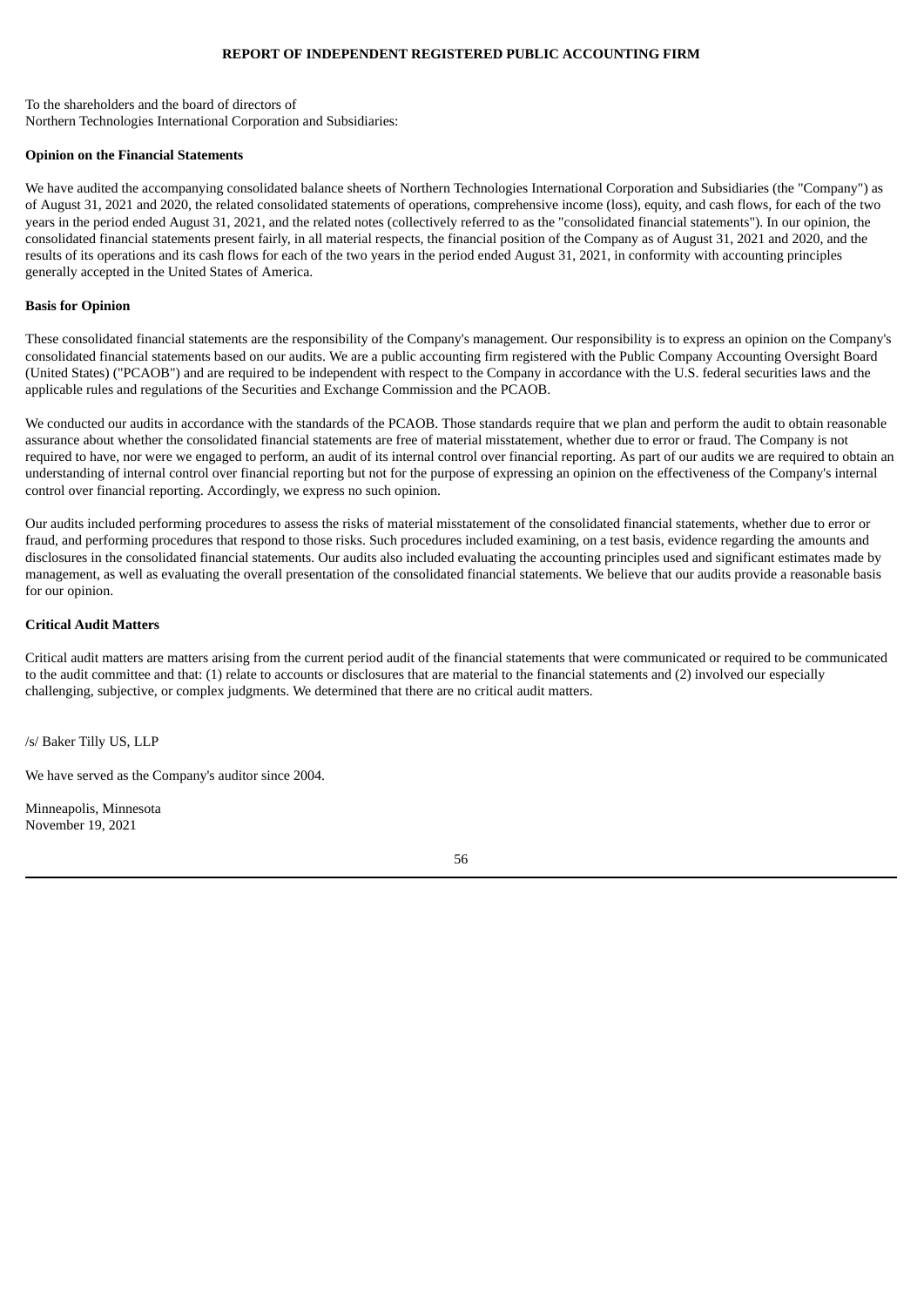# REPORT OF INDEPENDENT REGISTERED PUBLIC ACCOUNTING FIRM

To the shareholders and the board of directors of
Northern Technologies International Corporation and Subsidiaries:

**Opinion on the Financial Statements**

We have audited the accompanying consolidated balance sheets of Northern Technologies International Corporation and Subsidiaries (the "Company") as of August 31, 2021 and 2020, the related consolidated statements of operations, comprehensive income (loss), equity, and cash flows, for each of the two years in the period ended August 31, 2021, and the related notes (collectively referred to as the "consolidated financial statements"). In our opinion, the consolidated financial statements present fairly, in all material respects, the financial position of the Company as of August 31, 2021 and 2020, and the results of its operations and its cash flows for each of the two years in the period ended August 31, 2021, in conformity with accounting principles generally accepted in the United States of America.

**Basis for Opinion**

These consolidated financial statements are the responsibility of the Company's management. Our responsibility is to express an opinion on the Company's consolidated financial statements based on our audits. We are a public accounting firm registered with the Public Company Accounting Oversight Board (United States) ("PCAOB") and are required to be independent with respect to the Company in accordance with the U.S. federal securities laws and the applicable rules and regulations of the Securities and Exchange Commission and the PCAOB.

We conducted our audits in accordance with the standards of the PCAOB. Those standards require that we plan and perform the audit to obtain reasonable assurance about whether the consolidated financial statements are free of material misstatement, whether due to error or fraud. The Company is not required to have, nor were we engaged to perform, an audit of its internal control over financial reporting. As part of our audits we are required to obtain an understanding of internal control over financial reporting but not for the purpose of expressing an opinion on the effectiveness of the Company's internal control over financial reporting. Accordingly, we express no such opinion.

Our audits included performing procedures to assess the risks of material misstatement of the consolidated financial statements, whether due to error or fraud, and performing procedures that respond to those risks. Such procedures included examining, on a test basis, evidence regarding the amounts and disclosures in the consolidated financial statements. Our audits also included evaluating the accounting principles used and significant estimates made by management, as well as evaluating the overall presentation of the consolidated financial statements. We believe that our audits provide a reasonable basis for our opinion.

**Critical Audit Matters**

Critical audit matters are matters arising from the current period audit of the financial statements that were communicated or required to be communicated to the audit committee and that: (1) relate to accounts or disclosures that are material to the financial statements and (2) involved our especially challenging, subjective, or complex judgments. We determined that there are no critical audit matters.

/s/ Baker Tilly US, LLP

We have served as the Company's auditor since 2004.

Minneapolis, Minnesota
November 19, 2021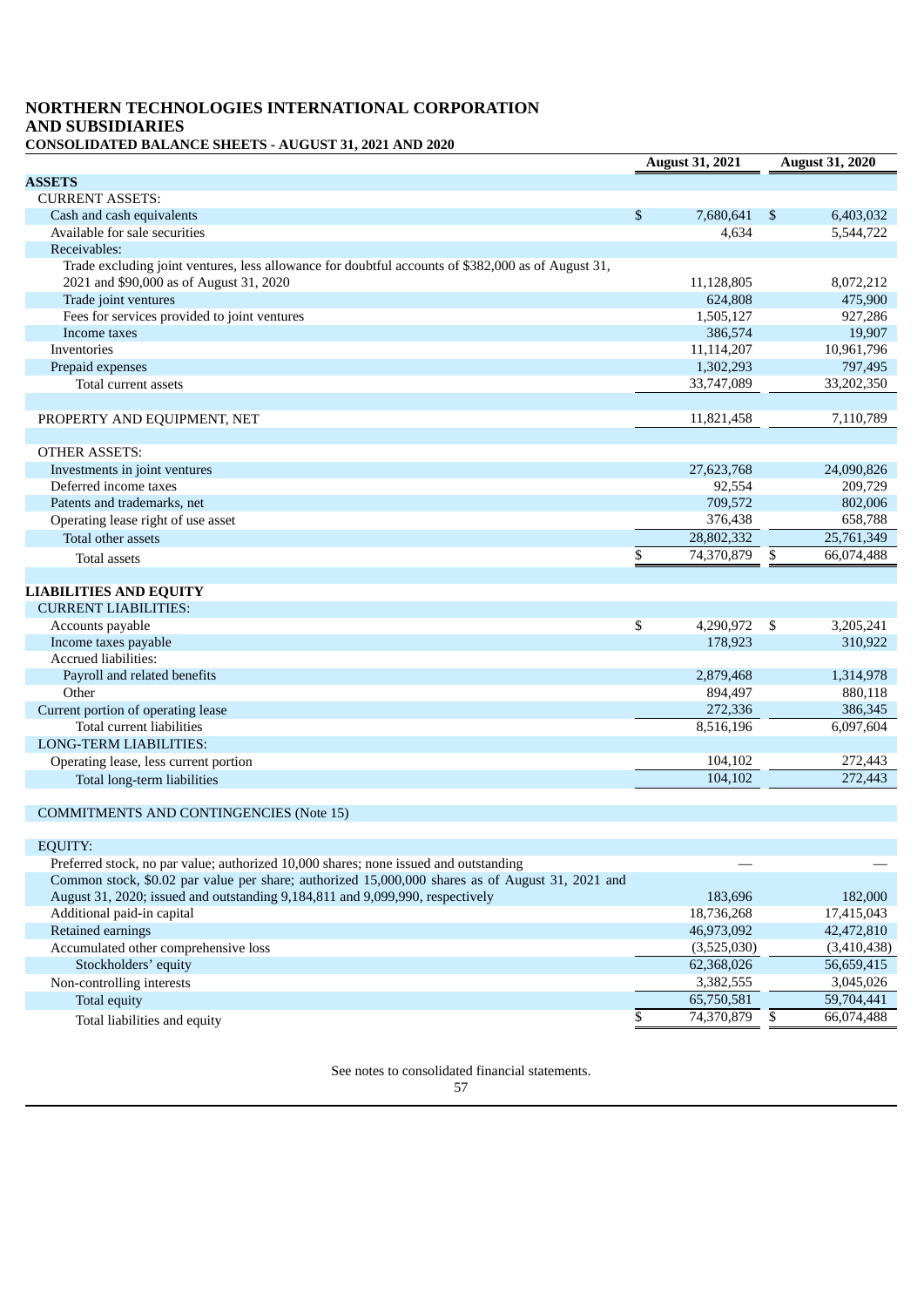**NORTHERN TECHNOLOGIES INTERNATIONAL CORPORATION AND SUBSIDIARIES**

**CONSOLIDATED BALANCE SHEETS - AUGUST 31, 2021 AND 2020**

| | August 31, 2021 | August 31, 2020 |
|---|---|---|
| **ASSETS** | | |
| CURRENT ASSETS: | | |
| Cash and cash equivalents | $ 7,680,641 | $ 6,403,032 |
| Available for sale securities | 4,634 | 5,544,722 |
| Receivables: | | |
| Trade excluding joint ventures, less allowance for doubtful accounts of $382,000 as of August 31, 2021 and $90,000 as of August 31, 2020 | 11,128,805 | 8,072,212 |
| Trade joint ventures | 624,808 | 475,900 |
| Fees for services provided to joint ventures | 1,505,127 | 927,286 |
| Income taxes | 386,574 | 19,907 |
| Inventories | 11,114,207 | 10,961,796 |
| Prepaid expenses | 1,302,293 | 797,495 |
| Total current assets | 33,747,089 | 33,202,350 |
| | | |
| PROPERTY AND EQUIPMENT, NET | 11,821,458 | 7,110,789 |
| | | |
| OTHER ASSETS: | | |
| Investments in joint ventures | 27,623,768 | 24,090,826 |
| Deferred income taxes | 92,554 | 209,729 |
| Patents and trademarks, net | 709,572 | 802,006 |
| Operating lease right of use asset | 376,438 | 658,788 |
| Total other assets | 28,802,332 | 25,761,349 |
| Total assets | $ 74,370,879 | $ 66,074,488 |
| | | |
| **LIABILITIES AND EQUITY** | | |
| CURRENT LIABILITIES: | | |
| Accounts payable | $ 4,290,972 | $ 3,205,241 |
| Income taxes payable | 178,923 | 310,922 |
| Accrued liabilities: | | |
| Payroll and related benefits | 2,879,468 | 1,314,978 |
| Other | 894,497 | 880,118 |
| Current portion of operating lease | 272,336 | 386,345 |
| Total current liabilities | 8,516,196 | 6,097,604 |
| LONG-TERM LIABILITIES: | | |
| Operating lease, less current portion | 104,102 | 272,443 |
| Total long-term liabilities | 104,102 | 272,443 |
| | | |
| COMMITMENTS AND CONTINGENCIES (Note 15) | | |
| | | |
| EQUITY: | | |
| Preferred stock, no par value; authorized 10,000 shares; none issued and outstanding | — | — |
| Common stock, $0.02 par value per share; authorized 15,000,000 shares as of August 31, 2021 and August 31, 2020; issued and outstanding 9,184,811 and 9,099,990, respectively | 183,696 | 182,000 |
| Additional paid-in capital | 18,736,268 | 17,415,043 |
| Retained earnings | 46,973,092 | 42,472,810 |
| Accumulated other comprehensive loss | (3,525,030) | (3,410,438) |
| Stockholders' equity | 62,368,026 | 56,659,415 |
| Non-controlling interests | 3,382,555 | 3,045,026 |
| Total equity | 65,750,581 | 59,704,441 |
| Total liabilities and equity | $ 74,370,879 | $ 66,074,488 |

See notes to consolidated financial statements.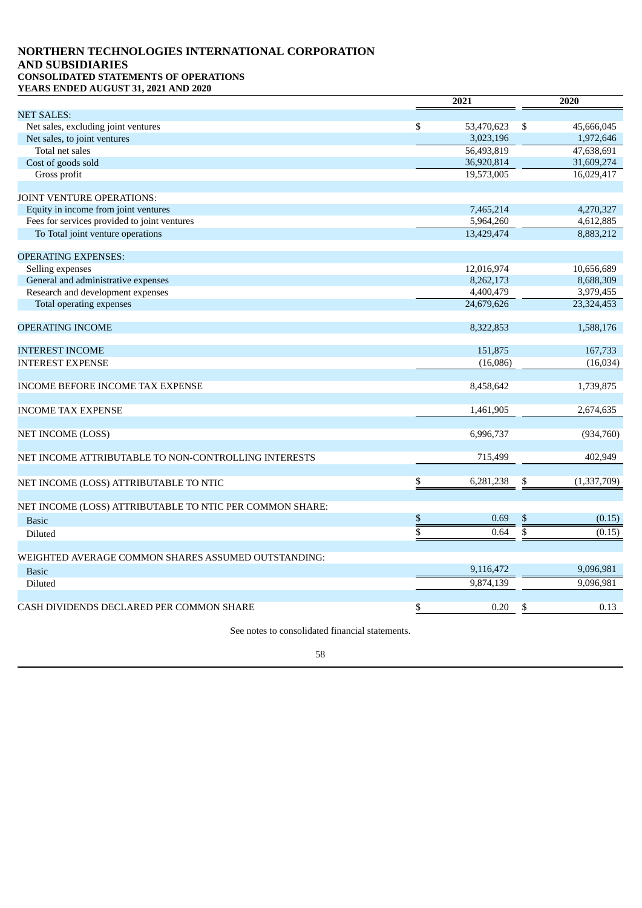# NORTHERN TECHNOLOGIES INTERNATIONAL CORPORATION AND SUBSIDIARIES

### CONSOLIDATED STATEMENTS OF OPERATIONS

### YEARS ENDED AUGUST 31, 2021 AND 2020

| | 2021 | 2020 |
|---|---|---|
| NET SALES: | | |
| Net sales, excluding joint ventures | $ 53,470,623 | $ 45,666,045 |
| Net sales, to joint ventures | 3,023,196 | 1,972,646 |
| Total net sales | 56,493,819 | 47,638,691 |
| Cost of goods sold | 36,920,814 | 31,609,274 |
| Gross profit | 19,573,005 | 16,029,417 |
| | | |
| JOINT VENTURE OPERATIONS: | | |
| Equity in income from joint ventures | 7,465,214 | 4,270,327 |
| Fees for services provided to joint ventures | 5,964,260 | 4,612,885 |
| To Total joint venture operations | 13,429,474 | 8,883,212 |
| | | |
| OPERATING EXPENSES: | | |
| Selling expenses | 12,016,974 | 10,656,689 |
| General and administrative expenses | 8,262,173 | 8,688,309 |
| Research and development expenses | 4,400,479 | 3,979,455 |
| Total operating expenses | 24,679,626 | 23,324,453 |
| | | |
| OPERATING INCOME | 8,322,853 | 1,588,176 |
| | | |
| INTEREST INCOME | 151,875 | 167,733 |
| INTEREST EXPENSE | (16,086) | (16,034) |
| | | |
| INCOME BEFORE INCOME TAX EXPENSE | 8,458,642 | 1,739,875 |
| | | |
| INCOME TAX EXPENSE | 1,461,905 | 2,674,635 |
| | | |
| NET INCOME (LOSS) | 6,996,737 | (934,760) |
| | | |
| NET INCOME ATTRIBUTABLE TO NON-CONTROLLING INTERESTS | 715,499 | 402,949 |
| | | |
| NET INCOME (LOSS) ATTRIBUTABLE TO NTIC | $ 6,281,238 | $ (1,337,709) |
| | | |
| NET INCOME (LOSS) ATTRIBUTABLE TO NTIC PER COMMON SHARE: | | |
| Basic | $ 0.69 | $ (0.15) |
| Diluted | $ 0.64 | $ (0.15) |
| | | |
| WEIGHTED AVERAGE COMMON SHARES ASSUMED OUTSTANDING: | | |
| Basic | 9,116,472 | 9,096,981 |
| Diluted | 9,874,139 | 9,096,981 |
| | | |
| CASH DIVIDENDS DECLARED PER COMMON SHARE | $ 0.20 | $ 0.13 |

See notes to consolidated financial statements.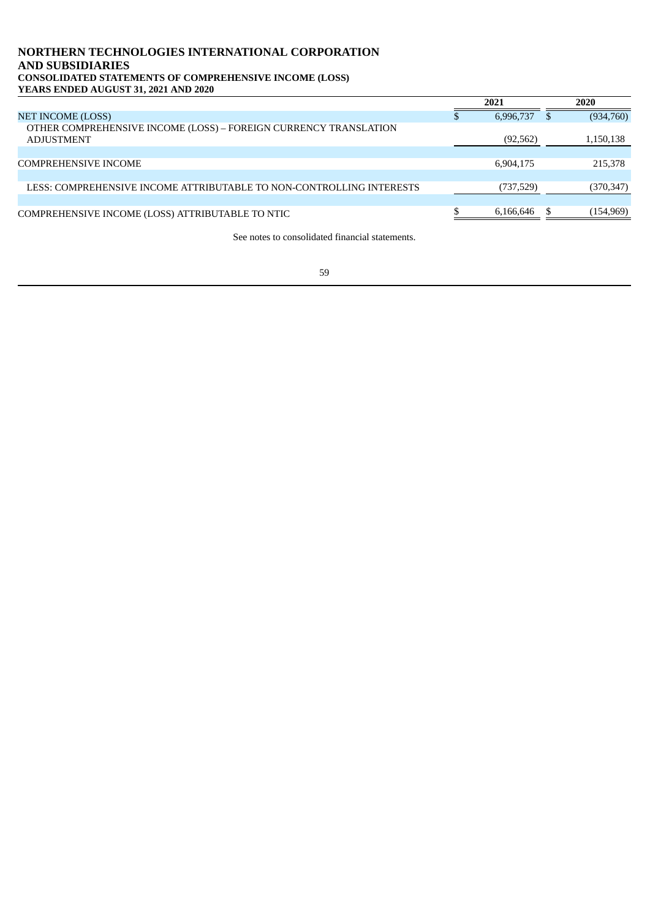**NORTHERN TECHNOLOGIES INTERNATIONAL CORPORATION**
**AND SUBSIDIARIES**
**CONSOLIDATED STATEMENTS OF COMPREHENSIVE INCOME (LOSS)**
**YEARS ENDED AUGUST 31, 2021 AND 2020**

| | 2021 | 2020 |
|---|---|---|
| NET INCOME (LOSS) | $ 6,996,737 | $ (934,760) |
| OTHER COMPREHENSIVE INCOME (LOSS) – FOREIGN CURRENCY TRANSLATION ADJUSTMENT | (92,562) | 1,150,138 |
| COMPREHENSIVE INCOME | 6,904,175 | 215,378 |
| LESS: COMPREHENSIVE INCOME ATTRIBUTABLE TO NON-CONTROLLING INTERESTS | (737,529) | (370,347) |
| COMPREHENSIVE INCOME (LOSS) ATTRIBUTABLE TO NTIC | $ 6,166,646 | $ (154,969) |

See notes to consolidated financial statements.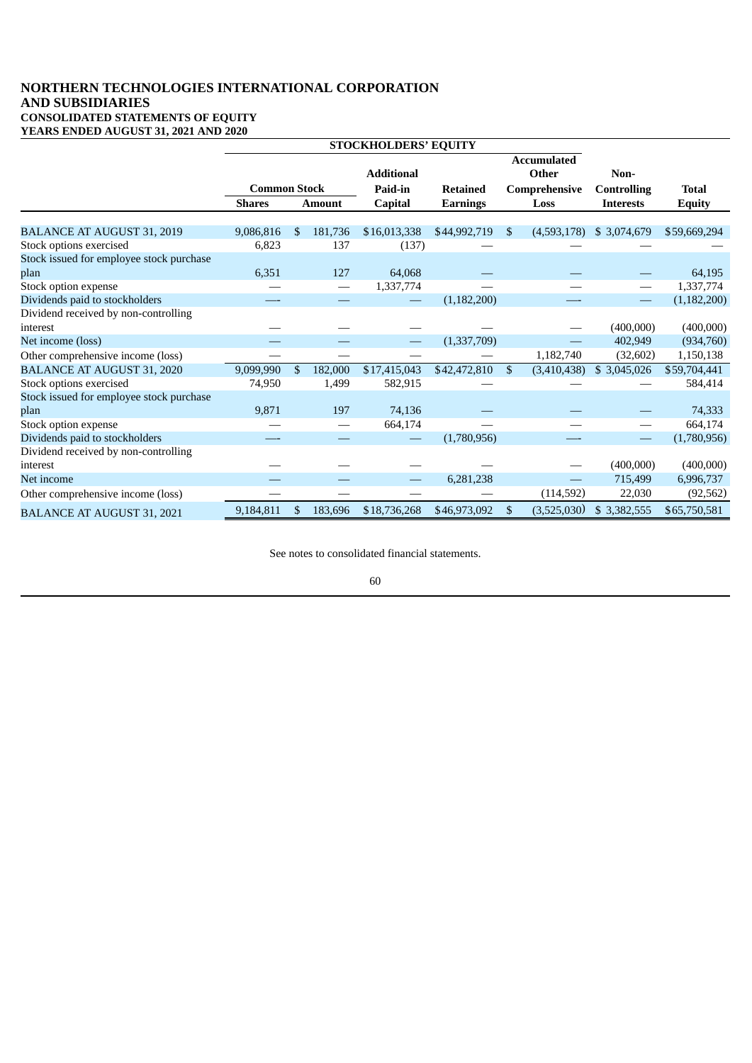# NORTHERN TECHNOLOGIES INTERNATIONAL CORPORATION AND SUBSIDIARIES

### CONSOLIDATED STATEMENTS OF EQUITY

### YEARS ENDED AUGUST 31, 2021 AND 2020

| | STOCKHOLDERS' EQUITY | | | | | | |
|---|---|---|---|---|---|---|---|
| | Common Stock | | Additional Paid-in | Retained | Accumulated Other Comprehensive | Non-Controlling | Total |
| | Shares | Amount | Capital | Earnings | Loss | Interests | Equity |
| BALANCE AT AUGUST 31, 2019 | 9,086,816 | $ 181,736 | $16,013,338 | $44,992,719 | $ (4,593,178) | $ 3,074,679 | $59,669,294 |
| Stock options exercised | 6,823 | 137 | (137) | — | — | — | — |
| Stock issued for employee stock purchase plan | 6,351 | 127 | 64,068 | — | — | — | 64,195 |
| Stock option expense | — | — | 1,337,774 | — | — | — | 1,337,774 |
| Dividends paid to stockholders | — | — | — | (1,182,200) | — | — | (1,182,200) |
| Dividend received by non-controlling interest | — | — | — | — | — | (400,000) | (400,000) |
| Net income (loss) | — | — | — | (1,337,709) | — | 402,949 | (934,760) |
| Other comprehensive income (loss) | — | — | — | — | 1,182,740 | (32,602) | 1,150,138 |
| BALANCE AT AUGUST 31, 2020 | 9,099,990 | $ 182,000 | $17,415,043 | $42,472,810 | $ (3,410,438) | $ 3,045,026 | $59,704,441 |
| Stock options exercised | 74,950 | 1,499 | 582,915 | — | — | — | 584,414 |
| Stock issued for employee stock purchase plan | 9,871 | 197 | 74,136 | — | — | — | 74,333 |
| Stock option expense | — | — | 664,174 | — | — | — | 664,174 |
| Dividends paid to stockholders | — | — | — | (1,780,956) | — | — | (1,780,956) |
| Dividend received by non-controlling interest | — | — | — | — | — | (400,000) | (400,000) |
| Net income | — | — | — | 6,281,238 | — | 715,499 | 6,996,737 |
| Other comprehensive income (loss) | — | — | — | — | (114,592) | 22,030 | (92,562) |
| BALANCE AT AUGUST 31, 2021 | 9,184,811 | $ 183,696 | $18,736,268 | $46,973,092 | $ (3,525,030) | $ 3,382,555 | $65,750,581 |

See notes to consolidated financial statements.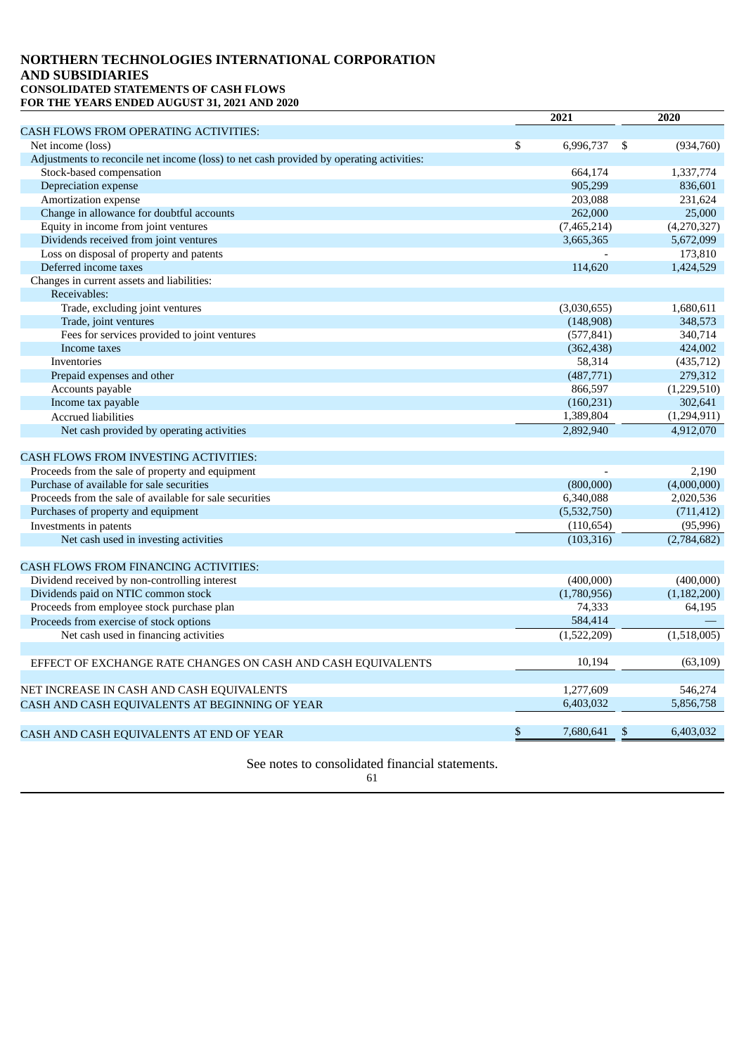# NORTHERN TECHNOLOGIES INTERNATIONAL CORPORATION AND SUBSIDIARIES

**CONSOLIDATED STATEMENTS OF CASH FLOWS**
**FOR THE YEARS ENDED AUGUST 31, 2021 AND 2020**

| | 2021 | 2020 |
|---|---|---|
| CASH FLOWS FROM OPERATING ACTIVITIES: | | |
| Net income (loss) | $ 6,996,737 | $ (934,760) |
| Adjustments to reconcile net income (loss) to net cash provided by operating activities: | | |
| Stock-based compensation | 664,174 | 1,337,774 |
| Depreciation expense | 905,299 | 836,601 |
| Amortization expense | 203,088 | 231,624 |
| Change in allowance for doubtful accounts | 262,000 | 25,000 |
| Equity in income from joint ventures | (7,465,214) | (4,270,327) |
| Dividends received from joint ventures | 3,665,365 | 5,672,099 |
| Loss on disposal of property and patents | - | 173,810 |
| Deferred income taxes | 114,620 | 1,424,529 |
| Changes in current assets and liabilities: | | |
| Receivables: | | |
| Trade, excluding joint ventures | (3,030,655) | 1,680,611 |
| Trade, joint ventures | (148,908) | 348,573 |
| Fees for services provided to joint ventures | (577,841) | 340,714 |
| Income taxes | (362,438) | 424,002 |
| Inventories | 58,314 | (435,712) |
| Prepaid expenses and other | (487,771) | 279,312 |
| Accounts payable | 866,597 | (1,229,510) |
| Income tax payable | (160,231) | 302,641 |
| Accrued liabilities | 1,389,804 | (1,294,911) |
| Net cash provided by operating activities | 2,892,940 | 4,912,070 |
| | | |
| CASH FLOWS FROM INVESTING ACTIVITIES: | | |
| Proceeds from the sale of property and equipment | - | 2,190 |
| Purchase of available for sale securities | (800,000) | (4,000,000) |
| Proceeds from the sale of available for sale securities | 6,340,088 | 2,020,536 |
| Purchases of property and equipment | (5,532,750) | (711,412) |
| Investments in patents | (110,654) | (95,996) |
| Net cash used in investing activities | (103,316) | (2,784,682) |
| | | |
| CASH FLOWS FROM FINANCING ACTIVITIES: | | |
| Dividend received by non-controlling interest | (400,000) | (400,000) |
| Dividends paid on NTIC common stock | (1,780,956) | (1,182,200) |
| Proceeds from employee stock purchase plan | 74,333 | 64,195 |
| Proceeds from exercise of stock options | 584,414 | — |
| Net cash used in financing activities | (1,522,209) | (1,518,005) |
| | | |
| EFFECT OF EXCHANGE RATE CHANGES ON CASH AND CASH EQUIVALENTS | 10,194 | (63,109) |
| | | |
| NET INCREASE IN CASH AND CASH EQUIVALENTS | 1,277,609 | 546,274 |
| CASH AND CASH EQUIVALENTS AT BEGINNING OF YEAR | 6,403,032 | 5,856,758 |
| | | |
| CASH AND CASH EQUIVALENTS AT END OF YEAR | $ 7,680,641 | $ 6,403,032 |

See notes to consolidated financial statements.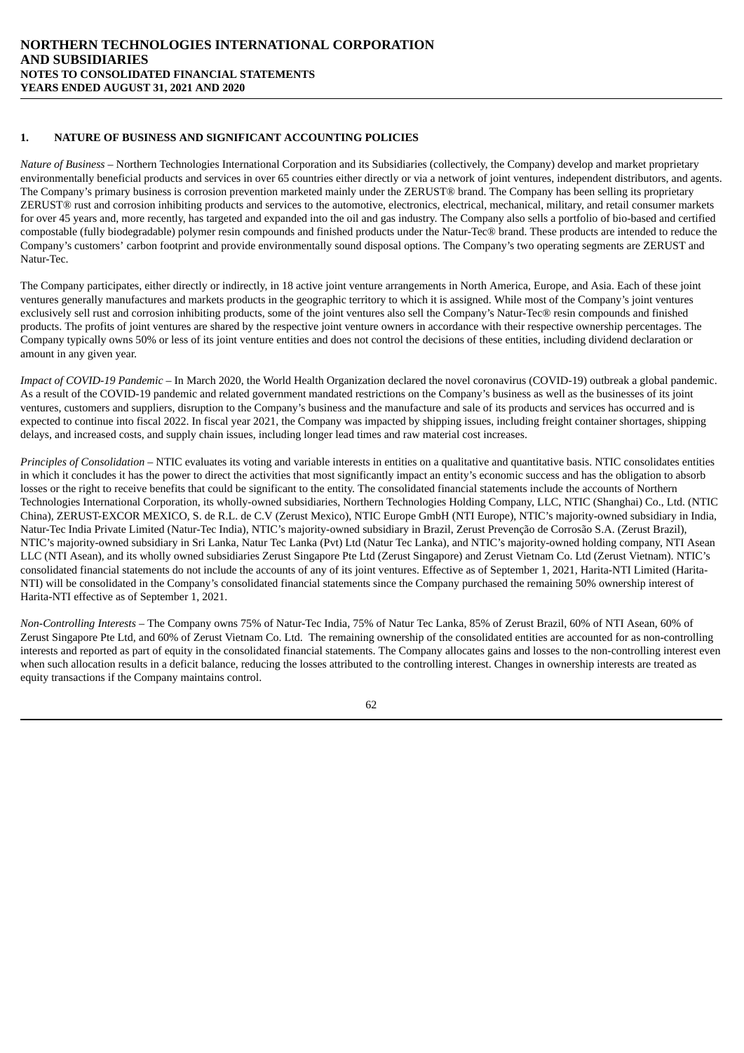# NORTHERN TECHNOLOGIES INTERNATIONAL CORPORATION AND SUBSIDIARIES

**NOTES TO CONSOLIDATED FINANCIAL STATEMENTS**

**YEARS ENDED AUGUST 31, 2021 AND 2020**

## 1. NATURE OF BUSINESS AND SIGNIFICANT ACCOUNTING POLICIES

*Nature of Business* – Northern Technologies International Corporation and its Subsidiaries (collectively, the Company) develop and market proprietary environmentally beneficial products and services in over 65 countries either directly or via a network of joint ventures, independent distributors, and agents. The Company's primary business is corrosion prevention marketed mainly under the ZERUST® brand. The Company has been selling its proprietary ZERUST® rust and corrosion inhibiting products and services to the automotive, electronics, electrical, mechanical, military, and retail consumer markets for over 45 years and, more recently, has targeted and expanded into the oil and gas industry. The Company also sells a portfolio of bio-based and certified compostable (fully biodegradable) polymer resin compounds and finished products under the Natur-Tec® brand. These products are intended to reduce the Company's customers' carbon footprint and provide environmentally sound disposal options. The Company's two operating segments are ZERUST and Natur-Tec.

The Company participates, either directly or indirectly, in 18 active joint venture arrangements in North America, Europe, and Asia. Each of these joint ventures generally manufactures and markets products in the geographic territory to which it is assigned. While most of the Company's joint ventures exclusively sell rust and corrosion inhibiting products, some of the joint ventures also sell the Company's Natur-Tec® resin compounds and finished products. The profits of joint ventures are shared by the respective joint venture owners in accordance with their respective ownership percentages. The Company typically owns 50% or less of its joint venture entities and does not control the decisions of these entities, including dividend declaration or amount in any given year.

*Impact of COVID-19 Pandemic* – In March 2020, the World Health Organization declared the novel coronavirus (COVID-19) outbreak a global pandemic. As a result of the COVID-19 pandemic and related government mandated restrictions on the Company's business as well as the businesses of its joint ventures, customers and suppliers, disruption to the Company's business and the manufacture and sale of its products and services has occurred and is expected to continue into fiscal 2022. In fiscal year 2021, the Company was impacted by shipping issues, including freight container shortages, shipping delays, and increased costs, and supply chain issues, including longer lead times and raw material cost increases.

*Principles of Consolidation* – NTIC evaluates its voting and variable interests in entities on a qualitative and quantitative basis. NTIC consolidates entities in which it concludes it has the power to direct the activities that most significantly impact an entity's economic success and has the obligation to absorb losses or the right to receive benefits that could be significant to the entity. The consolidated financial statements include the accounts of Northern Technologies International Corporation, its wholly-owned subsidiaries, Northern Technologies Holding Company, LLC, NTIC (Shanghai) Co., Ltd. (NTIC China), ZERUST-EXCOR MEXICO, S. de R.L. de C.V (Zerust Mexico), NTIC Europe GmbH (NTI Europe), NTIC's majority-owned subsidiary in India, Natur-Tec India Private Limited (Natur-Tec India), NTIC's majority-owned subsidiary in Brazil, Zerust Prevenção de Corrosão S.A. (Zerust Brazil), NTIC's majority-owned subsidiary in Sri Lanka, Natur Tec Lanka (Pvt) Ltd (Natur Tec Lanka), and NTIC's majority-owned holding company, NTI Asean LLC (NTI Asean), and its wholly owned subsidiaries Zerust Singapore Pte Ltd (Zerust Singapore) and Zerust Vietnam Co. Ltd (Zerust Vietnam). NTIC's consolidated financial statements do not include the accounts of any of its joint ventures. Effective as of September 1, 2021, Harita-NTI Limited (Harita-NTI) will be consolidated in the Company's consolidated financial statements since the Company purchased the remaining 50% ownership interest of Harita-NTI effective as of September 1, 2021.

*Non-Controlling Interests* – The Company owns 75% of Natur-Tec India, 75% of Natur Tec Lanka, 85% of Zerust Brazil, 60% of NTI Asean, 60% of Zerust Singapore Pte Ltd, and 60% of Zerust Vietnam Co. Ltd. The remaining ownership of the consolidated entities are accounted for as non-controlling interests and reported as part of equity in the consolidated financial statements. The Company allocates gains and losses to the non-controlling interest even when such allocation results in a deficit balance, reducing the losses attributed to the controlling interest. Changes in ownership interests are treated as equity transactions if the Company maintains control.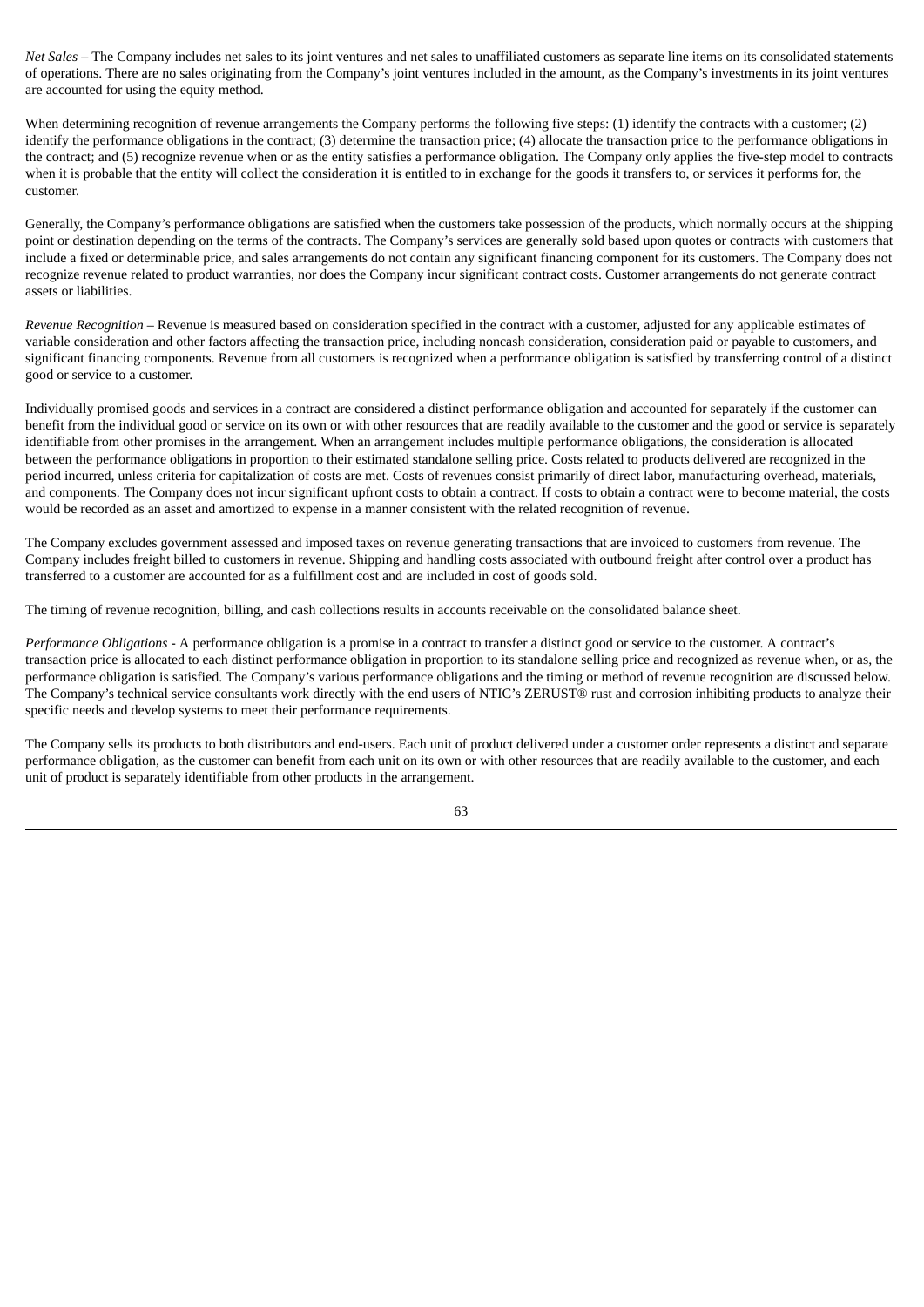*Net Sales* – The Company includes net sales to its joint ventures and net sales to unaffiliated customers as separate line items on its consolidated statements of operations. There are no sales originating from the Company's joint ventures included in the amount, as the Company's investments in its joint ventures are accounted for using the equity method.

When determining recognition of revenue arrangements the Company performs the following five steps: (1) identify the contracts with a customer; (2) identify the performance obligations in the contract; (3) determine the transaction price; (4) allocate the transaction price to the performance obligations in the contract; and (5) recognize revenue when or as the entity satisfies a performance obligation. The Company only applies the five-step model to contracts when it is probable that the entity will collect the consideration it is entitled to in exchange for the goods it transfers to, or services it performs for, the customer.

Generally, the Company's performance obligations are satisfied when the customers take possession of the products, which normally occurs at the shipping point or destination depending on the terms of the contracts. The Company's services are generally sold based upon quotes or contracts with customers that include a fixed or determinable price, and sales arrangements do not contain any significant financing component for its customers. The Company does not recognize revenue related to product warranties, nor does the Company incur significant contract costs. Customer arrangements do not generate contract assets or liabilities.

*Revenue Recognition* – Revenue is measured based on consideration specified in the contract with a customer, adjusted for any applicable estimates of variable consideration and other factors affecting the transaction price, including noncash consideration, consideration paid or payable to customers, and significant financing components. Revenue from all customers is recognized when a performance obligation is satisfied by transferring control of a distinct good or service to a customer.

Individually promised goods and services in a contract are considered a distinct performance obligation and accounted for separately if the customer can benefit from the individual good or service on its own or with other resources that are readily available to the customer and the good or service is separately identifiable from other promises in the arrangement. When an arrangement includes multiple performance obligations, the consideration is allocated between the performance obligations in proportion to their estimated standalone selling price. Costs related to products delivered are recognized in the period incurred, unless criteria for capitalization of costs are met. Costs of revenues consist primarily of direct labor, manufacturing overhead, materials, and components. The Company does not incur significant upfront costs to obtain a contract. If costs to obtain a contract were to become material, the costs would be recorded as an asset and amortized to expense in a manner consistent with the related recognition of revenue.

The Company excludes government assessed and imposed taxes on revenue generating transactions that are invoiced to customers from revenue. The Company includes freight billed to customers in revenue. Shipping and handling costs associated with outbound freight after control over a product has transferred to a customer are accounted for as a fulfillment cost and are included in cost of goods sold.

The timing of revenue recognition, billing, and cash collections results in accounts receivable on the consolidated balance sheet.

*Performance Obligations* - A performance obligation is a promise in a contract to transfer a distinct good or service to the customer. A contract's transaction price is allocated to each distinct performance obligation in proportion to its standalone selling price and recognized as revenue when, or as, the performance obligation is satisfied. The Company's various performance obligations and the timing or method of revenue recognition are discussed below. The Company's technical service consultants work directly with the end users of NTIC's ZERUST® rust and corrosion inhibiting products to analyze their specific needs and develop systems to meet their performance requirements.

The Company sells its products to both distributors and end-users. Each unit of product delivered under a customer order represents a distinct and separate performance obligation, as the customer can benefit from each unit on its own or with other resources that are readily available to the customer, and each unit of product is separately identifiable from other products in the arrangement.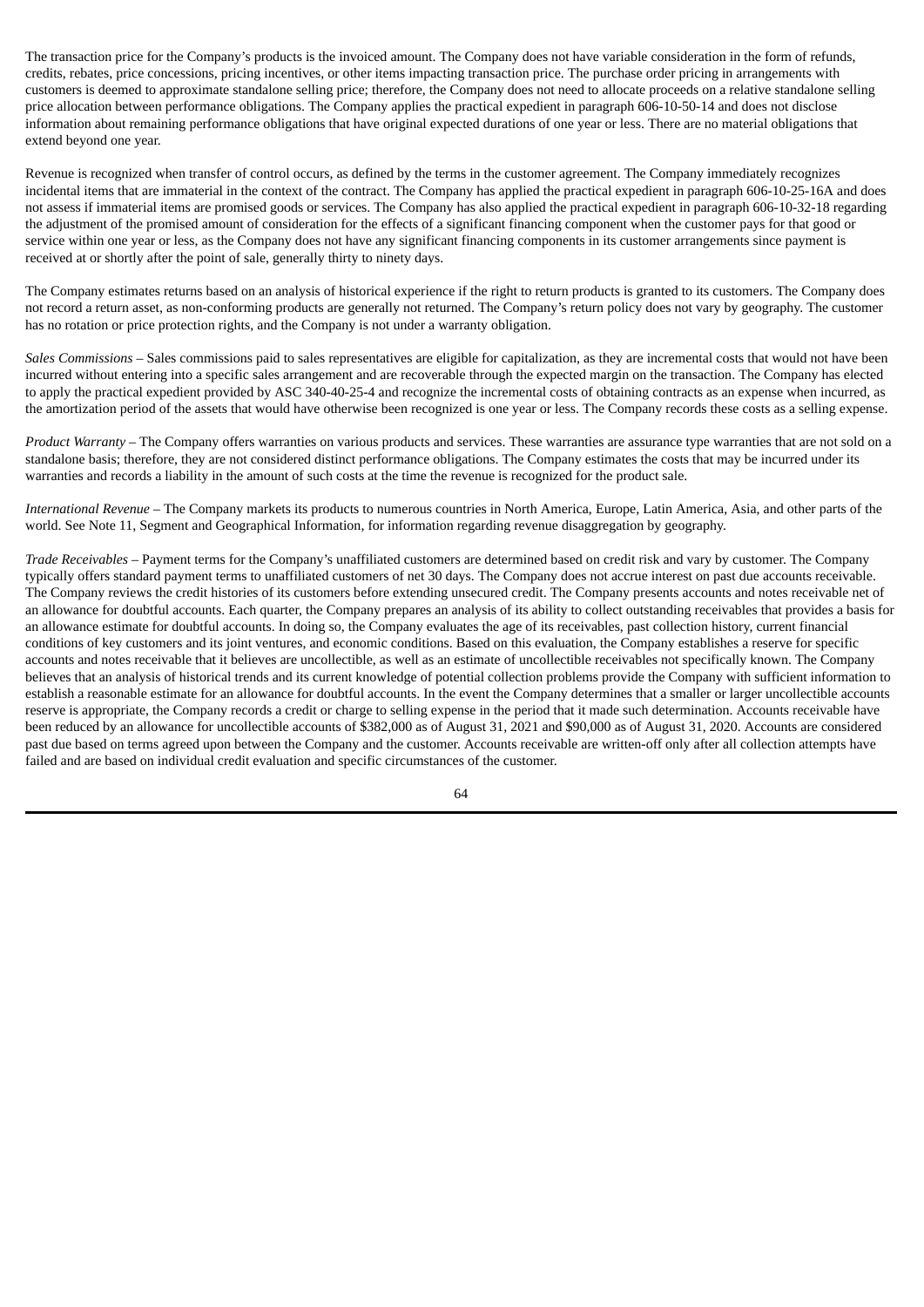The transaction price for the Company's products is the invoiced amount. The Company does not have variable consideration in the form of refunds, credits, rebates, price concessions, pricing incentives, or other items impacting transaction price. The purchase order pricing in arrangements with customers is deemed to approximate standalone selling price; therefore, the Company does not need to allocate proceeds on a relative standalone selling price allocation between performance obligations. The Company applies the practical expedient in paragraph 606-10-50-14 and does not disclose information about remaining performance obligations that have original expected durations of one year or less. There are no material obligations that extend beyond one year.

Revenue is recognized when transfer of control occurs, as defined by the terms in the customer agreement. The Company immediately recognizes incidental items that are immaterial in the context of the contract. The Company has applied the practical expedient in paragraph 606-10-25-16A and does not assess if immaterial items are promised goods or services. The Company has also applied the practical expedient in paragraph 606-10-32-18 regarding the adjustment of the promised amount of consideration for the effects of a significant financing component when the customer pays for that good or service within one year or less, as the Company does not have any significant financing components in its customer arrangements since payment is received at or shortly after the point of sale, generally thirty to ninety days.

The Company estimates returns based on an analysis of historical experience if the right to return products is granted to its customers. The Company does not record a return asset, as non-conforming products are generally not returned. The Company's return policy does not vary by geography. The customer has no rotation or price protection rights, and the Company is not under a warranty obligation.

*Sales Commissions* – Sales commissions paid to sales representatives are eligible for capitalization, as they are incremental costs that would not have been incurred without entering into a specific sales arrangement and are recoverable through the expected margin on the transaction. The Company has elected to apply the practical expedient provided by ASC 340-40-25-4 and recognize the incremental costs of obtaining contracts as an expense when incurred, as the amortization period of the assets that would have otherwise been recognized is one year or less. The Company records these costs as a selling expense.

*Product Warranty* – The Company offers warranties on various products and services. These warranties are assurance type warranties that are not sold on a standalone basis; therefore, they are not considered distinct performance obligations. The Company estimates the costs that may be incurred under its warranties and records a liability in the amount of such costs at the time the revenue is recognized for the product sale.

*International Revenue* – The Company markets its products to numerous countries in North America, Europe, Latin America, Asia, and other parts of the world. See Note 11, Segment and Geographical Information, for information regarding revenue disaggregation by geography.

*Trade Receivables* – Payment terms for the Company's unaffiliated customers are determined based on credit risk and vary by customer. The Company typically offers standard payment terms to unaffiliated customers of net 30 days. The Company does not accrue interest on past due accounts receivable. The Company reviews the credit histories of its customers before extending unsecured credit. The Company presents accounts and notes receivable net of an allowance for doubtful accounts. Each quarter, the Company prepares an analysis of its ability to collect outstanding receivables that provides a basis for an allowance estimate for doubtful accounts. In doing so, the Company evaluates the age of its receivables, past collection history, current financial conditions of key customers and its joint ventures, and economic conditions. Based on this evaluation, the Company establishes a reserve for specific accounts and notes receivable that it believes are uncollectible, as well as an estimate of uncollectible receivables not specifically known. The Company believes that an analysis of historical trends and its current knowledge of potential collection problems provide the Company with sufficient information to establish a reasonable estimate for an allowance for doubtful accounts. In the event the Company determines that a smaller or larger uncollectible accounts reserve is appropriate, the Company records a credit or charge to selling expense in the period that it made such determination. Accounts receivable have been reduced by an allowance for uncollectible accounts of $382,000 as of August 31, 2021 and $90,000 as of August 31, 2020. Accounts are considered past due based on terms agreed upon between the Company and the customer. Accounts receivable are written-off only after all collection attempts have failed and are based on individual credit evaluation and specific circumstances of the customer.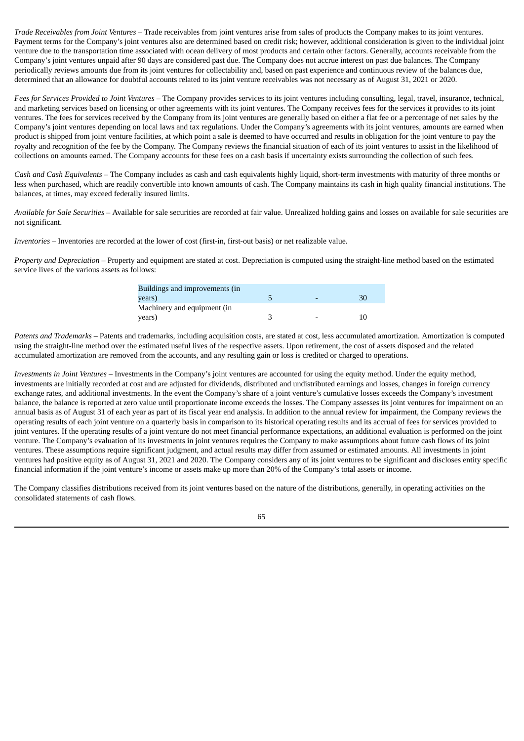*Trade Receivables from Joint Ventures* – Trade receivables from joint ventures arise from sales of products the Company makes to its joint ventures. Payment terms for the Company's joint ventures also are determined based on credit risk; however, additional consideration is given to the individual joint venture due to the transportation time associated with ocean delivery of most products and certain other factors. Generally, accounts receivable from the Company's joint ventures unpaid after 90 days are considered past due. The Company does not accrue interest on past due balances. The Company periodically reviews amounts due from its joint ventures for collectability and, based on past experience and continuous review of the balances due, determined that an allowance for doubtful accounts related to its joint venture receivables was not necessary as of August 31, 2021 or 2020.

*Fees for Services Provided to Joint Ventures* – The Company provides services to its joint ventures including consulting, legal, travel, insurance, technical, and marketing services based on licensing or other agreements with its joint ventures. The Company receives fees for the services it provides to its joint ventures. The fees for services received by the Company from its joint ventures are generally based on either a flat fee or a percentage of net sales by the Company's joint ventures depending on local laws and tax regulations. Under the Company's agreements with its joint ventures, amounts are earned when product is shipped from joint venture facilities, at which point a sale is deemed to have occurred and results in obligation for the joint venture to pay the royalty and recognition of the fee by the Company. The Company reviews the financial situation of each of its joint ventures to assist in the likelihood of collections on amounts earned. The Company accounts for these fees on a cash basis if uncertainty exists surrounding the collection of such fees.

*Cash and Cash Equivalents* – The Company includes as cash and cash equivalents highly liquid, short-term investments with maturity of three months or less when purchased, which are readily convertible into known amounts of cash. The Company maintains its cash in high quality financial institutions. The balances, at times, may exceed federally insured limits.

*Available for Sale Securities* – Available for sale securities are recorded at fair value. Unrealized holding gains and losses on available for sale securities are not significant.

*Inventories* – Inventories are recorded at the lower of cost (first-in, first-out basis) or net realizable value.

*Property and Depreciation* – Property and equipment are stated at cost. Depreciation is computed using the straight-line method based on the estimated service lives of the various assets as follows:

| | | | |
|---|---|---|---|
| Buildings and improvements (in years) | 5 | - | 30 |
| Machinery and equipment (in years) | 3 | - | 10 |

*Patents and Trademarks* – Patents and trademarks, including acquisition costs, are stated at cost, less accumulated amortization. Amortization is computed using the straight-line method over the estimated useful lives of the respective assets. Upon retirement, the cost of assets disposed and the related accumulated amortization are removed from the accounts, and any resulting gain or loss is credited or charged to operations.

*Investments in Joint Ventures* – Investments in the Company's joint ventures are accounted for using the equity method. Under the equity method, investments are initially recorded at cost and are adjusted for dividends, distributed and undistributed earnings and losses, changes in foreign currency exchange rates, and additional investments. In the event the Company's share of a joint venture's cumulative losses exceeds the Company's investment balance, the balance is reported at zero value until proportionate income exceeds the losses. The Company assesses its joint ventures for impairment on an annual basis as of August 31 of each year as part of its fiscal year end analysis. In addition to the annual review for impairment, the Company reviews the operating results of each joint venture on a quarterly basis in comparison to its historical operating results and its accrual of fees for services provided to joint ventures. If the operating results of a joint venture do not meet financial performance expectations, an additional evaluation is performed on the joint venture. The Company's evaluation of its investments in joint ventures requires the Company to make assumptions about future cash flows of its joint ventures. These assumptions require significant judgment, and actual results may differ from assumed or estimated amounts. All investments in joint ventures had positive equity as of August 31, 2021 and 2020. The Company considers any of its joint ventures to be significant and discloses entity specific financial information if the joint venture's income or assets make up more than 20% of the Company's total assets or income.

The Company classifies distributions received from its joint ventures based on the nature of the distributions, generally, in operating activities on the consolidated statements of cash flows.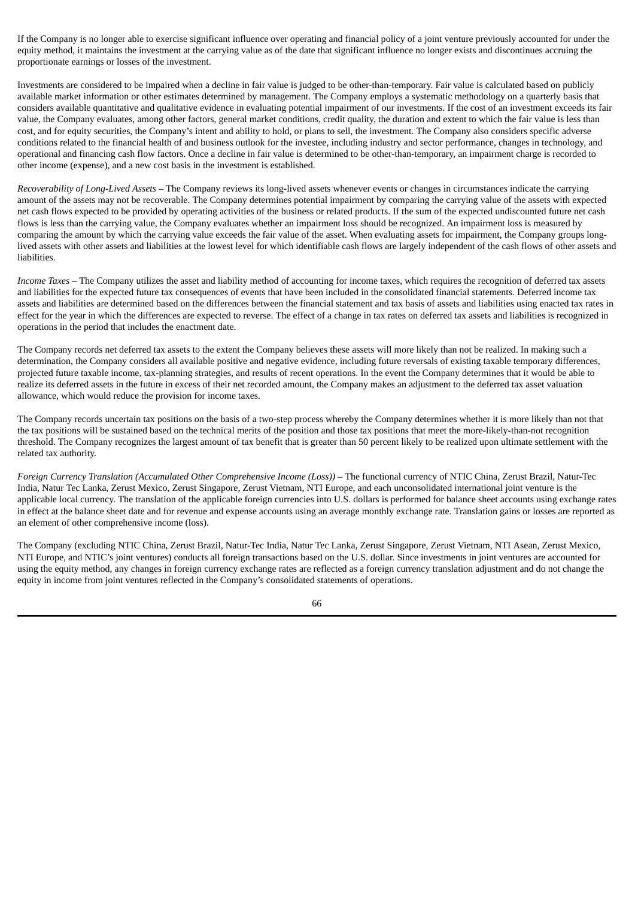If the Company is no longer able to exercise significant influence over operating and financial policy of a joint venture previously accounted for under the equity method, it maintains the investment at the carrying value as of the date that significant influence no longer exists and discontinues accruing the proportionate earnings or losses of the investment.

Investments are considered to be impaired when a decline in fair value is judged to be other-than-temporary. Fair value is calculated based on publicly available market information or other estimates determined by management. The Company employs a systematic methodology on a quarterly basis that considers available quantitative and qualitative evidence in evaluating potential impairment of our investments. If the cost of an investment exceeds its fair value, the Company evaluates, among other factors, general market conditions, credit quality, the duration and extent to which the fair value is less than cost, and for equity securities, the Company's intent and ability to hold, or plans to sell, the investment. The Company also considers specific adverse conditions related to the financial health of and business outlook for the investee, including industry and sector performance, changes in technology, and operational and financing cash flow factors. Once a decline in fair value is determined to be other-than-temporary, an impairment charge is recorded to other income (expense), and a new cost basis in the investment is established.

*Recoverability of Long-Lived Assets* – The Company reviews its long-lived assets whenever events or changes in circumstances indicate the carrying amount of the assets may not be recoverable. The Company determines potential impairment by comparing the carrying value of the assets with expected net cash flows expected to be provided by operating activities of the business or related products. If the sum of the expected undiscounted future net cash flows is less than the carrying value, the Company evaluates whether an impairment loss should be recognized. An impairment loss is measured by comparing the amount by which the carrying value exceeds the fair value of the asset. When evaluating assets for impairment, the Company groups long-lived assets with other assets and liabilities at the lowest level for which identifiable cash flows are largely independent of the cash flows of other assets and liabilities.

*Income Taxes* – The Company utilizes the asset and liability method of accounting for income taxes, which requires the recognition of deferred tax assets and liabilities for the expected future tax consequences of events that have been included in the consolidated financial statements. Deferred income tax assets and liabilities are determined based on the differences between the financial statement and tax basis of assets and liabilities using enacted tax rates in effect for the year in which the differences are expected to reverse. The effect of a change in tax rates on deferred tax assets and liabilities is recognized in operations in the period that includes the enactment date.

The Company records net deferred tax assets to the extent the Company believes these assets will more likely than not be realized. In making such a determination, the Company considers all available positive and negative evidence, including future reversals of existing taxable temporary differences, projected future taxable income, tax-planning strategies, and results of recent operations. In the event the Company determines that it would be able to realize its deferred assets in the future in excess of their net recorded amount, the Company makes an adjustment to the deferred tax asset valuation allowance, which would reduce the provision for income taxes.

The Company records uncertain tax positions on the basis of a two-step process whereby the Company determines whether it is more likely than not that the tax positions will be sustained based on the technical merits of the position and those tax positions that meet the more-likely-than-not recognition threshold. The Company recognizes the largest amount of tax benefit that is greater than 50 percent likely to be realized upon ultimate settlement with the related tax authority.

*Foreign Currency Translation (Accumulated Other Comprehensive Income (Loss))* – The functional currency of NTIC China, Zerust Brazil, Natur-Tec India, Natur Tec Lanka, Zerust Mexico, Zerust Singapore, Zerust Vietnam, NTI Europe, and each unconsolidated international joint venture is the applicable local currency. The translation of the applicable foreign currencies into U.S. dollars is performed for balance sheet accounts using exchange rates in effect at the balance sheet date and for revenue and expense accounts using an average monthly exchange rate. Translation gains or losses are reported as an element of other comprehensive income (loss).

The Company (excluding NTIC China, Zerust Brazil, Natur-Tec India, Natur Tec Lanka, Zerust Singapore, Zerust Vietnam, NTI Asean, Zerust Mexico, NTI Europe, and NTIC's joint ventures) conducts all foreign transactions based on the U.S. dollar. Since investments in joint ventures are accounted for using the equity method, any changes in foreign currency exchange rates are reflected as a foreign currency translation adjustment and do not change the equity in income from joint ventures reflected in the Company's consolidated statements of operations.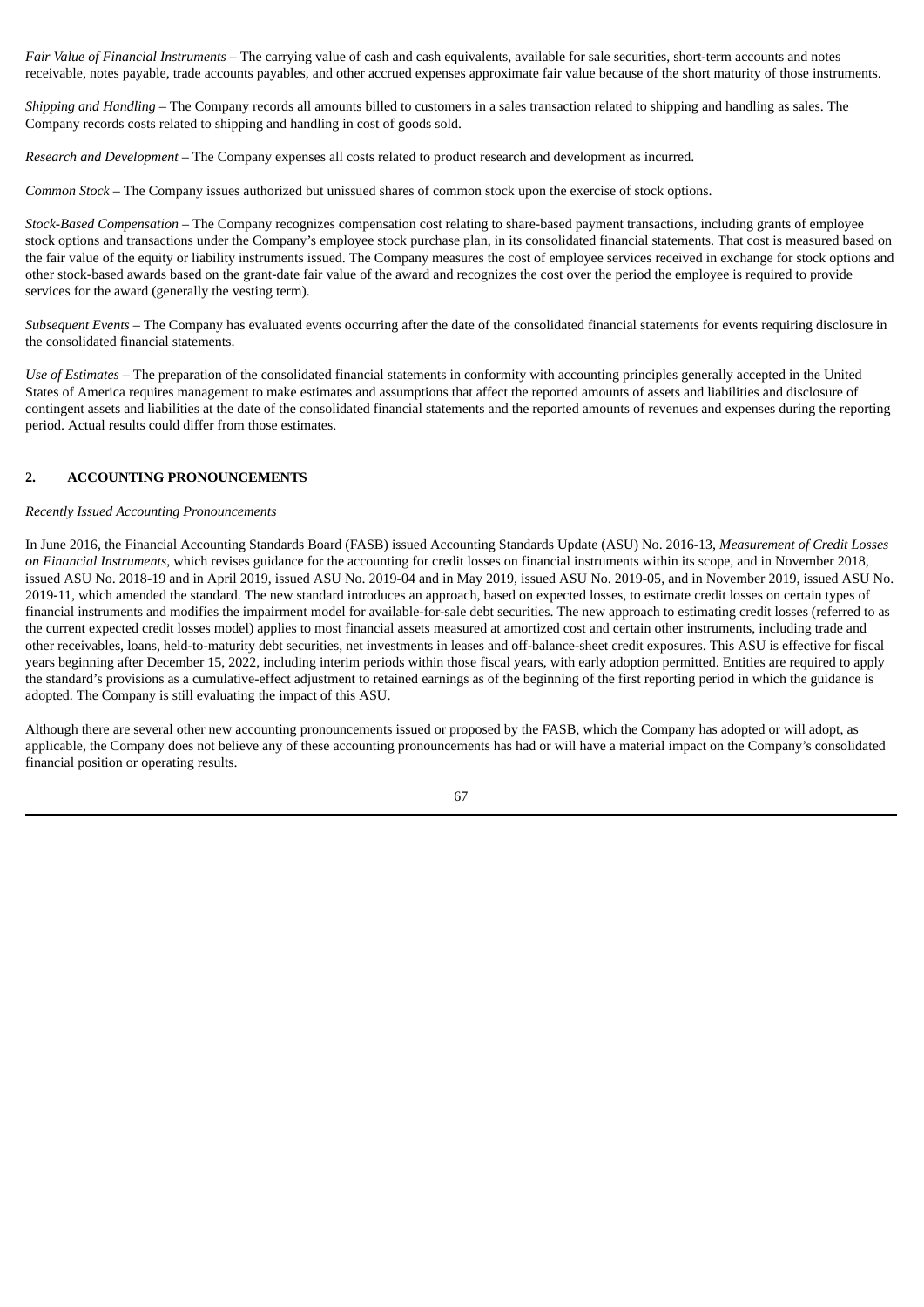*Fair Value of Financial Instruments* – The carrying value of cash and cash equivalents, available for sale securities, short-term accounts and notes receivable, notes payable, trade accounts payables, and other accrued expenses approximate fair value because of the short maturity of those instruments.

*Shipping and Handling* – The Company records all amounts billed to customers in a sales transaction related to shipping and handling as sales. The Company records costs related to shipping and handling in cost of goods sold.

*Research and Development* – The Company expenses all costs related to product research and development as incurred.

*Common Stock* – The Company issues authorized but unissued shares of common stock upon the exercise of stock options.

*Stock-Based Compensation* – The Company recognizes compensation cost relating to share-based payment transactions, including grants of employee stock options and transactions under the Company's employee stock purchase plan, in its consolidated financial statements. That cost is measured based on the fair value of the equity or liability instruments issued. The Company measures the cost of employee services received in exchange for stock options and other stock-based awards based on the grant-date fair value of the award and recognizes the cost over the period the employee is required to provide services for the award (generally the vesting term).

*Subsequent Events* – The Company has evaluated events occurring after the date of the consolidated financial statements for events requiring disclosure in the consolidated financial statements.

*Use of Estimates* – The preparation of the consolidated financial statements in conformity with accounting principles generally accepted in the United States of America requires management to make estimates and assumptions that affect the reported amounts of assets and liabilities and disclosure of contingent assets and liabilities at the date of the consolidated financial statements and the reported amounts of revenues and expenses during the reporting period. Actual results could differ from those estimates.

## 2. ACCOUNTING PRONOUNCEMENTS

*Recently Issued Accounting Pronouncements*

In June 2016, the Financial Accounting Standards Board (FASB) issued Accounting Standards Update (ASU) No. 2016-13, *Measurement of Credit Losses on Financial Instruments*, which revises guidance for the accounting for credit losses on financial instruments within its scope, and in November 2018, issued ASU No. 2018-19 and in April 2019, issued ASU No. 2019-04 and in May 2019, issued ASU No. 2019-05, and in November 2019, issued ASU No. 2019-11, which amended the standard. The new standard introduces an approach, based on expected losses, to estimate credit losses on certain types of financial instruments and modifies the impairment model for available-for-sale debt securities. The new approach to estimating credit losses (referred to as the current expected credit losses model) applies to most financial assets measured at amortized cost and certain other instruments, including trade and other receivables, loans, held-to-maturity debt securities, net investments in leases and off-balance-sheet credit exposures. This ASU is effective for fiscal years beginning after December 15, 2022, including interim periods within those fiscal years, with early adoption permitted. Entities are required to apply the standard's provisions as a cumulative-effect adjustment to retained earnings as of the beginning of the first reporting period in which the guidance is adopted. The Company is still evaluating the impact of this ASU.

Although there are several other new accounting pronouncements issued or proposed by the FASB, which the Company has adopted or will adopt, as applicable, the Company does not believe any of these accounting pronouncements has had or will have a material impact on the Company's consolidated financial position or operating results.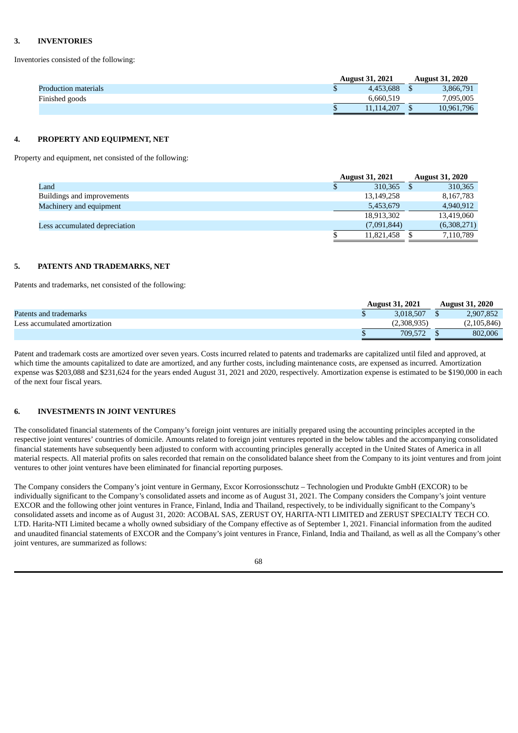## 3. INVENTORIES

Inventories consisted of the following:

| | August 31, 2021 | August 31, 2020 |
|---|---|---|
| Production materials | $ 4,453,688 | $ 3,866,791 |
| Finished goods | 6,660,519 | 7,095,005 |
| | $ 11,114,207 | $ 10,961,796 |

## 4. PROPERTY AND EQUIPMENT, NET

Property and equipment, net consisted of the following:

| | August 31, 2021 | August 31, 2020 |
|---|---|---|
| Land | $ 310,365 | $ 310,365 |
| Buildings and improvements | 13,149,258 | 8,167,783 |
| Machinery and equipment | 5,453,679 | 4,940,912 |
| | 18,913,302 | 13,419,060 |
| Less accumulated depreciation | (7,091,844) | (6,308,271) |
| | $ 11,821,458 | $ 7,110,789 |

## 5. PATENTS AND TRADEMARKS, NET

Patents and trademarks, net consisted of the following:

| | August 31, 2021 | August 31, 2020 |
|---|---|---|
| Patents and trademarks | $ 3,018,507 | $ 2,907,852 |
| Less accumulated amortization | (2,308,935) | (2,105,846) |
| | $ 709,572 | $ 802,006 |

Patent and trademark costs are amortized over seven years. Costs incurred related to patents and trademarks are capitalized until filed and approved, at which time the amounts capitalized to date are amortized, and any further costs, including maintenance costs, are expensed as incurred. Amortization expense was $203,088 and $231,624 for the years ended August 31, 2021 and 2020, respectively. Amortization expense is estimated to be $190,000 in each of the next four fiscal years.

## 6. INVESTMENTS IN JOINT VENTURES

The consolidated financial statements of the Company's foreign joint ventures are initially prepared using the accounting principles accepted in the respective joint ventures' countries of domicile. Amounts related to foreign joint ventures reported in the below tables and the accompanying consolidated financial statements have subsequently been adjusted to conform with accounting principles generally accepted in the United States of America in all material respects. All material profits on sales recorded that remain on the consolidated balance sheet from the Company to its joint ventures and from joint ventures to other joint ventures have been eliminated for financial reporting purposes.

The Company considers the Company's joint venture in Germany, Excor Korrosionsschutz – Technologien und Produkte GmbH (EXCOR) to be individually significant to the Company's consolidated assets and income as of August 31, 2021. The Company considers the Company's joint venture EXCOR and the following other joint ventures in France, Finland, India and Thailand, respectively, to be individually significant to the Company's consolidated assets and income as of August 31, 2020: ACOBAL SAS, ZERUST OY, HARITA-NTI LIMITED and ZERUST SPECIALTY TECH CO. LTD. Harita-NTI Limited became a wholly owned subsidiary of the Company effective as of September 1, 2021. Financial information from the audited and unaudited financial statements of EXCOR and the Company's joint ventures in France, Finland, India and Thailand, as well as all the Company's other joint ventures, are summarized as follows: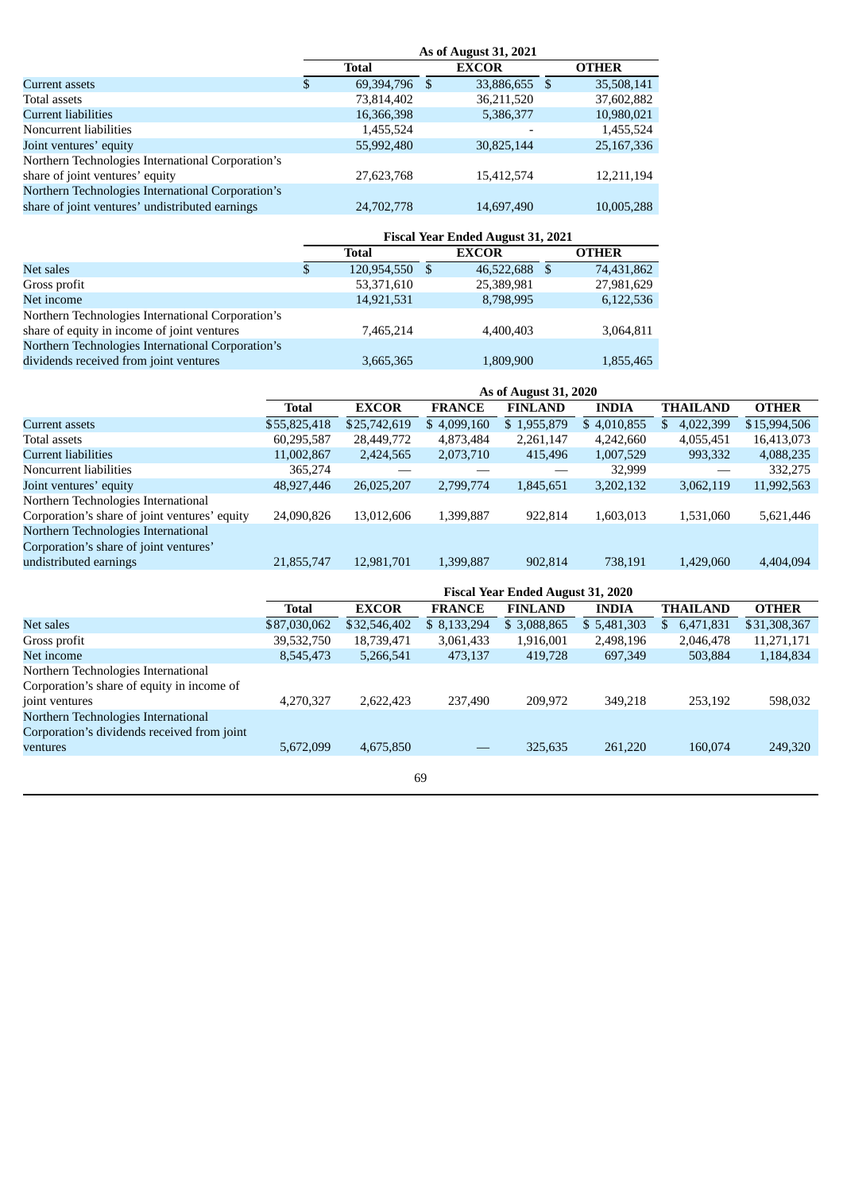| | As of August 31, 2021 | | |
|---|---|---|---|
| | Total | EXCOR | OTHER |
| Current assets | $ 69,394,796 | $ 33,886,655 | $ 35,508,141 |
| Total assets | 73,814,402 | 36,211,520 | 37,602,882 |
| Current liabilities | 16,366,398 | 5,386,377 | 10,980,021 |
| Noncurrent liabilities | 1,455,524 | - | 1,455,524 |
| Joint ventures' equity | 55,992,480 | 30,825,144 | 25,167,336 |
| Northern Technologies International Corporation's share of joint ventures' equity | 27,623,768 | 15,412,574 | 12,211,194 |
| Northern Technologies International Corporation's share of joint ventures' undistributed earnings | 24,702,778 | 14,697,490 | 10,005,288 |

| | Fiscal Year Ended August 31, 2021 | | |
|---|---|---|---|
| | Total | EXCOR | OTHER |
| Net sales | $ 120,954,550 | $ 46,522,688 | $ 74,431,862 |
| Gross profit | 53,371,610 | 25,389,981 | 27,981,629 |
| Net income | 14,921,531 | 8,798,995 | 6,122,536 |
| Northern Technologies International Corporation's share of equity in income of joint ventures | 7,465,214 | 4,400,403 | 3,064,811 |
| Northern Technologies International Corporation's dividends received from joint ventures | 3,665,365 | 1,809,900 | 1,855,465 |

| | As of August 31, 2020 | | | | | | |
|---|---|---|---|---|---|---|---|
| | Total | EXCOR | FRANCE | FINLAND | INDIA | THAILAND | OTHER |
| Current assets | $55,825,418 | $25,742,619 | $ 4,099,160 | $ 1,955,879 | $ 4,010,855 | $ 4,022,399 | $15,994,506 |
| Total assets | 60,295,587 | 28,449,772 | 4,873,484 | 2,261,147 | 4,242,660 | 4,055,451 | 16,413,073 |
| Current liabilities | 11,002,867 | 2,424,565 | 2,073,710 | 415,496 | 1,007,529 | 993,332 | 4,088,235 |
| Noncurrent liabilities | 365,274 | — | — | — | 32,999 | — | 332,275 |
| Joint ventures' equity | 48,927,446 | 26,025,207 | 2,799,774 | 1,845,651 | 3,202,132 | 3,062,119 | 11,992,563 |
| Northern Technologies International Corporation's share of joint ventures' equity | 24,090,826 | 13,012,606 | 1,399,887 | 922,814 | 1,603,013 | 1,531,060 | 5,621,446 |
| Northern Technologies International Corporation's share of joint ventures' undistributed earnings | 21,855,747 | 12,981,701 | 1,399,887 | 902,814 | 738,191 | 1,429,060 | 4,404,094 |

| | Fiscal Year Ended August 31, 2020 | | | | | | |
|---|---|---|---|---|---|---|---|
| | Total | EXCOR | FRANCE | FINLAND | INDIA | THAILAND | OTHER |
| Net sales | $87,030,062 | $32,546,402 | $ 8,133,294 | $ 3,088,865 | $ 5,481,303 | $ 6,471,831 | $31,308,367 |
| Gross profit | 39,532,750 | 18,739,471 | 3,061,433 | 1,916,001 | 2,498,196 | 2,046,478 | 11,271,171 |
| Net income | 8,545,473 | 5,266,541 | 473,137 | 419,728 | 697,349 | 503,884 | 1,184,834 |
| Northern Technologies International Corporation's share of equity in income of joint ventures | 4,270,327 | 2,622,423 | 237,490 | 209,972 | 349,218 | 253,192 | 598,032 |
| Northern Technologies International Corporation's dividends received from joint ventures | 5,672,099 | 4,675,850 | — | 325,635 | 261,220 | 160,074 | 249,320 |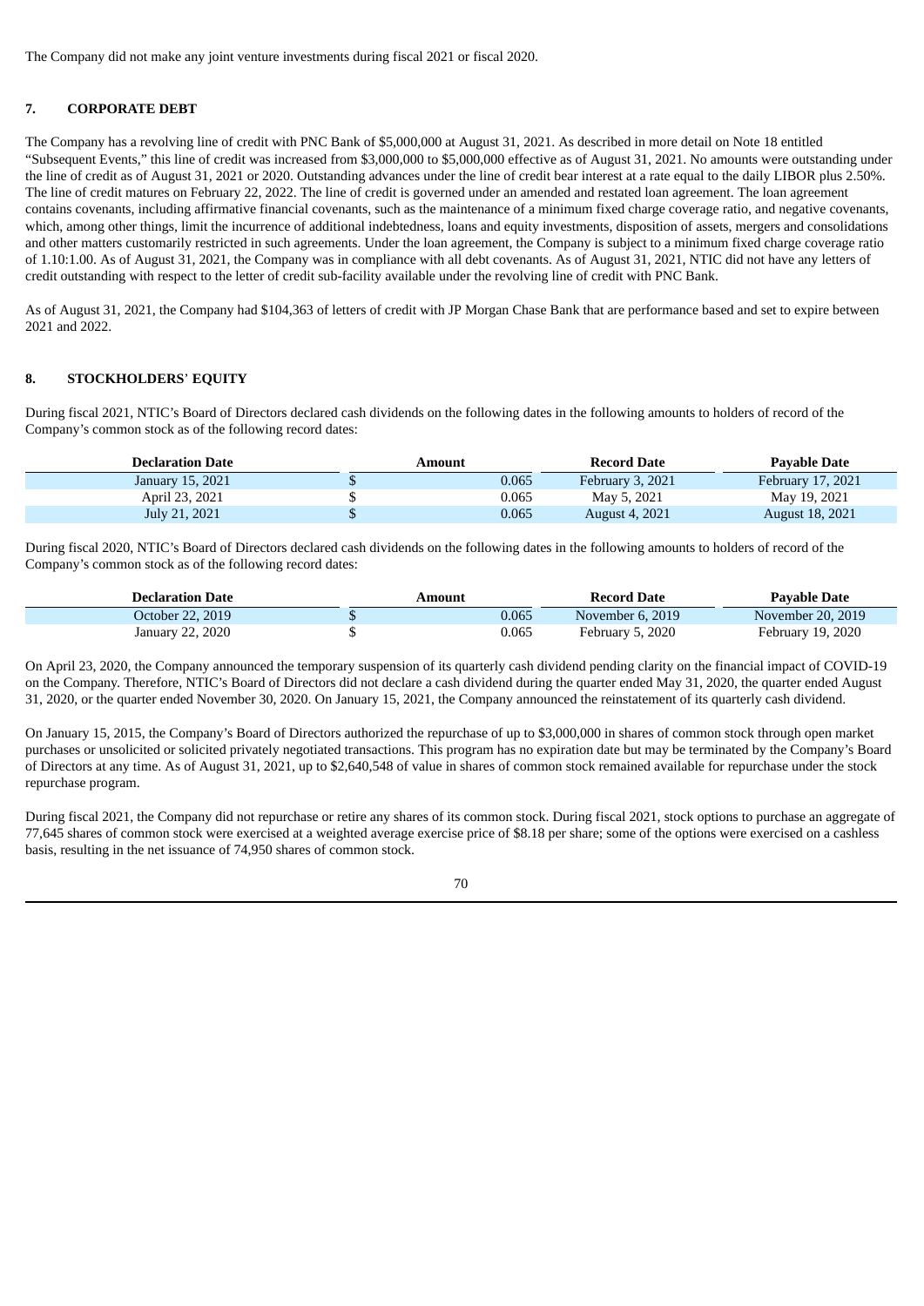The Company did not make any joint venture investments during fiscal 2021 or fiscal 2020.

## 7. CORPORATE DEBT

The Company has a revolving line of credit with PNC Bank of $5,000,000 at August 31, 2021. As described in more detail on Note 18 entitled "Subsequent Events," this line of credit was increased from $3,000,000 to $5,000,000 effective as of August 31, 2021. No amounts were outstanding under the line of credit as of August 31, 2021 or 2020. Outstanding advances under the line of credit bear interest at a rate equal to the daily LIBOR plus 2.50%. The line of credit matures on February 22, 2022. The line of credit is governed under an amended and restated loan agreement. The loan agreement contains covenants, including affirmative financial covenants, such as the maintenance of a minimum fixed charge coverage ratio, and negative covenants, which, among other things, limit the incurrence of additional indebtedness, loans and equity investments, disposition of assets, mergers and consolidations and other matters customarily restricted in such agreements. Under the loan agreement, the Company is subject to a minimum fixed charge coverage ratio of 1.10:1.00. As of August 31, 2021, the Company was in compliance with all debt covenants. As of August 31, 2021, NTIC did not have any letters of credit outstanding with respect to the letter of credit sub-facility available under the revolving line of credit with PNC Bank.

As of August 31, 2021, the Company had $104,363 of letters of credit with JP Morgan Chase Bank that are performance based and set to expire between 2021 and 2022.

## 8. STOCKHOLDERS' EQUITY

During fiscal 2021, NTIC's Board of Directors declared cash dividends on the following dates in the following amounts to holders of record of the Company's common stock as of the following record dates:

| Declaration Date | Amount | Record Date | Payable Date |
|---|---|---|---|
| January 15, 2021 | $ 0.065 | February 3, 2021 | February 17, 2021 |
| April 23, 2021 | $ 0.065 | May 5, 2021 | May 19, 2021 |
| July 21, 2021 | $ 0.065 | August 4, 2021 | August 18, 2021 |

During fiscal 2020, NTIC's Board of Directors declared cash dividends on the following dates in the following amounts to holders of record of the Company's common stock as of the following record dates:

| Declaration Date | Amount | Record Date | Payable Date |
|---|---|---|---|
| October 22, 2019 | $ 0.065 | November 6, 2019 | November 20, 2019 |
| January 22, 2020 | $ 0.065 | February 5, 2020 | February 19, 2020 |

On April 23, 2020, the Company announced the temporary suspension of its quarterly cash dividend pending clarity on the financial impact of COVID-19 on the Company. Therefore, NTIC's Board of Directors did not declare a cash dividend during the quarter ended May 31, 2020, the quarter ended August 31, 2020, or the quarter ended November 30, 2020. On January 15, 2021, the Company announced the reinstatement of its quarterly cash dividend.

On January 15, 2015, the Company's Board of Directors authorized the repurchase of up to $3,000,000 in shares of common stock through open market purchases or unsolicited or solicited privately negotiated transactions. This program has no expiration date but may be terminated by the Company's Board of Directors at any time. As of August 31, 2021, up to $2,640,548 of value in shares of common stock remained available for repurchase under the stock repurchase program.

During fiscal 2021, the Company did not repurchase or retire any shares of its common stock. During fiscal 2021, stock options to purchase an aggregate of 77,645 shares of common stock were exercised at a weighted average exercise price of $8.18 per share; some of the options were exercised on a cashless basis, resulting in the net issuance of 74,950 shares of common stock.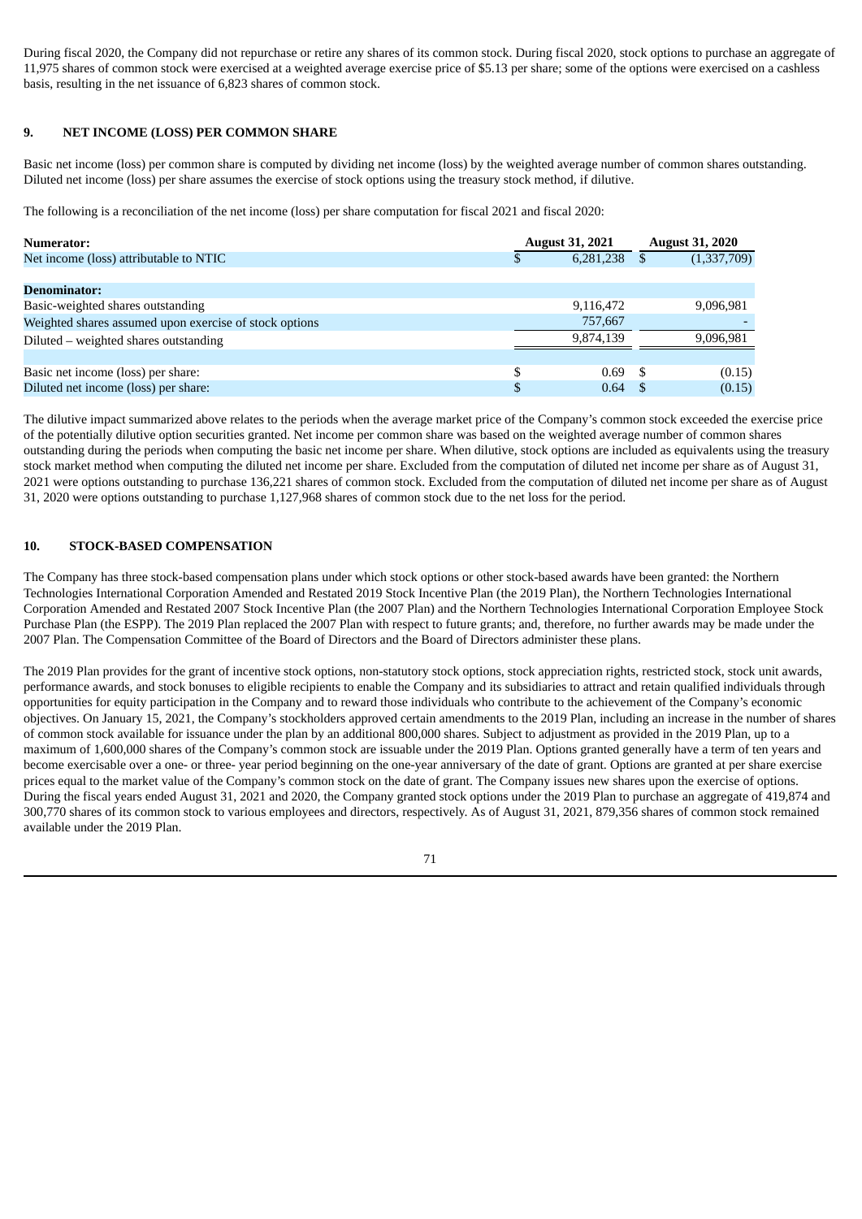During fiscal 2020, the Company did not repurchase or retire any shares of its common stock. During fiscal 2020, stock options to purchase an aggregate of 11,975 shares of common stock were exercised at a weighted average exercise price of $5.13 per share; some of the options were exercised on a cashless basis, resulting in the net issuance of 6,823 shares of common stock.

## 9. NET INCOME (LOSS) PER COMMON SHARE

Basic net income (loss) per common share is computed by dividing net income (loss) by the weighted average number of common shares outstanding. Diluted net income (loss) per share assumes the exercise of stock options using the treasury stock method, if dilutive.

The following is a reconciliation of the net income (loss) per share computation for fiscal 2021 and fiscal 2020:

| **Numerator:** | **August 31, 2021** | **August 31, 2020** |
|---|---|---|
| Net income (loss) attributable to NTIC | $ 6,281,238 | $ (1,337,709) |
| | | |
| **Denominator:** | | |
| Basic-weighted shares outstanding | 9,116,472 | 9,096,981 |
| Weighted shares assumed upon exercise of stock options | 757,667 | - |
| Diluted – weighted shares outstanding | 9,874,139 | 9,096,981 |
| | | |
| Basic net income (loss) per share: | $ 0.69 | $ (0.15) |
| Diluted net income (loss) per share: | $ 0.64 | $ (0.15) |

The dilutive impact summarized above relates to the periods when the average market price of the Company's common stock exceeded the exercise price of the potentially dilutive option securities granted. Net income per common share was based on the weighted average number of common shares outstanding during the periods when computing the basic net income per share. When dilutive, stock options are included as equivalents using the treasury stock market method when computing the diluted net income per share. Excluded from the computation of diluted net income per share as of August 31, 2021 were options outstanding to purchase 136,221 shares of common stock. Excluded from the computation of diluted net income per share as of August 31, 2020 were options outstanding to purchase 1,127,968 shares of common stock due to the net loss for the period.

## 10. STOCK-BASED COMPENSATION

The Company has three stock-based compensation plans under which stock options or other stock-based awards have been granted: the Northern Technologies International Corporation Amended and Restated 2019 Stock Incentive Plan (the 2019 Plan), the Northern Technologies International Corporation Amended and Restated 2007 Stock Incentive Plan (the 2007 Plan) and the Northern Technologies International Corporation Employee Stock Purchase Plan (the ESPP). The 2019 Plan replaced the 2007 Plan with respect to future grants; and, therefore, no further awards may be made under the 2007 Plan. The Compensation Committee of the Board of Directors and the Board of Directors administer these plans.

The 2019 Plan provides for the grant of incentive stock options, non-statutory stock options, stock appreciation rights, restricted stock, stock unit awards, performance awards, and stock bonuses to eligible recipients to enable the Company and its subsidiaries to attract and retain qualified individuals through opportunities for equity participation in the Company and to reward those individuals who contribute to the achievement of the Company's economic objectives. On January 15, 2021, the Company's stockholders approved certain amendments to the 2019 Plan, including an increase in the number of shares of common stock available for issuance under the plan by an additional 800,000 shares. Subject to adjustment as provided in the 2019 Plan, up to a maximum of 1,600,000 shares of the Company's common stock are issuable under the 2019 Plan. Options granted generally have a term of ten years and become exercisable over a one- or three- year period beginning on the one-year anniversary of the date of grant. Options are granted at per share exercise prices equal to the market value of the Company's common stock on the date of grant. The Company issues new shares upon the exercise of options. During the fiscal years ended August 31, 2021 and 2020, the Company granted stock options under the 2019 Plan to purchase an aggregate of 419,874 and 300,770 shares of its common stock to various employees and directors, respectively. As of August 31, 2021, 879,356 shares of common stock remained available under the 2019 Plan.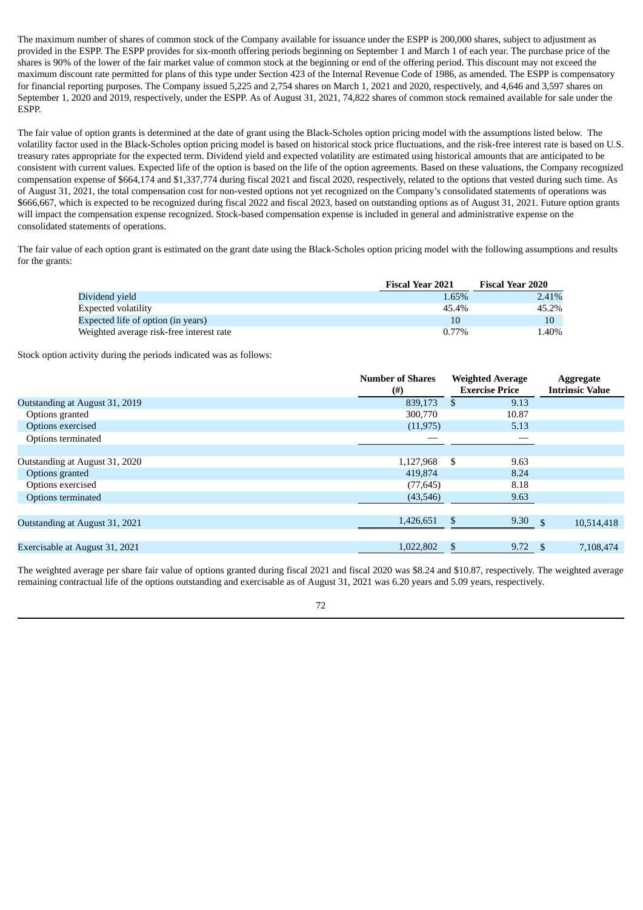The maximum number of shares of common stock of the Company available for issuance under the ESPP is 200,000 shares, subject to adjustment as provided in the ESPP. The ESPP provides for six-month offering periods beginning on September 1 and March 1 of each year. The purchase price of the shares is 90% of the lower of the fair market value of common stock at the beginning or end of the offering period. This discount may not exceed the maximum discount rate permitted for plans of this type under Section 423 of the Internal Revenue Code of 1986, as amended. The ESPP is compensatory for financial reporting purposes. The Company issued 5,225 and 2,754 shares on March 1, 2021 and 2020, respectively, and 4,646 and 3,597 shares on September 1, 2020 and 2019, respectively, under the ESPP. As of August 31, 2021, 74,822 shares of common stock remained available for sale under the ESPP.

The fair value of option grants is determined at the date of grant using the Black-Scholes option pricing model with the assumptions listed below. The volatility factor used in the Black-Scholes option pricing model is based on historical stock price fluctuations, and the risk-free interest rate is based on U.S. treasury rates appropriate for the expected term. Dividend yield and expected volatility are estimated using historical amounts that are anticipated to be consistent with current values. Expected life of the option is based on the life of the option agreements. Based on these valuations, the Company recognized compensation expense of $664,174 and $1,337,774 during fiscal 2021 and fiscal 2020, respectively, related to the options that vested during such time. As of August 31, 2021, the total compensation cost for non-vested options not yet recognized on the Company's consolidated statements of operations was $666,667, which is expected to be recognized during fiscal 2022 and fiscal 2023, based on outstanding options as of August 31, 2021. Future option grants will impact the compensation expense recognized. Stock-based compensation expense is included in general and administrative expense on the consolidated statements of operations.

The fair value of each option grant is estimated on the grant date using the Black-Scholes option pricing model with the following assumptions and results for the grants:

| | Fiscal Year 2021 | Fiscal Year 2020 |
|---|---|---|
| Dividend yield | 1.65% | 2.41% |
| Expected volatility | 45.4% | 45.2% |
| Expected life of option (in years) | 10 | 10 |
| Weighted average risk-free interest rate | 0.77% | 1.40% |

Stock option activity during the periods indicated was as follows:

| | Number of Shares (#) | Weighted Average Exercise Price | Aggregate Intrinsic Value |
|---|---|---|---|
| Outstanding at August 31, 2019 | 839,173 | $ 9.13 | |
| Options granted | 300,770 | 10.87 | |
| Options exercised | (11,975) | 5.13 | |
| Options terminated | — | — | |
| Outstanding at August 31, 2020 | 1,127,968 | $ 9.63 | |
| Options granted | 419,874 | 8.24 | |
| Options exercised | (77,645) | 8.18 | |
| Options terminated | (43,546) | 9.63 | |
| Outstanding at August 31, 2021 | 1,426,651 | $ 9.30 | $ 10,514,418 |
| Exercisable at August 31, 2021 | 1,022,802 | $ 9.72 | $ 7,108,474 |

The weighted average per share fair value of options granted during fiscal 2021 and fiscal 2020 was $8.24 and $10.87, respectively. The weighted average remaining contractual life of the options outstanding and exercisable as of August 31, 2021 was 6.20 years and 5.09 years, respectively.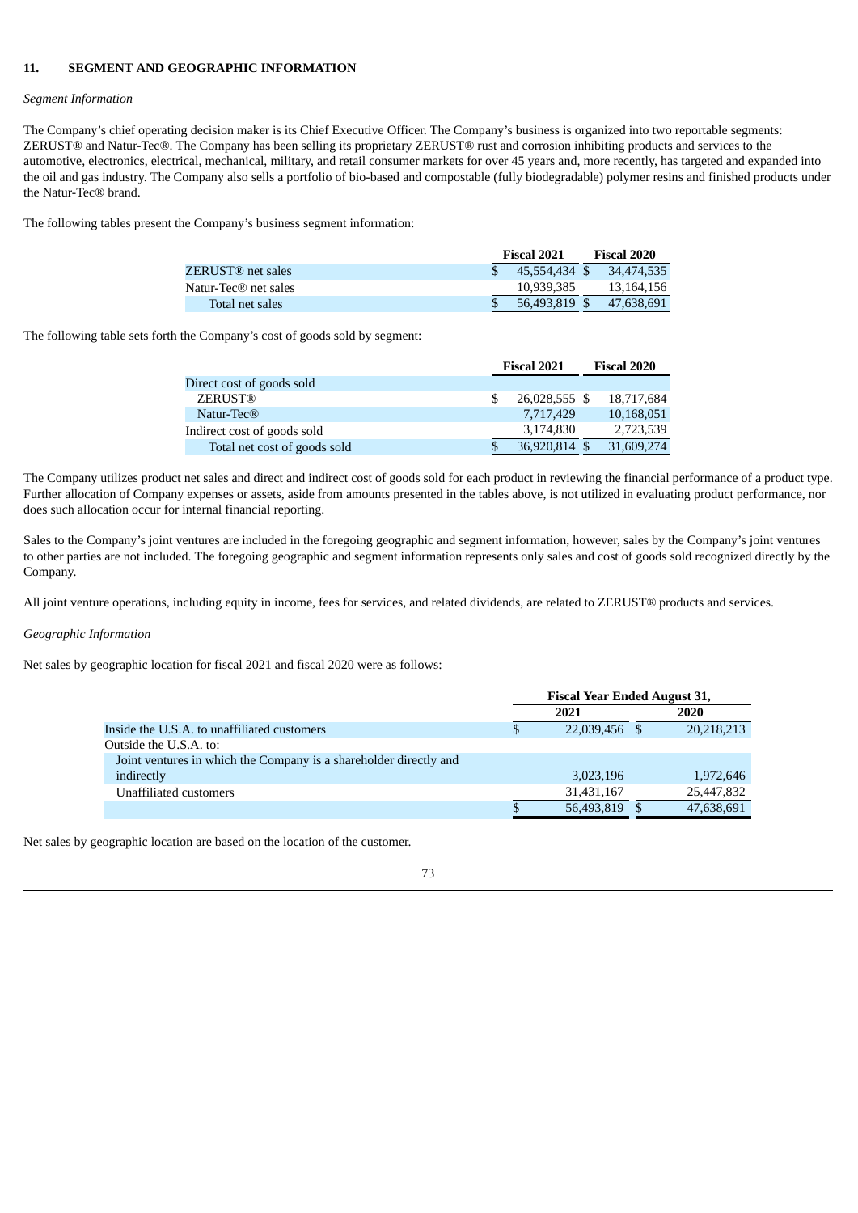## 11. SEGMENT AND GEOGRAPHIC INFORMATION

*Segment Information*

The Company's chief operating decision maker is its Chief Executive Officer. The Company's business is organized into two reportable segments: ZERUST® and Natur-Tec®. The Company has been selling its proprietary ZERUST® rust and corrosion inhibiting products and services to the automotive, electronics, electrical, mechanical, military, and retail consumer markets for over 45 years and, more recently, has targeted and expanded into the oil and gas industry. The Company also sells a portfolio of bio-based and compostable (fully biodegradable) polymer resins and finished products under the Natur-Tec® brand.

The following tables present the Company's business segment information:

| | Fiscal 2021 | Fiscal 2020 |
|---|---|---|
| ZERUST® net sales | $ 45,554,434 | $ 34,474,535 |
| Natur-Tec® net sales | 10,939,385 | 13,164,156 |
| Total net sales | $ 56,493,819 | $ 47,638,691 |

The following table sets forth the Company's cost of goods sold by segment:

| | Fiscal 2021 | Fiscal 2020 |
|---|---|---|
| Direct cost of goods sold | | |
| ZERUST® | $ 26,028,555 | $ 18,717,684 |
| Natur-Tec® | 7,717,429 | 10,168,051 |
| Indirect cost of goods sold | 3,174,830 | 2,723,539 |
| Total net cost of goods sold | $ 36,920,814 | $ 31,609,274 |

The Company utilizes product net sales and direct and indirect cost of goods sold for each product in reviewing the financial performance of a product type. Further allocation of Company expenses or assets, aside from amounts presented in the tables above, is not utilized in evaluating product performance, nor does such allocation occur for internal financial reporting.

Sales to the Company's joint ventures are included in the foregoing geographic and segment information, however, sales by the Company's joint ventures to other parties are not included. The foregoing geographic and segment information represents only sales and cost of goods sold recognized directly by the Company.

All joint venture operations, including equity in income, fees for services, and related dividends, are related to ZERUST® products and services.

*Geographic Information*

Net sales by geographic location for fiscal 2021 and fiscal 2020 were as follows:

| | Fiscal Year Ended August 31, | |
|---|---|---|
| | 2021 | 2020 |
| Inside the U.S.A. to unaffiliated customers | $ 22,039,456 | $ 20,218,213 |
| Outside the U.S.A. to: | | |
| Joint ventures in which the Company is a shareholder directly and indirectly | 3,023,196 | 1,972,646 |
| Unaffiliated customers | 31,431,167 | 25,447,832 |
| | $ 56,493,819 | $ 47,638,691 |

Net sales by geographic location are based on the location of the customer.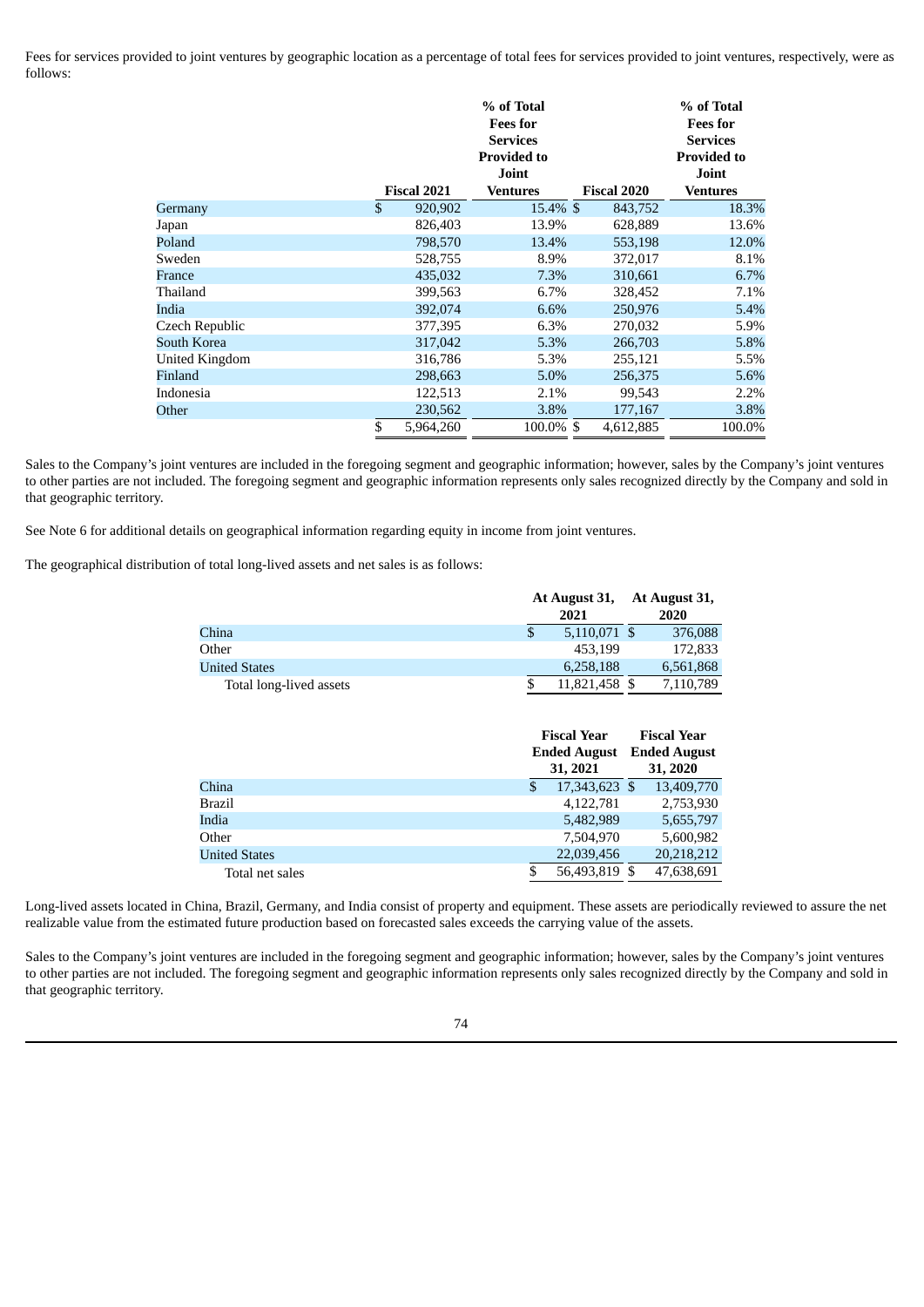Fees for services provided to joint ventures by geographic location as a percentage of total fees for services provided to joint ventures, respectively, were as follows:

| | Fiscal 2021 | % of Total Fees for Services Provided to Joint Ventures | Fiscal 2020 | % of Total Fees for Services Provided to Joint Ventures |
|---|---|---|---|---|
| Germany | $ 920,902 | 15.4% | $ 843,752 | 18.3% |
| Japan | 826,403 | 13.9% | 628,889 | 13.6% |
| Poland | 798,570 | 13.4% | 553,198 | 12.0% |
| Sweden | 528,755 | 8.9% | 372,017 | 8.1% |
| France | 435,032 | 7.3% | 310,661 | 6.7% |
| Thailand | 399,563 | 6.7% | 328,452 | 7.1% |
| India | 392,074 | 6.6% | 250,976 | 5.4% |
| Czech Republic | 377,395 | 6.3% | 270,032 | 5.9% |
| South Korea | 317,042 | 5.3% | 266,703 | 5.8% |
| United Kingdom | 316,786 | 5.3% | 255,121 | 5.5% |
| Finland | 298,663 | 5.0% | 256,375 | 5.6% |
| Indonesia | 122,513 | 2.1% | 99,543 | 2.2% |
| Other | 230,562 | 3.8% | 177,167 | 3.8% |
| | $ 5,964,260 | 100.0% | $ 4,612,885 | 100.0% |

Sales to the Company's joint ventures are included in the foregoing segment and geographic information; however, sales by the Company's joint ventures to other parties are not included. The foregoing segment and geographic information represents only sales recognized directly by the Company and sold in that geographic territory.

See Note 6 for additional details on geographical information regarding equity in income from joint ventures.

The geographical distribution of total long-lived assets and net sales is as follows:

| | At August 31, 2021 | At August 31, 2020 |
|---|---|---|
| China | $ 5,110,071 | $ 376,088 |
| Other | 453,199 | 172,833 |
| United States | 6,258,188 | 6,561,868 |
| Total long-lived assets | $ 11,821,458 | $ 7,110,789 |

| | Fiscal Year Ended August 31, 2021 | Fiscal Year Ended August 31, 2020 |
|---|---|---|
| China | $ 17,343,623 | $ 13,409,770 |
| Brazil | 4,122,781 | 2,753,930 |
| India | 5,482,989 | 5,655,797 |
| Other | 7,504,970 | 5,600,982 |
| United States | 22,039,456 | 20,218,212 |
| Total net sales | $ 56,493,819 | $ 47,638,691 |

Long-lived assets located in China, Brazil, Germany, and India consist of property and equipment. These assets are periodically reviewed to assure the net realizable value from the estimated future production based on forecasted sales exceeds the carrying value of the assets.

Sales to the Company's joint ventures are included in the foregoing segment and geographic information; however, sales by the Company's joint ventures to other parties are not included. The foregoing segment and geographic information represents only sales recognized directly by the Company and sold in that geographic territory.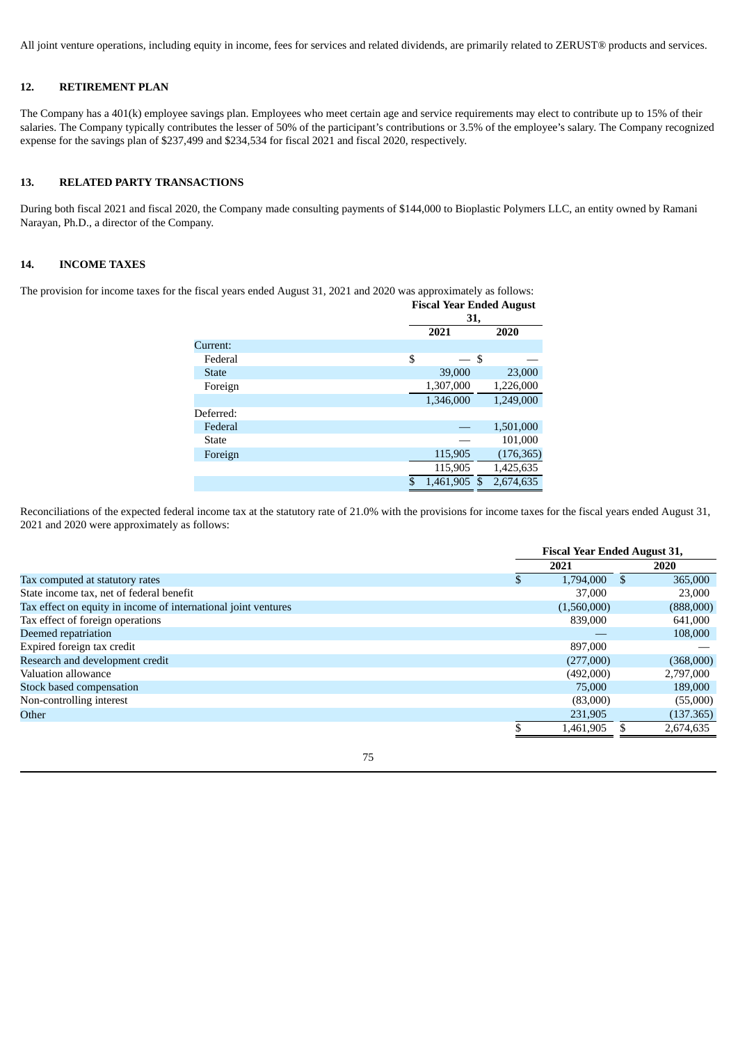All joint venture operations, including equity in income, fees for services and related dividends, are primarily related to ZERUST® products and services.

## 12. RETIREMENT PLAN

The Company has a 401(k) employee savings plan. Employees who meet certain age and service requirements may elect to contribute up to 15% of their salaries. The Company typically contributes the lesser of 50% of the participant's contributions or 3.5% of the employee's salary. The Company recognized expense for the savings plan of $237,499 and $234,534 for fiscal 2021 and fiscal 2020, respectively.

## 13. RELATED PARTY TRANSACTIONS

During both fiscal 2021 and fiscal 2020, the Company made consulting payments of $144,000 to Bioplastic Polymers LLC, an entity owned by Ramani Narayan, Ph.D., a director of the Company.

## 14. INCOME TAXES

The provision for income taxes for the fiscal years ended August 31, 2021 and 2020 was approximately as follows:

| | Fiscal Year Ended August 31, | |
|---|---|---|
| | 2021 | 2020 |
| Current: | | |
| Federal | $ — | $ — |
| State | 39,000 | 23,000 |
| Foreign | 1,307,000 | 1,226,000 |
| | 1,346,000 | 1,249,000 |
| Deferred: | | |
| Federal | — | 1,501,000 |
| State | — | 101,000 |
| Foreign | 115,905 | (176,365) |
| | 115,905 | 1,425,635 |
| | $ 1,461,905 | $ 2,674,635 |

Reconciliations of the expected federal income tax at the statutory rate of 21.0% with the provisions for income taxes for the fiscal years ended August 31, 2021 and 2020 were approximately as follows:

| | Fiscal Year Ended August 31, | |
|---|---|---|
| | 2021 | 2020 |
| Tax computed at statutory rates | $ 1,794,000 | $ 365,000 |
| State income tax, net of federal benefit | 37,000 | 23,000 |
| Tax effect on equity in income of international joint ventures | (1,560,000) | (888,000) |
| Tax effect of foreign operations | 839,000 | 641,000 |
| Deemed repatriation | — | 108,000 |
| Expired foreign tax credit | 897,000 | — |
| Research and development credit | (277,000) | (368,000) |
| Valuation allowance | (492,000) | 2,797,000 |
| Stock based compensation | 75,000 | 189,000 |
| Non-controlling interest | (83,000) | (55,000) |
| Other | 231,905 | (137.365) |
| | $ 1,461,905 | $ 2,674,635 |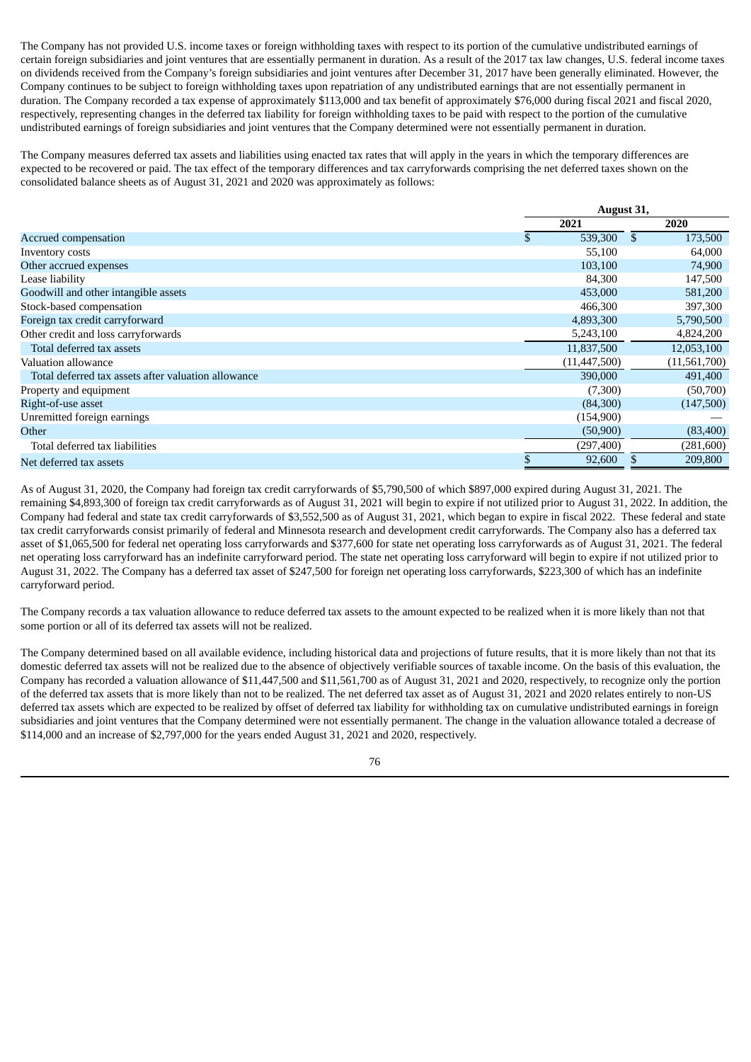The Company has not provided U.S. income taxes or foreign withholding taxes with respect to its portion of the cumulative undistributed earnings of certain foreign subsidiaries and joint ventures that are essentially permanent in duration. As a result of the 2017 tax law changes, U.S. federal income taxes on dividends received from the Company's foreign subsidiaries and joint ventures after December 31, 2017 have been generally eliminated. However, the Company continues to be subject to foreign withholding taxes upon repatriation of any undistributed earnings that are not essentially permanent in duration. The Company recorded a tax expense of approximately $113,000 and tax benefit of approximately $76,000 during fiscal 2021 and fiscal 2020, respectively, representing changes in the deferred tax liability for foreign withholding taxes to be paid with respect to the portion of the cumulative undistributed earnings of foreign subsidiaries and joint ventures that the Company determined were not essentially permanent in duration.

The Company measures deferred tax assets and liabilities using enacted tax rates that will apply in the years in which the temporary differences are expected to be recovered or paid. The tax effect of the temporary differences and tax carryforwards comprising the net deferred taxes shown on the consolidated balance sheets as of August 31, 2021 and 2020 was approximately as follows:

| | August 31, | |
|---|---|---|
| | 2021 | 2020 |
| Accrued compensation | $ 539,300 | $ 173,500 |
| Inventory costs | 55,100 | 64,000 |
| Other accrued expenses | 103,100 | 74,900 |
| Lease liability | 84,300 | 147,500 |
| Goodwill and other intangible assets | 453,000 | 581,200 |
| Stock-based compensation | 466,300 | 397,300 |
| Foreign tax credit carryforward | 4,893,300 | 5,790,500 |
| Other credit and loss carryforwards | 5,243,100 | 4,824,200 |
| Total deferred tax assets | 11,837,500 | 12,053,100 |
| Valuation allowance | (11,447,500) | (11,561,700) |
| Total deferred tax assets after valuation allowance | 390,000 | 491,400 |
| Property and equipment | (7,300) | (50,700) |
| Right-of-use asset | (84,300) | (147,500) |
| Unremitted foreign earnings | (154,900) | — |
| Other | (50,900) | (83,400) |
| Total deferred tax liabilities | (297,400) | (281,600) |
| Net deferred tax assets | $ 92,600 | $ 209,800 |

As of August 31, 2020, the Company had foreign tax credit carryforwards of $5,790,500 of which $897,000 expired during August 31, 2021. The remaining $4,893,300 of foreign tax credit carryforwards as of August 31, 2021 will begin to expire if not utilized prior to August 31, 2022. In addition, the Company had federal and state tax credit carryforwards of $3,552,500 as of August 31, 2021, which began to expire in fiscal 2022. These federal and state tax credit carryforwards consist primarily of federal and Minnesota research and development credit carryforwards. The Company also has a deferred tax asset of $1,065,500 for federal net operating loss carryforwards and $377,600 for state net operating loss carryforwards as of August 31, 2021. The federal net operating loss carryforward has an indefinite carryforward period. The state net operating loss carryforward will begin to expire if not utilized prior to August 31, 2022. The Company has a deferred tax asset of $247,500 for foreign net operating loss carryforwards, $223,300 of which has an indefinite carryforward period.

The Company records a tax valuation allowance to reduce deferred tax assets to the amount expected to be realized when it is more likely than not that some portion or all of its deferred tax assets will not be realized.

The Company determined based on all available evidence, including historical data and projections of future results, that it is more likely than not that its domestic deferred tax assets will not be realized due to the absence of objectively verifiable sources of taxable income. On the basis of this evaluation, the Company has recorded a valuation allowance of $11,447,500 and $11,561,700 as of August 31, 2021 and 2020, respectively, to recognize only the portion of the deferred tax assets that is more likely than not to be realized. The net deferred tax asset as of August 31, 2021 and 2020 relates entirely to non-US deferred tax assets which are expected to be realized by offset of deferred tax liability for withholding tax on cumulative undistributed earnings in foreign subsidiaries and joint ventures that the Company determined were not essentially permanent. The change in the valuation allowance totaled a decrease of $114,000 and an increase of $2,797,000 for the years ended August 31, 2021 and 2020, respectively.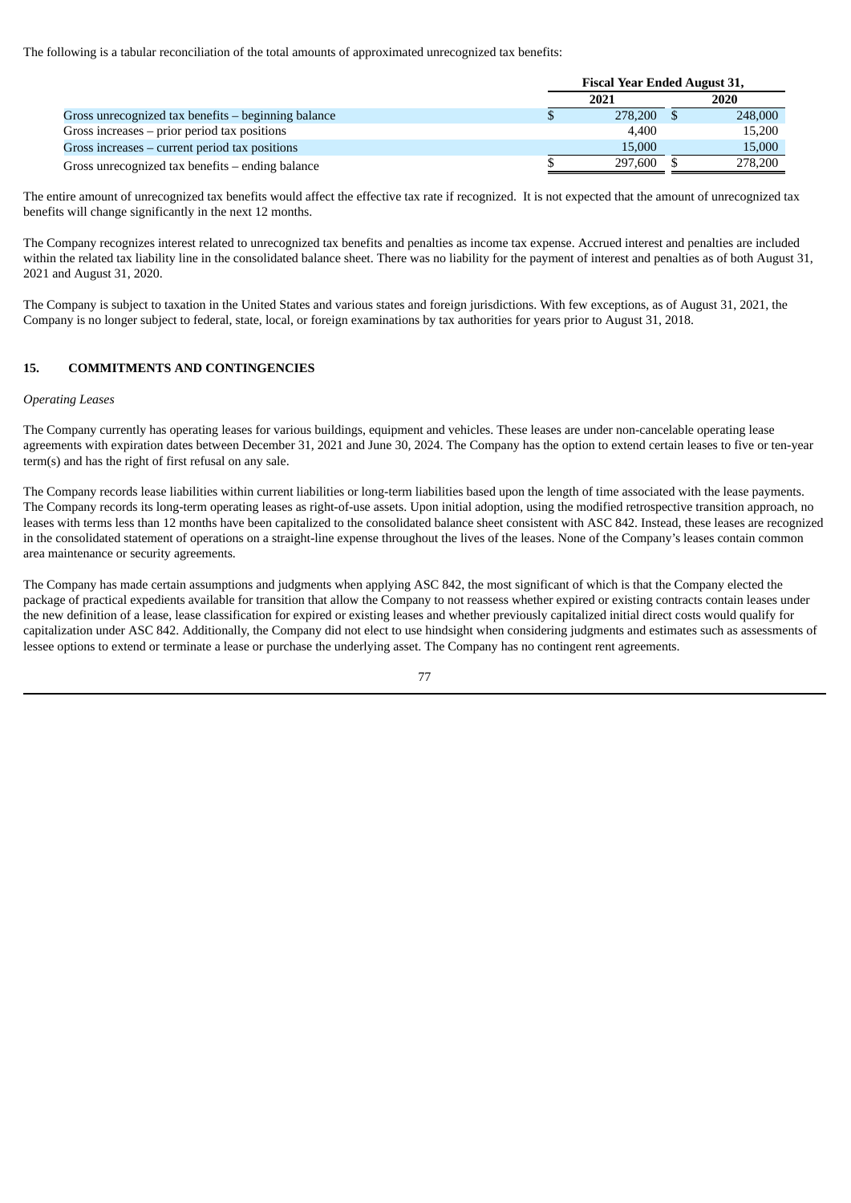The following is a tabular reconciliation of the total amounts of approximated unrecognized tax benefits:

| | Fiscal Year Ended August 31, | |
|---|---|---|
| | 2021 | 2020 |
| Gross unrecognized tax benefits – beginning balance | $ 278,200 | $ 248,000 |
| Gross increases – prior period tax positions | 4,400 | 15,200 |
| Gross increases – current period tax positions | 15,000 | 15,000 |
| Gross unrecognized tax benefits – ending balance | $ 297,600 | $ 278,200 |

The entire amount of unrecognized tax benefits would affect the effective tax rate if recognized. It is not expected that the amount of unrecognized tax benefits will change significantly in the next 12 months.

The Company recognizes interest related to unrecognized tax benefits and penalties as income tax expense. Accrued interest and penalties are included within the related tax liability line in the consolidated balance sheet. There was no liability for the payment of interest and penalties as of both August 31, 2021 and August 31, 2020.

The Company is subject to taxation in the United States and various states and foreign jurisdictions. With few exceptions, as of August 31, 2021, the Company is no longer subject to federal, state, local, or foreign examinations by tax authorities for years prior to August 31, 2018.

## 15. COMMITMENTS AND CONTINGENCIES

*Operating Leases*

The Company currently has operating leases for various buildings, equipment and vehicles. These leases are under non-cancelable operating lease agreements with expiration dates between December 31, 2021 and June 30, 2024. The Company has the option to extend certain leases to five or ten-year term(s) and has the right of first refusal on any sale.

The Company records lease liabilities within current liabilities or long-term liabilities based upon the length of time associated with the lease payments. The Company records its long-term operating leases as right-of-use assets. Upon initial adoption, using the modified retrospective transition approach, no leases with terms less than 12 months have been capitalized to the consolidated balance sheet consistent with ASC 842. Instead, these leases are recognized in the consolidated statement of operations on a straight-line expense throughout the lives of the leases. None of the Company's leases contain common area maintenance or security agreements.

The Company has made certain assumptions and judgments when applying ASC 842, the most significant of which is that the Company elected the package of practical expedients available for transition that allow the Company to not reassess whether expired or existing contracts contain leases under the new definition of a lease, lease classification for expired or existing leases and whether previously capitalized initial direct costs would qualify for capitalization under ASC 842. Additionally, the Company did not elect to use hindsight when considering judgments and estimates such as assessments of lessee options to extend or terminate a lease or purchase the underlying asset. The Company has no contingent rent agreements.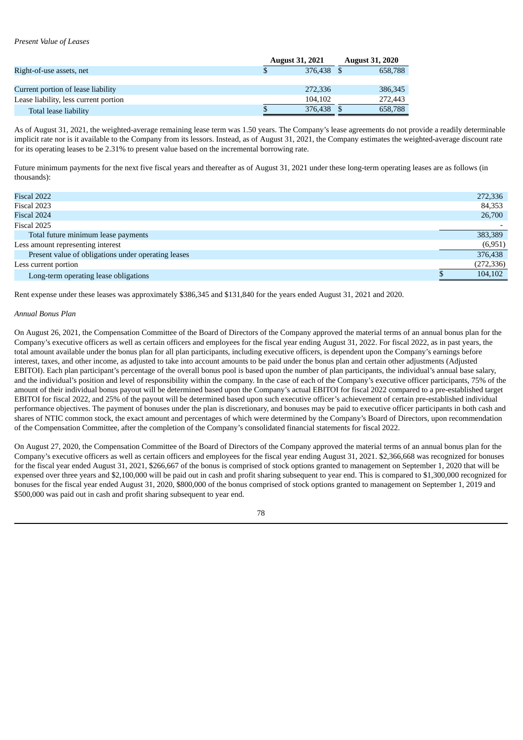*Present Value of Leases*

| | August 31, 2021 | August 31, 2020 |
|---|---|---|
| Right-of-use assets, net | $ 376,438 | $ 658,788 |
| | | |
| Current portion of lease liability | 272,336 | 386,345 |
| Lease liability, less current portion | 104,102 | 272,443 |
| Total lease liability | $ 376,438 | $ 658,788 |

As of August 31, 2021, the weighted-average remaining lease term was 1.50 years. The Company's lease agreements do not provide a readily determinable implicit rate nor is it available to the Company from its lessors. Instead, as of August 31, 2021, the Company estimates the weighted-average discount rate for its operating leases to be 2.31% to present value based on the incremental borrowing rate.

Future minimum payments for the next five fiscal years and thereafter as of August 31, 2021 under these long-term operating leases are as follows (in thousands):

| | |
|---|---|
| Fiscal 2022 | 272,336 |
| Fiscal 2023 | 84,353 |
| Fiscal 2024 | 26,700 |
| Fiscal 2025 | - |
| Total future minimum lease payments | 383,389 |
| Less amount representing interest | (6,951) |
| Present value of obligations under operating leases | 376,438 |
| Less current portion | (272,336) |
| Long-term operating lease obligations | $ 104,102 |

Rent expense under these leases was approximately $386,345 and $131,840 for the years ended August 31, 2021 and 2020.

*Annual Bonus Plan*

On August 26, 2021, the Compensation Committee of the Board of Directors of the Company approved the material terms of an annual bonus plan for the Company's executive officers as well as certain officers and employees for the fiscal year ending August 31, 2022. For fiscal 2022, as in past years, the total amount available under the bonus plan for all plan participants, including executive officers, is dependent upon the Company's earnings before interest, taxes, and other income, as adjusted to take into account amounts to be paid under the bonus plan and certain other adjustments (Adjusted EBITOI). Each plan participant's percentage of the overall bonus pool is based upon the number of plan participants, the individual's annual base salary, and the individual's position and level of responsibility within the company. In the case of each of the Company's executive officer participants, 75% of the amount of their individual bonus payout will be determined based upon the Company's actual EBITOI for fiscal 2022 compared to a pre-established target EBITOI for fiscal 2022, and 25% of the payout will be determined based upon such executive officer's achievement of certain pre-established individual performance objectives. The payment of bonuses under the plan is discretionary, and bonuses may be paid to executive officer participants in both cash and shares of NTIC common stock, the exact amount and percentages of which were determined by the Company's Board of Directors, upon recommendation of the Compensation Committee, after the completion of the Company's consolidated financial statements for fiscal 2022.

On August 27, 2020, the Compensation Committee of the Board of Directors of the Company approved the material terms of an annual bonus plan for the Company's executive officers as well as certain officers and employees for the fiscal year ending August 31, 2021. $2,366,668 was recognized for bonuses for the fiscal year ended August 31, 2021, $266,667 of the bonus is comprised of stock options granted to management on September 1, 2020 that will be expensed over three years and $2,100,000 will be paid out in cash and profit sharing subsequent to year end. This is compared to $1,300,000 recognized for bonuses for the fiscal year ended August 31, 2020, $800,000 of the bonus comprised of stock options granted to management on September 1, 2019 and $500,000 was paid out in cash and profit sharing subsequent to year end.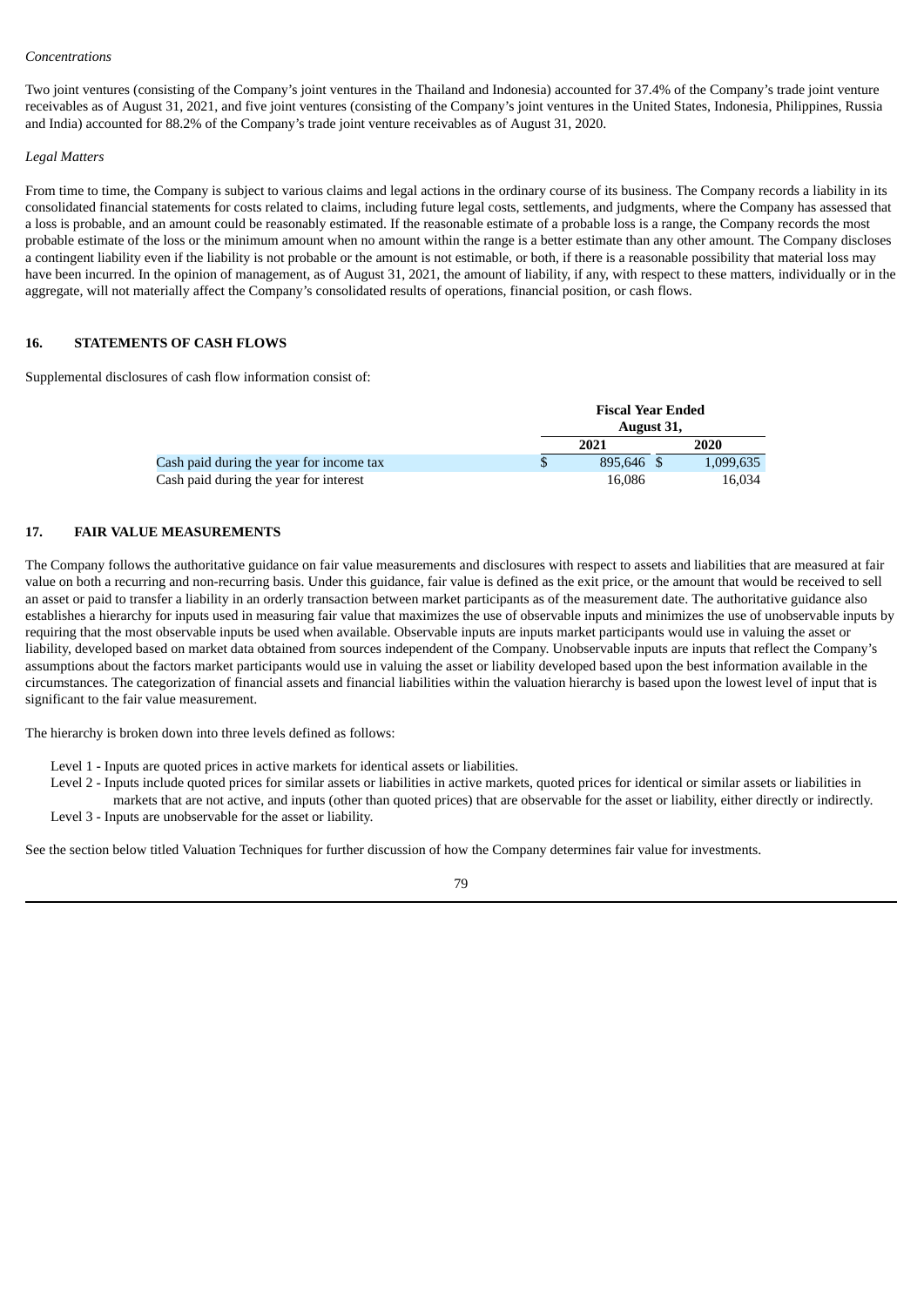*Concentrations*

Two joint ventures (consisting of the Company's joint ventures in the Thailand and Indonesia) accounted for 37.4% of the Company's trade joint venture receivables as of August 31, 2021, and five joint ventures (consisting of the Company's joint ventures in the United States, Indonesia, Philippines, Russia and India) accounted for 88.2% of the Company's trade joint venture receivables as of August 31, 2020.

*Legal Matters*

From time to time, the Company is subject to various claims and legal actions in the ordinary course of its business. The Company records a liability in its consolidated financial statements for costs related to claims, including future legal costs, settlements, and judgments, where the Company has assessed that a loss is probable, and an amount could be reasonably estimated. If the reasonable estimate of a probable loss is a range, the Company records the most probable estimate of the loss or the minimum amount when no amount within the range is a better estimate than any other amount. The Company discloses a contingent liability even if the liability is not probable or the amount is not estimable, or both, if there is a reasonable possibility that material loss may have been incurred. In the opinion of management, as of August 31, 2021, the amount of liability, if any, with respect to these matters, individually or in the aggregate, will not materially affect the Company's consolidated results of operations, financial position, or cash flows.

## 16. STATEMENTS OF CASH FLOWS

Supplemental disclosures of cash flow information consist of:

| | Fiscal Year Ended August 31, | |
|---|---|---|
| | 2021 | 2020 |
| Cash paid during the year for income tax | $ 895,646 | $ 1,099,635 |
| Cash paid during the year for interest | 16,086 | 16,034 |

## 17. FAIR VALUE MEASUREMENTS

The Company follows the authoritative guidance on fair value measurements and disclosures with respect to assets and liabilities that are measured at fair value on both a recurring and non-recurring basis. Under this guidance, fair value is defined as the exit price, or the amount that would be received to sell an asset or paid to transfer a liability in an orderly transaction between market participants as of the measurement date. The authoritative guidance also establishes a hierarchy for inputs used in measuring fair value that maximizes the use of observable inputs and minimizes the use of unobservable inputs by requiring that the most observable inputs be used when available. Observable inputs are inputs market participants would use in valuing the asset or liability, developed based on market data obtained from sources independent of the Company. Unobservable inputs are inputs that reflect the Company's assumptions about the factors market participants would use in valuing the asset or liability developed based upon the best information available in the circumstances. The categorization of financial assets and financial liabilities within the valuation hierarchy is based upon the lowest level of input that is significant to the fair value measurement.

The hierarchy is broken down into three levels defined as follows:

Level 1 - Inputs are quoted prices in active markets for identical assets or liabilities.

Level 2 - Inputs include quoted prices for similar assets or liabilities in active markets, quoted prices for identical or similar assets or liabilities in markets that are not active, and inputs (other than quoted prices) that are observable for the asset or liability, either directly or indirectly.

Level 3 - Inputs are unobservable for the asset or liability.

See the section below titled Valuation Techniques for further discussion of how the Company determines fair value for investments.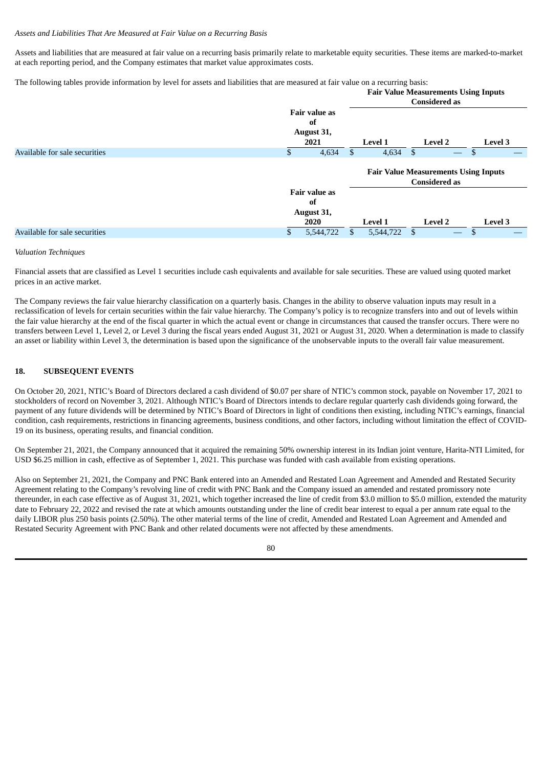*Assets and Liabilities That Are Measured at Fair Value on a Recurring Basis*

Assets and liabilities that are measured at fair value on a recurring basis primarily relate to marketable equity securities. These items are marked-to-market at each reporting period, and the Company estimates that market value approximates costs.

The following tables provide information by level for assets and liabilities that are measured at fair value on a recurring basis:

| | Fair value as of August 31, 2021 | Fair Value Measurements Using Inputs Considered as | | |
|---|---|---|---|---|
| | | Level 1 | Level 2 | Level 3 |
| Available for sale securities | $ 4,634 | $ 4,634 | $ — | $ — |

| | Fair value as of August 31, 2020 | Fair Value Measurements Using Inputs Considered as | | |
|---|---|---|---|---|
| | | Level 1 | Level 2 | Level 3 |
| Available for sale securities | $ 5,544,722 | $ 5,544,722 | $ — | $ — |

*Valuation Techniques*

Financial assets that are classified as Level 1 securities include cash equivalents and available for sale securities. These are valued using quoted market prices in an active market.

The Company reviews the fair value hierarchy classification on a quarterly basis. Changes in the ability to observe valuation inputs may result in a reclassification of levels for certain securities within the fair value hierarchy. The Company's policy is to recognize transfers into and out of levels within the fair value hierarchy at the end of the fiscal quarter in which the actual event or change in circumstances that caused the transfer occurs. There were no transfers between Level 1, Level 2, or Level 3 during the fiscal years ended August 31, 2021 or August 31, 2020. When a determination is made to classify an asset or liability within Level 3, the determination is based upon the significance of the unobservable inputs to the overall fair value measurement.

## 18. SUBSEQUENT EVENTS

On October 20, 2021, NTIC's Board of Directors declared a cash dividend of $0.07 per share of NTIC's common stock, payable on November 17, 2021 to stockholders of record on November 3, 2021. Although NTIC's Board of Directors intends to declare regular quarterly cash dividends going forward, the payment of any future dividends will be determined by NTIC's Board of Directors in light of conditions then existing, including NTIC's earnings, financial condition, cash requirements, restrictions in financing agreements, business conditions, and other factors, including without limitation the effect of COVID-19 on its business, operating results, and financial condition.

On September 21, 2021, the Company announced that it acquired the remaining 50% ownership interest in its Indian joint venture, Harita-NTI Limited, for USD $6.25 million in cash, effective as of September 1, 2021. This purchase was funded with cash available from existing operations.

Also on September 21, 2021, the Company and PNC Bank entered into an Amended and Restated Loan Agreement and Amended and Restated Security Agreement relating to the Company's revolving line of credit with PNC Bank and the Company issued an amended and restated promissory note thereunder, in each case effective as of August 31, 2021, which together increased the line of credit from $3.0 million to $5.0 million, extended the maturity date to February 22, 2022 and revised the rate at which amounts outstanding under the line of credit bear interest to equal a per annum rate equal to the daily LIBOR plus 250 basis points (2.50%). The other material terms of the line of credit, Amended and Restated Loan Agreement and Amended and Restated Security Agreement with PNC Bank and other related documents were not affected by these amendments.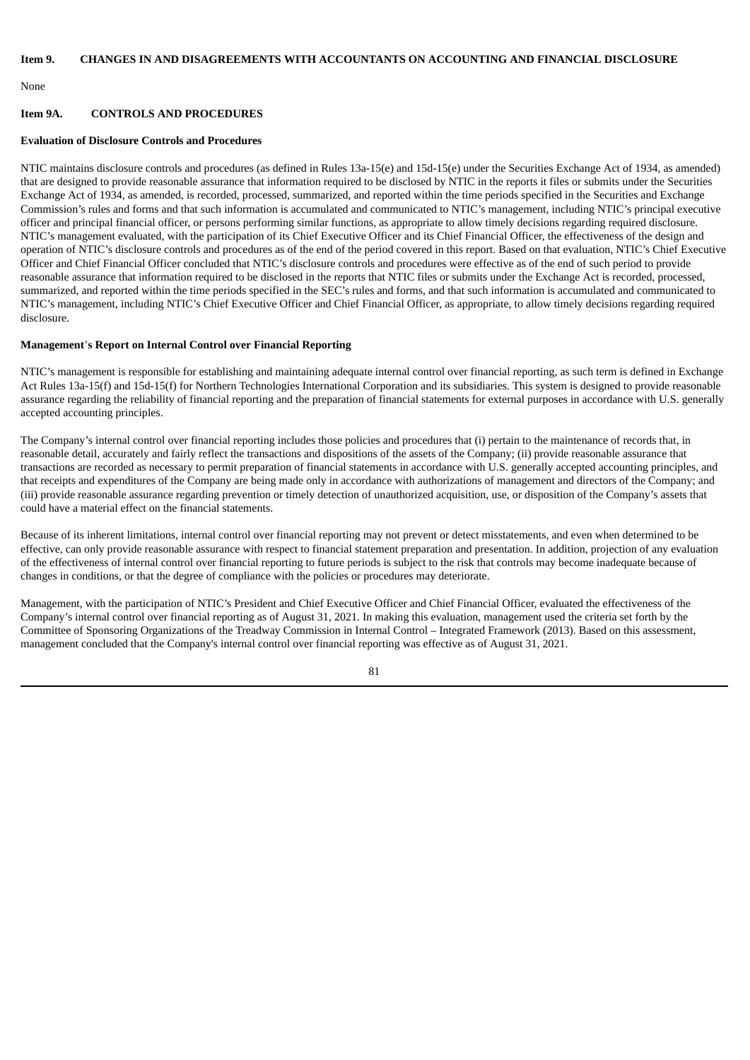## Item 9. CHANGES IN AND DISAGREEMENTS WITH ACCOUNTANTS ON ACCOUNTING AND FINANCIAL DISCLOSURE

None

## Item 9A. CONTROLS AND PROCEDURES

**Evaluation of Disclosure Controls and Procedures**

NTIC maintains disclosure controls and procedures (as defined in Rules 13a-15(e) and 15d-15(e) under the Securities Exchange Act of 1934, as amended) that are designed to provide reasonable assurance that information required to be disclosed by NTIC in the reports it files or submits under the Securities Exchange Act of 1934, as amended, is recorded, processed, summarized, and reported within the time periods specified in the Securities and Exchange Commission's rules and forms and that such information is accumulated and communicated to NTIC's management, including NTIC's principal executive officer and principal financial officer, or persons performing similar functions, as appropriate to allow timely decisions regarding required disclosure. NTIC's management evaluated, with the participation of its Chief Executive Officer and its Chief Financial Officer, the effectiveness of the design and operation of NTIC's disclosure controls and procedures as of the end of the period covered in this report. Based on that evaluation, NTIC's Chief Executive Officer and Chief Financial Officer concluded that NTIC's disclosure controls and procedures were effective as of the end of such period to provide reasonable assurance that information required to be disclosed in the reports that NTIC files or submits under the Exchange Act is recorded, processed, summarized, and reported within the time periods specified in the SEC's rules and forms, and that such information is accumulated and communicated to NTIC's management, including NTIC's Chief Executive Officer and Chief Financial Officer, as appropriate, to allow timely decisions regarding required disclosure.

**Management's Report on Internal Control over Financial Reporting**

NTIC's management is responsible for establishing and maintaining adequate internal control over financial reporting, as such term is defined in Exchange Act Rules 13a-15(f) and 15d-15(f) for Northern Technologies International Corporation and its subsidiaries. This system is designed to provide reasonable assurance regarding the reliability of financial reporting and the preparation of financial statements for external purposes in accordance with U.S. generally accepted accounting principles.

The Company's internal control over financial reporting includes those policies and procedures that (i) pertain to the maintenance of records that, in reasonable detail, accurately and fairly reflect the transactions and dispositions of the assets of the Company; (ii) provide reasonable assurance that transactions are recorded as necessary to permit preparation of financial statements in accordance with U.S. generally accepted accounting principles, and that receipts and expenditures of the Company are being made only in accordance with authorizations of management and directors of the Company; and (iii) provide reasonable assurance regarding prevention or timely detection of unauthorized acquisition, use, or disposition of the Company's assets that could have a material effect on the financial statements.

Because of its inherent limitations, internal control over financial reporting may not prevent or detect misstatements, and even when determined to be effective, can only provide reasonable assurance with respect to financial statement preparation and presentation. In addition, projection of any evaluation of the effectiveness of internal control over financial reporting to future periods is subject to the risk that controls may become inadequate because of changes in conditions, or that the degree of compliance with the policies or procedures may deteriorate.

Management, with the participation of NTIC's President and Chief Executive Officer and Chief Financial Officer, evaluated the effectiveness of the Company's internal control over financial reporting as of August 31, 2021. In making this evaluation, management used the criteria set forth by the Committee of Sponsoring Organizations of the Treadway Commission in Internal Control – Integrated Framework (2013). Based on this assessment, management concluded that the Company's internal control over financial reporting was effective as of August 31, 2021.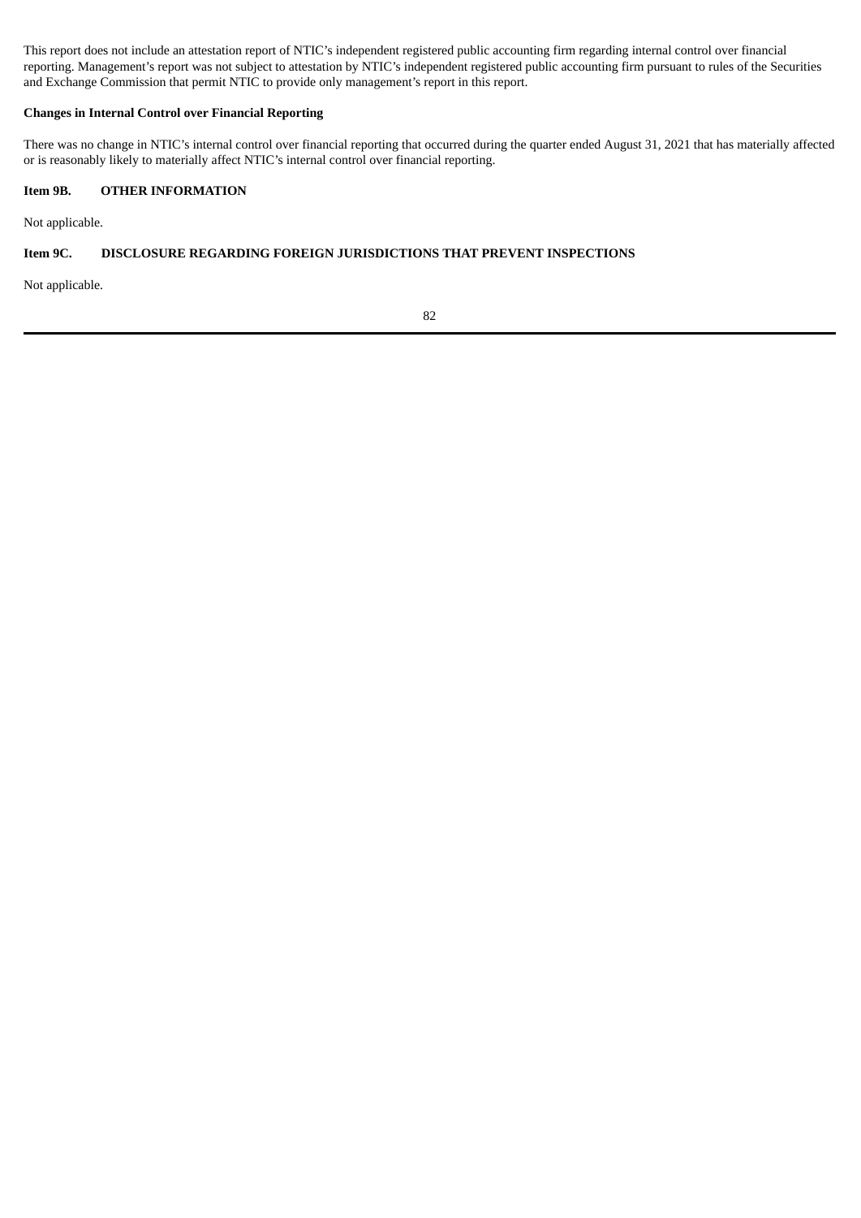This report does not include an attestation report of NTIC's independent registered public accounting firm regarding internal control over financial reporting. Management's report was not subject to attestation by NTIC's independent registered public accounting firm pursuant to rules of the Securities and Exchange Commission that permit NTIC to provide only management's report in this report.

**Changes in Internal Control over Financial Reporting**

There was no change in NTIC's internal control over financial reporting that occurred during the quarter ended August 31, 2021 that has materially affected or is reasonably likely to materially affect NTIC's internal control over financial reporting.

## Item 9B. OTHER INFORMATION

Not applicable.

## Item 9C. DISCLOSURE REGARDING FOREIGN JURISDICTIONS THAT PREVENT INSPECTIONS

Not applicable.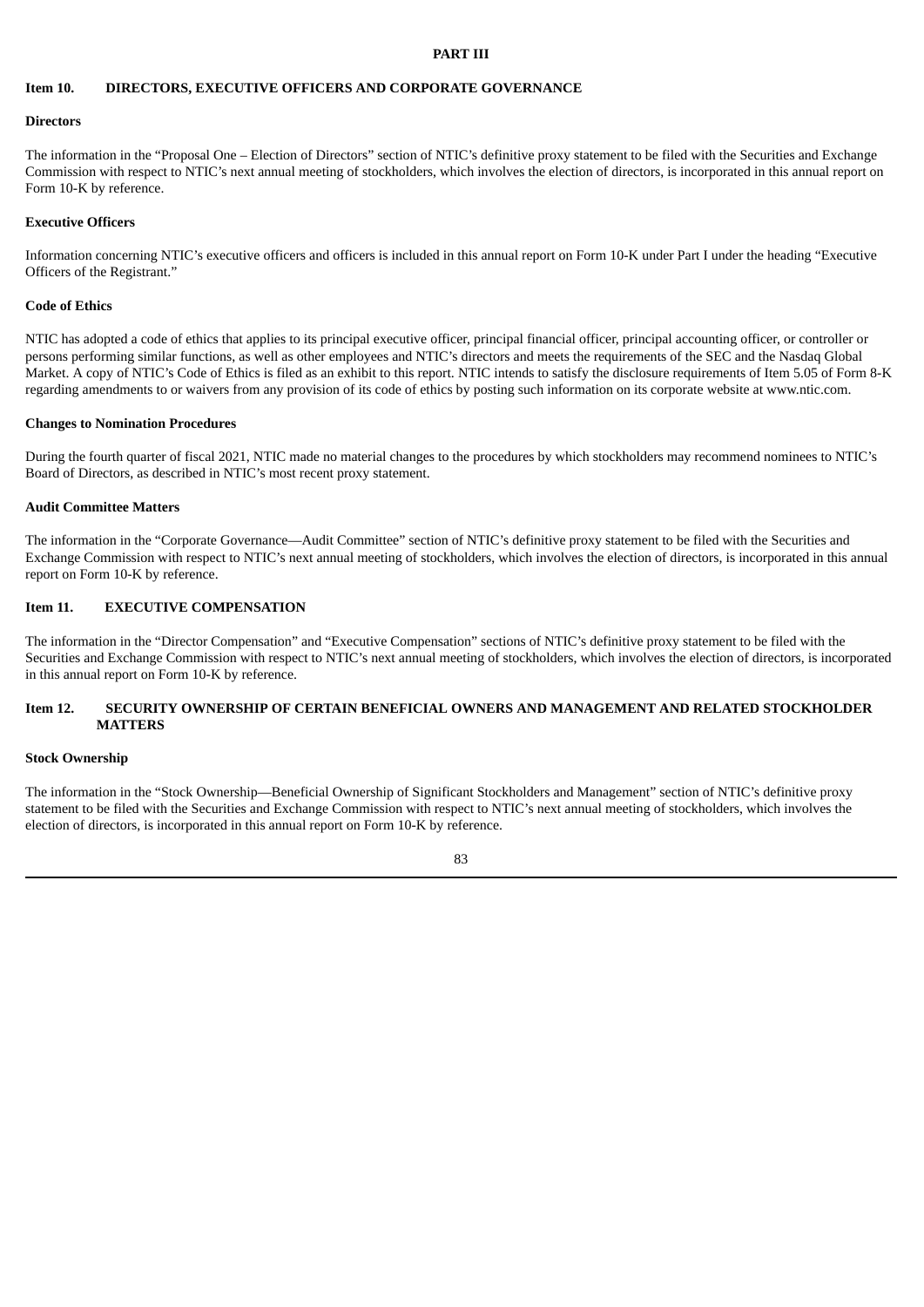# PART III

## Item 10. DIRECTORS, EXECUTIVE OFFICERS AND CORPORATE GOVERNANCE

### Directors

The information in the "Proposal One – Election of Directors" section of NTIC's definitive proxy statement to be filed with the Securities and Exchange Commission with respect to NTIC's next annual meeting of stockholders, which involves the election of directors, is incorporated in this annual report on Form 10-K by reference.

### Executive Officers

Information concerning NTIC's executive officers and officers is included in this annual report on Form 10-K under Part I under the heading "Executive Officers of the Registrant."

### Code of Ethics

NTIC has adopted a code of ethics that applies to its principal executive officer, principal financial officer, principal accounting officer, or controller or persons performing similar functions, as well as other employees and NTIC's directors and meets the requirements of the SEC and the Nasdaq Global Market. A copy of NTIC's Code of Ethics is filed as an exhibit to this report. NTIC intends to satisfy the disclosure requirements of Item 5.05 of Form 8-K regarding amendments to or waivers from any provision of its code of ethics by posting such information on its corporate website at www.ntic.com.

### Changes to Nomination Procedures

During the fourth quarter of fiscal 2021, NTIC made no material changes to the procedures by which stockholders may recommend nominees to NTIC's Board of Directors, as described in NTIC's most recent proxy statement.

### Audit Committee Matters

The information in the "Corporate Governance—Audit Committee" section of NTIC's definitive proxy statement to be filed with the Securities and Exchange Commission with respect to NTIC's next annual meeting of stockholders, which involves the election of directors, is incorporated in this annual report on Form 10-K by reference.

## Item 11. EXECUTIVE COMPENSATION

The information in the "Director Compensation" and "Executive Compensation" sections of NTIC's definitive proxy statement to be filed with the Securities and Exchange Commission with respect to NTIC's next annual meeting of stockholders, which involves the election of directors, is incorporated in this annual report on Form 10-K by reference.

## Item 12. SECURITY OWNERSHIP OF CERTAIN BENEFICIAL OWNERS AND MANAGEMENT AND RELATED STOCKHOLDER MATTERS

### Stock Ownership

The information in the "Stock Ownership—Beneficial Ownership of Significant Stockholders and Management" section of NTIC's definitive proxy statement to be filed with the Securities and Exchange Commission with respect to NTIC's next annual meeting of stockholders, which involves the election of directors, is incorporated in this annual report on Form 10-K by reference.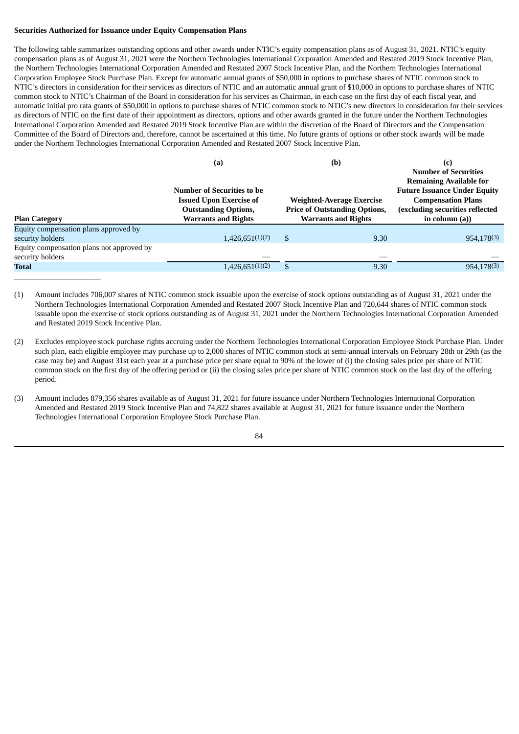**Securities Authorized for Issuance under Equity Compensation Plans**

The following table summarizes outstanding options and other awards under NTIC's equity compensation plans as of August 31, 2021. NTIC's equity compensation plans as of August 31, 2021 were the Northern Technologies International Corporation Amended and Restated 2019 Stock Incentive Plan, the Northern Technologies International Corporation Amended and Restated 2007 Stock Incentive Plan, and the Northern Technologies International Corporation Employee Stock Purchase Plan. Except for automatic annual grants of $50,000 in options to purchase shares of NTIC common stock to NTIC's directors in consideration for their services as directors of NTIC and an automatic annual grant of $10,000 in options to purchase shares of NTIC common stock to NTIC's Chairman of the Board in consideration for his services as Chairman, in each case on the first day of each fiscal year, and automatic initial pro rata grants of $50,000 in options to purchase shares of NTIC common stock to NTIC's new directors in consideration for their services as directors of NTIC on the first date of their appointment as directors, options and other awards granted in the future under the Northern Technologies International Corporation Amended and Restated 2019 Stock Incentive Plan are within the discretion of the Board of Directors and the Compensation Committee of the Board of Directors and, therefore, cannot be ascertained at this time. No future grants of options or other stock awards will be made under the Northern Technologies International Corporation Amended and Restated 2007 Stock Incentive Plan.

| Plan Category | (a) Number of Securities to be Issued Upon Exercise of Outstanding Options, Warrants and Rights | (b) Weighted-Average Exercise Price of Outstanding Options, Warrants and Rights | (c) Number of Securities Remaining Available for Future Issuance Under Equity Compensation Plans (excluding securities reflected in column (a)) |
|---|---|---|---|
| Equity compensation plans approved by security holders | 1,426,651(1)(2) | $ 9.30 | 954,178(3) |
| Equity compensation plans not approved by security holders | — | — | — |
| **Total** | 1,426,651(1)(2) | $ 9.30 | 954,178(3) |

(1) Amount includes 706,007 shares of NTIC common stock issuable upon the exercise of stock options outstanding as of August 31, 2021 under the Northern Technologies International Corporation Amended and Restated 2007 Stock Incentive Plan and 720,644 shares of NTIC common stock issuable upon the exercise of stock options outstanding as of August 31, 2021 under the Northern Technologies International Corporation Amended and Restated 2019 Stock Incentive Plan.

(2) Excludes employee stock purchase rights accruing under the Northern Technologies International Corporation Employee Stock Purchase Plan. Under such plan, each eligible employee may purchase up to 2,000 shares of NTIC common stock at semi-annual intervals on February 28th or 29th (as the case may be) and August 31st each year at a purchase price per share equal to 90% of the lower of (i) the closing sales price per share of NTIC common stock on the first day of the offering period or (ii) the closing sales price per share of NTIC common stock on the last day of the offering period.

(3) Amount includes 879,356 shares available as of August 31, 2021 for future issuance under Northern Technologies International Corporation Amended and Restated 2019 Stock Incentive Plan and 74,822 shares available at August 31, 2021 for future issuance under the Northern Technologies International Corporation Employee Stock Purchase Plan.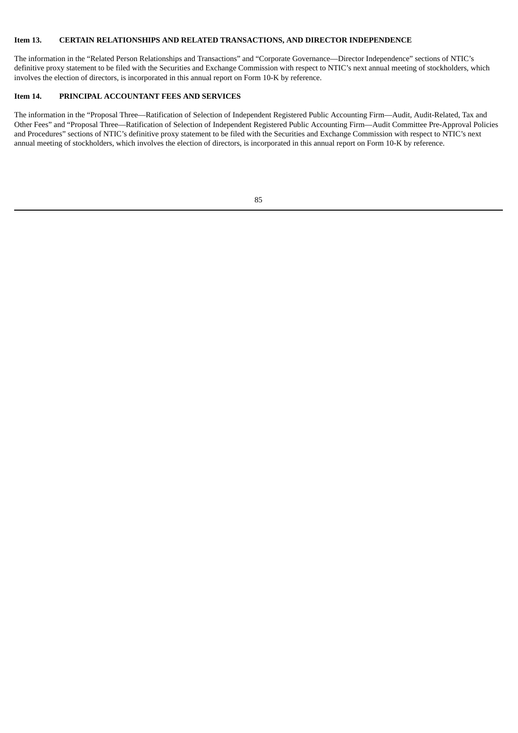## Item 13. CERTAIN RELATIONSHIPS AND RELATED TRANSACTIONS, AND DIRECTOR INDEPENDENCE

The information in the "Related Person Relationships and Transactions" and "Corporate Governance—Director Independence" sections of NTIC's definitive proxy statement to be filed with the Securities and Exchange Commission with respect to NTIC's next annual meeting of stockholders, which involves the election of directors, is incorporated in this annual report on Form 10-K by reference.

## Item 14. PRINCIPAL ACCOUNTANT FEES AND SERVICES

The information in the "Proposal Three—Ratification of Selection of Independent Registered Public Accounting Firm—Audit, Audit-Related, Tax and Other Fees" and "Proposal Three—Ratification of Selection of Independent Registered Public Accounting Firm—Audit Committee Pre-Approval Policies and Procedures" sections of NTIC's definitive proxy statement to be filed with the Securities and Exchange Commission with respect to NTIC's next annual meeting of stockholders, which involves the election of directors, is incorporated in this annual report on Form 10-K by reference.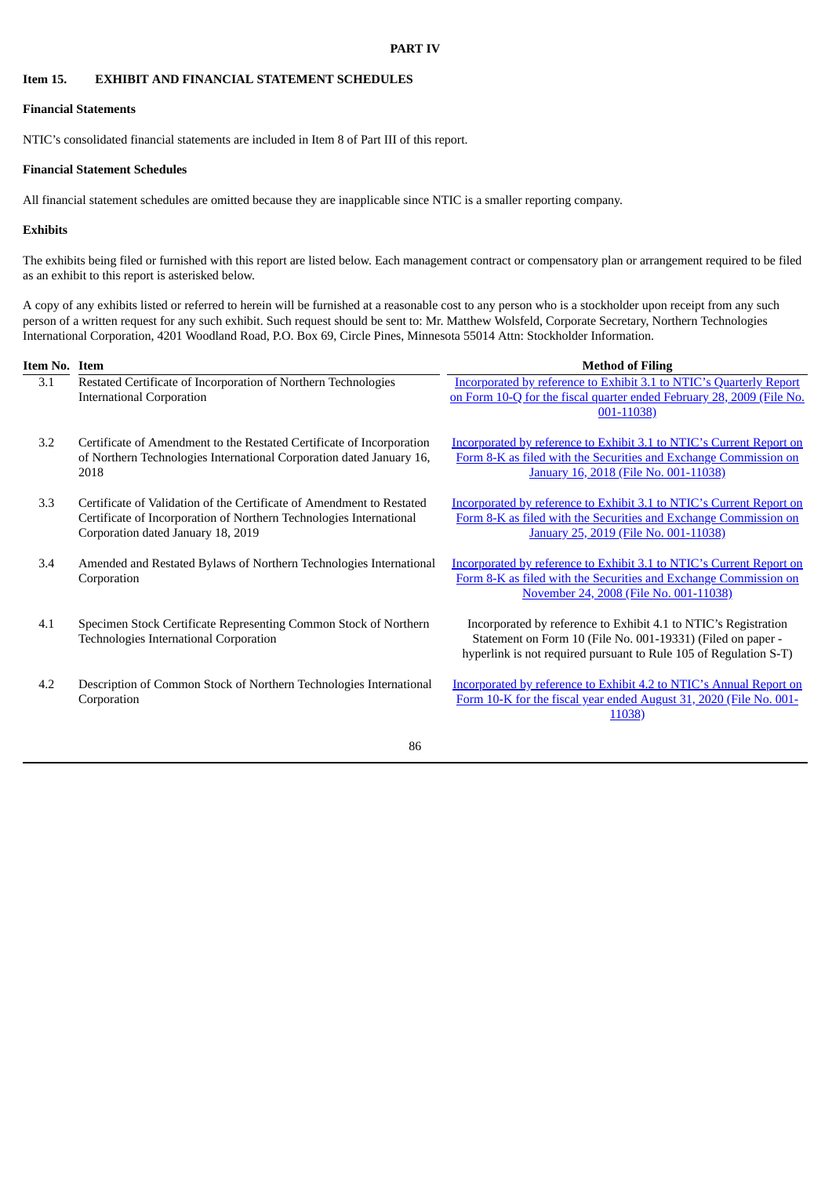# PART IV

## Item 15. EXHIBIT AND FINANCIAL STATEMENT SCHEDULES

**Financial Statements**

NTIC's consolidated financial statements are included in Item 8 of Part III of this report.

**Financial Statement Schedules**

All financial statement schedules are omitted because they are inapplicable since NTIC is a smaller reporting company.

**Exhibits**

The exhibits being filed or furnished with this report are listed below. Each management contract or compensatory plan or arrangement required to be filed as an exhibit to this report is asterisked below.

A copy of any exhibits listed or referred to herein will be furnished at a reasonable cost to any person who is a stockholder upon receipt from any such person of a written request for any such exhibit. Such request should be sent to: Mr. Matthew Wolsfeld, Corporate Secretary, Northern Technologies International Corporation, 4201 Woodland Road, P.O. Box 69, Circle Pines, Minnesota 55014 Attn: Stockholder Information.

| Item No. | Item | Method of Filing |
|---|---|---|
| 3.1 | Restated Certificate of Incorporation of Northern Technologies International Corporation | Incorporated by reference to Exhibit 3.1 to NTIC's Quarterly Report on Form 10-Q for the fiscal quarter ended February 28, 2009 (File No. 001-11038) |
| 3.2 | Certificate of Amendment to the Restated Certificate of Incorporation of Northern Technologies International Corporation dated January 16, 2018 | Incorporated by reference to Exhibit 3.1 to NTIC's Current Report on Form 8-K as filed with the Securities and Exchange Commission on January 16, 2018 (File No. 001-11038) |
| 3.3 | Certificate of Validation of the Certificate of Amendment to Restated Certificate of Incorporation of Northern Technologies International Corporation dated January 18, 2019 | Incorporated by reference to Exhibit 3.1 to NTIC's Current Report on Form 8-K as filed with the Securities and Exchange Commission on January 25, 2019 (File No. 001-11038) |
| 3.4 | Amended and Restated Bylaws of Northern Technologies International Corporation | Incorporated by reference to Exhibit 3.1 to NTIC's Current Report on Form 8-K as filed with the Securities and Exchange Commission on November 24, 2008 (File No. 001-11038) |
| 4.1 | Specimen Stock Certificate Representing Common Stock of Northern Technologies International Corporation | Incorporated by reference to Exhibit 4.1 to NTIC's Registration Statement on Form 10 (File No. 001-19331) (Filed on paper - hyperlink is not required pursuant to Rule 105 of Regulation S-T) |
| 4.2 | Description of Common Stock of Northern Technologies International Corporation | Incorporated by reference to Exhibit 4.2 to NTIC's Annual Report on Form 10-K for the fiscal year ended August 31, 2020 (File No. 001-11038) |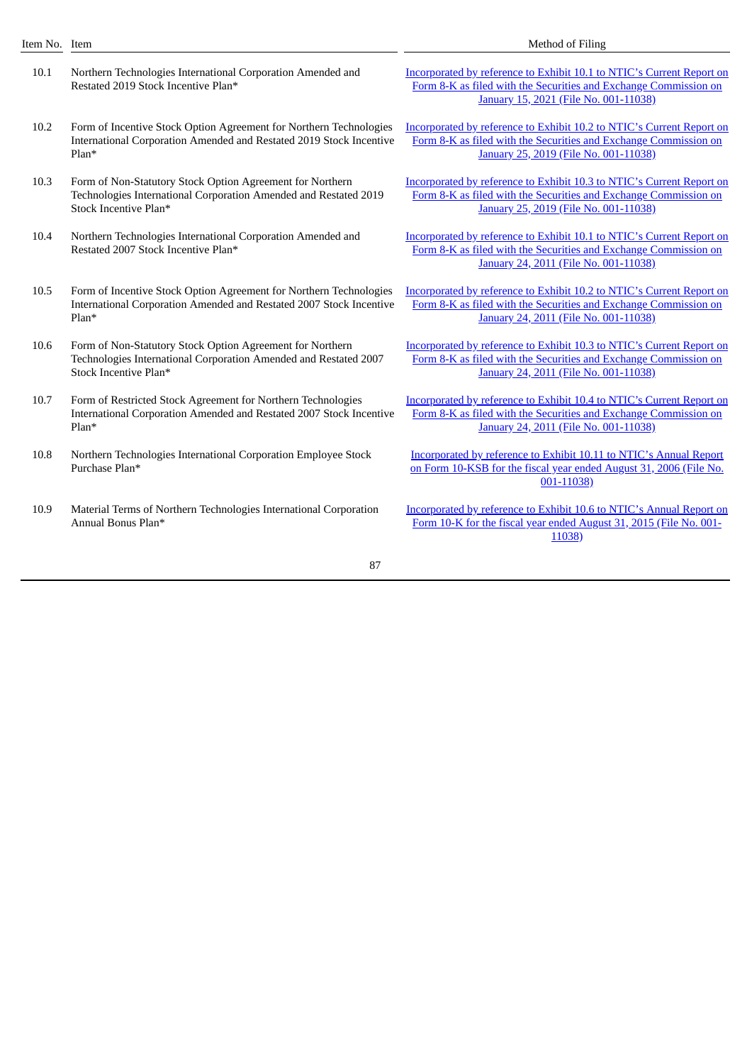| Item No. | Item | Method of Filing |
| --- | --- | --- |
| 10.1 | Northern Technologies International Corporation Amended and Restated 2019 Stock Incentive Plan* | Incorporated by reference to Exhibit 10.1 to NTIC's Current Report on Form 8-K as filed with the Securities and Exchange Commission on January 15, 2021 (File No. 001-11038) |
| 10.2 | Form of Incentive Stock Option Agreement for Northern Technologies International Corporation Amended and Restated 2019 Stock Incentive Plan* | Incorporated by reference to Exhibit 10.2 to NTIC's Current Report on Form 8-K as filed with the Securities and Exchange Commission on January 25, 2019 (File No. 001-11038) |
| 10.3 | Form of Non-Statutory Stock Option Agreement for Northern Technologies International Corporation Amended and Restated 2019 Stock Incentive Plan* | Incorporated by reference to Exhibit 10.3 to NTIC's Current Report on Form 8-K as filed with the Securities and Exchange Commission on January 25, 2019 (File No. 001-11038) |
| 10.4 | Northern Technologies International Corporation Amended and Restated 2007 Stock Incentive Plan* | Incorporated by reference to Exhibit 10.1 to NTIC's Current Report on Form 8-K as filed with the Securities and Exchange Commission on January 24, 2011 (File No. 001-11038) |
| 10.5 | Form of Incentive Stock Option Agreement for Northern Technologies International Corporation Amended and Restated 2007 Stock Incentive Plan* | Incorporated by reference to Exhibit 10.2 to NTIC's Current Report on Form 8-K as filed with the Securities and Exchange Commission on January 24, 2011 (File No. 001-11038) |
| 10.6 | Form of Non-Statutory Stock Option Agreement for Northern Technologies International Corporation Amended and Restated 2007 Stock Incentive Plan* | Incorporated by reference to Exhibit 10.3 to NTIC's Current Report on Form 8-K as filed with the Securities and Exchange Commission on January 24, 2011 (File No. 001-11038) |
| 10.7 | Form of Restricted Stock Agreement for Northern Technologies International Corporation Amended and Restated 2007 Stock Incentive Plan* | Incorporated by reference to Exhibit 10.4 to NTIC's Current Report on Form 8-K as filed with the Securities and Exchange Commission on January 24, 2011 (File No. 001-11038) |
| 10.8 | Northern Technologies International Corporation Employee Stock Purchase Plan* | Incorporated by reference to Exhibit 10.11 to NTIC's Annual Report on Form 10-KSB for the fiscal year ended August 31, 2006 (File No. 001-11038) |
| 10.9 | Material Terms of Northern Technologies International Corporation Annual Bonus Plan* | Incorporated by reference to Exhibit 10.6 to NTIC's Annual Report on Form 10-K for the fiscal year ended August 31, 2015 (File No. 001-11038) |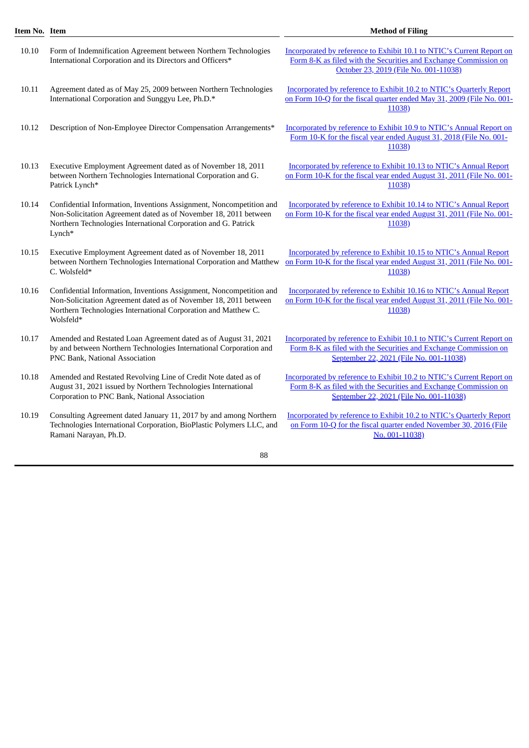| Item No. | Item | Method of Filing |
| --- | --- | --- |
| 10.10 | Form of Indemnification Agreement between Northern Technologies International Corporation and its Directors and Officers* | Incorporated by reference to Exhibit 10.1 to NTIC's Current Report on Form 8-K as filed with the Securities and Exchange Commission on October 23, 2019 (File No. 001-11038) |
| 10.11 | Agreement dated as of May 25, 2009 between Northern Technologies International Corporation and Sunggyu Lee, Ph.D.* | Incorporated by reference to Exhibit 10.2 to NTIC's Quarterly Report on Form 10-Q for the fiscal quarter ended May 31, 2009 (File No. 001-11038) |
| 10.12 | Description of Non-Employee Director Compensation Arrangements* | Incorporated by reference to Exhibit 10.9 to NTIC's Annual Report on Form 10-K for the fiscal year ended August 31, 2018 (File No. 001-11038) |
| 10.13 | Executive Employment Agreement dated as of November 18, 2011 between Northern Technologies International Corporation and G. Patrick Lynch* | Incorporated by reference to Exhibit 10.13 to NTIC's Annual Report on Form 10-K for the fiscal year ended August 31, 2011 (File No. 001-11038) |
| 10.14 | Confidential Information, Inventions Assignment, Noncompetition and Non-Solicitation Agreement dated as of November 18, 2011 between Northern Technologies International Corporation and G. Patrick Lynch* | Incorporated by reference to Exhibit 10.14 to NTIC's Annual Report on Form 10-K for the fiscal year ended August 31, 2011 (File No. 001-11038) |
| 10.15 | Executive Employment Agreement dated as of November 18, 2011 between Northern Technologies International Corporation and Matthew C. Wolsfeld* | Incorporated by reference to Exhibit 10.15 to NTIC's Annual Report on Form 10-K for the fiscal year ended August 31, 2011 (File No. 001-11038) |
| 10.16 | Confidential Information, Inventions Assignment, Noncompetition and Non-Solicitation Agreement dated as of November 18, 2011 between Northern Technologies International Corporation and Matthew C. Wolsfeld* | Incorporated by reference to Exhibit 10.16 to NTIC's Annual Report on Form 10-K for the fiscal year ended August 31, 2011 (File No. 001-11038) |
| 10.17 | Amended and Restated Loan Agreement dated as of August 31, 2021 by and between Northern Technologies International Corporation and PNC Bank, National Association | Incorporated by reference to Exhibit 10.1 to NTIC's Current Report on Form 8-K as filed with the Securities and Exchange Commission on September 22, 2021 (File No. 001-11038) |
| 10.18 | Amended and Restated Revolving Line of Credit Note dated as of August 31, 2021 issued by Northern Technologies International Corporation to PNC Bank, National Association | Incorporated by reference to Exhibit 10.2 to NTIC's Current Report on Form 8-K as filed with the Securities and Exchange Commission on September 22, 2021 (File No. 001-11038) |
| 10.19 | Consulting Agreement dated January 11, 2017 by and among Northern Technologies International Corporation, BioPlastic Polymers LLC, and Ramani Narayan, Ph.D. | Incorporated by reference to Exhibit 10.2 to NTIC's Quarterly Report on Form 10-Q for the fiscal quarter ended November 30, 2016 (File No. 001-11038) |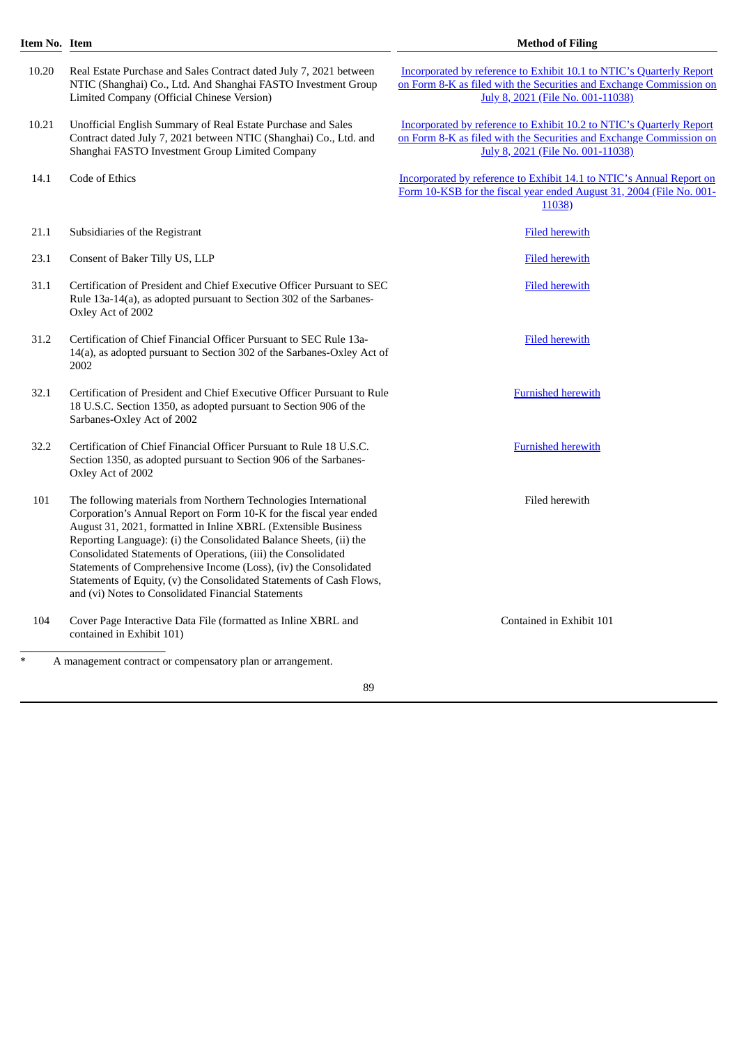| Item No. | Item | Method of Filing |
|---|---|---|
| 10.20 | Real Estate Purchase and Sales Contract dated July 7, 2021 between NTIC (Shanghai) Co., Ltd. And Shanghai FASTO Investment Group Limited Company (Official Chinese Version) | Incorporated by reference to Exhibit 10.1 to NTIC's Quarterly Report on Form 8-K as filed with the Securities and Exchange Commission on July 8, 2021 (File No. 001-11038) |
| 10.21 | Unofficial English Summary of Real Estate Purchase and Sales Contract dated July 7, 2021 between NTIC (Shanghai) Co., Ltd. and Shanghai FASTO Investment Group Limited Company | Incorporated by reference to Exhibit 10.2 to NTIC's Quarterly Report on Form 8-K as filed with the Securities and Exchange Commission on July 8, 2021 (File No. 001-11038) |
| 14.1 | Code of Ethics | Incorporated by reference to Exhibit 14.1 to NTIC's Annual Report on Form 10-KSB for the fiscal year ended August 31, 2004 (File No. 001-11038) |
| 21.1 | Subsidiaries of the Registrant | Filed herewith |
| 23.1 | Consent of Baker Tilly US, LLP | Filed herewith |
| 31.1 | Certification of President and Chief Executive Officer Pursuant to SEC Rule 13a-14(a), as adopted pursuant to Section 302 of the Sarbanes-Oxley Act of 2002 | Filed herewith |
| 31.2 | Certification of Chief Financial Officer Pursuant to SEC Rule 13a-14(a), as adopted pursuant to Section 302 of the Sarbanes-Oxley Act of 2002 | Filed herewith |
| 32.1 | Certification of President and Chief Executive Officer Pursuant to Rule 18 U.S.C. Section 1350, as adopted pursuant to Section 906 of the Sarbanes-Oxley Act of 2002 | Furnished herewith |
| 32.2 | Certification of Chief Financial Officer Pursuant to Rule 18 U.S.C. Section 1350, as adopted pursuant to Section 906 of the Sarbanes-Oxley Act of 2002 | Furnished herewith |
| 101 | The following materials from Northern Technologies International Corporation's Annual Report on Form 10-K for the fiscal year ended August 31, 2021, formatted in Inline XBRL (Extensible Business Reporting Language): (i) the Consolidated Balance Sheets, (ii) the Consolidated Statements of Operations, (iii) the Consolidated Statements of Comprehensive Income (Loss), (iv) the Consolidated Statements of Equity, (v) the Consolidated Statements of Cash Flows, and (vi) Notes to Consolidated Financial Statements | Filed herewith |
| 104 | Cover Page Interactive Data File (formatted as Inline XBRL and contained in Exhibit 101) | Contained in Exhibit 101 |

\* A management contract or compensatory plan or arrangement.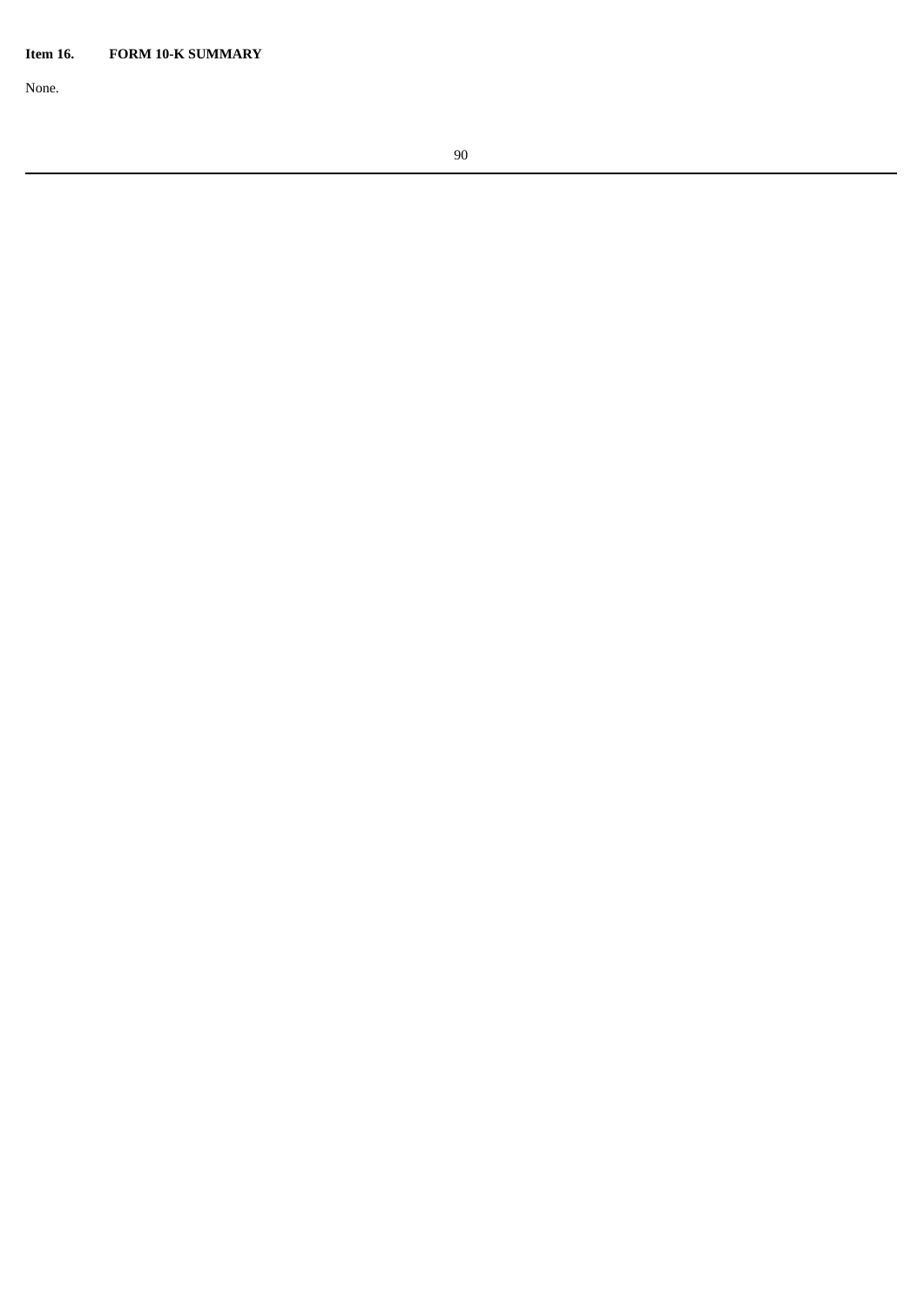**Item 16. FORM 10-K SUMMARY**

None.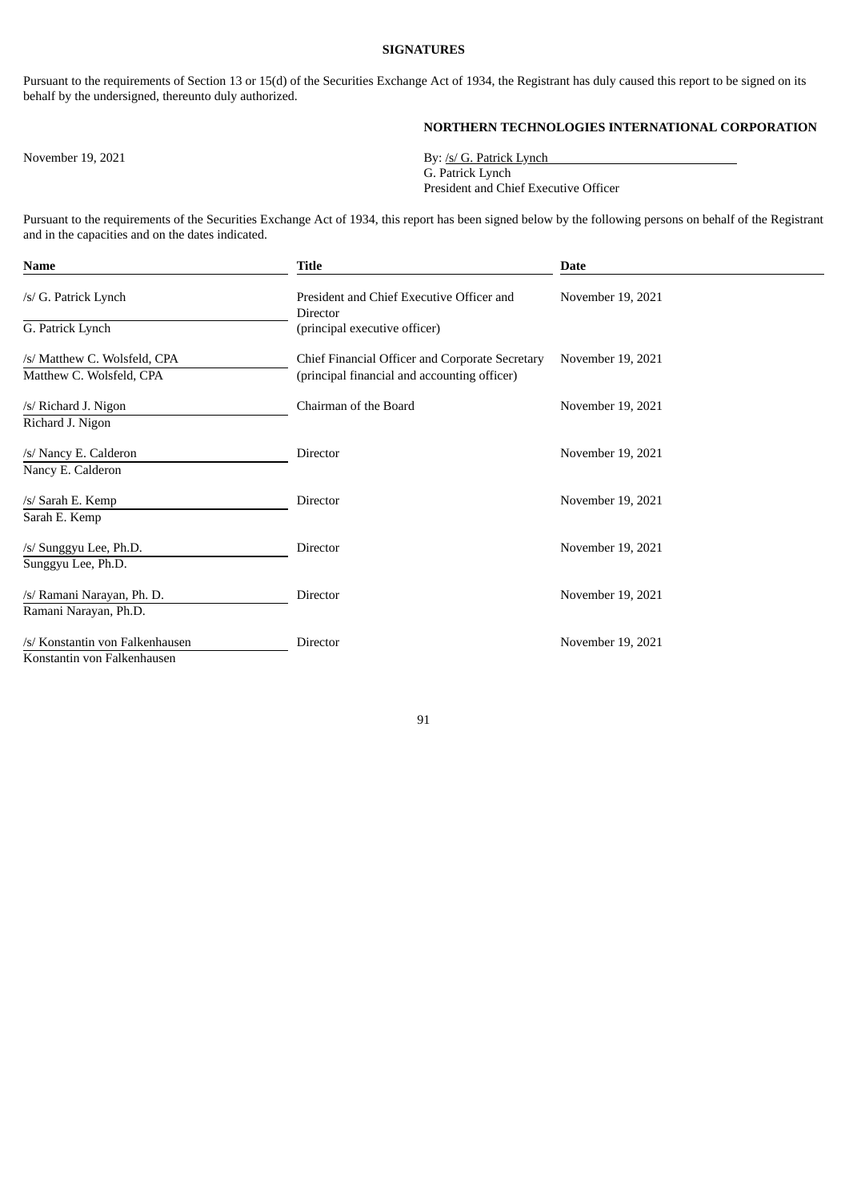**SIGNATURES**

Pursuant to the requirements of Section 13 or 15(d) of the Securities Exchange Act of 1934, the Registrant has duly caused this report to be signed on its behalf by the undersigned, thereunto duly authorized.

**NORTHERN TECHNOLOGIES INTERNATIONAL CORPORATION**

November 19, 2021

By: /s/ G. Patrick Lynch
G. Patrick Lynch
President and Chief Executive Officer

Pursuant to the requirements of the Securities Exchange Act of 1934, this report has been signed below by the following persons on behalf of the Registrant and in the capacities and on the dates indicated.

| Name | Title | Date |
|---|---|---|
| /s/ G. Patrick Lynch<br>G. Patrick Lynch | President and Chief Executive Officer and Director<br>(principal executive officer) | November 19, 2021 |
| /s/ Matthew C. Wolsfeld, CPA<br>Matthew C. Wolsfeld, CPA | Chief Financial Officer and Corporate Secretary<br>(principal financial and accounting officer) | November 19, 2021 |
| /s/ Richard J. Nigon<br>Richard J. Nigon | Chairman of the Board | November 19, 2021 |
| /s/ Nancy E. Calderon<br>Nancy E. Calderon | Director | November 19, 2021 |
| /s/ Sarah E. Kemp<br>Sarah E. Kemp | Director | November 19, 2021 |
| /s/ Sunggyu Lee, Ph.D.<br>Sunggyu Lee, Ph.D. | Director | November 19, 2021 |
| /s/ Ramani Narayan, Ph. D.<br>Ramani Narayan, Ph.D. | Director | November 19, 2021 |
| /s/ Konstantin von Falkenhausen<br>Konstantin von Falkenhausen | Director | November 19, 2021 |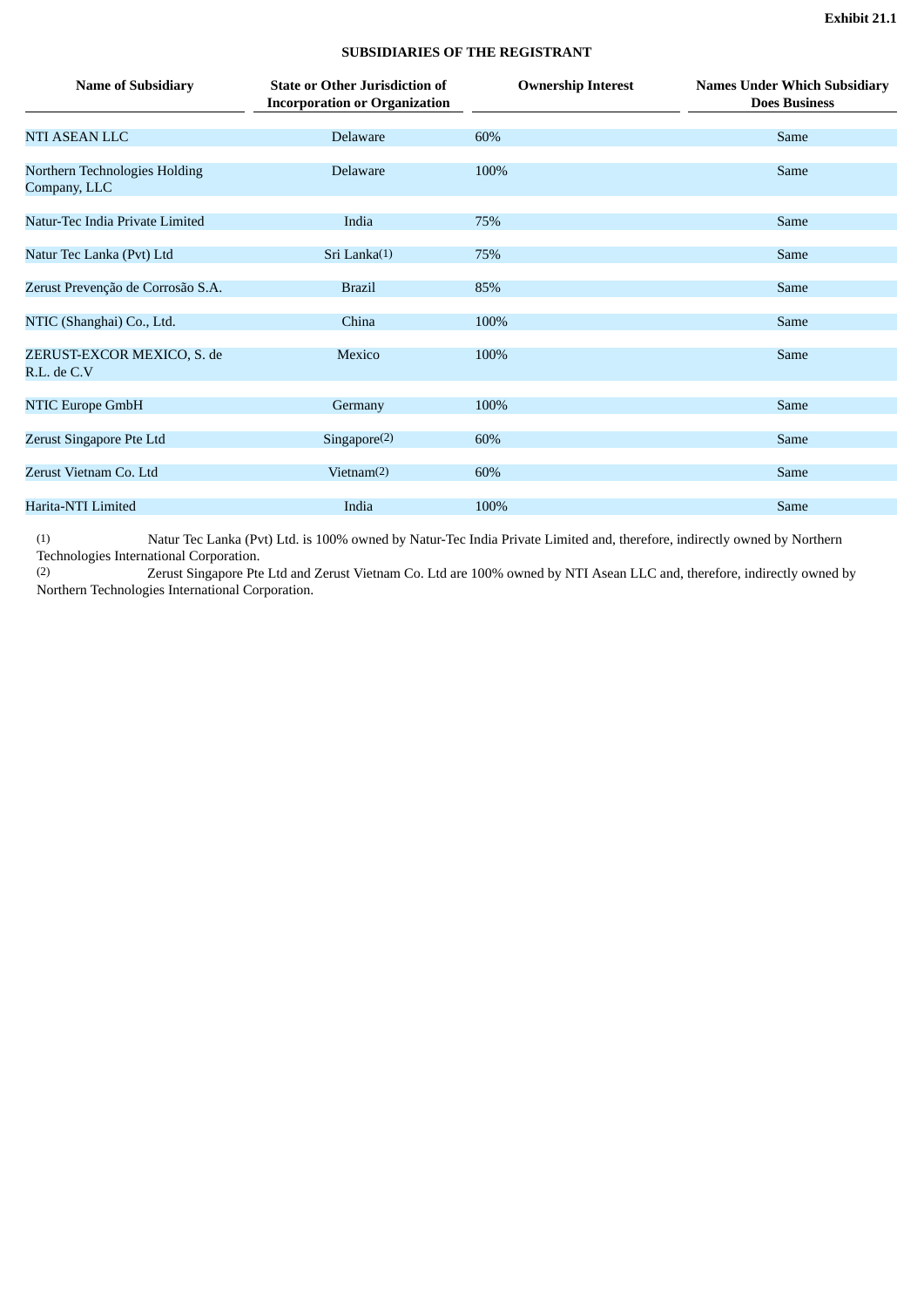**Exhibit 21.1**

**SUBSIDIARIES OF THE REGISTRANT**

| Name of Subsidiary | State or Other Jurisdiction of Incorporation or Organization | Ownership Interest | Names Under Which Subsidiary Does Business |
| --- | --- | --- | --- |
| NTI ASEAN LLC | Delaware | 60% | Same |
| Northern Technologies Holding Company, LLC | Delaware | 100% | Same |
| Natur-Tec India Private Limited | India | 75% | Same |
| Natur Tec Lanka (Pvt) Ltd | Sri Lanka(1) | 75% | Same |
| Zerust Prevenção de Corrosão S.A. | Brazil | 85% | Same |
| NTIC (Shanghai) Co., Ltd. | China | 100% | Same |
| ZERUST-EXCOR MEXICO, S. de R.L. de C.V | Mexico | 100% | Same |
| NTIC Europe GmbH | Germany | 100% | Same |
| Zerust Singapore Pte Ltd | Singapore(2) | 60% | Same |
| Zerust Vietnam Co. Ltd | Vietnam(2) | 60% | Same |
| Harita-NTI Limited | India | 100% | Same |

(1) Natur Tec Lanka (Pvt) Ltd. is 100% owned by Natur-Tec India Private Limited and, therefore, indirectly owned by Northern Technologies International Corporation.

(2) Zerust Singapore Pte Ltd and Zerust Vietnam Co. Ltd are 100% owned by NTI Asean LLC and, therefore, indirectly owned by Northern Technologies International Corporation.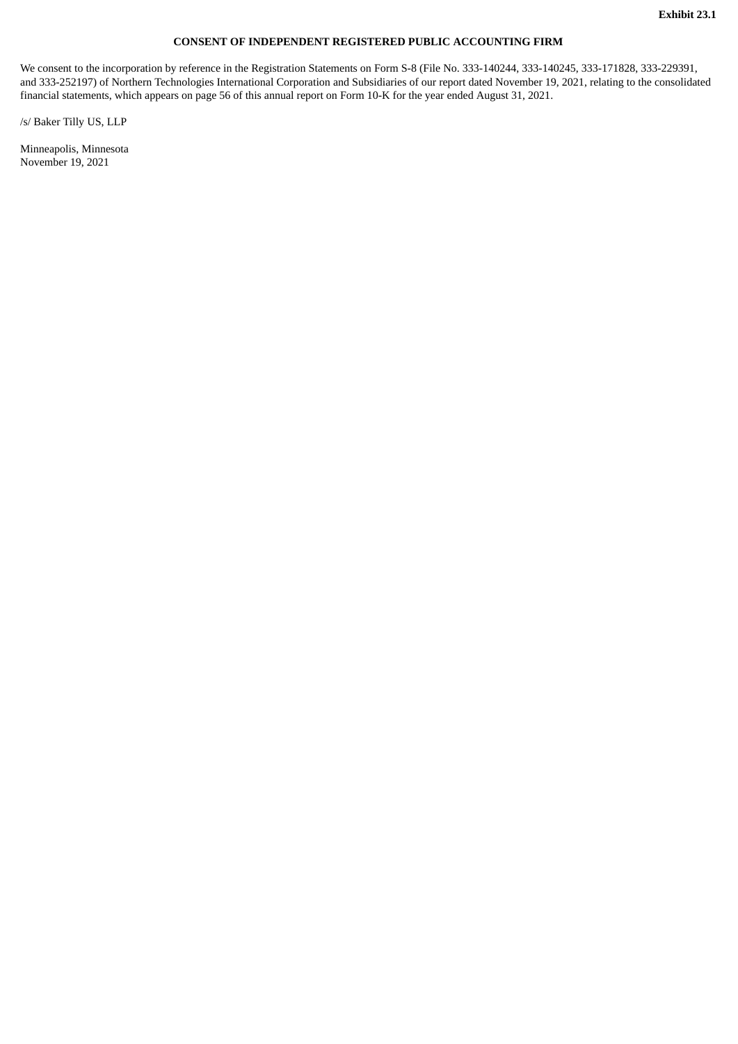**Exhibit 23.1**

**CONSENT OF INDEPENDENT REGISTERED PUBLIC ACCOUNTING FIRM**

We consent to the incorporation by reference in the Registration Statements on Form S-8 (File No. 333-140244, 333-140245, 333-171828, 333-229391, and 333-252197) of Northern Technologies International Corporation and Subsidiaries of our report dated November 19, 2021, relating to the consolidated financial statements, which appears on page 56 of this annual report on Form 10-K for the year ended August 31, 2021.

/s/ Baker Tilly US, LLP

Minneapolis, Minnesota
November 19, 2021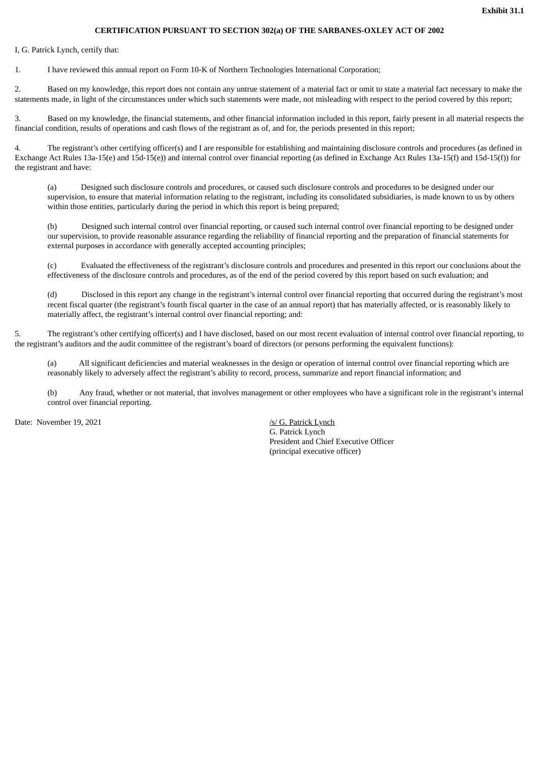**Exhibit 31.1**

**CERTIFICATION PURSUANT TO SECTION 302(a) OF THE SARBANES-OXLEY ACT OF 2002**

I, G. Patrick Lynch, certify that:

1. I have reviewed this annual report on Form 10-K of Northern Technologies International Corporation;

2. Based on my knowledge, this report does not contain any untrue statement of a material fact or omit to state a material fact necessary to make the statements made, in light of the circumstances under which such statements were made, not misleading with respect to the period covered by this report;

3. Based on my knowledge, the financial statements, and other financial information included in this report, fairly present in all material respects the financial condition, results of operations and cash flows of the registrant as of, and for, the periods presented in this report;

4. The registrant's other certifying officer(s) and I are responsible for establishing and maintaining disclosure controls and procedures (as defined in Exchange Act Rules 13a-15(e) and 15d-15(e)) and internal control over financial reporting (as defined in Exchange Act Rules 13a-15(f) and 15d-15(f)) for the registrant and have:

   (a) Designed such disclosure controls and procedures, or caused such disclosure controls and procedures to be designed under our supervision, to ensure that material information relating to the registrant, including its consolidated subsidiaries, is made known to us by others within those entities, particularly during the period in which this report is being prepared;

   (b) Designed such internal control over financial reporting, or caused such internal control over financial reporting to be designed under our supervision, to provide reasonable assurance regarding the reliability of financial reporting and the preparation of financial statements for external purposes in accordance with generally accepted accounting principles;

   (c) Evaluated the effectiveness of the registrant's disclosure controls and procedures and presented in this report our conclusions about the effectiveness of the disclosure controls and procedures, as of the end of the period covered by this report based on such evaluation; and

   (d) Disclosed in this report any change in the registrant's internal control over financial reporting that occurred during the registrant's most recent fiscal quarter (the registrant's fourth fiscal quarter in the case of an annual report) that has materially affected, or is reasonably likely to materially affect, the registrant's internal control over financial reporting; and:

5. The registrant's other certifying officer(s) and I have disclosed, based on our most recent evaluation of internal control over financial reporting, to the registrant's auditors and the audit committee of the registrant's board of directors (or persons performing the equivalent functions):

   (a) All significant deficiencies and material weaknesses in the design or operation of internal control over financial reporting which are reasonably likely to adversely affect the registrant's ability to record, process, summarize and report financial information; and

   (b) Any fraud, whether or not material, that involves management or other employees who have a significant role in the registrant's internal control over financial reporting.

Date: November 19, 2021

/s/ G. Patrick Lynch
G. Patrick Lynch
President and Chief Executive Officer
(principal executive officer)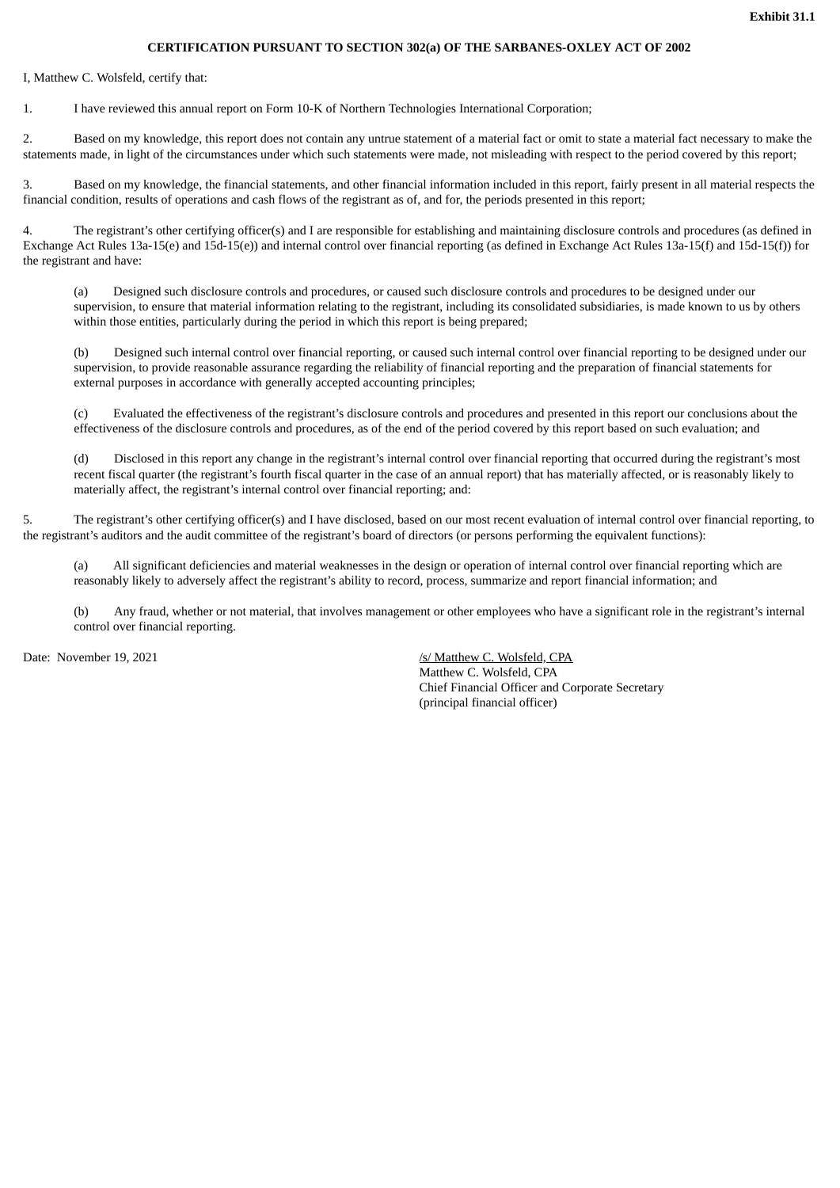**Exhibit 31.1**

**CERTIFICATION PURSUANT TO SECTION 302(a) OF THE SARBANES-OXLEY ACT OF 2002**

I, Matthew C. Wolsfeld, certify that:

1. I have reviewed this annual report on Form 10-K of Northern Technologies International Corporation;

2. Based on my knowledge, this report does not contain any untrue statement of a material fact or omit to state a material fact necessary to make the statements made, in light of the circumstances under which such statements were made, not misleading with respect to the period covered by this report;

3. Based on my knowledge, the financial statements, and other financial information included in this report, fairly present in all material respects the financial condition, results of operations and cash flows of the registrant as of, and for, the periods presented in this report;

4. The registrant's other certifying officer(s) and I are responsible for establishing and maintaining disclosure controls and procedures (as defined in Exchange Act Rules 13a-15(e) and 15d-15(e)) and internal control over financial reporting (as defined in Exchange Act Rules 13a-15(f) and 15d-15(f)) for the registrant and have:

   (a) Designed such disclosure controls and procedures, or caused such disclosure controls and procedures to be designed under our supervision, to ensure that material information relating to the registrant, including its consolidated subsidiaries, is made known to us by others within those entities, particularly during the period in which this report is being prepared;

   (b) Designed such internal control over financial reporting, or caused such internal control over financial reporting to be designed under our supervision, to provide reasonable assurance regarding the reliability of financial reporting and the preparation of financial statements for external purposes in accordance with generally accepted accounting principles;

   (c) Evaluated the effectiveness of the registrant's disclosure controls and procedures and presented in this report our conclusions about the effectiveness of the disclosure controls and procedures, as of the end of the period covered by this report based on such evaluation; and

   (d) Disclosed in this report any change in the registrant's internal control over financial reporting that occurred during the registrant's most recent fiscal quarter (the registrant's fourth fiscal quarter in the case of an annual report) that has materially affected, or is reasonably likely to materially affect, the registrant's internal control over financial reporting; and:

5. The registrant's other certifying officer(s) and I have disclosed, based on our most recent evaluation of internal control over financial reporting, to the registrant's auditors and the audit committee of the registrant's board of directors (or persons performing the equivalent functions):

   (a) All significant deficiencies and material weaknesses in the design or operation of internal control over financial reporting which are reasonably likely to adversely affect the registrant's ability to record, process, summarize and report financial information; and

   (b) Any fraud, whether or not material, that involves management or other employees who have a significant role in the registrant's internal control over financial reporting.

Date: November 19, 2021

/s/ Matthew C. Wolsfeld, CPA
Matthew C. Wolsfeld, CPA
Chief Financial Officer and Corporate Secretary
(principal financial officer)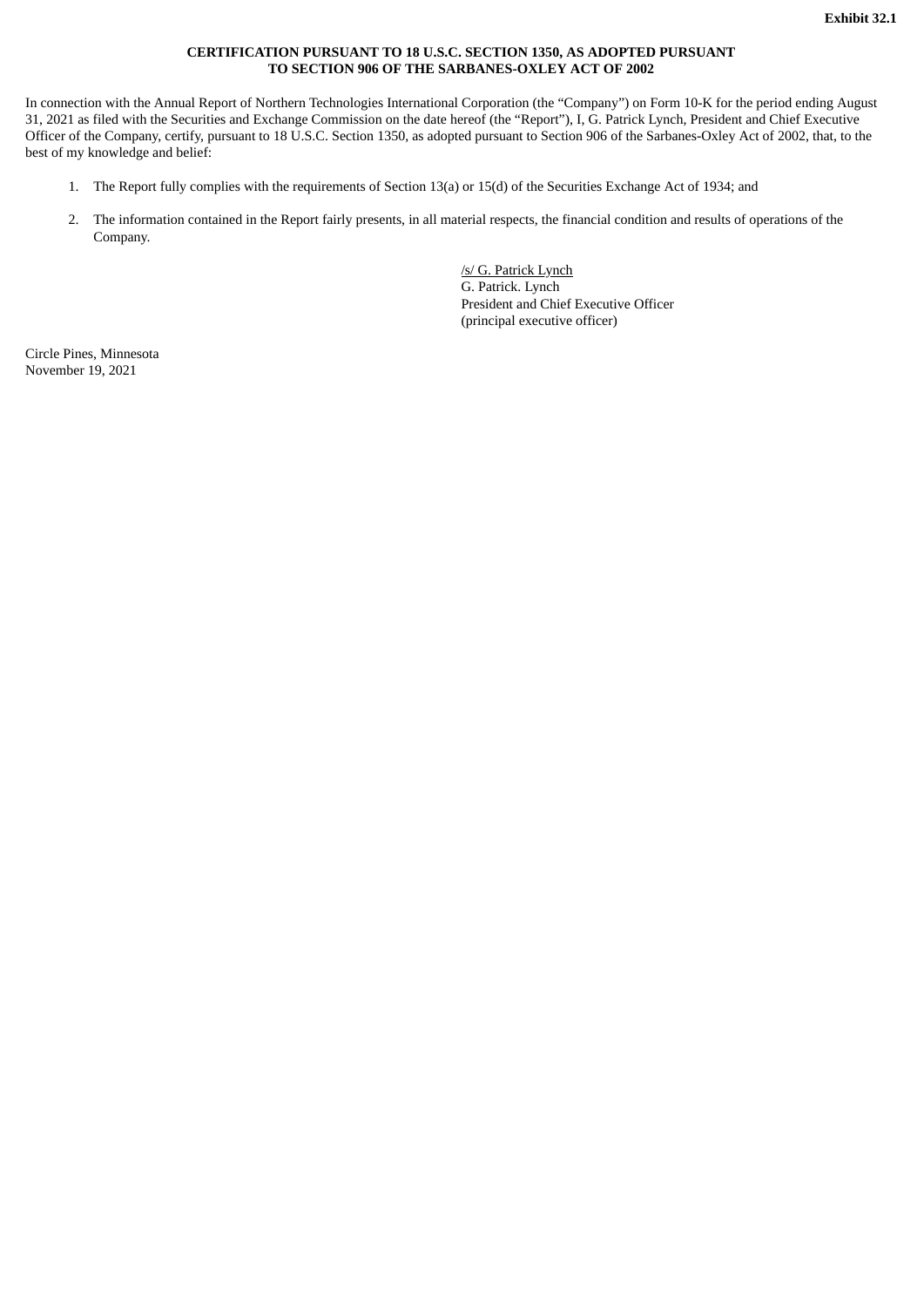**Exhibit 32.1**

**CERTIFICATION PURSUANT TO 18 U.S.C. SECTION 1350, AS ADOPTED PURSUANT TO SECTION 906 OF THE SARBANES-OXLEY ACT OF 2002**

In connection with the Annual Report of Northern Technologies International Corporation (the "Company") on Form 10-K for the period ending August 31, 2021 as filed with the Securities and Exchange Commission on the date hereof (the "Report"), I, G. Patrick Lynch, President and Chief Executive Officer of the Company, certify, pursuant to 18 U.S.C. Section 1350, as adopted pursuant to Section 906 of the Sarbanes-Oxley Act of 2002, that, to the best of my knowledge and belief:

1. The Report fully complies with the requirements of Section 13(a) or 15(d) of the Securities Exchange Act of 1934; and
2. The information contained in the Report fairly presents, in all material respects, the financial condition and results of operations of the Company.

/s/ G. Patrick Lynch
G. Patrick. Lynch
President and Chief Executive Officer
(principal executive officer)

Circle Pines, Minnesota
November 19, 2021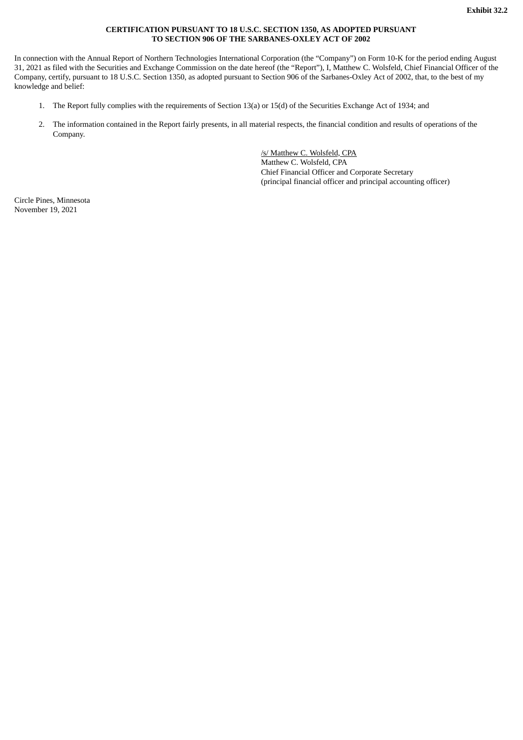**Exhibit 32.2**

**CERTIFICATION PURSUANT TO 18 U.S.C. SECTION 1350, AS ADOPTED PURSUANT TO SECTION 906 OF THE SARBANES-OXLEY ACT OF 2002**

In connection with the Annual Report of Northern Technologies International Corporation (the "Company") on Form 10-K for the period ending August 31, 2021 as filed with the Securities and Exchange Commission on the date hereof (the "Report"), I, Matthew C. Wolsfeld, Chief Financial Officer of the Company, certify, pursuant to 18 U.S.C. Section 1350, as adopted pursuant to Section 906 of the Sarbanes-Oxley Act of 2002, that, to the best of my knowledge and belief:

1. The Report fully complies with the requirements of Section 13(a) or 15(d) of the Securities Exchange Act of 1934; and

2. The information contained in the Report fairly presents, in all material respects, the financial condition and results of operations of the Company.

/s/ Matthew C. Wolsfeld, CPA
Matthew C. Wolsfeld, CPA
Chief Financial Officer and Corporate Secretary
(principal financial officer and principal accounting officer)

Circle Pines, Minnesota
November 19, 2021